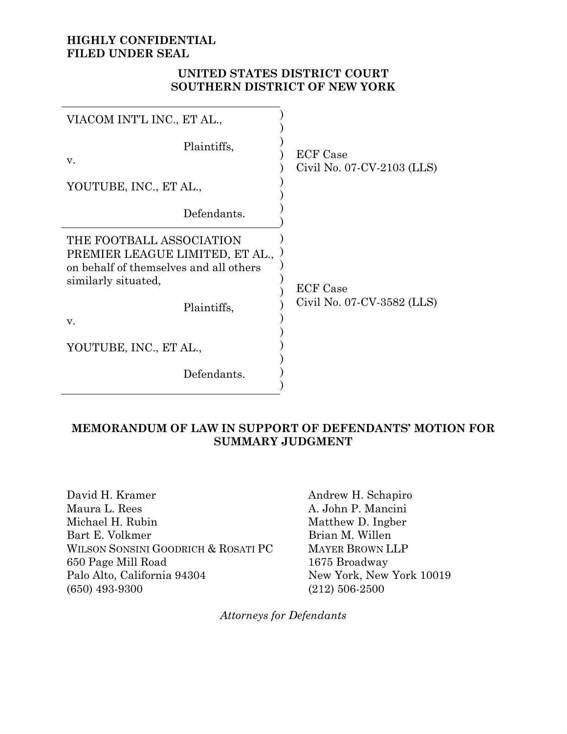**HIGHLY CONFIDENTIAL**
**FILED UNDER SEAL**

**UNITED STATES DISTRICT COURT**
**SOUTHERN DISTRICT OF NEW YORK**

| | |
|---|---|
| VIACOM INT'L INC., ET AL.,<br><br>Plaintiffs,<br><br>v.<br><br>YOUTUBE, INC., ET AL.,<br><br>Defendants. | ECF Case<br>Civil No. 07-CV-2103 (LLS) |
| THE FOOTBALL ASSOCIATION PREMIER LEAGUE LIMITED, ET AL., on behalf of themselves and all others similarly situated,<br><br>Plaintiffs,<br><br>v.<br><br>YOUTUBE, INC., ET AL.,<br><br>Defendants. | ECF Case<br>Civil No. 07-CV-3582 (LLS) |

**MEMORANDUM OF LAW IN SUPPORT OF DEFENDANTS' MOTION FOR SUMMARY JUDGMENT**

David H. Kramer
Maura L. Rees
Michael H. Rubin
Bart E. Volkmer
WILSON SONSINI GOODRICH & ROSATI PC
650 Page Mill Road
Palo Alto, California 94304
(650) 493-9300

Andrew H. Schapiro
A. John P. Mancini
Matthew D. Ingber
Brian M. Willen
MAYER BROWN LLP
1675 Broadway
New York, New York 10019
(212) 506-2500

*Attorneys for Defendants*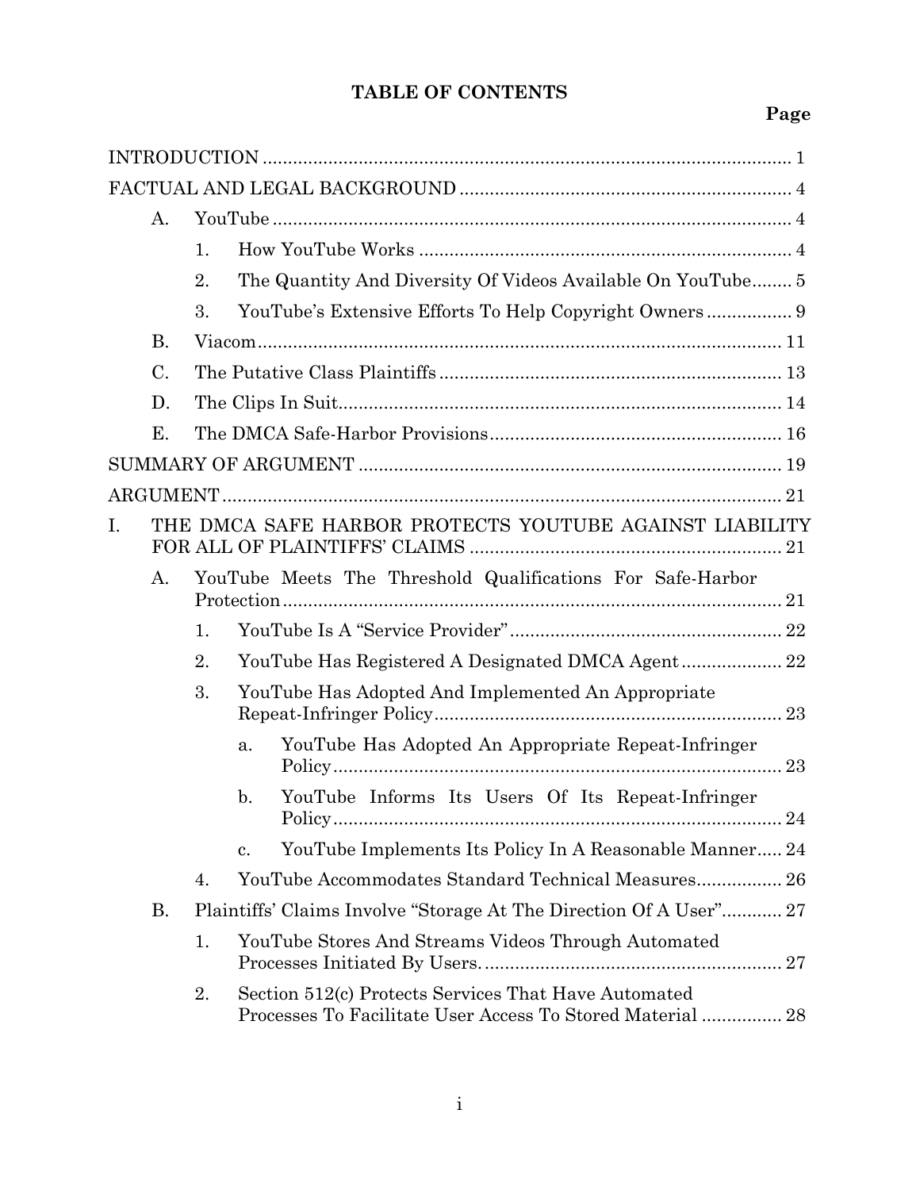# TABLE OF CONTENTS

| | Page |
|---|---|
| INTRODUCTION | 1 |
| FACTUAL AND LEGAL BACKGROUND | 4 |
| A. YouTube | 4 |
| 1. How YouTube Works | 4 |
| 2. The Quantity And Diversity Of Videos Available On YouTube | 5 |
| 3. YouTube's Extensive Efforts To Help Copyright Owners | 9 |
| B. Viacom | 11 |
| C. The Putative Class Plaintiffs | 13 |
| D. The Clips In Suit | 14 |
| E. The DMCA Safe-Harbor Provisions | 16 |
| SUMMARY OF ARGUMENT | 19 |
| ARGUMENT | 21 |
| I. THE DMCA SAFE HARBOR PROTECTS YOUTUBE AGAINST LIABILITY FOR ALL OF PLAINTIFFS' CLAIMS | 21 |
| A. YouTube Meets The Threshold Qualifications For Safe-Harbor Protection | 21 |
| 1. YouTube Is A "Service Provider" | 22 |
| 2. YouTube Has Registered A Designated DMCA Agent | 22 |
| 3. YouTube Has Adopted And Implemented An Appropriate Repeat-Infringer Policy | 23 |
| a. YouTube Has Adopted An Appropriate Repeat-Infringer Policy | 23 |
| b. YouTube Informs Its Users Of Its Repeat-Infringer Policy | 24 |
| c. YouTube Implements Its Policy In A Reasonable Manner | 24 |
| 4. YouTube Accommodates Standard Technical Measures | 26 |
| B. Plaintiffs' Claims Involve "Storage At The Direction Of A User" | 27 |
| 1. YouTube Stores And Streams Videos Through Automated Processes Initiated By Users. | 27 |
| 2. Section 512(c) Protects Services That Have Automated Processes To Facilitate User Access To Stored Material | 28 |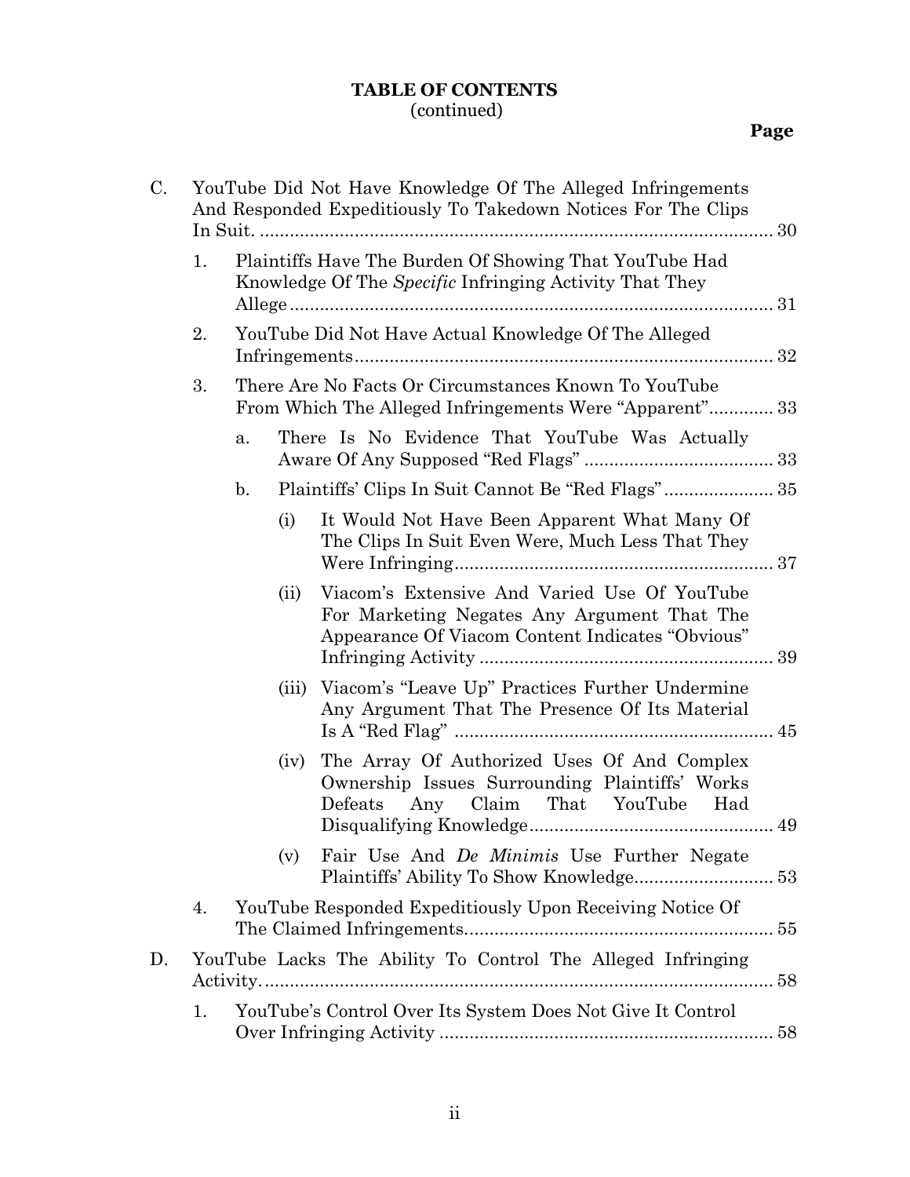**TABLE OF CONTENTS**
(continued)

**Page**

C. YouTube Did Not Have Knowledge Of The Alleged Infringements And Responded Expeditiously To Takedown Notices For The Clips In Suit. ..... 30

1. Plaintiffs Have The Burden Of Showing That YouTube Had Knowledge Of The *Specific* Infringing Activity That They Allege ..... 31

2. YouTube Did Not Have Actual Knowledge Of The Alleged Infringements ..... 32

3. There Are No Facts Or Circumstances Known To YouTube From Which The Alleged Infringements Were "Apparent" ..... 33

a. There Is No Evidence That YouTube Was Actually Aware Of Any Supposed "Red Flags" ..... 33

b. Plaintiffs' Clips In Suit Cannot Be "Red Flags" ..... 35

(i) It Would Not Have Been Apparent What Many Of The Clips In Suit Even Were, Much Less That They Were Infringing ..... 37

(ii) Viacom's Extensive And Varied Use Of YouTube For Marketing Negates Any Argument That The Appearance Of Viacom Content Indicates "Obvious" Infringing Activity ..... 39

(iii) Viacom's "Leave Up" Practices Further Undermine Any Argument That The Presence Of Its Material Is A "Red Flag" ..... 45

(iv) The Array Of Authorized Uses Of And Complex Ownership Issues Surrounding Plaintiffs' Works Defeats Any Claim That YouTube Had Disqualifying Knowledge ..... 49

(v) Fair Use And *De Minimis* Use Further Negate Plaintiffs' Ability To Show Knowledge ..... 53

4. YouTube Responded Expeditiously Upon Receiving Notice Of The Claimed Infringements ..... 55

D. YouTube Lacks The Ability To Control The Alleged Infringing Activity. ..... 58

1. YouTube's Control Over Its System Does Not Give It Control Over Infringing Activity ..... 58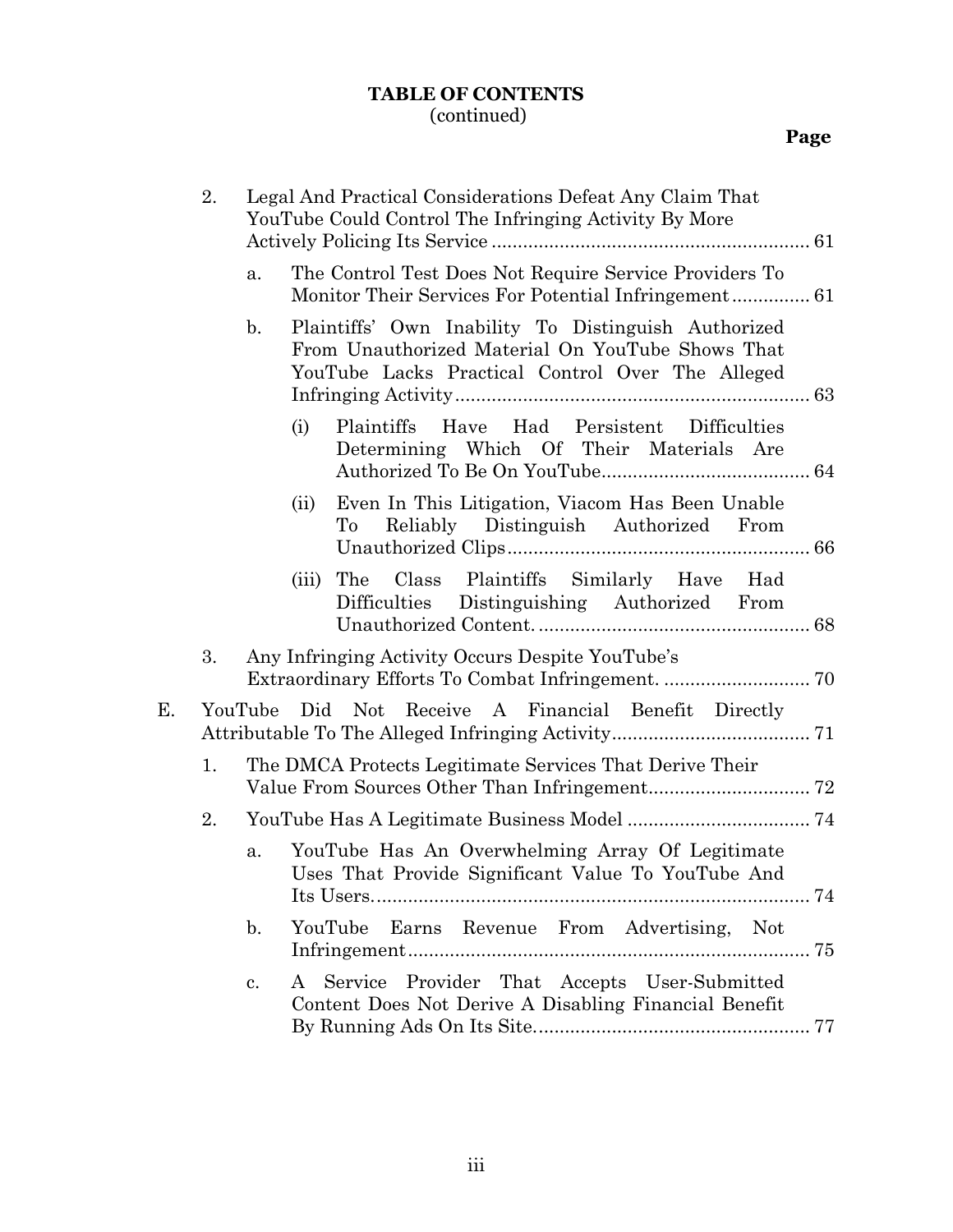**TABLE OF CONTENTS**
(continued)

**Page**

- 2. Legal And Practical Considerations Defeat Any Claim That YouTube Could Control The Infringing Activity By More Actively Policing Its Service ............ 61
  - a. The Control Test Does Not Require Service Providers To Monitor Their Services For Potential Infringement ............ 61
  - b. Plaintiffs' Own Inability To Distinguish Authorized From Unauthorized Material On YouTube Shows That YouTube Lacks Practical Control Over The Alleged Infringing Activity ............ 63
    - (i) Plaintiffs Have Had Persistent Difficulties Determining Which Of Their Materials Are Authorized To Be On YouTube ............ 64
    - (ii) Even In This Litigation, Viacom Has Been Unable To Reliably Distinguish Authorized From Unauthorized Clips ............ 66
    - (iii) The Class Plaintiffs Similarly Have Had Difficulties Distinguishing Authorized From Unauthorized Content. ............ 68
- 3. Any Infringing Activity Occurs Despite YouTube's Extraordinary Efforts To Combat Infringement. ............ 70

E. YouTube Did Not Receive A Financial Benefit Directly Attributable To The Alleged Infringing Activity ............ 71

- 1. The DMCA Protects Legitimate Services That Derive Their Value From Sources Other Than Infringement ............ 72
- 2. YouTube Has A Legitimate Business Model ............ 74
  - a. YouTube Has An Overwhelming Array Of Legitimate Uses That Provide Significant Value To YouTube And Its Users. ............ 74
  - b. YouTube Earns Revenue From Advertising, Not Infringement ............ 75
  - c. A Service Provider That Accepts User-Submitted Content Does Not Derive A Disabling Financial Benefit By Running Ads On Its Site. ............ 77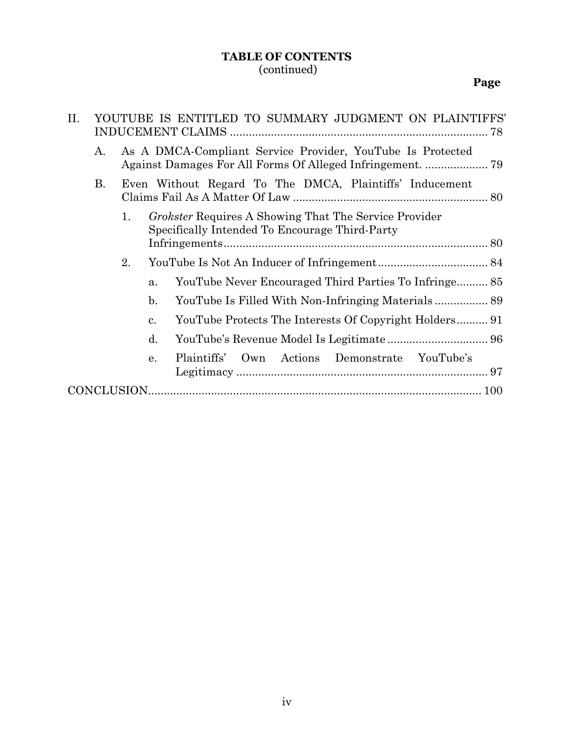**TABLE OF CONTENTS**
(continued)

**Page**

II. YOUTUBE IS ENTITLED TO SUMMARY JUDGMENT ON PLAINTIFFS' INDUCEMENT CLAIMS ..... 78

- A. As A DMCA-Compliant Service Provider, YouTube Is Protected Against Damages For All Forms Of Alleged Infringement. ..... 79
- B. Even Without Regard To The DMCA, Plaintiffs' Inducement Claims Fail As A Matter Of Law ..... 80
  - 1. *Grokster* Requires A Showing That The Service Provider Specifically Intended To Encourage Third-Party Infringements ..... 80
  - 2. YouTube Is Not An Inducer of Infringement ..... 84
    - a. YouTube Never Encouraged Third Parties To Infringe ..... 85
    - b. YouTube Is Filled With Non-Infringing Materials ..... 89
    - c. YouTube Protects The Interests Of Copyright Holders ..... 91
    - d. YouTube's Revenue Model Is Legitimate ..... 96
    - e. Plaintiffs' Own Actions Demonstrate YouTube's Legitimacy ..... 97

CONCLUSION ..... 100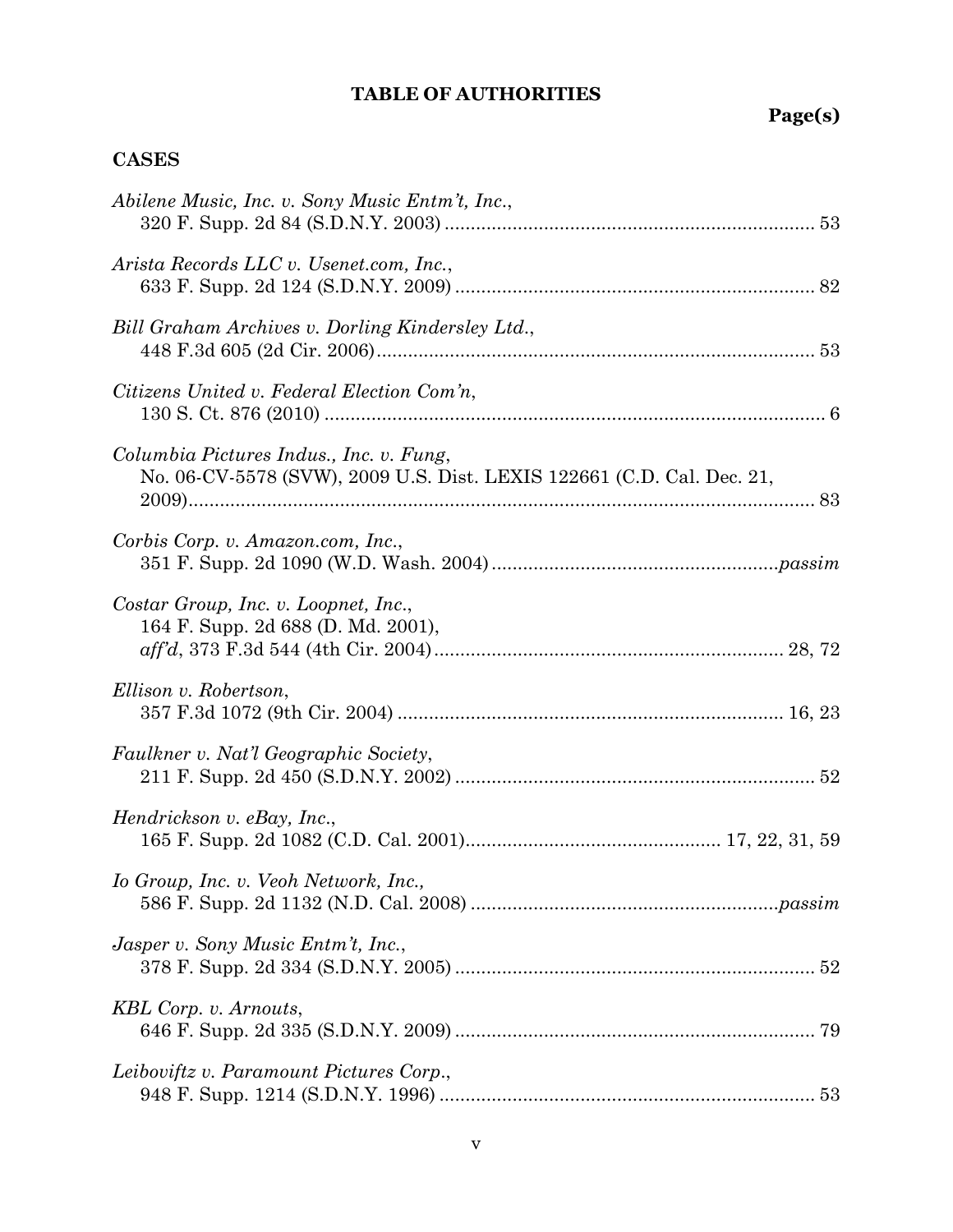# TABLE OF AUTHORITIES

**Page(s)**

## CASES

*Abilene Music, Inc. v. Sony Music Entm't, Inc.*,
320 F. Supp. 2d 84 (S.D.N.Y. 2003) ........ 53

*Arista Records LLC v. Usenet.com, Inc.*,
633 F. Supp. 2d 124 (S.D.N.Y. 2009) ........ 82

*Bill Graham Archives v. Dorling Kindersley Ltd.*,
448 F.3d 605 (2d Cir. 2006) ........ 53

*Citizens United v. Federal Election Com'n*,
130 S. Ct. 876 (2010) ........ 6

*Columbia Pictures Indus., Inc. v. Fung*,
No. 06-CV-5578 (SVW), 2009 U.S. Dist. LEXIS 122661 (C.D. Cal. Dec. 21, 2009) ........ 83

*Corbis Corp. v. Amazon.com, Inc.*,
351 F. Supp. 2d 1090 (W.D. Wash. 2004) ........ *passim*

*Costar Group, Inc. v. Loopnet, Inc.*,
164 F. Supp. 2d 688 (D. Md. 2001),
*aff'd*, 373 F.3d 544 (4th Cir. 2004) ........ 28, 72

*Ellison v. Robertson*,
357 F.3d 1072 (9th Cir. 2004) ........ 16, 23

*Faulkner v. Nat'l Geographic Society*,
211 F. Supp. 2d 450 (S.D.N.Y. 2002) ........ 52

*Hendrickson v. eBay, Inc.*,
165 F. Supp. 2d 1082 (C.D. Cal. 2001) ........ 17, 22, 31, 59

*Io Group, Inc. v. Veoh Network, Inc.*,
586 F. Supp. 2d 1132 (N.D. Cal. 2008) ........ *passim*

*Jasper v. Sony Music Entm't, Inc.*,
378 F. Supp. 2d 334 (S.D.N.Y. 2005) ........ 52

*KBL Corp. v. Arnouts*,
646 F. Supp. 2d 335 (S.D.N.Y. 2009) ........ 79

*Leiboviftz v. Paramount Pictures Corp.*,
948 F. Supp. 1214 (S.D.N.Y. 1996) ........ 53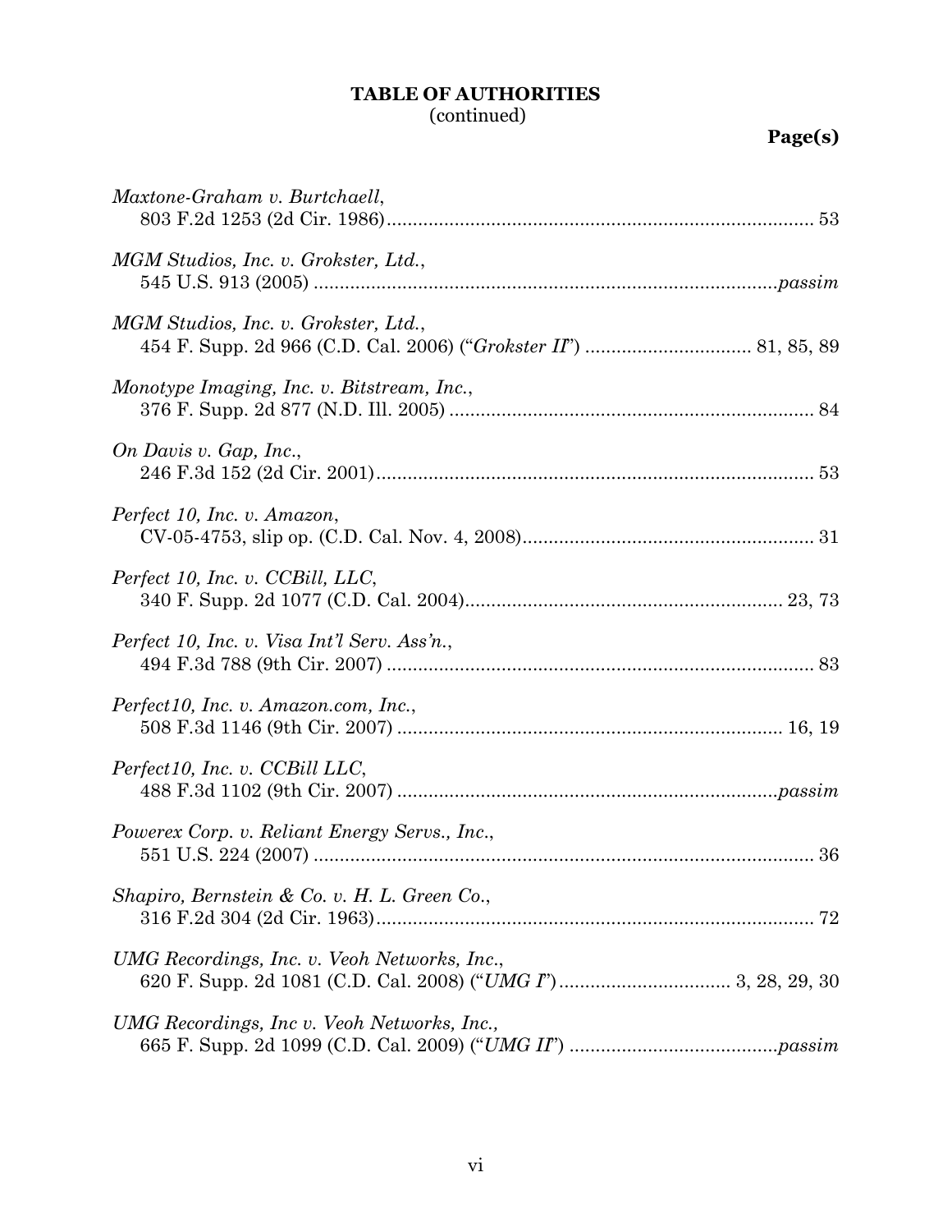## TABLE OF AUTHORITIES
(continued)

**Page(s)**

*Maxtone-Graham v. Burtchaell*,
803 F.2d 1253 (2d Cir. 1986) ........................................................................ 53

*MGM Studios, Inc. v. Grokster, Ltd.*,
545 U.S. 913 (2005) ........................................................................ *passim*

*MGM Studios, Inc. v. Grokster, Ltd.*,
454 F. Supp. 2d 966 (C.D. Cal. 2006) ("*Grokster II*") ........................ 81, 85, 89

*Monotype Imaging, Inc. v. Bitstream, Inc.*,
376 F. Supp. 2d 877 (N.D. Ill. 2005) ........................................................ 84

*On Davis v. Gap, Inc.*,
246 F.3d 152 (2d Cir. 2001) ........................................................................ 53

*Perfect 10, Inc. v. Amazon*,
CV-05-4753, slip op. (C.D. Cal. Nov. 4, 2008) ............................................ 31

*Perfect 10, Inc. v. CCBill, LLC*,
340 F. Supp. 2d 1077 (C.D. Cal. 2004) .................................................. 23, 73

*Perfect 10, Inc. v. Visa Int'l Serv. Ass'n.*,
494 F.3d 788 (9th Cir. 2007) ........................................................................ 83

*Perfect10, Inc. v. Amazon.com, Inc.*,
508 F.3d 1146 (9th Cir. 2007) ................................................................ 16, 19

*Perfect10, Inc. v. CCBill LLC*,
488 F.3d 1102 (9th Cir. 2007) ................................................................ *passim*

*Powerex Corp. v. Reliant Energy Servs., Inc.*,
551 U.S. 224 (2007) ........................................................................ 36

*Shapiro, Bernstein & Co. v. H. L. Green Co.*,
316 F.2d 304 (2d Cir. 1963) ........................................................................ 72

*UMG Recordings, Inc. v. Veoh Networks, Inc.*,
620 F. Supp. 2d 1081 (C.D. Cal. 2008) ("*UMG I*") ........................ 3, 28, 29, 30

*UMG Recordings, Inc v. Veoh Networks, Inc.*,
665 F. Supp. 2d 1099 (C.D. Cal. 2009) ("*UMG II*") ................................ *passim*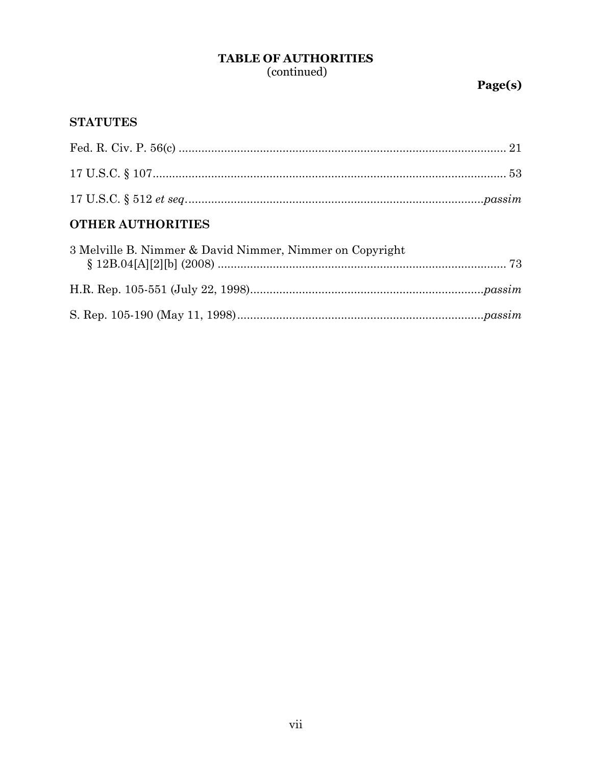# TABLE OF AUTHORITIES
(continued)

**Page(s)**

## STATUTES

Fed. R. Civ. P. 56(c) ........................................................................................... 21

17 U.S.C. § 107........................................................................................................ 53

17 U.S.C. § 512 *et seq*. ........................................................................................*passim*

## OTHER AUTHORITIES

3 Melville B. Nimmer & David Nimmer, Nimmer on Copyright
§ 12B.04[A][2][b] (2008) ......................................................................................... 73

H.R. Rep. 105-551 (July 22, 1998).........................................................................*passim*

S. Rep. 105-190 (May 11, 1998)............................................................................*passim*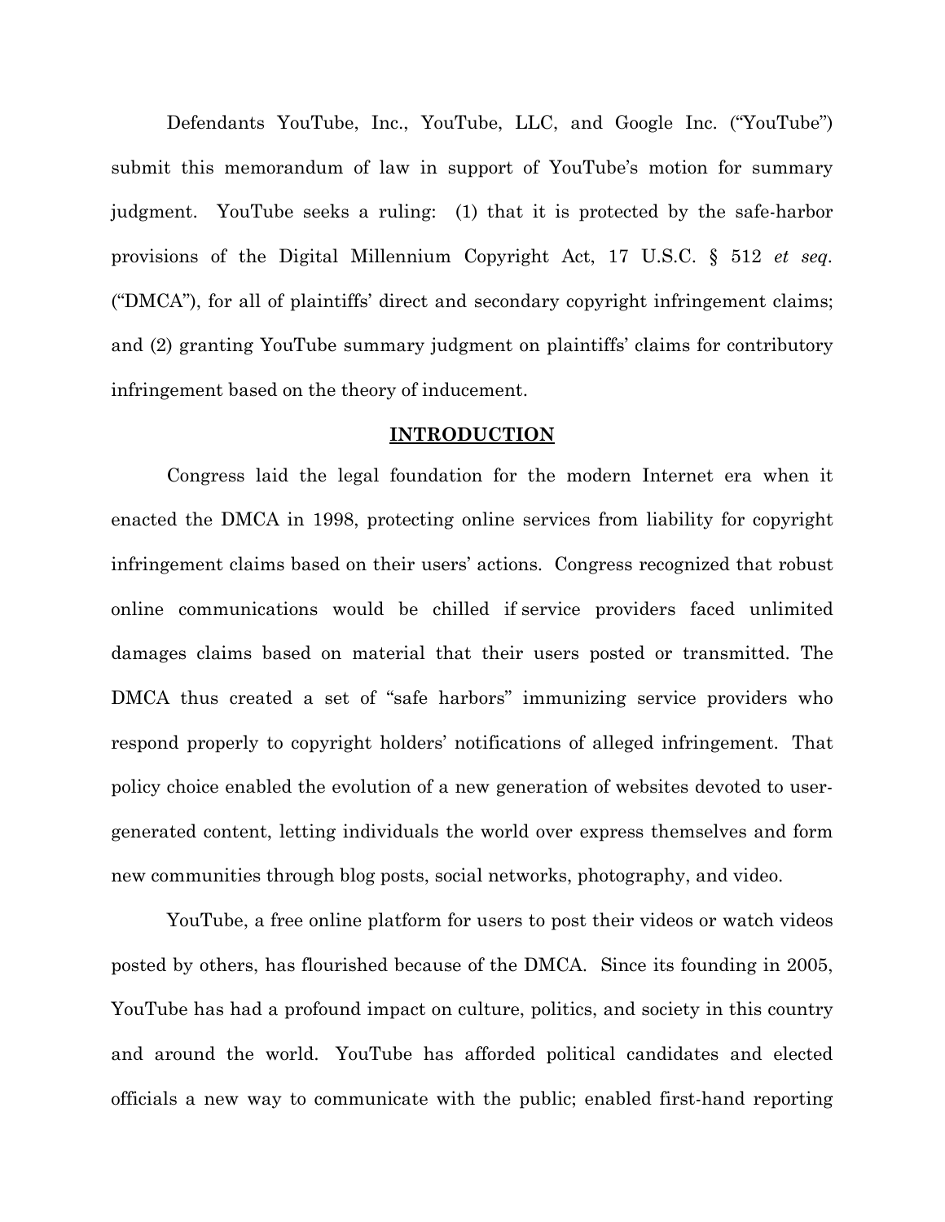Defendants YouTube, Inc., YouTube, LLC, and Google Inc. ("YouTube") submit this memorandum of law in support of YouTube's motion for summary judgment. YouTube seeks a ruling: (1) that it is protected by the safe-harbor provisions of the Digital Millennium Copyright Act, 17 U.S.C. § 512 *et seq*. ("DMCA"), for all of plaintiffs' direct and secondary copyright infringement claims; and (2) granting YouTube summary judgment on plaintiffs' claims for contributory infringement based on the theory of inducement.

## INTRODUCTION

Congress laid the legal foundation for the modern Internet era when it enacted the DMCA in 1998, protecting online services from liability for copyright infringement claims based on their users' actions. Congress recognized that robust online communications would be chilled if service providers faced unlimited damages claims based on material that their users posted or transmitted. The DMCA thus created a set of "safe harbors" immunizing service providers who respond properly to copyright holders' notifications of alleged infringement. That policy choice enabled the evolution of a new generation of websites devoted to user-generated content, letting individuals the world over express themselves and form new communities through blog posts, social networks, photography, and video.

YouTube, a free online platform for users to post their videos or watch videos posted by others, has flourished because of the DMCA. Since its founding in 2005, YouTube has had a profound impact on culture, politics, and society in this country and around the world. YouTube has afforded political candidates and elected officials a new way to communicate with the public; enabled first-hand reporting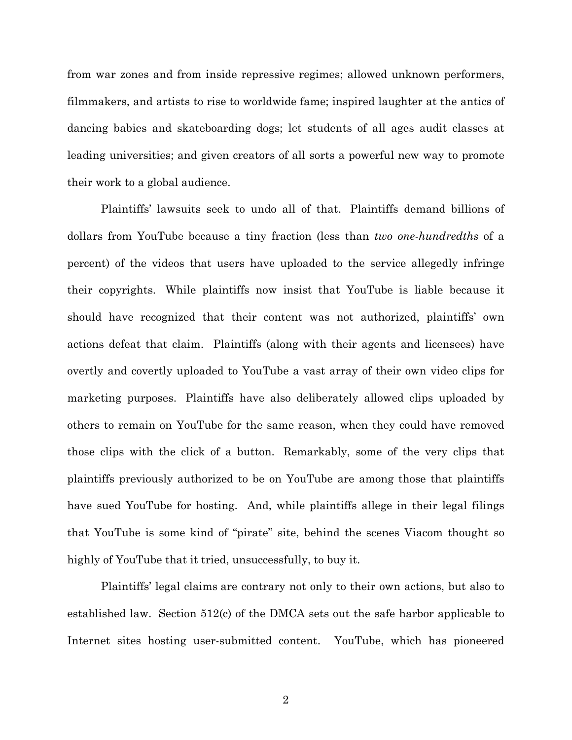from war zones and from inside repressive regimes; allowed unknown performers, filmmakers, and artists to rise to worldwide fame; inspired laughter at the antics of dancing babies and skateboarding dogs; let students of all ages audit classes at leading universities; and given creators of all sorts a powerful new way to promote their work to a global audience.

Plaintiffs' lawsuits seek to undo all of that. Plaintiffs demand billions of dollars from YouTube because a tiny fraction (less than *two one-hundredths* of a percent) of the videos that users have uploaded to the service allegedly infringe their copyrights. While plaintiffs now insist that YouTube is liable because it should have recognized that their content was not authorized, plaintiffs' own actions defeat that claim. Plaintiffs (along with their agents and licensees) have overtly and covertly uploaded to YouTube a vast array of their own video clips for marketing purposes. Plaintiffs have also deliberately allowed clips uploaded by others to remain on YouTube for the same reason, when they could have removed those clips with the click of a button. Remarkably, some of the very clips that plaintiffs previously authorized to be on YouTube are among those that plaintiffs have sued YouTube for hosting. And, while plaintiffs allege in their legal filings that YouTube is some kind of "pirate" site, behind the scenes Viacom thought so highly of YouTube that it tried, unsuccessfully, to buy it.

Plaintiffs' legal claims are contrary not only to their own actions, but also to established law. Section 512(c) of the DMCA sets out the safe harbor applicable to Internet sites hosting user-submitted content. YouTube, which has pioneered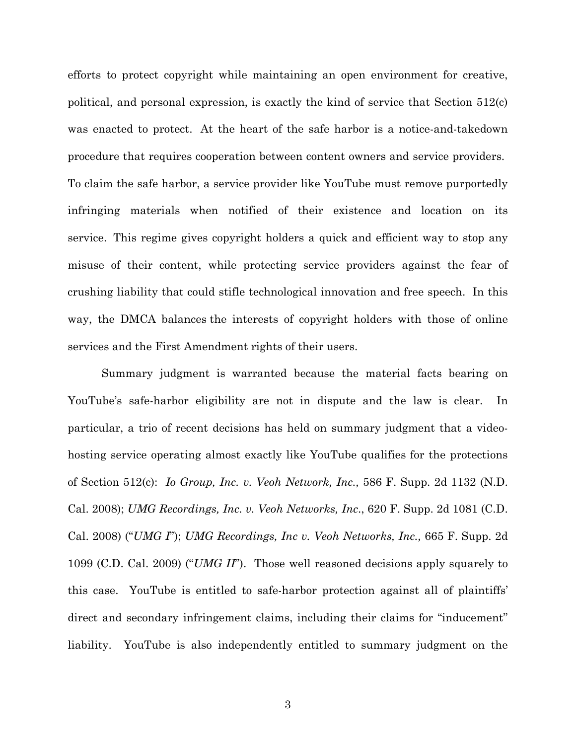efforts to protect copyright while maintaining an open environment for creative, political, and personal expression, is exactly the kind of service that Section 512(c) was enacted to protect. At the heart of the safe harbor is a notice-and-takedown procedure that requires cooperation between content owners and service providers. To claim the safe harbor, a service provider like YouTube must remove purportedly infringing materials when notified of their existence and location on its service. This regime gives copyright holders a quick and efficient way to stop any misuse of their content, while protecting service providers against the fear of crushing liability that could stifle technological innovation and free speech. In this way, the DMCA balances the interests of copyright holders with those of online services and the First Amendment rights of their users.

Summary judgment is warranted because the material facts bearing on YouTube's safe-harbor eligibility are not in dispute and the law is clear. In particular, a trio of recent decisions has held on summary judgment that a video-hosting service operating almost exactly like YouTube qualifies for the protections of Section 512(c): *Io Group, Inc. v. Veoh Network, Inc.,* 586 F. Supp. 2d 1132 (N.D. Cal. 2008); *UMG Recordings, Inc. v. Veoh Networks, Inc*., 620 F. Supp. 2d 1081 (C.D. Cal. 2008) ("*UMG I*"); *UMG Recordings, Inc v. Veoh Networks, Inc.,* 665 F. Supp. 2d 1099 (C.D. Cal. 2009) ("*UMG II*"). Those well reasoned decisions apply squarely to this case. YouTube is entitled to safe-harbor protection against all of plaintiffs' direct and secondary infringement claims, including their claims for "inducement" liability. YouTube is also independently entitled to summary judgment on the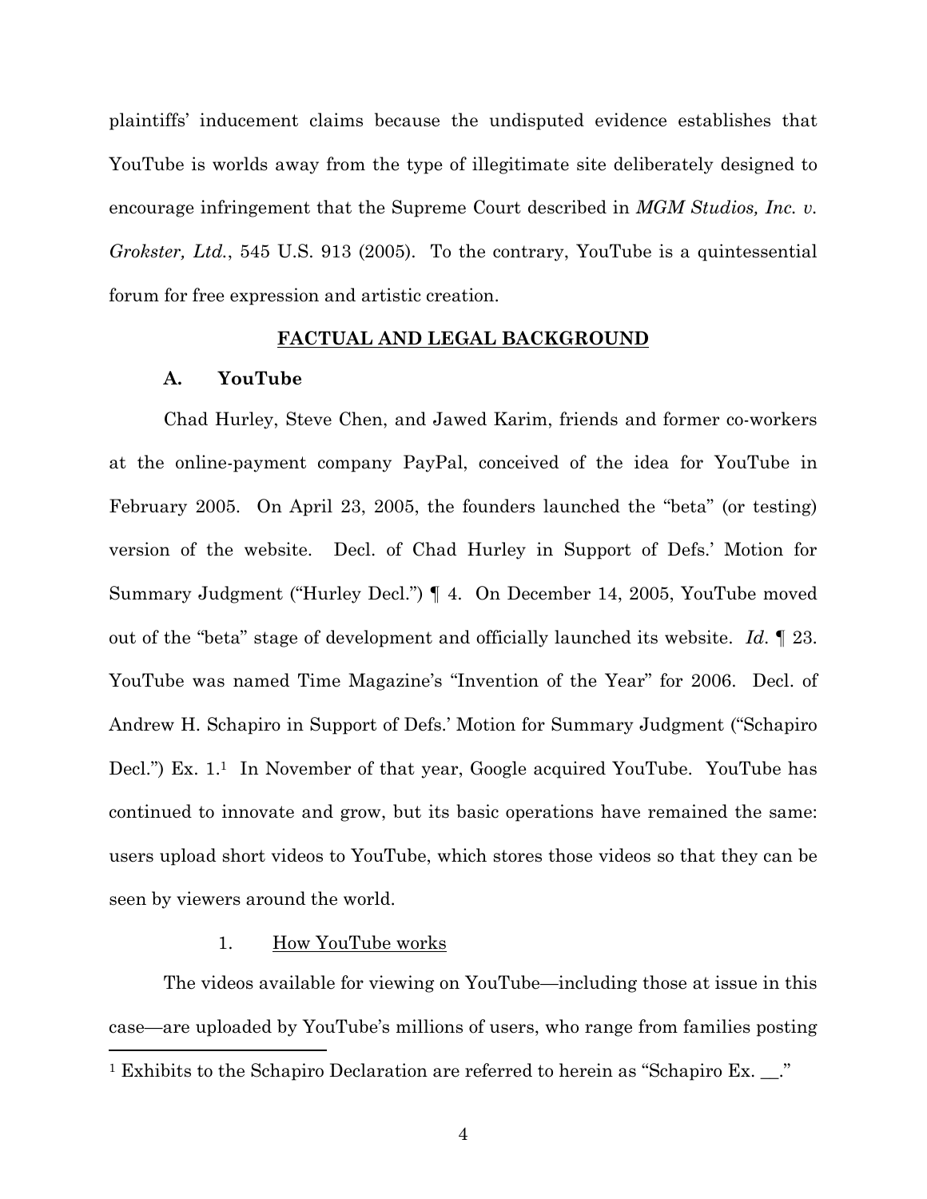plaintiffs' inducement claims because the undisputed evidence establishes that YouTube is worlds away from the type of illegitimate site deliberately designed to encourage infringement that the Supreme Court described in *MGM Studios, Inc. v. Grokster, Ltd.*, 545 U.S. 913 (2005). To the contrary, YouTube is a quintessential forum for free expression and artistic creation.

## FACTUAL AND LEGAL BACKGROUND

### A. YouTube

Chad Hurley, Steve Chen, and Jawed Karim, friends and former co-workers at the online-payment company PayPal, conceived of the idea for YouTube in February 2005. On April 23, 2005, the founders launched the "beta" (or testing) version of the website. Decl. of Chad Hurley in Support of Defs.' Motion for Summary Judgment ("Hurley Decl.") ¶ 4. On December 14, 2005, YouTube moved out of the "beta" stage of development and officially launched its website. *Id.* ¶ 23. YouTube was named Time Magazine's "Invention of the Year" for 2006. Decl. of Andrew H. Schapiro in Support of Defs.' Motion for Summary Judgment ("Schapiro Decl.") Ex. 1.[1] In November of that year, Google acquired YouTube. YouTube has continued to innovate and grow, but its basic operations have remained the same: users upload short videos to YouTube, which stores those videos so that they can be seen by viewers around the world.

#### 1. How YouTube works

The videos available for viewing on YouTube—including those at issue in this case—are uploaded by YouTube's millions of users, who range from families posting

[1] Exhibits to the Schapiro Declaration are referred to herein as "Schapiro Ex. __."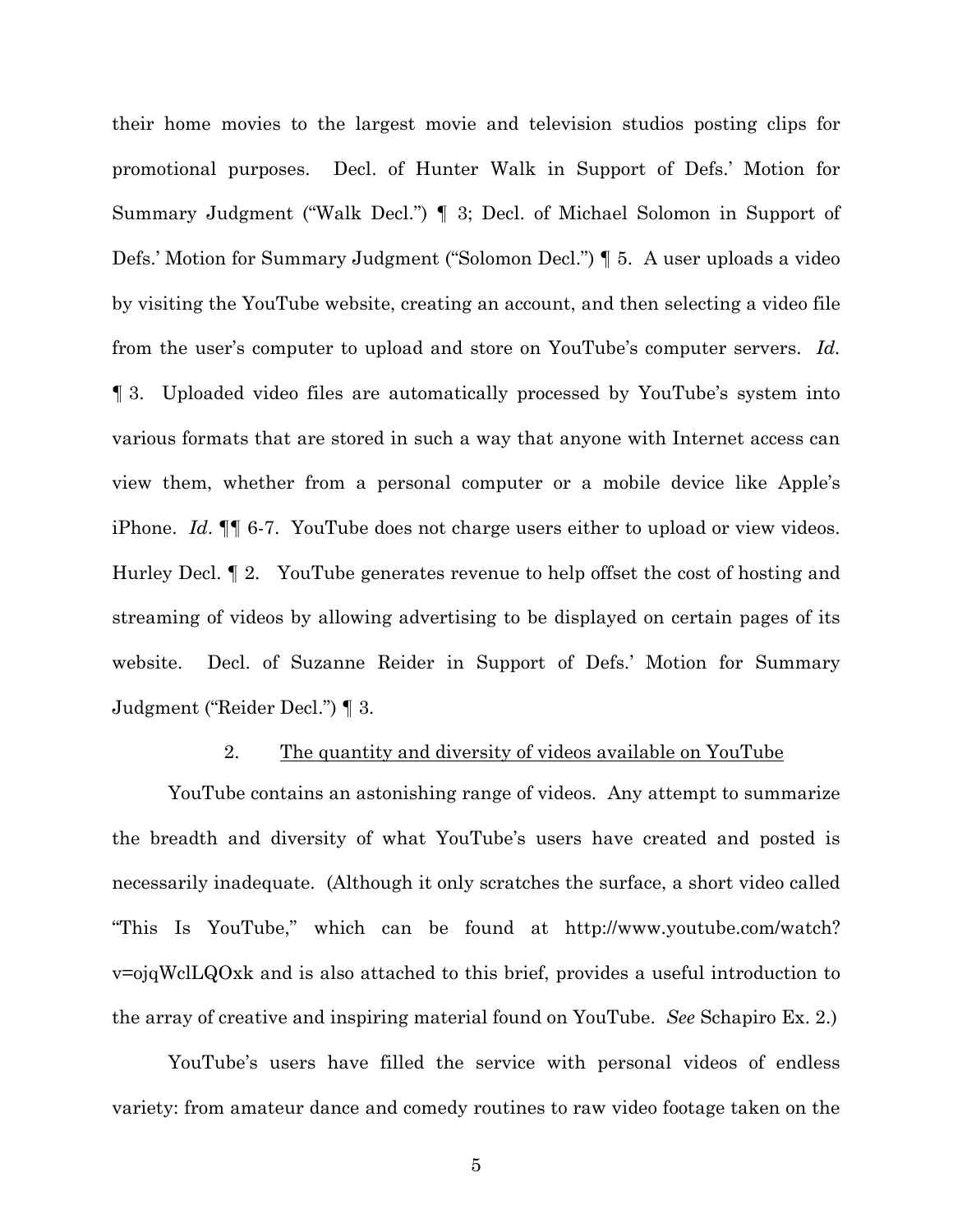their home movies to the largest movie and television studios posting clips for promotional purposes. Decl. of Hunter Walk in Support of Defs.' Motion for Summary Judgment ("Walk Decl.") ¶ 3; Decl. of Michael Solomon in Support of Defs.' Motion for Summary Judgment ("Solomon Decl.") ¶ 5. A user uploads a video by visiting the YouTube website, creating an account, and then selecting a video file from the user's computer to upload and store on YouTube's computer servers. *Id.* ¶ 3. Uploaded video files are automatically processed by YouTube's system into various formats that are stored in such a way that anyone with Internet access can view them, whether from a personal computer or a mobile device like Apple's iPhone. *Id.* ¶¶ 6-7. YouTube does not charge users either to upload or view videos. Hurley Decl. ¶ 2. YouTube generates revenue to help offset the cost of hosting and streaming of videos by allowing advertising to be displayed on certain pages of its website. Decl. of Suzanne Reider in Support of Defs.' Motion for Summary Judgment ("Reider Decl.") ¶ 3.

2. The quantity and diversity of videos available on YouTube

YouTube contains an astonishing range of videos. Any attempt to summarize the breadth and diversity of what YouTube's users have created and posted is necessarily inadequate. (Although it only scratches the surface, a short video called "This Is YouTube," which can be found at http://www.youtube.com/watch?v=ojqWclLQOxk and is also attached to this brief, provides a useful introduction to the array of creative and inspiring material found on YouTube. *See* Schapiro Ex. 2.)

YouTube's users have filled the service with personal videos of endless variety: from amateur dance and comedy routines to raw video footage taken on the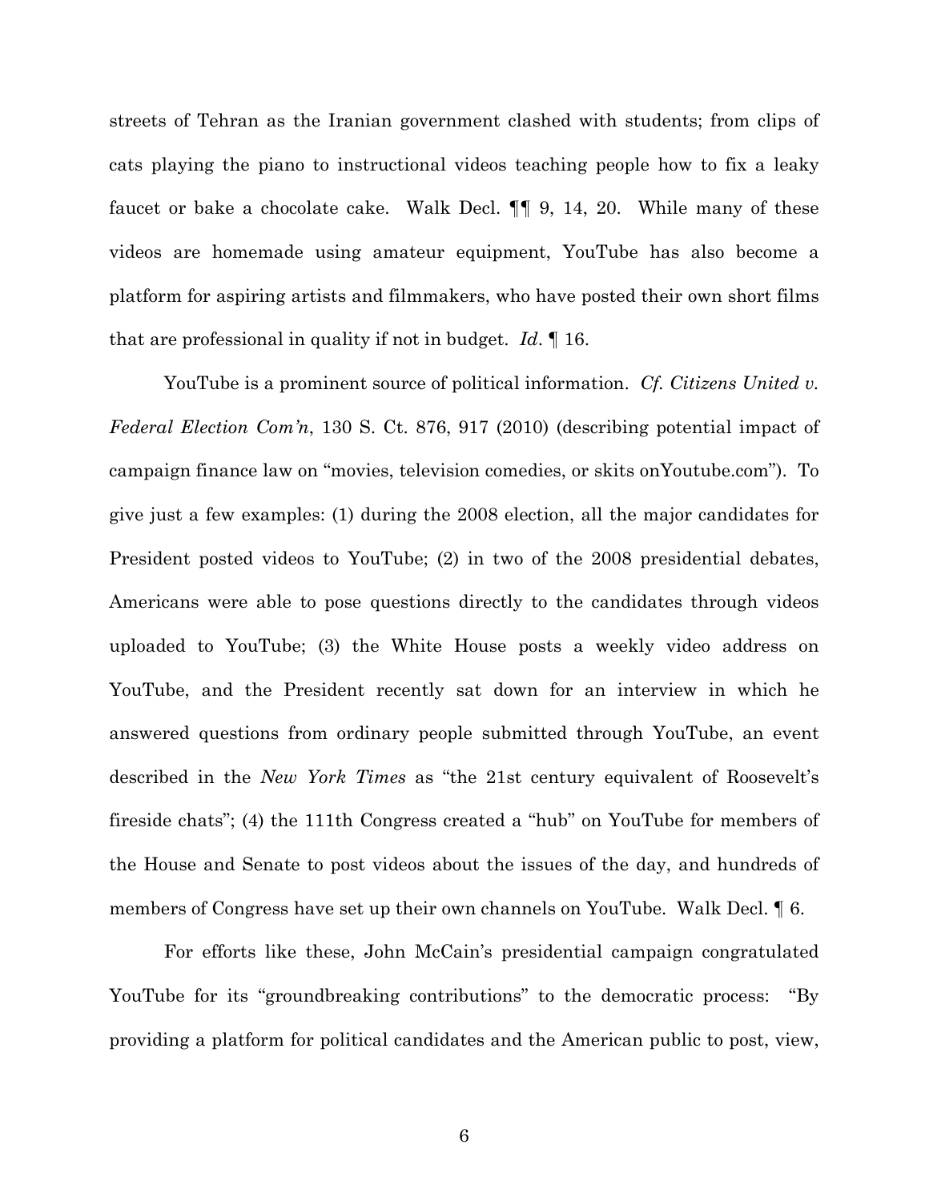streets of Tehran as the Iranian government clashed with students; from clips of cats playing the piano to instructional videos teaching people how to fix a leaky faucet or bake a chocolate cake. Walk Decl. ¶¶ 9, 14, 20. While many of these videos are homemade using amateur equipment, YouTube has also become a platform for aspiring artists and filmmakers, who have posted their own short films that are professional in quality if not in budget. *Id*. ¶ 16.

YouTube is a prominent source of political information. *Cf. Citizens United v. Federal Election Com'n*, 130 S. Ct. 876, 917 (2010) (describing potential impact of campaign finance law on "movies, television comedies, or skits onYoutube.com"). To give just a few examples: (1) during the 2008 election, all the major candidates for President posted videos to YouTube; (2) in two of the 2008 presidential debates, Americans were able to pose questions directly to the candidates through videos uploaded to YouTube; (3) the White House posts a weekly video address on YouTube, and the President recently sat down for an interview in which he answered questions from ordinary people submitted through YouTube, an event described in the *New York Times* as "the 21st century equivalent of Roosevelt's fireside chats"; (4) the 111th Congress created a "hub" on YouTube for members of the House and Senate to post videos about the issues of the day, and hundreds of members of Congress have set up their own channels on YouTube. Walk Decl. ¶ 6.

For efforts like these, John McCain's presidential campaign congratulated YouTube for its "groundbreaking contributions" to the democratic process: "By providing a platform for political candidates and the American public to post, view,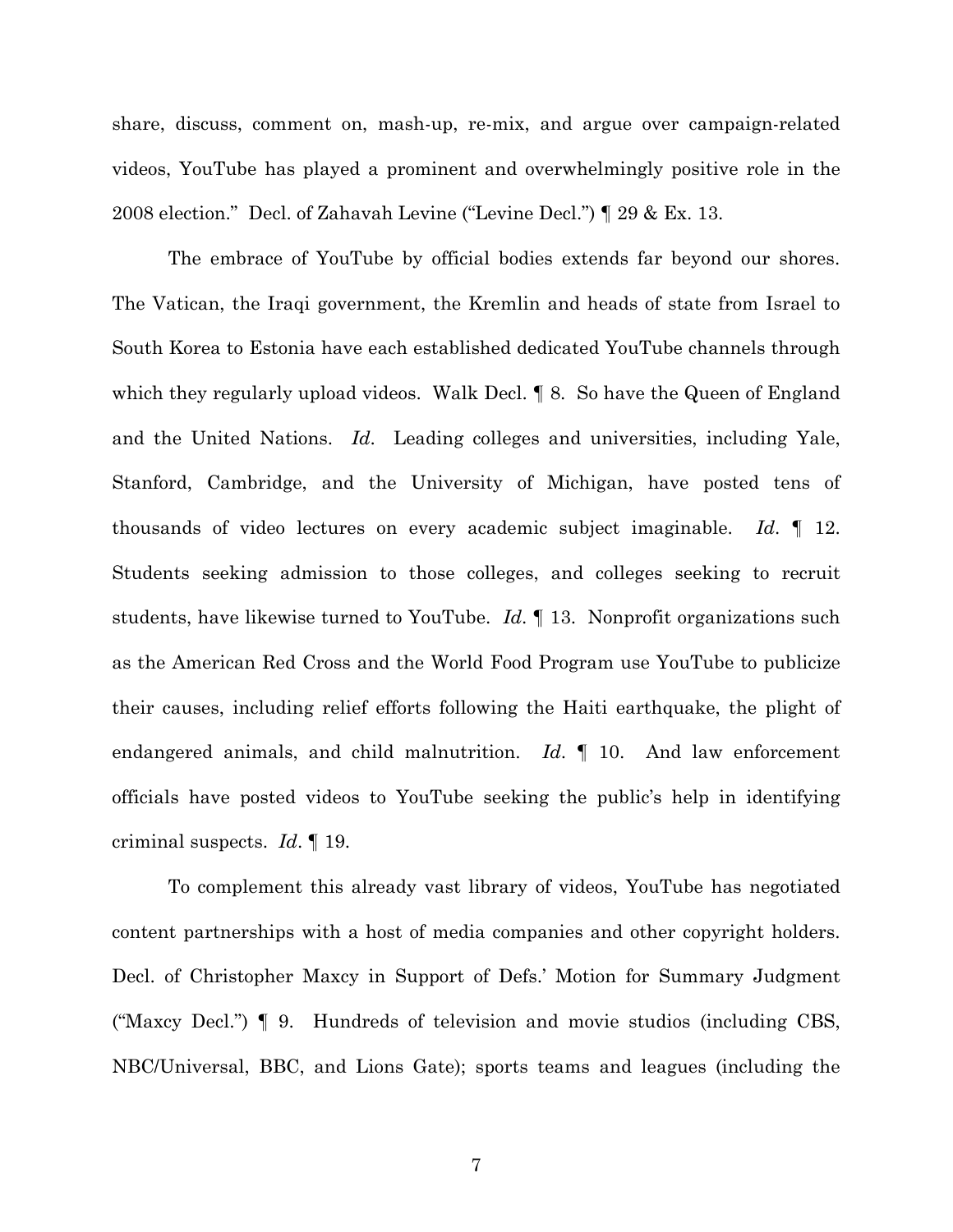share, discuss, comment on, mash-up, re-mix, and argue over campaign-related videos, YouTube has played a prominent and overwhelmingly positive role in the 2008 election." Decl. of Zahavah Levine ("Levine Decl.") ¶ 29 & Ex. 13.

The embrace of YouTube by official bodies extends far beyond our shores. The Vatican, the Iraqi government, the Kremlin and heads of state from Israel to South Korea to Estonia have each established dedicated YouTube channels through which they regularly upload videos. Walk Decl. ¶ 8. So have the Queen of England and the United Nations. *Id*. Leading colleges and universities, including Yale, Stanford, Cambridge, and the University of Michigan, have posted tens of thousands of video lectures on every academic subject imaginable. *Id*. ¶ 12. Students seeking admission to those colleges, and colleges seeking to recruit students, have likewise turned to YouTube. *Id*. ¶ 13. Nonprofit organizations such as the American Red Cross and the World Food Program use YouTube to publicize their causes, including relief efforts following the Haiti earthquake, the plight of endangered animals, and child malnutrition. *Id*. ¶ 10. And law enforcement officials have posted videos to YouTube seeking the public's help in identifying criminal suspects. *Id*. ¶ 19.

To complement this already vast library of videos, YouTube has negotiated content partnerships with a host of media companies and other copyright holders. Decl. of Christopher Maxcy in Support of Defs.' Motion for Summary Judgment ("Maxcy Decl.") ¶ 9. Hundreds of television and movie studios (including CBS, NBC/Universal, BBC, and Lions Gate); sports teams and leagues (including the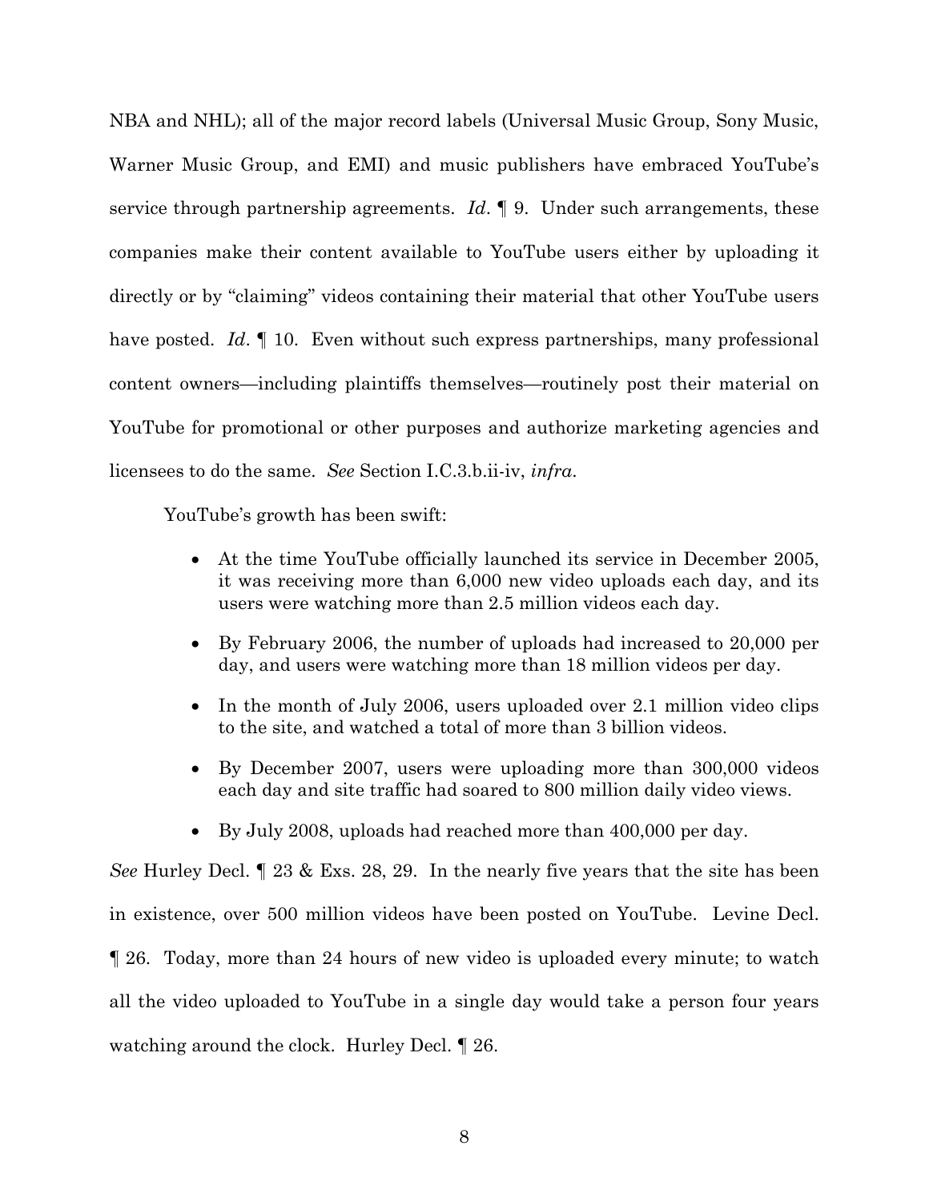NBA and NHL); all of the major record labels (Universal Music Group, Sony Music, Warner Music Group, and EMI) and music publishers have embraced YouTube's service through partnership agreements. *Id*. ¶ 9. Under such arrangements, these companies make their content available to YouTube users either by uploading it directly or by "claiming" videos containing their material that other YouTube users have posted. *Id*. ¶ 10. Even without such express partnerships, many professional content owners—including plaintiffs themselves—routinely post their material on YouTube for promotional or other purposes and authorize marketing agencies and licensees to do the same. *See* Section I.C.3.b.ii-iv, *infra*.

YouTube's growth has been swift:

- At the time YouTube officially launched its service in December 2005, it was receiving more than 6,000 new video uploads each day, and its users were watching more than 2.5 million videos each day.
- By February 2006, the number of uploads had increased to 20,000 per day, and users were watching more than 18 million videos per day.
- In the month of July 2006, users uploaded over 2.1 million video clips to the site, and watched a total of more than 3 billion videos.
- By December 2007, users were uploading more than 300,000 videos each day and site traffic had soared to 800 million daily video views.
- By July 2008, uploads had reached more than 400,000 per day.

*See* Hurley Decl. ¶ 23 & Exs. 28, 29. In the nearly five years that the site has been in existence, over 500 million videos have been posted on YouTube. Levine Decl. ¶ 26. Today, more than 24 hours of new video is uploaded every minute; to watch all the video uploaded to YouTube in a single day would take a person four years watching around the clock. Hurley Decl. ¶ 26.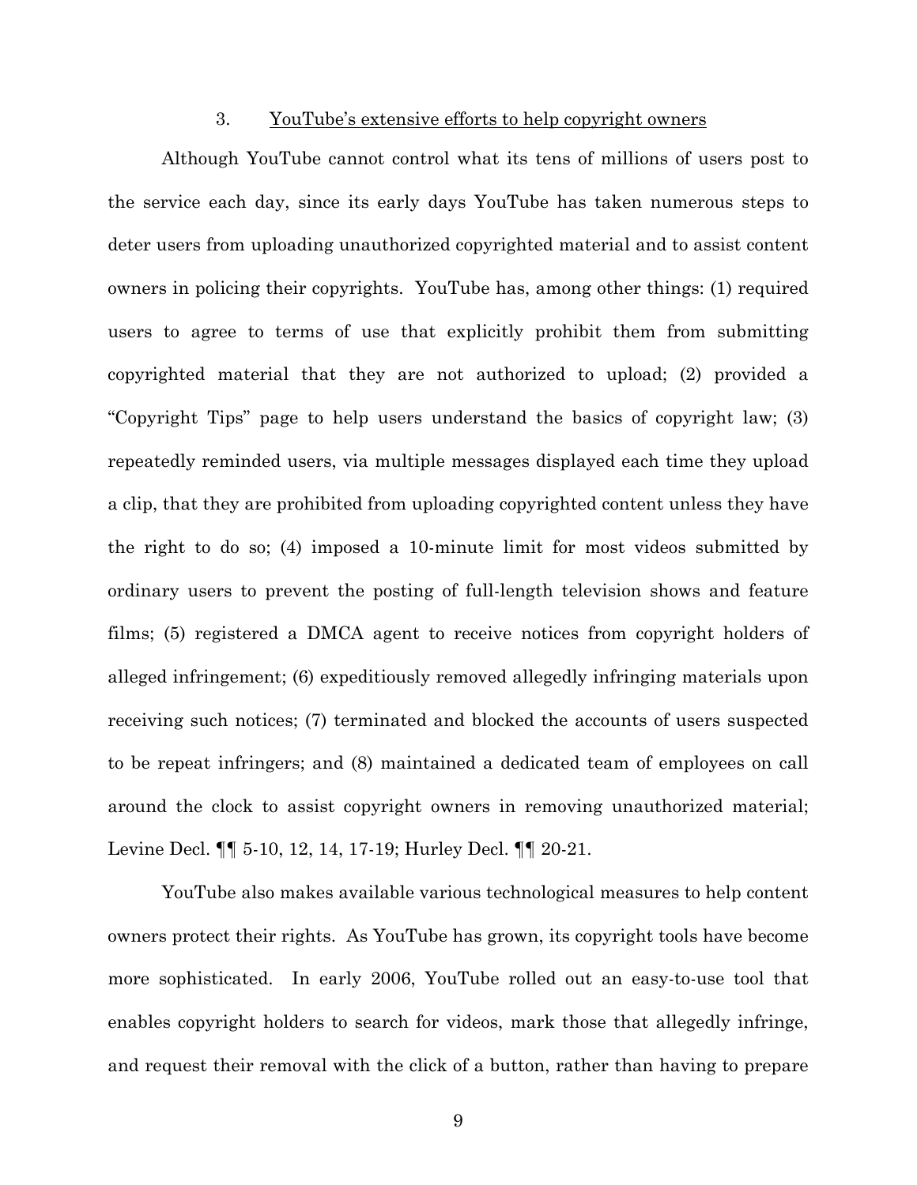### 3. YouTube's extensive efforts to help copyright owners

Although YouTube cannot control what its tens of millions of users post to the service each day, since its early days YouTube has taken numerous steps to deter users from uploading unauthorized copyrighted material and to assist content owners in policing their copyrights. YouTube has, among other things: (1) required users to agree to terms of use that explicitly prohibit them from submitting copyrighted material that they are not authorized to upload; (2) provided a "Copyright Tips" page to help users understand the basics of copyright law; (3) repeatedly reminded users, via multiple messages displayed each time they upload a clip, that they are prohibited from uploading copyrighted content unless they have the right to do so; (4) imposed a 10-minute limit for most videos submitted by ordinary users to prevent the posting of full-length television shows and feature films; (5) registered a DMCA agent to receive notices from copyright holders of alleged infringement; (6) expeditiously removed allegedly infringing materials upon receiving such notices; (7) terminated and blocked the accounts of users suspected to be repeat infringers; and (8) maintained a dedicated team of employees on call around the clock to assist copyright owners in removing unauthorized material; Levine Decl. ¶¶ 5-10, 12, 14, 17-19; Hurley Decl. ¶¶ 20-21.

YouTube also makes available various technological measures to help content owners protect their rights. As YouTube has grown, its copyright tools have become more sophisticated. In early 2006, YouTube rolled out an easy-to-use tool that enables copyright holders to search for videos, mark those that allegedly infringe, and request their removal with the click of a button, rather than having to prepare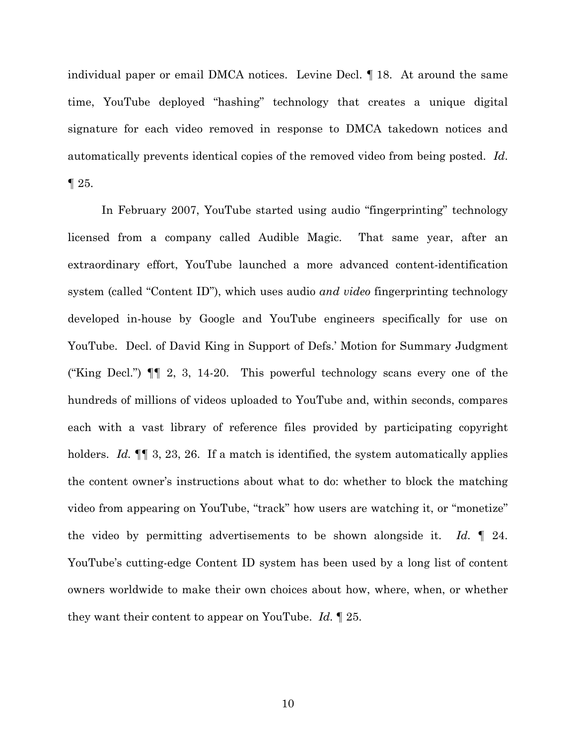individual paper or email DMCA notices. Levine Decl. ¶ 18. At around the same time, YouTube deployed "hashing" technology that creates a unique digital signature for each video removed in response to DMCA takedown notices and automatically prevents identical copies of the removed video from being posted. *Id*. ¶ 25.

In February 2007, YouTube started using audio "fingerprinting" technology licensed from a company called Audible Magic. That same year, after an extraordinary effort, YouTube launched a more advanced content-identification system (called "Content ID"), which uses audio *and video* fingerprinting technology developed in-house by Google and YouTube engineers specifically for use on YouTube. Decl. of David King in Support of Defs.' Motion for Summary Judgment ("King Decl.") ¶¶ 2, 3, 14-20. This powerful technology scans every one of the hundreds of millions of videos uploaded to YouTube and, within seconds, compares each with a vast library of reference files provided by participating copyright holders. *Id.* ¶¶ 3, 23, 26. If a match is identified, the system automatically applies the content owner's instructions about what to do: whether to block the matching video from appearing on YouTube, "track" how users are watching it, or "monetize" the video by permitting advertisements to be shown alongside it. *Id.* ¶ 24. YouTube's cutting-edge Content ID system has been used by a long list of content owners worldwide to make their own choices about how, where, when, or whether they want their content to appear on YouTube. *Id.* ¶ 25.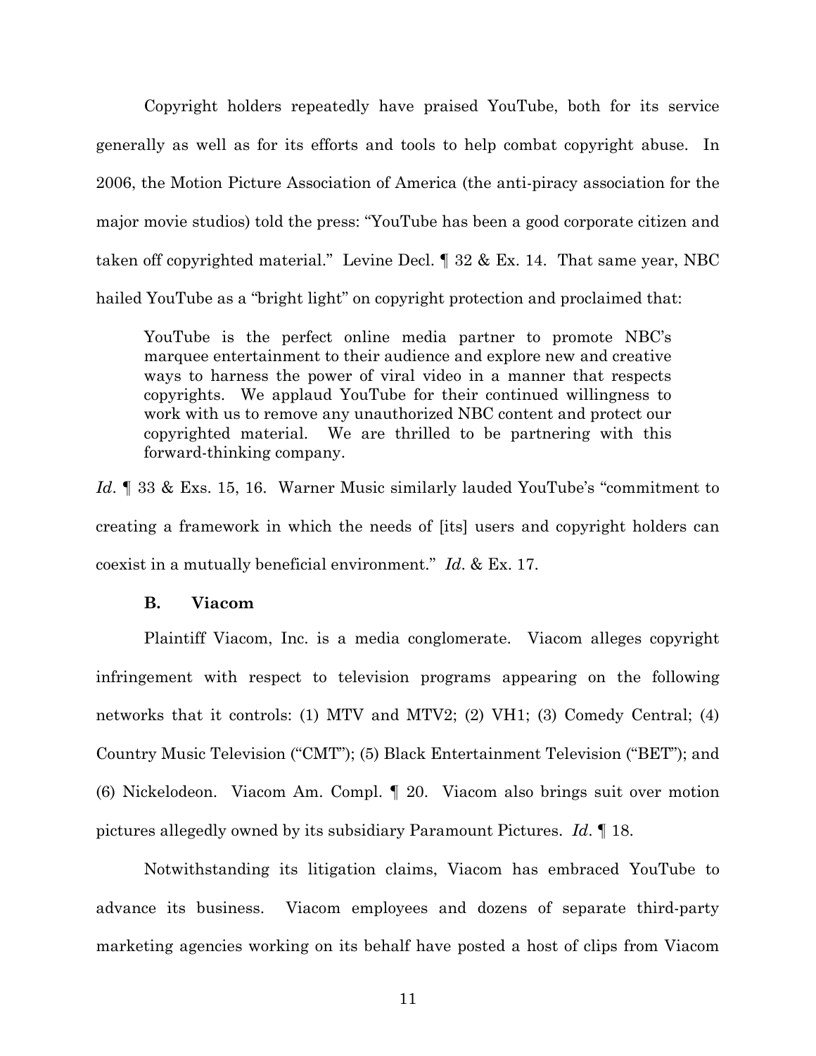Copyright holders repeatedly have praised YouTube, both for its service generally as well as for its efforts and tools to help combat copyright abuse. In 2006, the Motion Picture Association of America (the anti-piracy association for the major movie studios) told the press: "YouTube has been a good corporate citizen and taken off copyrighted material." Levine Decl. ¶ 32 & Ex. 14. That same year, NBC hailed YouTube as a "bright light" on copyright protection and proclaimed that:

> YouTube is the perfect online media partner to promote NBC's marquee entertainment to their audience and explore new and creative ways to harness the power of viral video in a manner that respects copyrights. We applaud YouTube for their continued willingness to work with us to remove any unauthorized NBC content and protect our copyrighted material. We are thrilled to be partnering with this forward-thinking company.

*Id*. ¶ 33 & Exs. 15, 16. Warner Music similarly lauded YouTube's "commitment to creating a framework in which the needs of [its] users and copyright holders can coexist in a mutually beneficial environment." *Id*. & Ex. 17.

### B. Viacom

Plaintiff Viacom, Inc. is a media conglomerate. Viacom alleges copyright infringement with respect to television programs appearing on the following networks that it controls: (1) MTV and MTV2; (2) VH1; (3) Comedy Central; (4) Country Music Television ("CMT"); (5) Black Entertainment Television ("BET"); and (6) Nickelodeon. Viacom Am. Compl. ¶ 20. Viacom also brings suit over motion pictures allegedly owned by its subsidiary Paramount Pictures. *Id*. ¶ 18.

Notwithstanding its litigation claims, Viacom has embraced YouTube to advance its business. Viacom employees and dozens of separate third-party marketing agencies working on its behalf have posted a host of clips from Viacom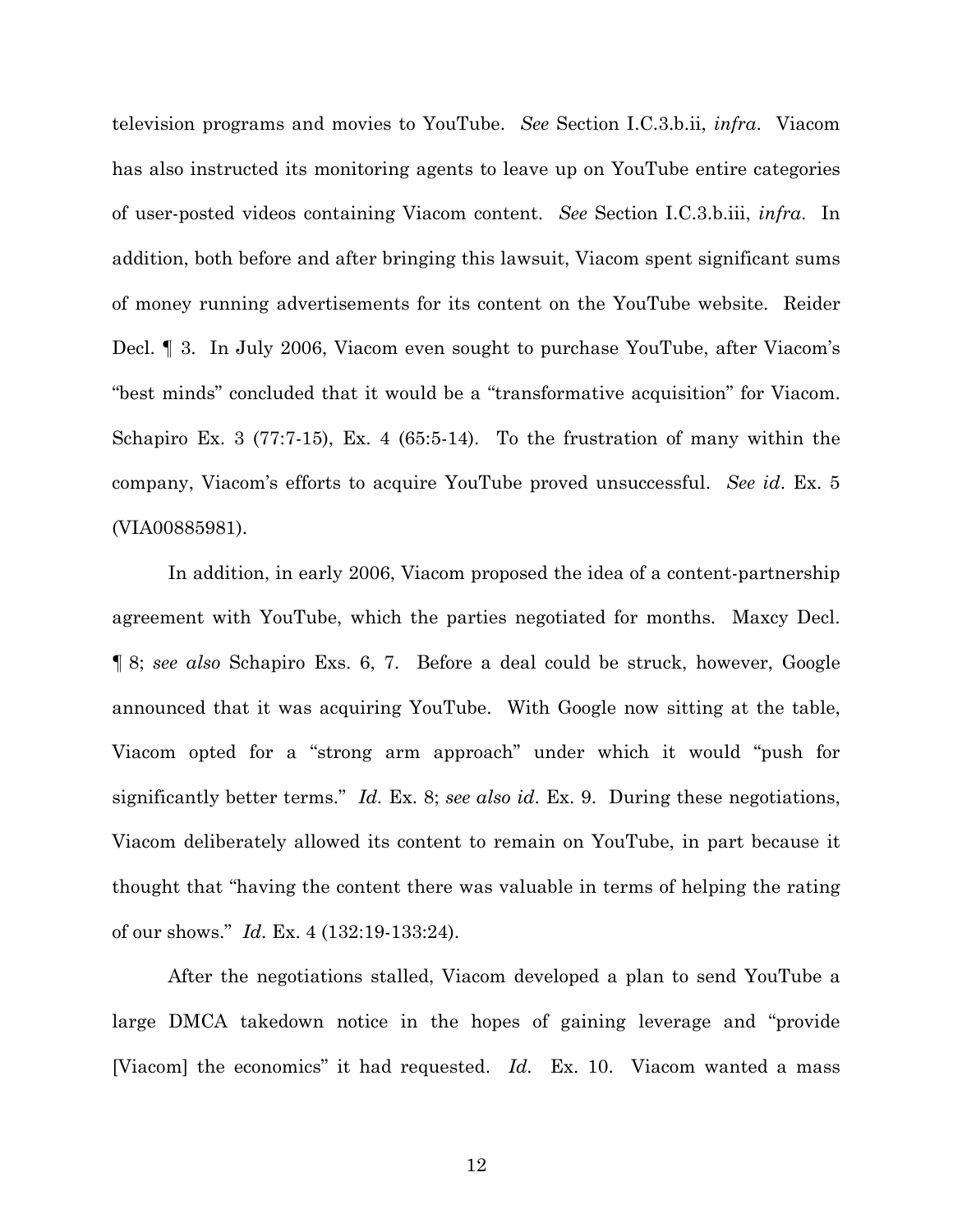television programs and movies to YouTube. *See* Section I.C.3.b.ii, *infra*. Viacom has also instructed its monitoring agents to leave up on YouTube entire categories of user-posted videos containing Viacom content. *See* Section I.C.3.b.iii, *infra*. In addition, both before and after bringing this lawsuit, Viacom spent significant sums of money running advertisements for its content on the YouTube website. Reider Decl. ¶ 3. In July 2006, Viacom even sought to purchase YouTube, after Viacom's "best minds" concluded that it would be a "transformative acquisition" for Viacom. Schapiro Ex. 3 (77:7-15), Ex. 4 (65:5-14). To the frustration of many within the company, Viacom's efforts to acquire YouTube proved unsuccessful. *See id*. Ex. 5 (VIA00885981).

In addition, in early 2006, Viacom proposed the idea of a content-partnership agreement with YouTube, which the parties negotiated for months. Maxcy Decl. ¶ 8; *see also* Schapiro Exs. 6, 7. Before a deal could be struck, however, Google announced that it was acquiring YouTube. With Google now sitting at the table, Viacom opted for a "strong arm approach" under which it would "push for significantly better terms." *Id.* Ex. 8; *see also id*. Ex. 9. During these negotiations, Viacom deliberately allowed its content to remain on YouTube, in part because it thought that "having the content there was valuable in terms of helping the rating of our shows." *Id*. Ex. 4 (132:19-133:24).

After the negotiations stalled, Viacom developed a plan to send YouTube a large DMCA takedown notice in the hopes of gaining leverage and "provide [Viacom] the economics" it had requested. *Id.* Ex. 10. Viacom wanted a mass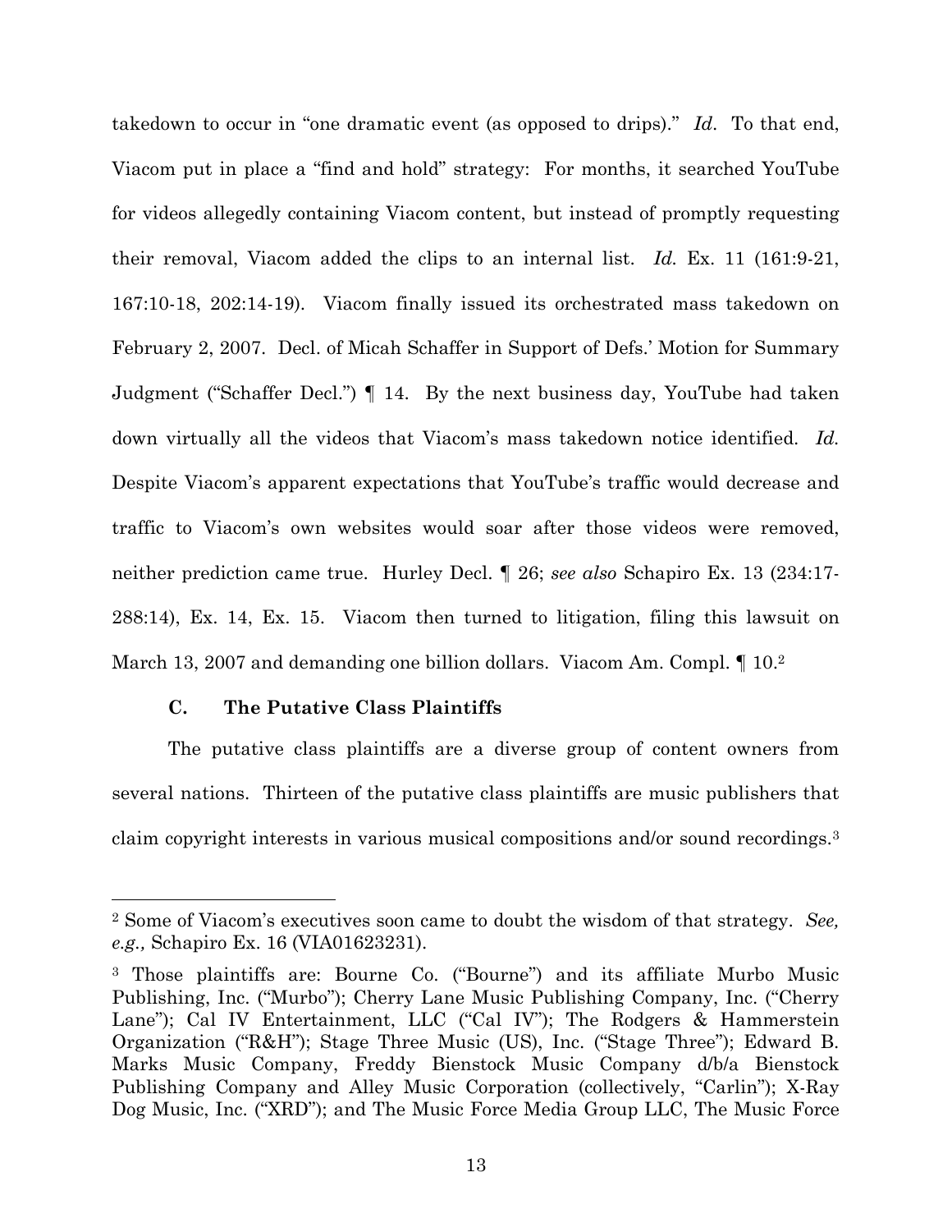takedown to occur in "one dramatic event (as opposed to drips)." *Id*. To that end, Viacom put in place a "find and hold" strategy: For months, it searched YouTube for videos allegedly containing Viacom content, but instead of promptly requesting their removal, Viacom added the clips to an internal list. *Id.* Ex. 11 (161:9-21, 167:10-18, 202:14-19). Viacom finally issued its orchestrated mass takedown on February 2, 2007. Decl. of Micah Schaffer in Support of Defs.' Motion for Summary Judgment ("Schaffer Decl.") ¶ 14. By the next business day, YouTube had taken down virtually all the videos that Viacom's mass takedown notice identified. *Id.* Despite Viacom's apparent expectations that YouTube's traffic would decrease and traffic to Viacom's own websites would soar after those videos were removed, neither prediction came true. Hurley Decl. ¶ 26; *see also* Schapiro Ex. 13 (234:17-288:14), Ex. 14, Ex. 15. Viacom then turned to litigation, filing this lawsuit on March 13, 2007 and demanding one billion dollars. Viacom Am. Compl. ¶ 10.[2]

### C. The Putative Class Plaintiffs

The putative class plaintiffs are a diverse group of content owners from several nations. Thirteen of the putative class plaintiffs are music publishers that claim copyright interests in various musical compositions and/or sound recordings.[3]

---

[2] Some of Viacom's executives soon came to doubt the wisdom of that strategy. *See, e.g.,* Schapiro Ex. 16 (VIA01623231).

[3] Those plaintiffs are: Bourne Co. ("Bourne") and its affiliate Murbo Music Publishing, Inc. ("Murbo"); Cherry Lane Music Publishing Company, Inc. ("Cherry Lane"); Cal IV Entertainment, LLC ("Cal IV"); The Rodgers & Hammerstein Organization ("R&H"); Stage Three Music (US), Inc. ("Stage Three"); Edward B. Marks Music Company, Freddy Bienstock Music Company d/b/a Bienstock Publishing Company and Alley Music Corporation (collectively, "Carlin"); X-Ray Dog Music, Inc. ("XRD"); and The Music Force Media Group LLC, The Music Force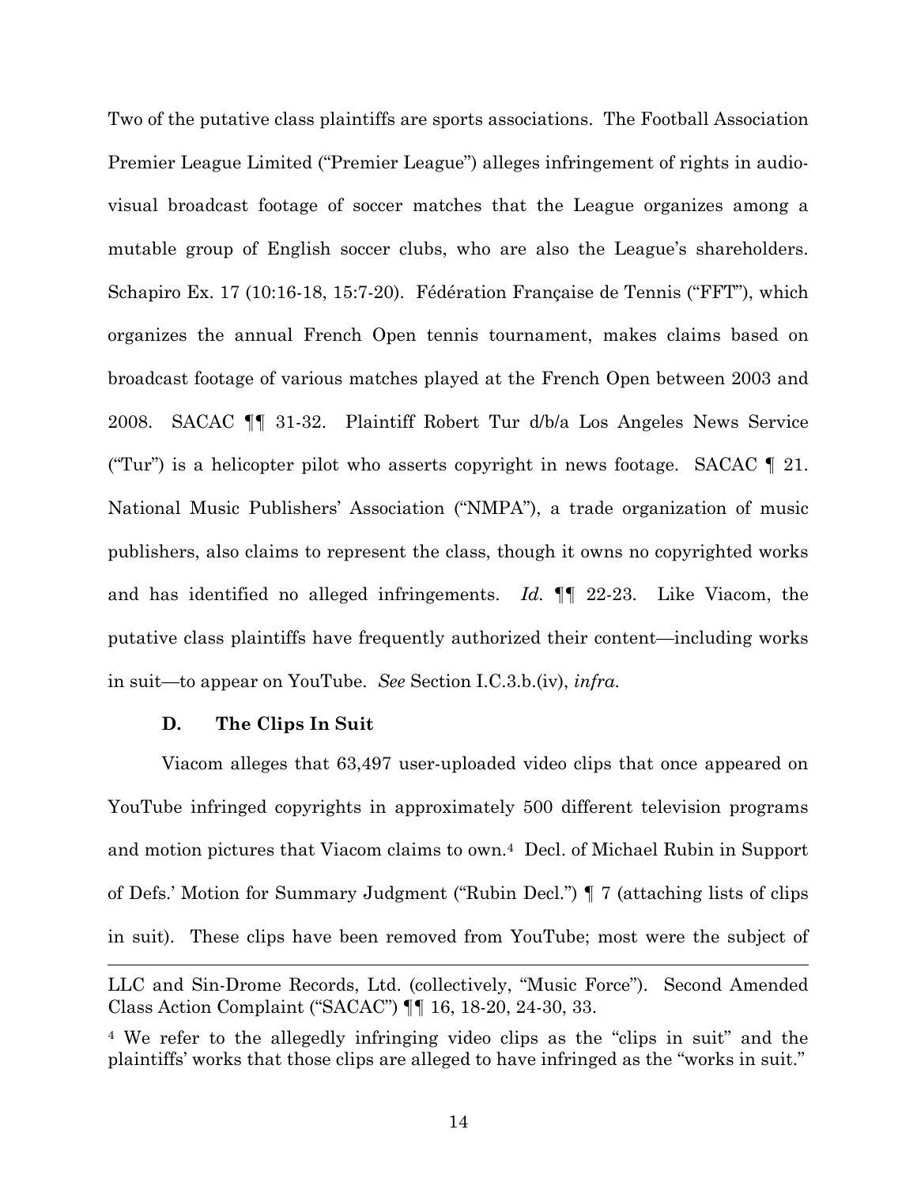Two of the putative class plaintiffs are sports associations. The Football Association Premier League Limited ("Premier League") alleges infringement of rights in audio-visual broadcast footage of soccer matches that the League organizes among a mutable group of English soccer clubs, who are also the League's shareholders. Schapiro Ex. 17 (10:16-18, 15:7-20). Fédération Française de Tennis ("FFT"), which organizes the annual French Open tennis tournament, makes claims based on broadcast footage of various matches played at the French Open between 2003 and 2008. SACAC ¶¶ 31-32. Plaintiff Robert Tur d/b/a Los Angeles News Service ("Tur") is a helicopter pilot who asserts copyright in news footage. SACAC ¶ 21. National Music Publishers' Association ("NMPA"), a trade organization of music publishers, also claims to represent the class, though it owns no copyrighted works and has identified no alleged infringements. *Id.* ¶¶ 22-23. Like Viacom, the putative class plaintiffs have frequently authorized their content—including works in suit—to appear on YouTube. *See* Section I.C.3.b.(iv), *infra*.

### D. The Clips In Suit

Viacom alleges that 63,497 user-uploaded video clips that once appeared on YouTube infringed copyrights in approximately 500 different television programs and motion pictures that Viacom claims to own.[4] Decl. of Michael Rubin in Support of Defs.' Motion for Summary Judgment ("Rubin Decl.") ¶ 7 (attaching lists of clips in suit). These clips have been removed from YouTube; most were the subject of

---

LLC and Sin-Drome Records, Ltd. (collectively, "Music Force"). Second Amended Class Action Complaint ("SACAC") ¶¶ 16, 18-20, 24-30, 33.

[4] We refer to the allegedly infringing video clips as the "clips in suit" and the plaintiffs' works that those clips are alleged to have infringed as the "works in suit."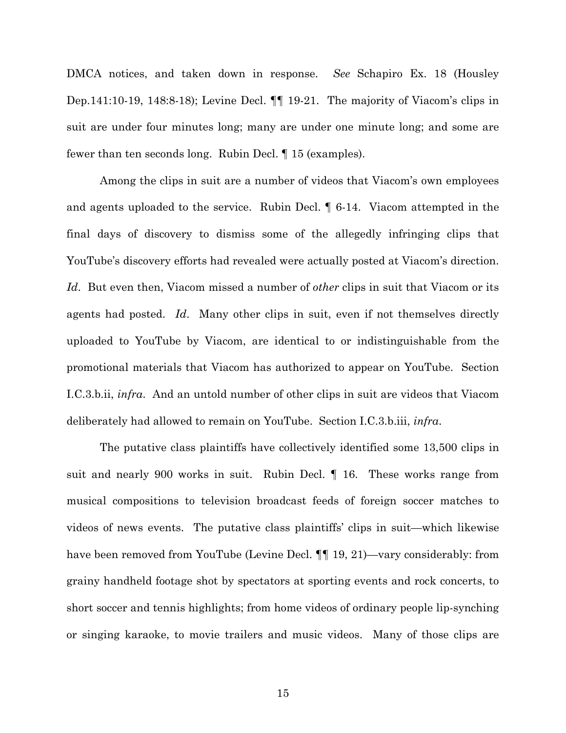DMCA notices, and taken down in response. *See* Schapiro Ex. 18 (Housley Dep.141:10-19, 148:8-18); Levine Decl. ¶¶ 19-21. The majority of Viacom's clips in suit are under four minutes long; many are under one minute long; and some are fewer than ten seconds long. Rubin Decl. ¶ 15 (examples).

Among the clips in suit are a number of videos that Viacom's own employees and agents uploaded to the service. Rubin Decl. ¶ 6-14. Viacom attempted in the final days of discovery to dismiss some of the allegedly infringing clips that YouTube's discovery efforts had revealed were actually posted at Viacom's direction. *Id*. But even then, Viacom missed a number of *other* clips in suit that Viacom or its agents had posted. *Id*. Many other clips in suit, even if not themselves directly uploaded to YouTube by Viacom, are identical to or indistinguishable from the promotional materials that Viacom has authorized to appear on YouTube. Section I.C.3.b.ii, *infra*. And an untold number of other clips in suit are videos that Viacom deliberately had allowed to remain on YouTube. Section I.C.3.b.iii, *infra*.

The putative class plaintiffs have collectively identified some 13,500 clips in suit and nearly 900 works in suit. Rubin Decl. ¶ 16. These works range from musical compositions to television broadcast feeds of foreign soccer matches to videos of news events. The putative class plaintiffs' clips in suit—which likewise have been removed from YouTube (Levine Decl. ¶¶ 19, 21)—vary considerably: from grainy handheld footage shot by spectators at sporting events and rock concerts, to short soccer and tennis highlights; from home videos of ordinary people lip-synching or singing karaoke, to movie trailers and music videos. Many of those clips are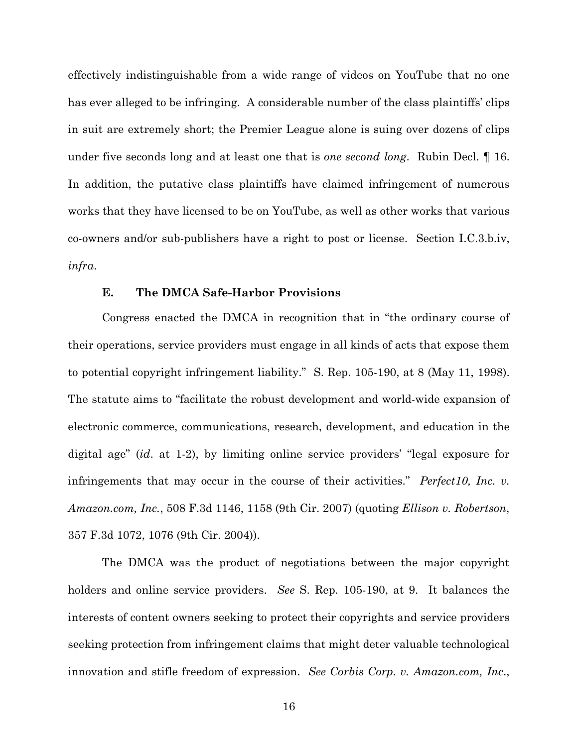effectively indistinguishable from a wide range of videos on YouTube that no one has ever alleged to be infringing. A considerable number of the class plaintiffs' clips in suit are extremely short; the Premier League alone is suing over dozens of clips under five seconds long and at least one that is *one second long*. Rubin Decl. ¶ 16. In addition, the putative class plaintiffs have claimed infringement of numerous works that they have licensed to be on YouTube, as well as other works that various co-owners and/or sub-publishers have a right to post or license. Section I.C.3.b.iv, *infra*.

### E. The DMCA Safe-Harbor Provisions

Congress enacted the DMCA in recognition that in "the ordinary course of their operations, service providers must engage in all kinds of acts that expose them to potential copyright infringement liability." S. Rep. 105-190, at 8 (May 11, 1998). The statute aims to "facilitate the robust development and world-wide expansion of electronic commerce, communications, research, development, and education in the digital age" (*id*. at 1-2), by limiting online service providers' "legal exposure for infringements that may occur in the course of their activities." *Perfect10, Inc. v. Amazon.com, Inc.*, 508 F.3d 1146, 1158 (9th Cir. 2007) (quoting *Ellison v. Robertson*, 357 F.3d 1072, 1076 (9th Cir. 2004)).

The DMCA was the product of negotiations between the major copyright holders and online service providers. *See* S. Rep. 105-190, at 9. It balances the interests of content owners seeking to protect their copyrights and service providers seeking protection from infringement claims that might deter valuable technological innovation and stifle freedom of expression. *See Corbis Corp. v. Amazon.com, Inc*.,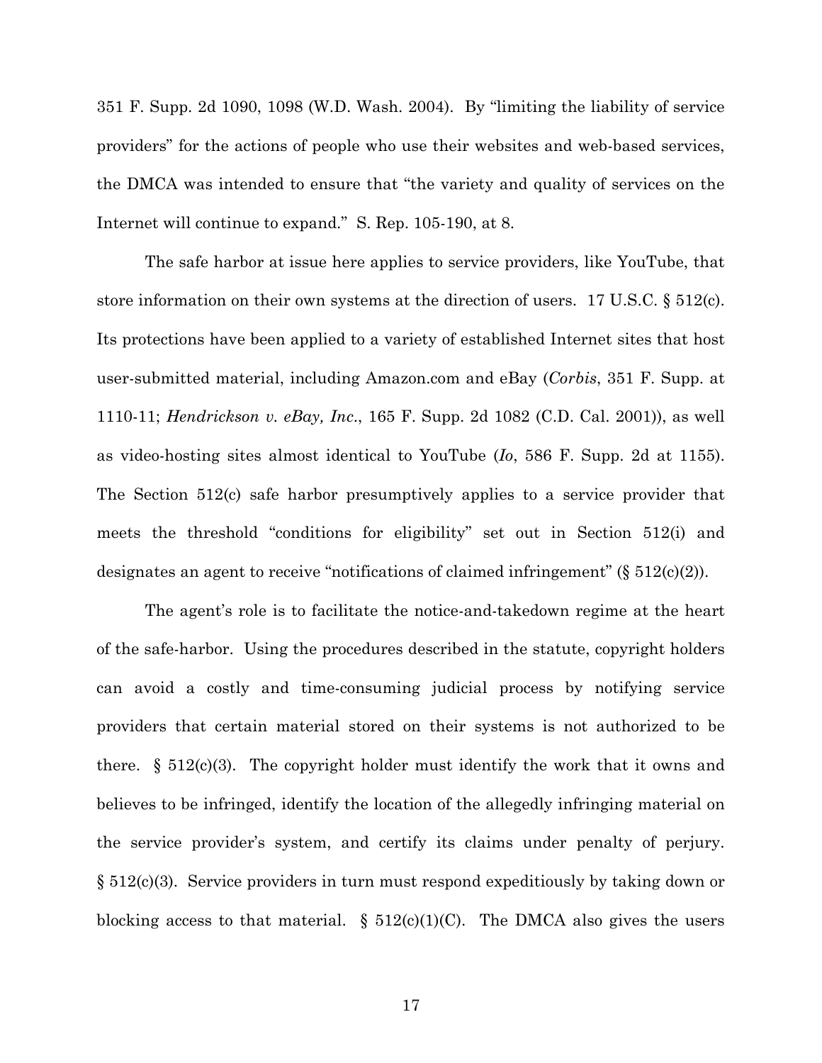351 F. Supp. 2d 1090, 1098 (W.D. Wash. 2004). By "limiting the liability of service providers" for the actions of people who use their websites and web-based services, the DMCA was intended to ensure that "the variety and quality of services on the Internet will continue to expand." S. Rep. 105-190, at 8.

The safe harbor at issue here applies to service providers, like YouTube, that store information on their own systems at the direction of users. 17 U.S.C. § 512(c). Its protections have been applied to a variety of established Internet sites that host user-submitted material, including Amazon.com and eBay (*Corbis*, 351 F. Supp. at 1110-11; *Hendrickson v. eBay, Inc*., 165 F. Supp. 2d 1082 (C.D. Cal. 2001)), as well as video-hosting sites almost identical to YouTube (*Io*, 586 F. Supp. 2d at 1155). The Section 512(c) safe harbor presumptively applies to a service provider that meets the threshold "conditions for eligibility" set out in Section 512(i) and designates an agent to receive "notifications of claimed infringement" (§ 512(c)(2)).

The agent's role is to facilitate the notice-and-takedown regime at the heart of the safe-harbor. Using the procedures described in the statute, copyright holders can avoid a costly and time-consuming judicial process by notifying service providers that certain material stored on their systems is not authorized to be there. § 512(c)(3). The copyright holder must identify the work that it owns and believes to be infringed, identify the location of the allegedly infringing material on the service provider's system, and certify its claims under penalty of perjury. § 512(c)(3). Service providers in turn must respond expeditiously by taking down or blocking access to that material. § 512(c)(1)(C). The DMCA also gives the users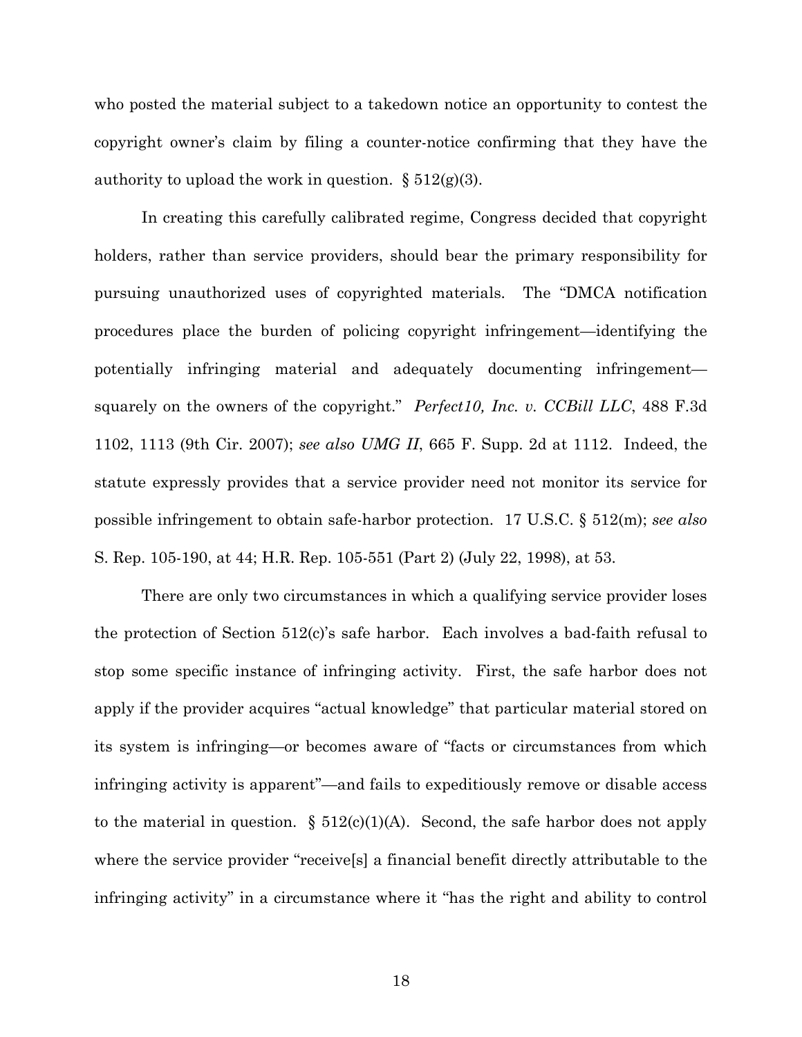who posted the material subject to a takedown notice an opportunity to contest the copyright owner's claim by filing a counter-notice confirming that they have the authority to upload the work in question. § 512(g)(3).

In creating this carefully calibrated regime, Congress decided that copyright holders, rather than service providers, should bear the primary responsibility for pursuing unauthorized uses of copyrighted materials. The "DMCA notification procedures place the burden of policing copyright infringement—identifying the potentially infringing material and adequately documenting infringement—squarely on the owners of the copyright." *Perfect10, Inc. v. CCBill LLC*, 488 F.3d 1102, 1113 (9th Cir. 2007); *see also UMG II*, 665 F. Supp. 2d at 1112. Indeed, the statute expressly provides that a service provider need not monitor its service for possible infringement to obtain safe-harbor protection. 17 U.S.C. § 512(m); *see also* S. Rep. 105-190, at 44; H.R. Rep. 105-551 (Part 2) (July 22, 1998), at 53.

There are only two circumstances in which a qualifying service provider loses the protection of Section 512(c)'s safe harbor. Each involves a bad-faith refusal to stop some specific instance of infringing activity. First, the safe harbor does not apply if the provider acquires "actual knowledge" that particular material stored on its system is infringing—or becomes aware of "facts or circumstances from which infringing activity is apparent"—and fails to expeditiously remove or disable access to the material in question. § 512(c)(1)(A). Second, the safe harbor does not apply where the service provider "receive[s] a financial benefit directly attributable to the infringing activity" in a circumstance where it "has the right and ability to control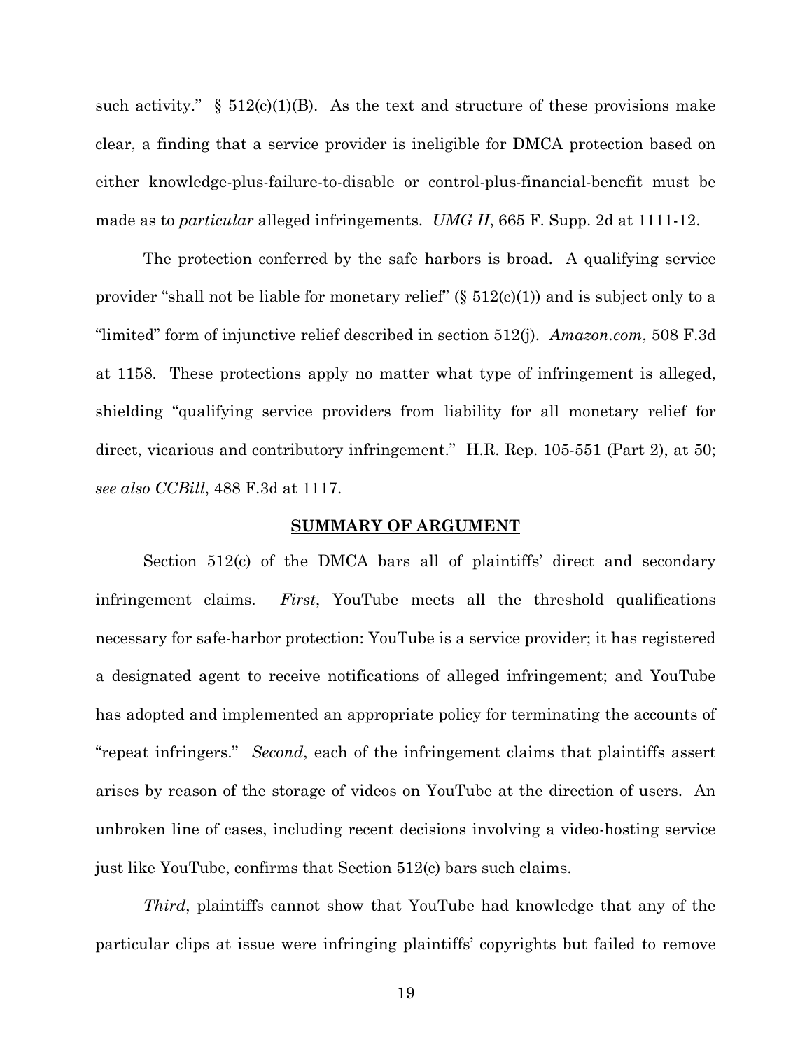such activity." § 512(c)(1)(B). As the text and structure of these provisions make clear, a finding that a service provider is ineligible for DMCA protection based on either knowledge-plus-failure-to-disable or control-plus-financial-benefit must be made as to *particular* alleged infringements. *UMG II*, 665 F. Supp. 2d at 1111-12.

The protection conferred by the safe harbors is broad. A qualifying service provider "shall not be liable for monetary relief" (§ 512(c)(1)) and is subject only to a "limited" form of injunctive relief described in section 512(j). *Amazon.com*, 508 F.3d at 1158. These protections apply no matter what type of infringement is alleged, shielding "qualifying service providers from liability for all monetary relief for direct, vicarious and contributory infringement." H.R. Rep. 105-551 (Part 2), at 50; *see also CCBill*, 488 F.3d at 1117.

## SUMMARY OF ARGUMENT

Section 512(c) of the DMCA bars all of plaintiffs' direct and secondary infringement claims. *First*, YouTube meets all the threshold qualifications necessary for safe-harbor protection: YouTube is a service provider; it has registered a designated agent to receive notifications of alleged infringement; and YouTube has adopted and implemented an appropriate policy for terminating the accounts of "repeat infringers." *Second*, each of the infringement claims that plaintiffs assert arises by reason of the storage of videos on YouTube at the direction of users. An unbroken line of cases, including recent decisions involving a video-hosting service just like YouTube, confirms that Section 512(c) bars such claims.

*Third*, plaintiffs cannot show that YouTube had knowledge that any of the particular clips at issue were infringing plaintiffs' copyrights but failed to remove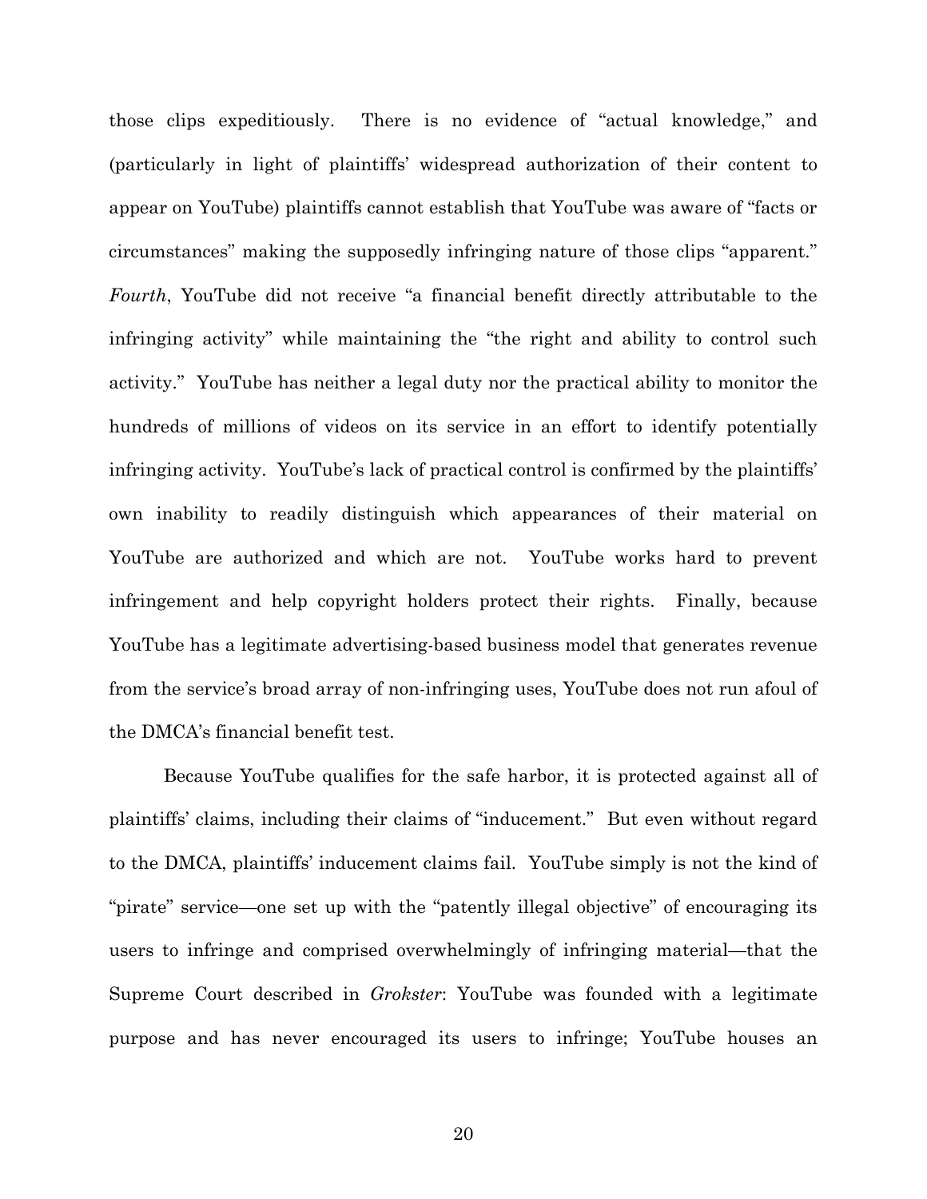those clips expeditiously. There is no evidence of "actual knowledge," and (particularly in light of plaintiffs' widespread authorization of their content to appear on YouTube) plaintiffs cannot establish that YouTube was aware of "facts or circumstances" making the supposedly infringing nature of those clips "apparent." *Fourth*, YouTube did not receive "a financial benefit directly attributable to the infringing activity" while maintaining the "the right and ability to control such activity." YouTube has neither a legal duty nor the practical ability to monitor the hundreds of millions of videos on its service in an effort to identify potentially infringing activity. YouTube's lack of practical control is confirmed by the plaintiffs' own inability to readily distinguish which appearances of their material on YouTube are authorized and which are not. YouTube works hard to prevent infringement and help copyright holders protect their rights. Finally, because YouTube has a legitimate advertising-based business model that generates revenue from the service's broad array of non-infringing uses, YouTube does not run afoul of the DMCA's financial benefit test.

Because YouTube qualifies for the safe harbor, it is protected against all of plaintiffs' claims, including their claims of "inducement." But even without regard to the DMCA, plaintiffs' inducement claims fail. YouTube simply is not the kind of "pirate" service—one set up with the "patently illegal objective" of encouraging its users to infringe and comprised overwhelmingly of infringing material—that the Supreme Court described in *Grokster*: YouTube was founded with a legitimate purpose and has never encouraged its users to infringe; YouTube houses an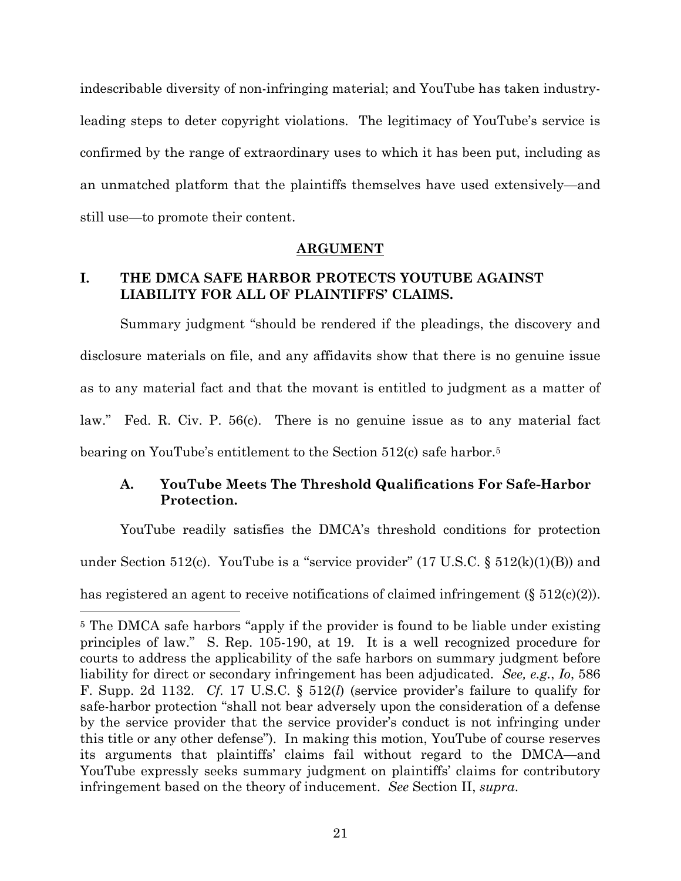indescribable diversity of non-infringing material; and YouTube has taken industry-leading steps to deter copyright violations. The legitimacy of YouTube's service is confirmed by the range of extraordinary uses to which it has been put, including as an unmatched platform that the plaintiffs themselves have used extensively—and still use—to promote their content.

## ARGUMENT

### I. THE DMCA SAFE HARBOR PROTECTS YOUTUBE AGAINST LIABILITY FOR ALL OF PLAINTIFFS' CLAIMS.

Summary judgment "should be rendered if the pleadings, the discovery and disclosure materials on file, and any affidavits show that there is no genuine issue as to any material fact and that the movant is entitled to judgment as a matter of law." Fed. R. Civ. P. 56(c). There is no genuine issue as to any material fact bearing on YouTube's entitlement to the Section 512(c) safe harbor.[5]

#### A. YouTube Meets The Threshold Qualifications For Safe-Harbor Protection.

YouTube readily satisfies the DMCA's threshold conditions for protection under Section 512(c). YouTube is a "service provider" (17 U.S.C. § 512(k)(1)(B)) and has registered an agent to receive notifications of claimed infringement (§ 512(c)(2)).

---

[5] The DMCA safe harbors "apply if the provider is found to be liable under existing principles of law." S. Rep. 105-190, at 19. It is a well recognized procedure for courts to address the applicability of the safe harbors on summary judgment before liability for direct or secondary infringement has been adjudicated. *See, e.g.*, *Io*, 586 F. Supp. 2d 1132. *Cf.* 17 U.S.C. § 512(*l*) (service provider's failure to qualify for safe-harbor protection "shall not bear adversely upon the consideration of a defense by the service provider that the service provider's conduct is not infringing under this title or any other defense"). In making this motion, YouTube of course reserves its arguments that plaintiffs' claims fail without regard to the DMCA—and YouTube expressly seeks summary judgment on plaintiffs' claims for contributory infringement based on the theory of inducement. *See* Section II, *supra*.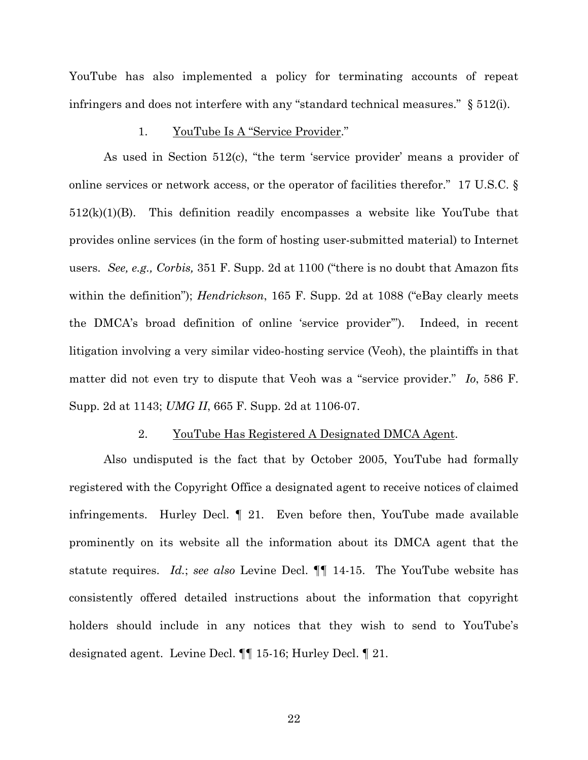YouTube has also implemented a policy for terminating accounts of repeat infringers and does not interfere with any "standard technical measures." § 512(i).

1. <u>YouTube Is A "Service Provider</u>."

As used in Section 512(c), "the term 'service provider' means a provider of online services or network access, or the operator of facilities therefor." 17 U.S.C. § 512(k)(1)(B). This definition readily encompasses a website like YouTube that provides online services (in the form of hosting user-submitted material) to Internet users. *See, e.g., Corbis,* 351 F. Supp. 2d at 1100 ("there is no doubt that Amazon fits within the definition"); *Hendrickson*, 165 F. Supp. 2d at 1088 ("eBay clearly meets the DMCA's broad definition of online 'service provider'"). Indeed, in recent litigation involving a very similar video-hosting service (Veoh), the plaintiffs in that matter did not even try to dispute that Veoh was a "service provider." *Io*, 586 F. Supp. 2d at 1143; *UMG II*, 665 F. Supp. 2d at 1106-07.

2. <u>YouTube Has Registered A Designated DMCA Agent</u>.

Also undisputed is the fact that by October 2005, YouTube had formally registered with the Copyright Office a designated agent to receive notices of claimed infringements. Hurley Decl. ¶ 21. Even before then, YouTube made available prominently on its website all the information about its DMCA agent that the statute requires. *Id.*; *see also* Levine Decl. ¶¶ 14-15. The YouTube website has consistently offered detailed instructions about the information that copyright holders should include in any notices that they wish to send to YouTube's designated agent. Levine Decl. ¶¶ 15-16; Hurley Decl. ¶ 21.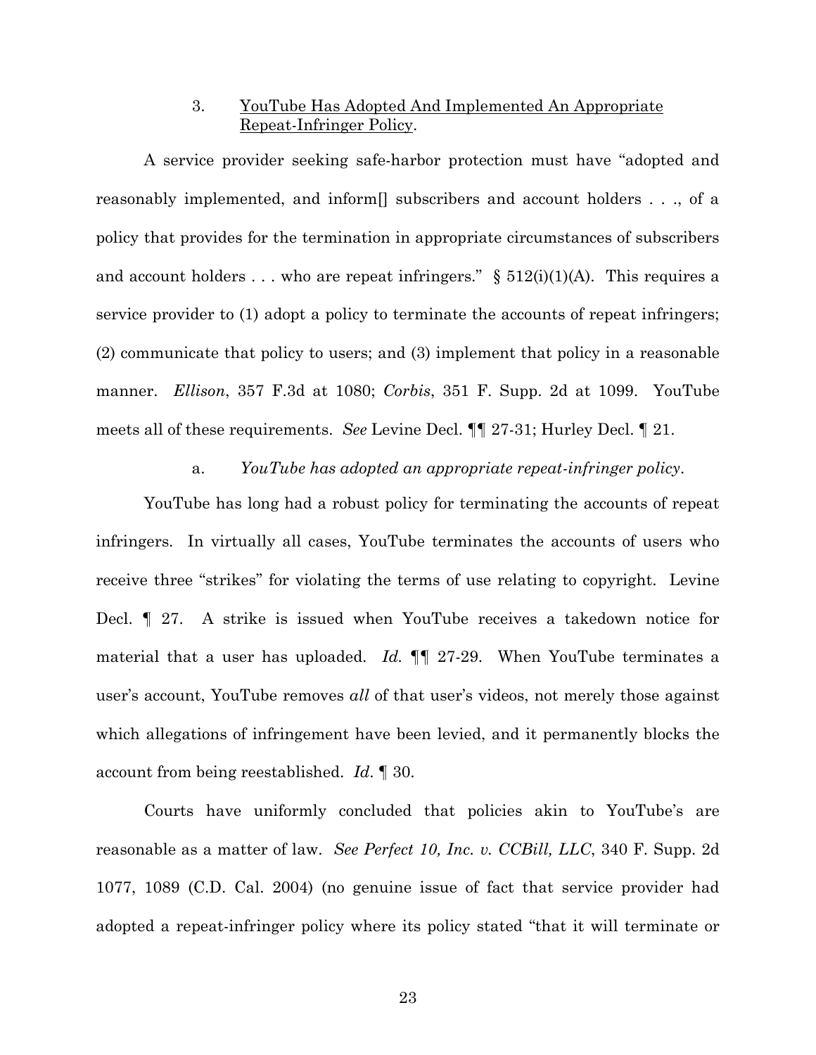### 3. <u>YouTube Has Adopted And Implemented An Appropriate Repeat-Infringer Policy</u>.

A service provider seeking safe-harbor protection must have "adopted and reasonably implemented, and inform[] subscribers and account holders . . ., of a policy that provides for the termination in appropriate circumstances of subscribers and account holders . . . who are repeat infringers." § 512(i)(1)(A). This requires a service provider to (1) adopt a policy to terminate the accounts of repeat infringers; (2) communicate that policy to users; and (3) implement that policy in a reasonable manner. *Ellison*, 357 F.3d at 1080; *Corbis*, 351 F. Supp. 2d at 1099. YouTube meets all of these requirements. *See* Levine Decl. ¶¶ 27-31; Hurley Decl. ¶ 21.

#### a. *YouTube has adopted an appropriate repeat-infringer policy*.

YouTube has long had a robust policy for terminating the accounts of repeat infringers. In virtually all cases, YouTube terminates the accounts of users who receive three "strikes" for violating the terms of use relating to copyright. Levine Decl. ¶ 27. A strike is issued when YouTube receives a takedown notice for material that a user has uploaded. *Id.* ¶¶ 27-29. When YouTube terminates a user's account, YouTube removes *all* of that user's videos, not merely those against which allegations of infringement have been levied, and it permanently blocks the account from being reestablished. *Id.* ¶ 30.

Courts have uniformly concluded that policies akin to YouTube's are reasonable as a matter of law. *See Perfect 10, Inc. v. CCBill, LLC*, 340 F. Supp. 2d 1077, 1089 (C.D. Cal. 2004) (no genuine issue of fact that service provider had adopted a repeat-infringer policy where its policy stated "that it will terminate or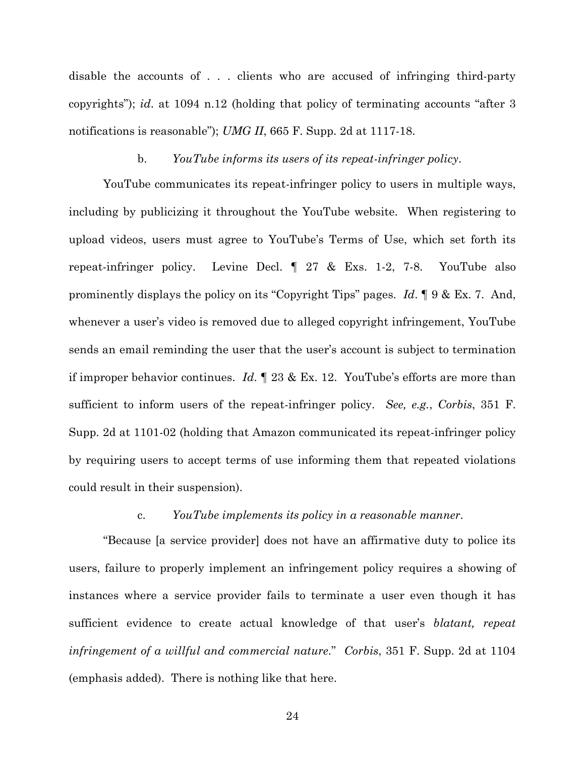disable the accounts of . . . clients who are accused of infringing third-party copyrights"); *id*. at 1094 n.12 (holding that policy of terminating accounts "after 3 notifications is reasonable"); *UMG II*, 665 F. Supp. 2d at 1117-18.

b. *YouTube informs its users of its repeat-infringer policy*.

YouTube communicates its repeat-infringer policy to users in multiple ways, including by publicizing it throughout the YouTube website. When registering to upload videos, users must agree to YouTube's Terms of Use, which set forth its repeat-infringer policy. Levine Decl. ¶ 27 & Exs. 1-2, 7-8. YouTube also prominently displays the policy on its "Copyright Tips" pages. *Id*. ¶ 9 & Ex. 7. And, whenever a user's video is removed due to alleged copyright infringement, YouTube sends an email reminding the user that the user's account is subject to termination if improper behavior continues. *Id*. ¶ 23 & Ex. 12. YouTube's efforts are more than sufficient to inform users of the repeat-infringer policy. *See, e.g.*, *Corbis*, 351 F. Supp. 2d at 1101-02 (holding that Amazon communicated its repeat-infringer policy by requiring users to accept terms of use informing them that repeated violations could result in their suspension).

c. *YouTube implements its policy in a reasonable manner*.

"Because [a service provider] does not have an affirmative duty to police its users, failure to properly implement an infringement policy requires a showing of instances where a service provider fails to terminate a user even though it has sufficient evidence to create actual knowledge of that user's *blatant, repeat infringement of a willful and commercial nature*." *Corbis*, 351 F. Supp. 2d at 1104 (emphasis added). There is nothing like that here.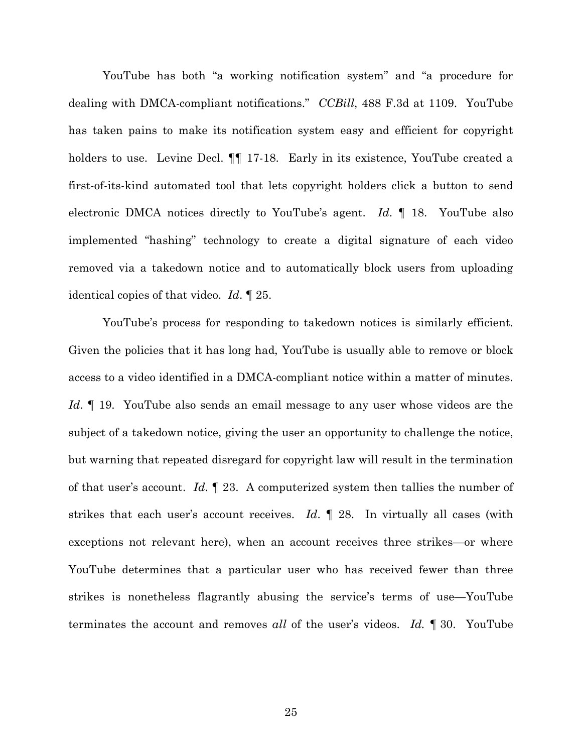YouTube has both "a working notification system" and "a procedure for dealing with DMCA-compliant notifications." *CCBill*, 488 F.3d at 1109. YouTube has taken pains to make its notification system easy and efficient for copyright holders to use. Levine Decl. ¶¶ 17-18. Early in its existence, YouTube created a first-of-its-kind automated tool that lets copyright holders click a button to send electronic DMCA notices directly to YouTube's agent. *Id*. ¶ 18. YouTube also implemented "hashing" technology to create a digital signature of each video removed via a takedown notice and to automatically block users from uploading identical copies of that video. *Id*. ¶ 25.

YouTube's process for responding to takedown notices is similarly efficient. Given the policies that it has long had, YouTube is usually able to remove or block access to a video identified in a DMCA-compliant notice within a matter of minutes. *Id*. ¶ 19. YouTube also sends an email message to any user whose videos are the subject of a takedown notice, giving the user an opportunity to challenge the notice, but warning that repeated disregard for copyright law will result in the termination of that user's account. *Id*. ¶ 23. A computerized system then tallies the number of strikes that each user's account receives. *Id*. ¶ 28. In virtually all cases (with exceptions not relevant here), when an account receives three strikes—or where YouTube determines that a particular user who has received fewer than three strikes is nonetheless flagrantly abusing the service's terms of use—YouTube terminates the account and removes *all* of the user's videos. *Id.* ¶ 30. YouTube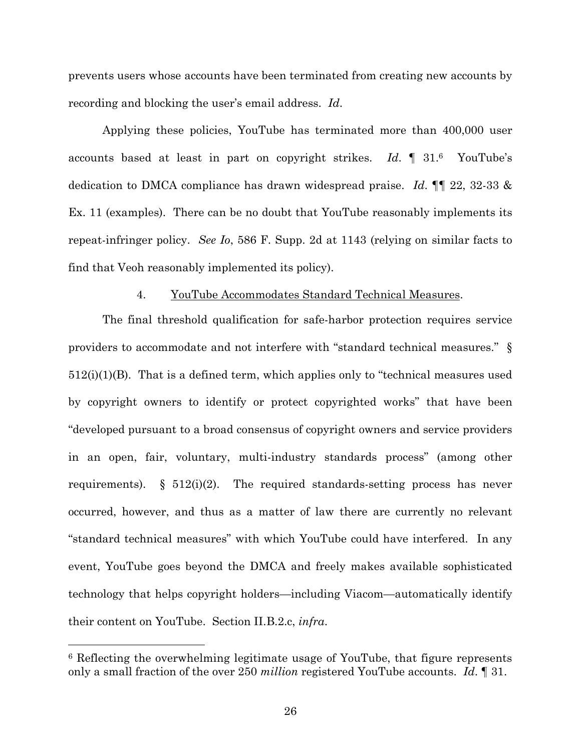prevents users whose accounts have been terminated from creating new accounts by recording and blocking the user's email address. *Id.*

Applying these policies, YouTube has terminated more than 400,000 user accounts based at least in part on copyright strikes. *Id.* ¶ 31.[6] YouTube's dedication to DMCA compliance has drawn widespread praise. *Id.* ¶¶ 22, 32-33 & Ex. 11 (examples). There can be no doubt that YouTube reasonably implements its repeat-infringer policy. *See Io*, 586 F. Supp. 2d at 1143 (relying on similar facts to find that Veoh reasonably implemented its policy).

4. <u>YouTube Accommodates Standard Technical Measures</u>.

The final threshold qualification for safe-harbor protection requires service providers to accommodate and not interfere with "standard technical measures." § 512(i)(1)(B). That is a defined term, which applies only to "technical measures used by copyright owners to identify or protect copyrighted works" that have been "developed pursuant to a broad consensus of copyright owners and service providers in an open, fair, voluntary, multi-industry standards process" (among other requirements). § 512(i)(2). The required standards-setting process has never occurred, however, and thus as a matter of law there are currently no relevant "standard technical measures" with which YouTube could have interfered. In any event, YouTube goes beyond the DMCA and freely makes available sophisticated technology that helps copyright holders—including Viacom—automatically identify their content on YouTube. Section II.B.2.c, *infra*.

---

[6] Reflecting the overwhelming legitimate usage of YouTube, that figure represents only a small fraction of the over 250 *million* registered YouTube accounts. *Id.* ¶ 31.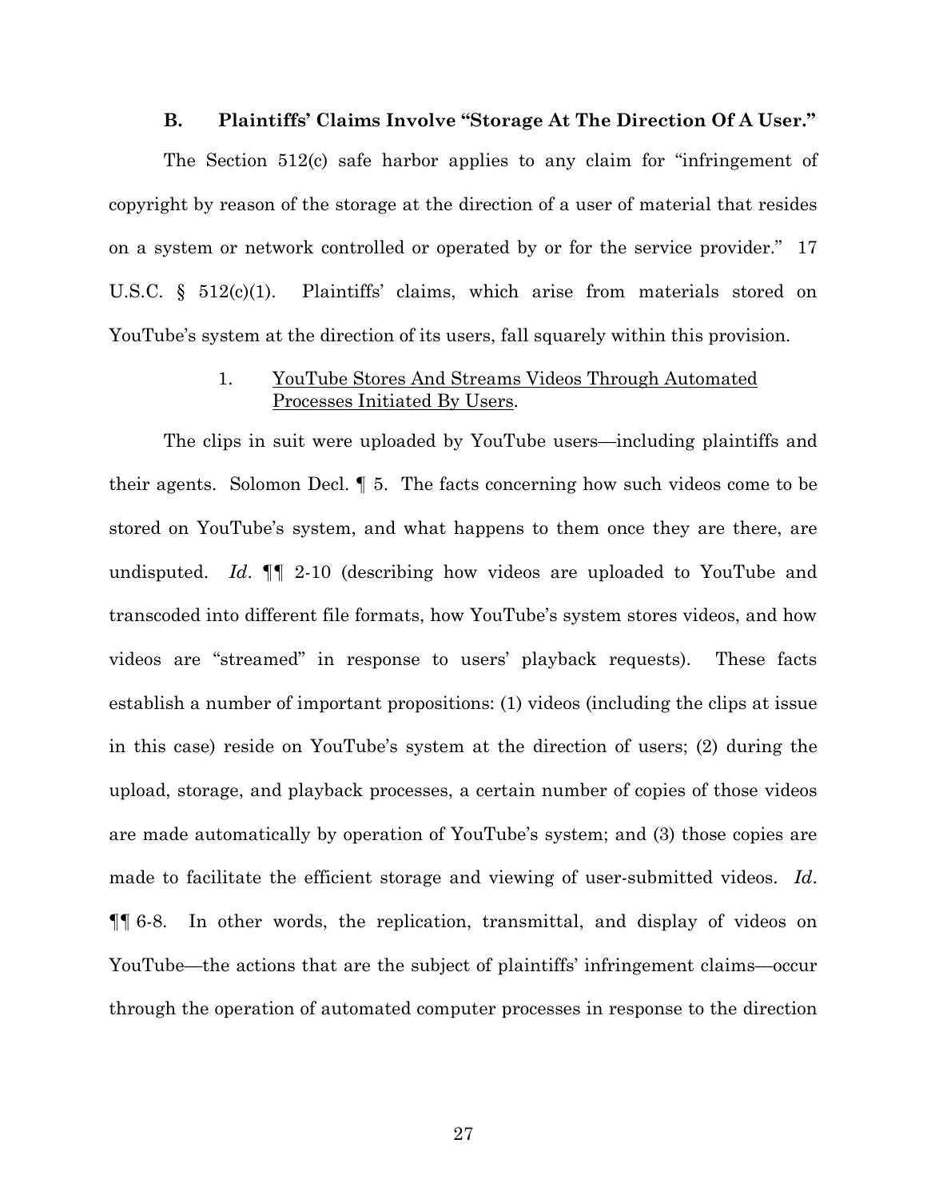### B. Plaintiffs' Claims Involve "Storage At The Direction Of A User."

The Section 512(c) safe harbor applies to any claim for "infringement of copyright by reason of the storage at the direction of a user of material that resides on a system or network controlled or operated by or for the service provider." 17 U.S.C. § 512(c)(1). Plaintiffs' claims, which arise from materials stored on YouTube's system at the direction of its users, fall squarely within this provision.

#### 1. <u>YouTube Stores And Streams Videos Through Automated Processes Initiated By Users</u>.

The clips in suit were uploaded by YouTube users—including plaintiffs and their agents. Solomon Decl. ¶ 5. The facts concerning how such videos come to be stored on YouTube's system, and what happens to them once they are there, are undisputed. *Id*. ¶¶ 2-10 (describing how videos are uploaded to YouTube and transcoded into different file formats, how YouTube's system stores videos, and how videos are "streamed" in response to users' playback requests). These facts establish a number of important propositions: (1) videos (including the clips at issue in this case) reside on YouTube's system at the direction of users; (2) during the upload, storage, and playback processes, a certain number of copies of those videos are made automatically by operation of YouTube's system; and (3) those copies are made to facilitate the efficient storage and viewing of user-submitted videos. *Id*. ¶¶ 6-8. In other words, the replication, transmittal, and display of videos on YouTube—the actions that are the subject of plaintiffs' infringement claims—occur through the operation of automated computer processes in response to the direction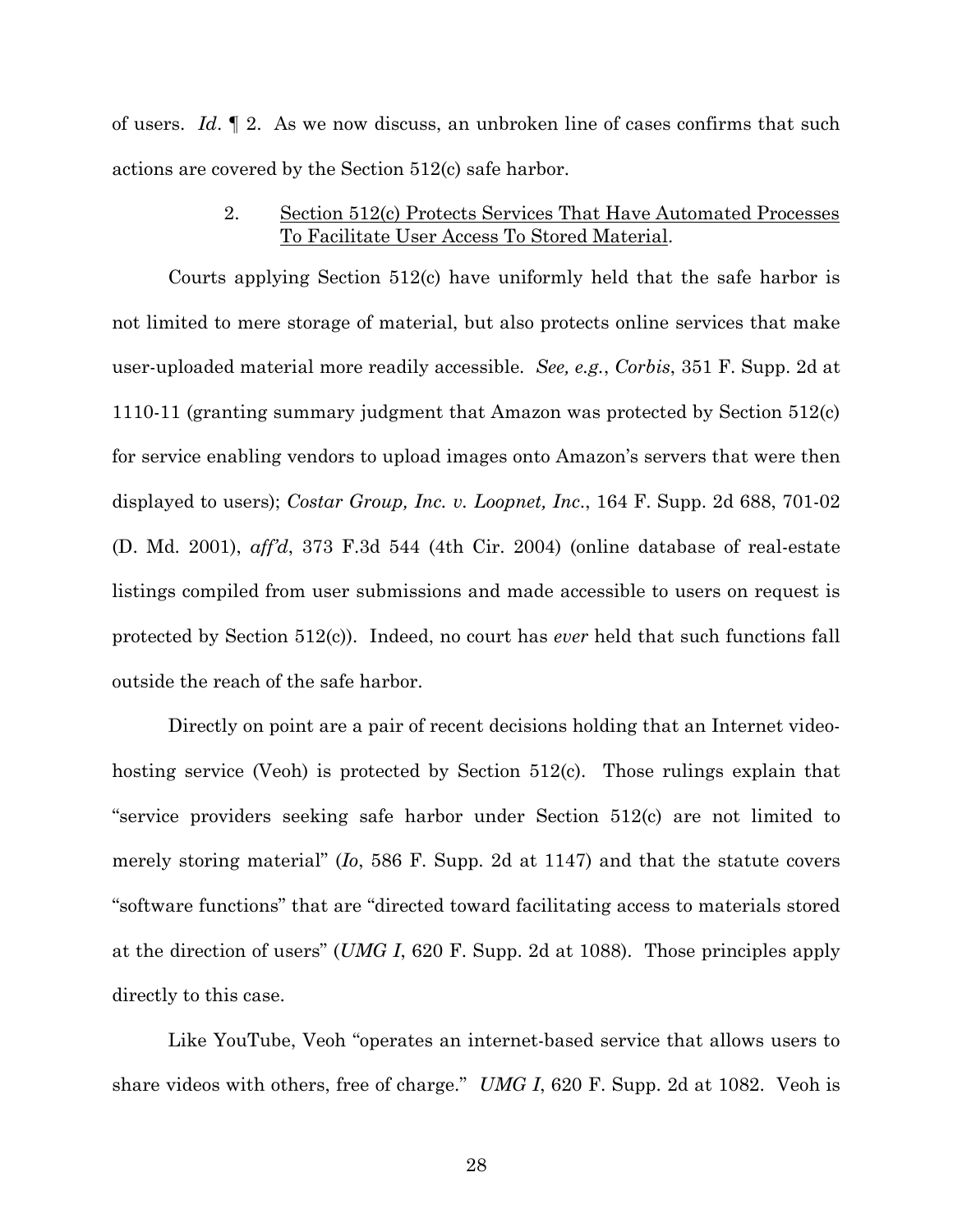of users. *Id*. ¶ 2. As we now discuss, an unbroken line of cases confirms that such actions are covered by the Section 512(c) safe harbor.

### 2. <u>Section 512(c) Protects Services That Have Automated Processes To Facilitate User Access To Stored Material</u>.

Courts applying Section 512(c) have uniformly held that the safe harbor is not limited to mere storage of material, but also protects online services that make user-uploaded material more readily accessible. *See, e.g.*, *Corbis*, 351 F. Supp. 2d at 1110-11 (granting summary judgment that Amazon was protected by Section 512(c) for service enabling vendors to upload images onto Amazon's servers that were then displayed to users); *Costar Group, Inc. v. Loopnet, Inc*., 164 F. Supp. 2d 688, 701-02 (D. Md. 2001), *aff'd*, 373 F.3d 544 (4th Cir. 2004) (online database of real-estate listings compiled from user submissions and made accessible to users on request is protected by Section 512(c)). Indeed, no court has *ever* held that such functions fall outside the reach of the safe harbor.

Directly on point are a pair of recent decisions holding that an Internet video-hosting service (Veoh) is protected by Section 512(c). Those rulings explain that "service providers seeking safe harbor under Section 512(c) are not limited to merely storing material" (*Io*, 586 F. Supp. 2d at 1147) and that the statute covers "software functions" that are "directed toward facilitating access to materials stored at the direction of users" (*UMG I*, 620 F. Supp. 2d at 1088). Those principles apply directly to this case.

Like YouTube, Veoh "operates an internet-based service that allows users to share videos with others, free of charge." *UMG I*, 620 F. Supp. 2d at 1082. Veoh is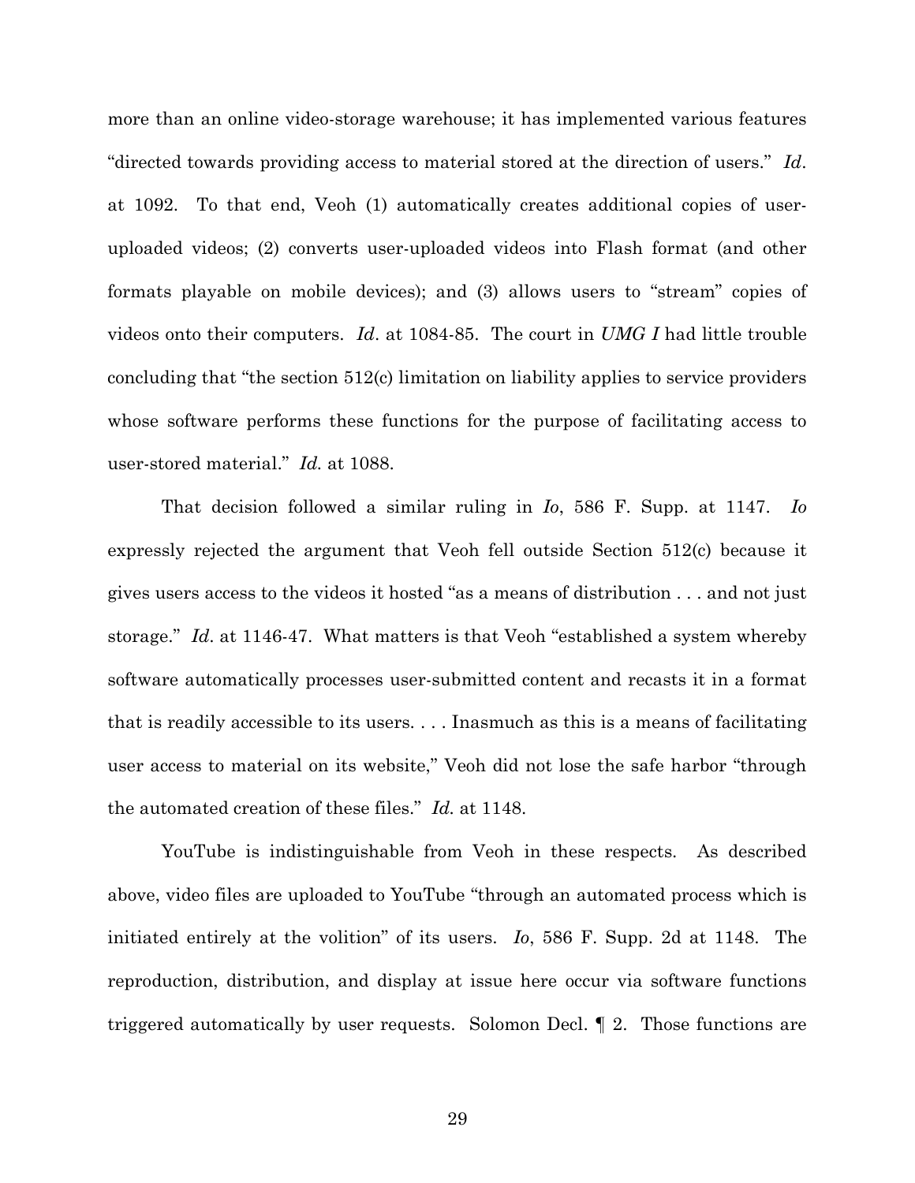more than an online video-storage warehouse; it has implemented various features "directed towards providing access to material stored at the direction of users." *Id*. at 1092. To that end, Veoh (1) automatically creates additional copies of user-uploaded videos; (2) converts user-uploaded videos into Flash format (and other formats playable on mobile devices); and (3) allows users to "stream" copies of videos onto their computers. *Id*. at 1084-85. The court in *UMG I* had little trouble concluding that "the section 512(c) limitation on liability applies to service providers whose software performs these functions for the purpose of facilitating access to user-stored material." *Id.* at 1088.

That decision followed a similar ruling in *Io*, 586 F. Supp. at 1147. *Io* expressly rejected the argument that Veoh fell outside Section 512(c) because it gives users access to the videos it hosted "as a means of distribution . . . and not just storage." *Id*. at 1146-47. What matters is that Veoh "established a system whereby software automatically processes user-submitted content and recasts it in a format that is readily accessible to its users. . . . Inasmuch as this is a means of facilitating user access to material on its website," Veoh did not lose the safe harbor "through the automated creation of these files." *Id.* at 1148.

YouTube is indistinguishable from Veoh in these respects. As described above, video files are uploaded to YouTube "through an automated process which is initiated entirely at the volition" of its users. *Io*, 586 F. Supp. 2d at 1148. The reproduction, distribution, and display at issue here occur via software functions triggered automatically by user requests. Solomon Decl. ¶ 2. Those functions are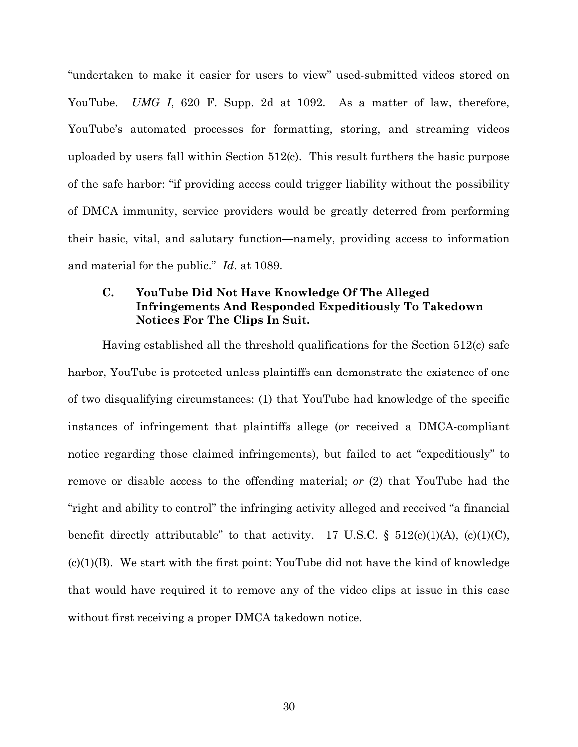"undertaken to make it easier for users to view" used-submitted videos stored on YouTube. *UMG I*, 620 F. Supp. 2d at 1092. As a matter of law, therefore, YouTube's automated processes for formatting, storing, and streaming videos uploaded by users fall within Section 512(c). This result furthers the basic purpose of the safe harbor: "if providing access could trigger liability without the possibility of DMCA immunity, service providers would be greatly deterred from performing their basic, vital, and salutary function—namely, providing access to information and material for the public." *Id*. at 1089.

### C. YouTube Did Not Have Knowledge Of The Alleged Infringements And Responded Expeditiously To Takedown Notices For The Clips In Suit.

Having established all the threshold qualifications for the Section 512(c) safe harbor, YouTube is protected unless plaintiffs can demonstrate the existence of one of two disqualifying circumstances: (1) that YouTube had knowledge of the specific instances of infringement that plaintiffs allege (or received a DMCA-compliant notice regarding those claimed infringements), but failed to act "expeditiously" to remove or disable access to the offending material; *or* (2) that YouTube had the "right and ability to control" the infringing activity alleged and received "a financial benefit directly attributable" to that activity. 17 U.S.C. § 512(c)(1)(A), (c)(1)(C), (c)(1)(B). We start with the first point: YouTube did not have the kind of knowledge that would have required it to remove any of the video clips at issue in this case without first receiving a proper DMCA takedown notice.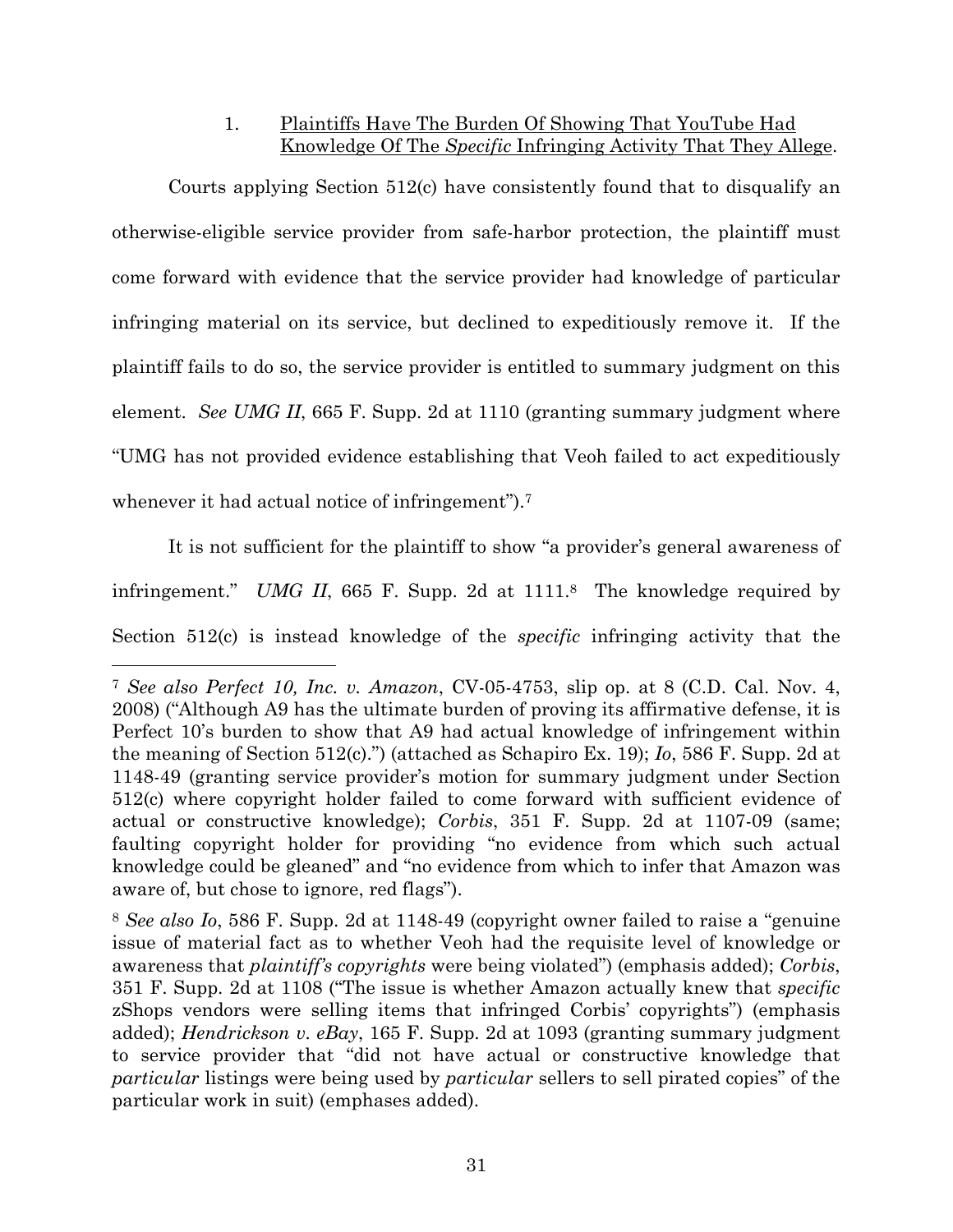1. <u>Plaintiffs Have The Burden Of Showing That YouTube Had Knowledge Of The *Specific* Infringing Activity That They Allege</u>.

Courts applying Section 512(c) have consistently found that to disqualify an otherwise-eligible service provider from safe-harbor protection, the plaintiff must come forward with evidence that the service provider had knowledge of particular infringing material on its service, but declined to expeditiously remove it. If the plaintiff fails to do so, the service provider is entitled to summary judgment on this element. *See UMG II*, 665 F. Supp. 2d at 1110 (granting summary judgment where "UMG has not provided evidence establishing that Veoh failed to act expeditiously whenever it had actual notice of infringement").[7]

It is not sufficient for the plaintiff to show "a provider's general awareness of infringement." *UMG II*, 665 F. Supp. 2d at 1111.[8] The knowledge required by Section 512(c) is instead knowledge of the *specific* infringing activity that the

---

[7] *See also Perfect 10, Inc. v. Amazon*, CV-05-4753, slip op. at 8 (C.D. Cal. Nov. 4, 2008) ("Although A9 has the ultimate burden of proving its affirmative defense, it is Perfect 10's burden to show that A9 had actual knowledge of infringement within the meaning of Section 512(c).") (attached as Schapiro Ex. 19); *Io*, 586 F. Supp. 2d at 1148-49 (granting service provider's motion for summary judgment under Section 512(c) where copyright holder failed to come forward with sufficient evidence of actual or constructive knowledge); *Corbis*, 351 F. Supp. 2d at 1107-09 (same; faulting copyright holder for providing "no evidence from which such actual knowledge could be gleaned" and "no evidence from which to infer that Amazon was aware of, but chose to ignore, red flags").

[8] *See also Io*, 586 F. Supp. 2d at 1148-49 (copyright owner failed to raise a "genuine issue of material fact as to whether Veoh had the requisite level of knowledge or awareness that *plaintiff's copyrights* were being violated") (emphasis added); *Corbis*, 351 F. Supp. 2d at 1108 ("The issue is whether Amazon actually knew that *specific* zShops vendors were selling items that infringed Corbis' copyrights") (emphasis added); *Hendrickson v. eBay*, 165 F. Supp. 2d at 1093 (granting summary judgment to service provider that "did not have actual or constructive knowledge that *particular* listings were being used by *particular* sellers to sell pirated copies" of the particular work in suit) (emphases added).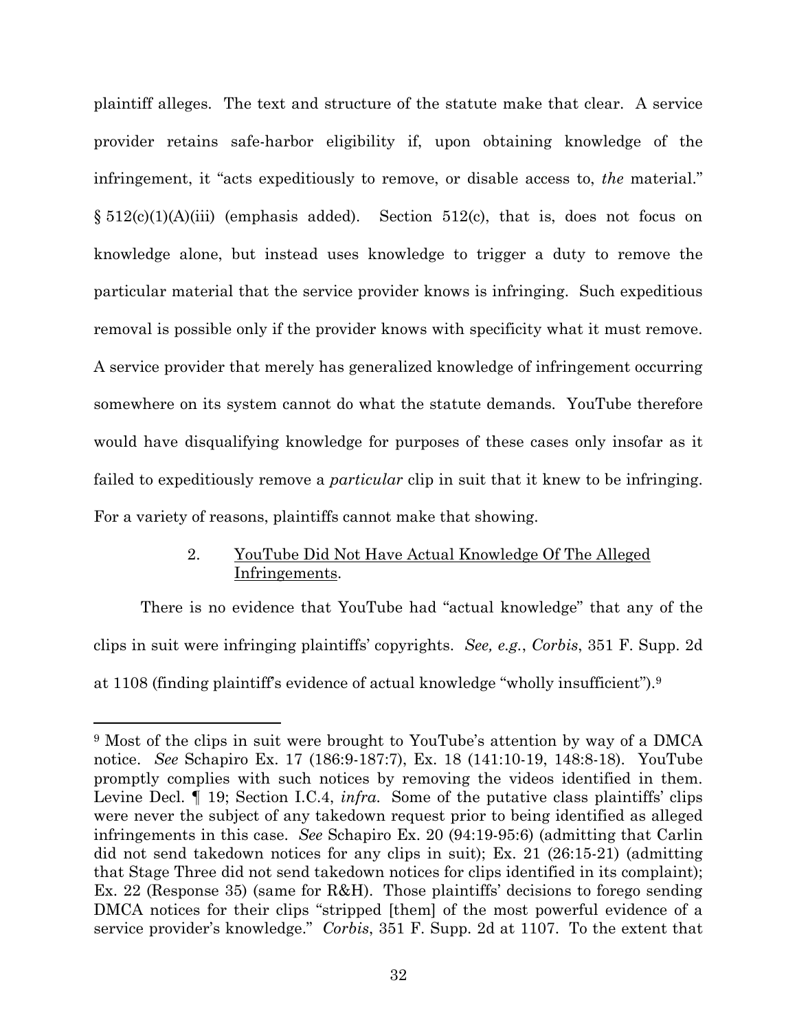plaintiff alleges. The text and structure of the statute make that clear. A service provider retains safe-harbor eligibility if, upon obtaining knowledge of the infringement, it "acts expeditiously to remove, or disable access to, *the* material." § 512(c)(1)(A)(iii) (emphasis added). Section 512(c), that is, does not focus on knowledge alone, but instead uses knowledge to trigger a duty to remove the particular material that the service provider knows is infringing. Such expeditious removal is possible only if the provider knows with specificity what it must remove. A service provider that merely has generalized knowledge of infringement occurring somewhere on its system cannot do what the statute demands. YouTube therefore would have disqualifying knowledge for purposes of these cases only insofar as it failed to expeditiously remove a *particular* clip in suit that it knew to be infringing. For a variety of reasons, plaintiffs cannot make that showing.

### 2. YouTube Did Not Have Actual Knowledge Of The Alleged Infringements.

There is no evidence that YouTube had "actual knowledge" that any of the clips in suit were infringing plaintiffs' copyrights. *See, e.g.*, *Corbis*, 351 F. Supp. 2d at 1108 (finding plaintiff's evidence of actual knowledge "wholly insufficient").[9]

---

[9] Most of the clips in suit were brought to YouTube's attention by way of a DMCA notice. *See* Schapiro Ex. 17 (186:9-187:7), Ex. 18 (141:10-19, 148:8-18). YouTube promptly complies with such notices by removing the videos identified in them. Levine Decl. ¶ 19; Section I.C.4, *infra*. Some of the putative class plaintiffs' clips were never the subject of any takedown request prior to being identified as alleged infringements in this case. *See* Schapiro Ex. 20 (94:19-95:6) (admitting that Carlin did not send takedown notices for any clips in suit); Ex. 21 (26:15-21) (admitting that Stage Three did not send takedown notices for clips identified in its complaint); Ex. 22 (Response 35) (same for R&H). Those plaintiffs' decisions to forego sending DMCA notices for their clips "stripped [them] of the most powerful evidence of a service provider's knowledge." *Corbis*, 351 F. Supp. 2d at 1107. To the extent that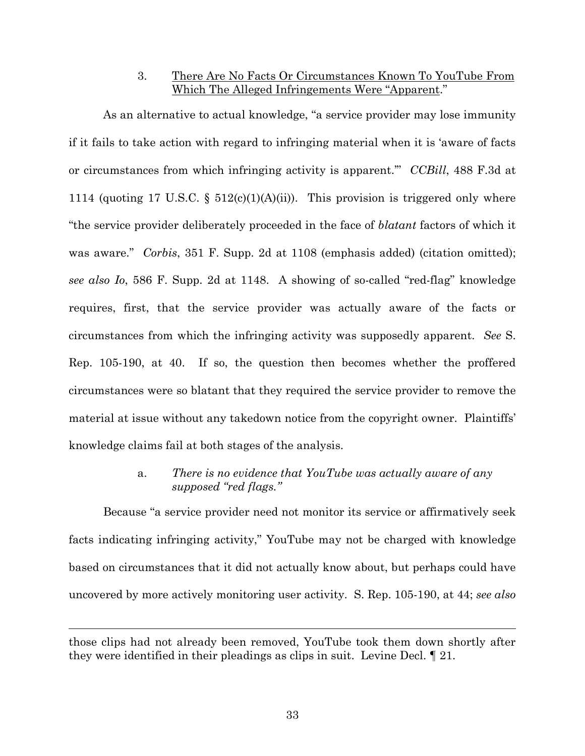### 3. There Are No Facts Or Circumstances Known To YouTube From Which The Alleged Infringements Were "Apparent."

As an alternative to actual knowledge, "a service provider may lose immunity if it fails to take action with regard to infringing material when it is 'aware of facts or circumstances from which infringing activity is apparent.'" *CCBill*, 488 F.3d at 1114 (quoting 17 U.S.C. § 512(c)(1)(A)(ii)). This provision is triggered only where "the service provider deliberately proceeded in the face of *blatant* factors of which it was aware." *Corbis*, 351 F. Supp. 2d at 1108 (emphasis added) (citation omitted); *see also Io*, 586 F. Supp. 2d at 1148. A showing of so-called "red-flag" knowledge requires, first, that the service provider was actually aware of the facts or circumstances from which the infringing activity was supposedly apparent. *See* S. Rep. 105-190, at 40. If so, the question then becomes whether the proffered circumstances were so blatant that they required the service provider to remove the material at issue without any takedown notice from the copyright owner. Plaintiffs' knowledge claims fail at both stages of the analysis.

#### a. *There is no evidence that YouTube was actually aware of any supposed "red flags."*

Because "a service provider need not monitor its service or affirmatively seek facts indicating infringing activity," YouTube may not be charged with knowledge based on circumstances that it did not actually know about, but perhaps could have uncovered by more actively monitoring user activity. S. Rep. 105-190, at 44; *see also*

---

those clips had not already been removed, YouTube took them down shortly after they were identified in their pleadings as clips in suit. Levine Decl. ¶ 21.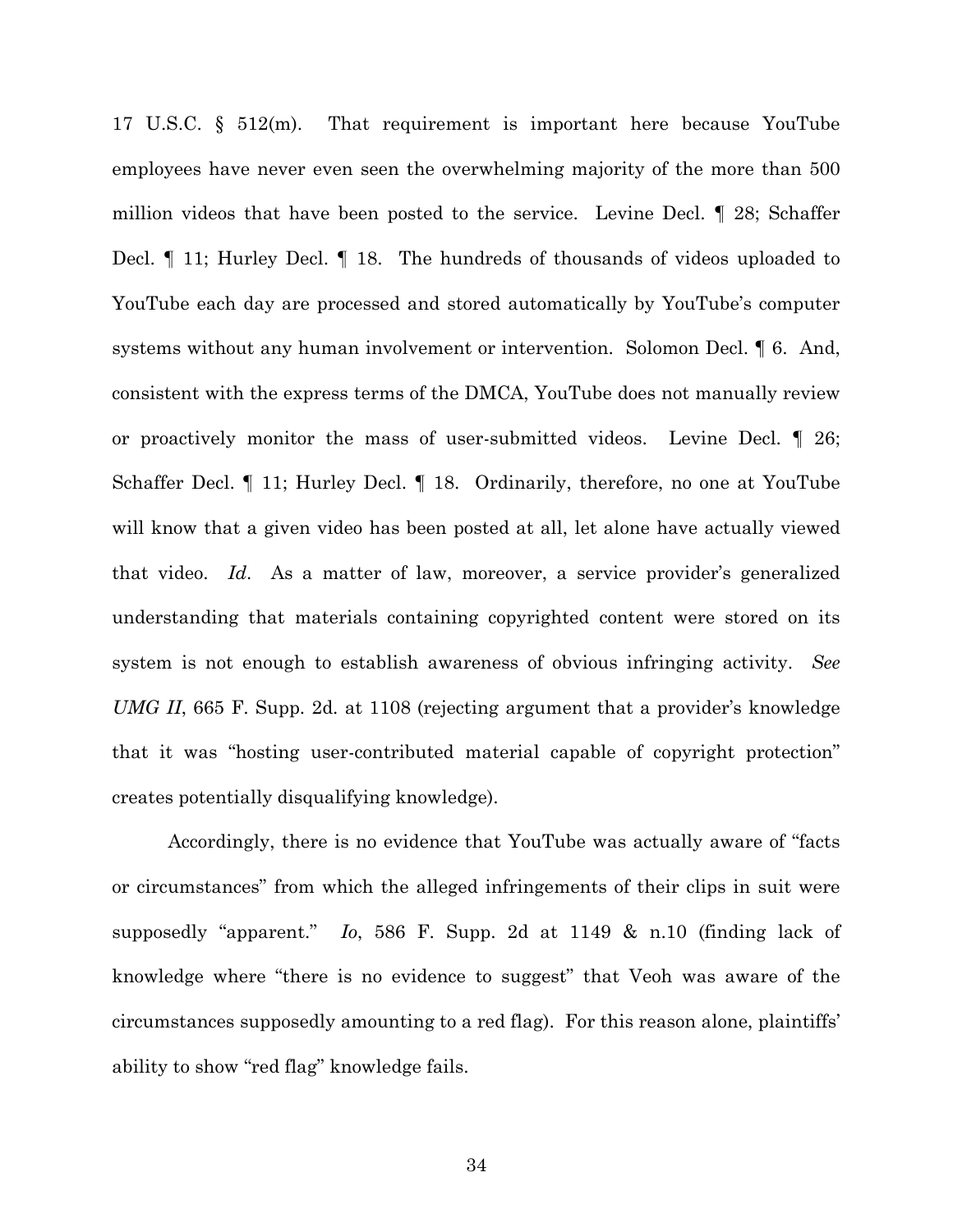17 U.S.C. § 512(m). That requirement is important here because YouTube employees have never even seen the overwhelming majority of the more than 500 million videos that have been posted to the service. Levine Decl. ¶ 28; Schaffer Decl. ¶ 11; Hurley Decl. ¶ 18. The hundreds of thousands of videos uploaded to YouTube each day are processed and stored automatically by YouTube's computer systems without any human involvement or intervention. Solomon Decl. ¶ 6. And, consistent with the express terms of the DMCA, YouTube does not manually review or proactively monitor the mass of user-submitted videos. Levine Decl. ¶ 26; Schaffer Decl. ¶ 11; Hurley Decl. ¶ 18. Ordinarily, therefore, no one at YouTube will know that a given video has been posted at all, let alone have actually viewed that video. *Id*. As a matter of law, moreover, a service provider's generalized understanding that materials containing copyrighted content were stored on its system is not enough to establish awareness of obvious infringing activity. *See UMG II*, 665 F. Supp. 2d. at 1108 (rejecting argument that a provider's knowledge that it was "hosting user-contributed material capable of copyright protection" creates potentially disqualifying knowledge).

Accordingly, there is no evidence that YouTube was actually aware of "facts or circumstances" from which the alleged infringements of their clips in suit were supposedly "apparent." *Io*, 586 F. Supp. 2d at 1149 & n.10 (finding lack of knowledge where "there is no evidence to suggest" that Veoh was aware of the circumstances supposedly amounting to a red flag). For this reason alone, plaintiffs' ability to show "red flag" knowledge fails.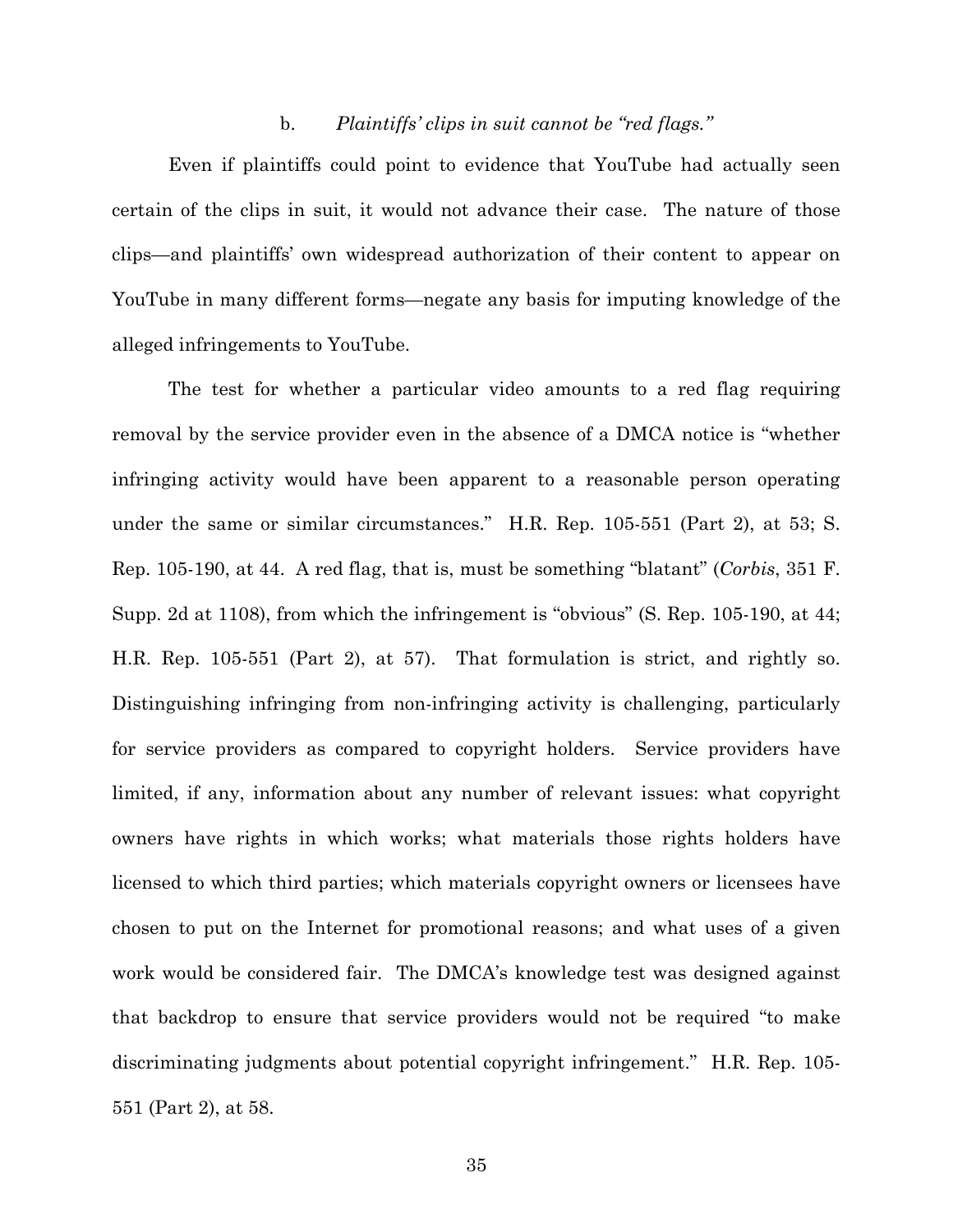#### b. *Plaintiffs' clips in suit cannot be "red flags."*

Even if plaintiffs could point to evidence that YouTube had actually seen certain of the clips in suit, it would not advance their case. The nature of those clips—and plaintiffs' own widespread authorization of their content to appear on YouTube in many different forms—negate any basis for imputing knowledge of the alleged infringements to YouTube.

The test for whether a particular video amounts to a red flag requiring removal by the service provider even in the absence of a DMCA notice is "whether infringing activity would have been apparent to a reasonable person operating under the same or similar circumstances." H.R. Rep. 105-551 (Part 2), at 53; S. Rep. 105-190, at 44. A red flag, that is, must be something "blatant" (*Corbis*, 351 F. Supp. 2d at 1108), from which the infringement is "obvious" (S. Rep. 105-190, at 44; H.R. Rep. 105-551 (Part 2), at 57). That formulation is strict, and rightly so. Distinguishing infringing from non-infringing activity is challenging, particularly for service providers as compared to copyright holders. Service providers have limited, if any, information about any number of relevant issues: what copyright owners have rights in which works; what materials those rights holders have licensed to which third parties; which materials copyright owners or licensees have chosen to put on the Internet for promotional reasons; and what uses of a given work would be considered fair. The DMCA's knowledge test was designed against that backdrop to ensure that service providers would not be required "to make discriminating judgments about potential copyright infringement." H.R. Rep. 105-551 (Part 2), at 58.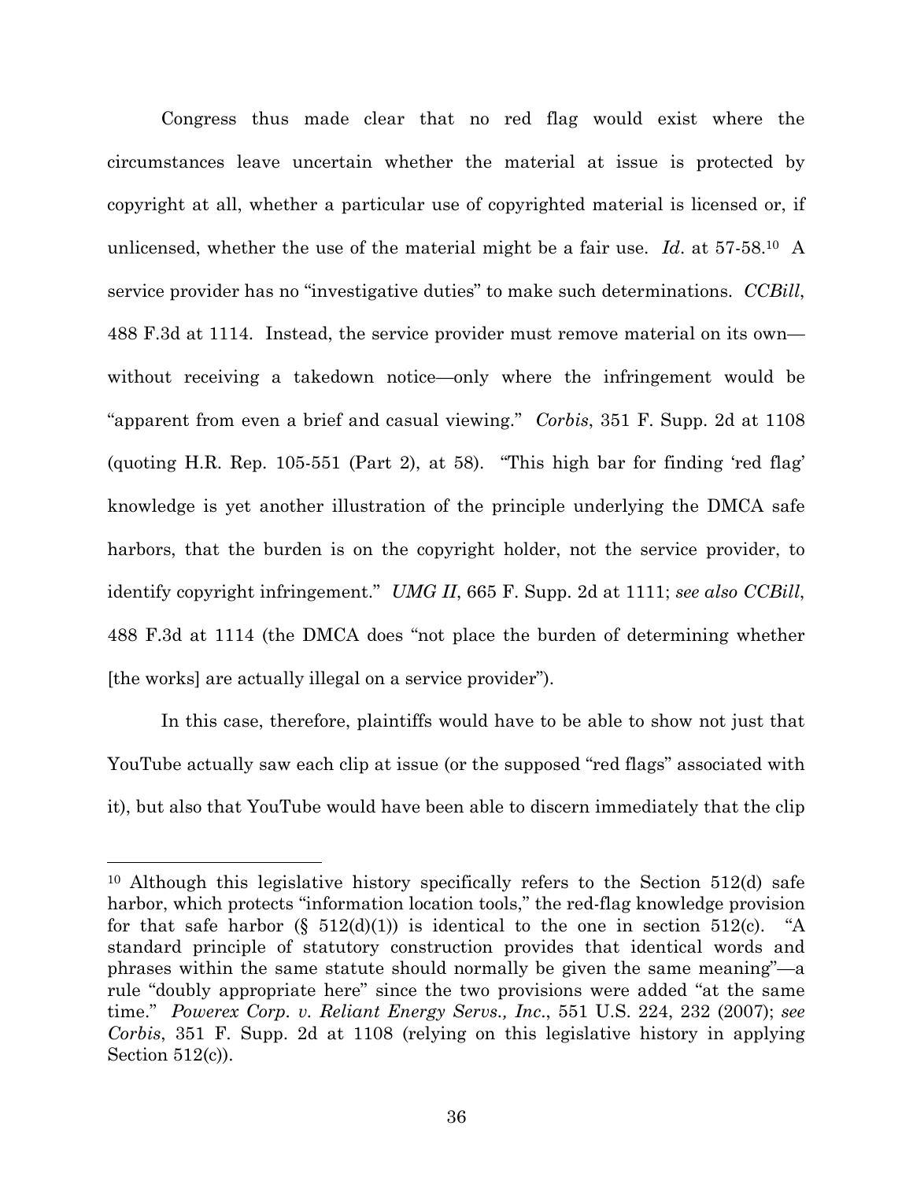Congress thus made clear that no red flag would exist where the circumstances leave uncertain whether the material at issue is protected by copyright at all, whether a particular use of copyrighted material is licensed or, if unlicensed, whether the use of the material might be a fair use. *Id*. at 57-58.[10] A service provider has no "investigative duties" to make such determinations. *CCBill*, 488 F.3d at 1114. Instead, the service provider must remove material on its own—without receiving a takedown notice—only where the infringement would be "apparent from even a brief and casual viewing." *Corbis*, 351 F. Supp. 2d at 1108 (quoting H.R. Rep. 105-551 (Part 2), at 58). "This high bar for finding 'red flag' knowledge is yet another illustration of the principle underlying the DMCA safe harbors, that the burden is on the copyright holder, not the service provider, to identify copyright infringement." *UMG II*, 665 F. Supp. 2d at 1111; *see also CCBill*, 488 F.3d at 1114 (the DMCA does "not place the burden of determining whether [the works] are actually illegal on a service provider").

In this case, therefore, plaintiffs would have to be able to show not just that YouTube actually saw each clip at issue (or the supposed "red flags" associated with it), but also that YouTube would have been able to discern immediately that the clip

---

[10] Although this legislative history specifically refers to the Section 512(d) safe harbor, which protects "information location tools," the red-flag knowledge provision for that safe harbor (§ 512(d)(1)) is identical to the one in section 512(c). "A standard principle of statutory construction provides that identical words and phrases within the same statute should normally be given the same meaning"—a rule "doubly appropriate here" since the two provisions were added "at the same time." *Powerex Corp. v. Reliant Energy Servs., Inc.*, 551 U.S. 224, 232 (2007); *see Corbis*, 351 F. Supp. 2d at 1108 (relying on this legislative history in applying Section 512(c)).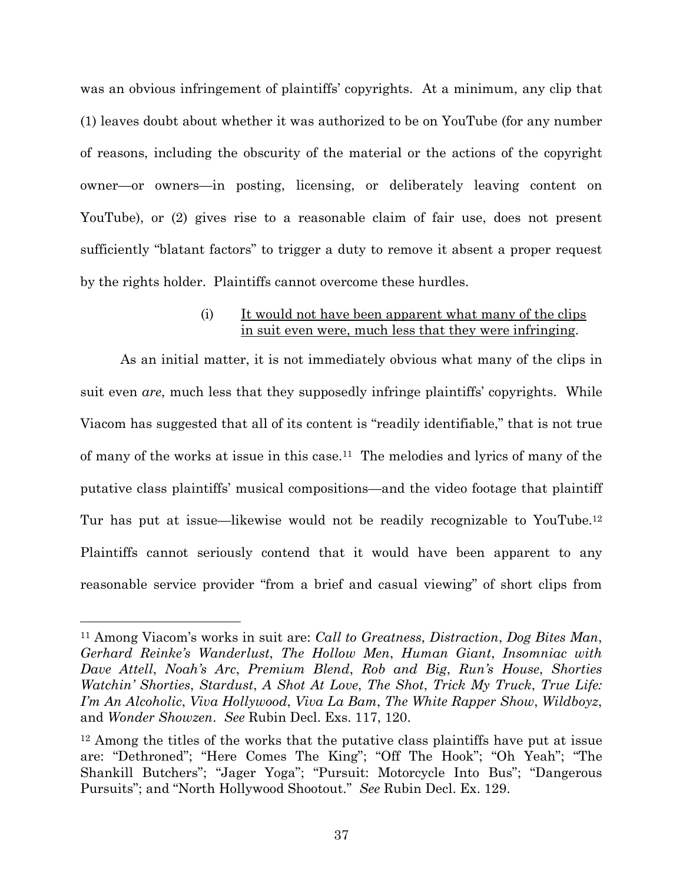was an obvious infringement of plaintiffs' copyrights. At a minimum, any clip that (1) leaves doubt about whether it was authorized to be on YouTube (for any number of reasons, including the obscurity of the material or the actions of the copyright owner—or owners—in posting, licensing, or deliberately leaving content on YouTube), or (2) gives rise to a reasonable claim of fair use, does not present sufficiently "blatant factors" to trigger a duty to remove it absent a proper request by the rights holder. Plaintiffs cannot overcome these hurdles.

(i) <u>It would not have been apparent what many of the clips in suit even were, much less that they were infringing</u>.

As an initial matter, it is not immediately obvious what many of the clips in suit even *are*, much less that they supposedly infringe plaintiffs' copyrights. While Viacom has suggested that all of its content is "readily identifiable," that is not true of many of the works at issue in this case.[11] The melodies and lyrics of many of the putative class plaintiffs' musical compositions—and the video footage that plaintiff Tur has put at issue—likewise would not be readily recognizable to YouTube.[12] Plaintiffs cannot seriously contend that it would have been apparent to any reasonable service provider "from a brief and casual viewing" of short clips from

---

[11] Among Viacom's works in suit are: *Call to Greatness*, *Distraction*, *Dog Bites Man*, *Gerhard Reinke's Wanderlust*, *The Hollow Men*, *Human Giant*, *Insomniac with Dave Attell*, *Noah's Arc*, *Premium Blend*, *Rob and Big*, *Run's House*, *Shorties Watchin' Shorties*, *Stardust*, *A Shot At Love*, *The Shot*, *Trick My Truck*, *True Life: I'm An Alcoholic*, *Viva Hollywood*, *Viva La Bam*, *The White Rapper Show*, *Wildboyz*, and *Wonder Showzen*. *See* Rubin Decl. Exs. 117, 120.

[12] Among the titles of the works that the putative class plaintiffs have put at issue are: "Dethroned"; "Here Comes The King"; "Off The Hook"; "Oh Yeah"; "The Shankill Butchers"; "Jager Yoga"; "Pursuit: Motorcycle Into Bus"; "Dangerous Pursuits"; and "North Hollywood Shootout." *See* Rubin Decl. Ex. 129.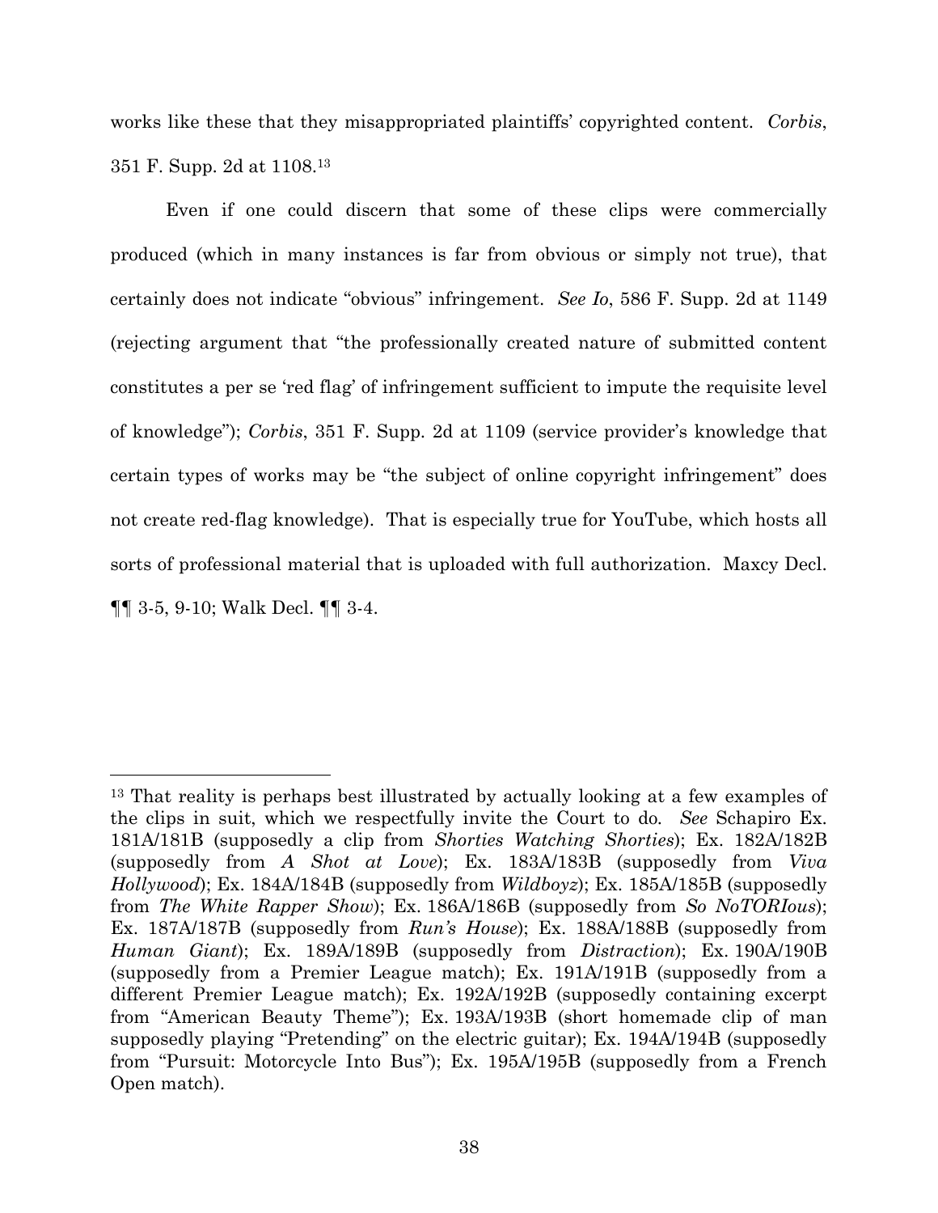works like these that they misappropriated plaintiffs' copyrighted content. *Corbis*, 351 F. Supp. 2d at 1108.[13]

Even if one could discern that some of these clips were commercially produced (which in many instances is far from obvious or simply not true), that certainly does not indicate "obvious" infringement. *See Io*, 586 F. Supp. 2d at 1149 (rejecting argument that "the professionally created nature of submitted content constitutes a per se 'red flag' of infringement sufficient to impute the requisite level of knowledge"); *Corbis*, 351 F. Supp. 2d at 1109 (service provider's knowledge that certain types of works may be "the subject of online copyright infringement" does not create red-flag knowledge). That is especially true for YouTube, which hosts all sorts of professional material that is uploaded with full authorization. Maxcy Decl. ¶¶ 3-5, 9-10; Walk Decl. ¶¶ 3-4.

---

[13] That reality is perhaps best illustrated by actually looking at a few examples of the clips in suit, which we respectfully invite the Court to do. *See* Schapiro Ex. 181A/181B (supposedly a clip from *Shorties Watching Shorties*); Ex. 182A/182B (supposedly from *A Shot at Love*); Ex. 183A/183B (supposedly from *Viva Hollywood*); Ex. 184A/184B (supposedly from *Wildboyz*); Ex. 185A/185B (supposedly from *The White Rapper Show*); Ex. 186A/186B (supposedly from *So NoTORIous*); Ex. 187A/187B (supposedly from *Run's House*); Ex. 188A/188B (supposedly from *Human Giant*); Ex. 189A/189B (supposedly from *Distraction*); Ex. 190A/190B (supposedly from a Premier League match); Ex. 191A/191B (supposedly from a different Premier League match); Ex. 192A/192B (supposedly containing excerpt from "American Beauty Theme"); Ex. 193A/193B (short homemade clip of man supposedly playing "Pretending" on the electric guitar); Ex. 194A/194B (supposedly from "Pursuit: Motorcycle Into Bus"); Ex. 195A/195B (supposedly from a French Open match).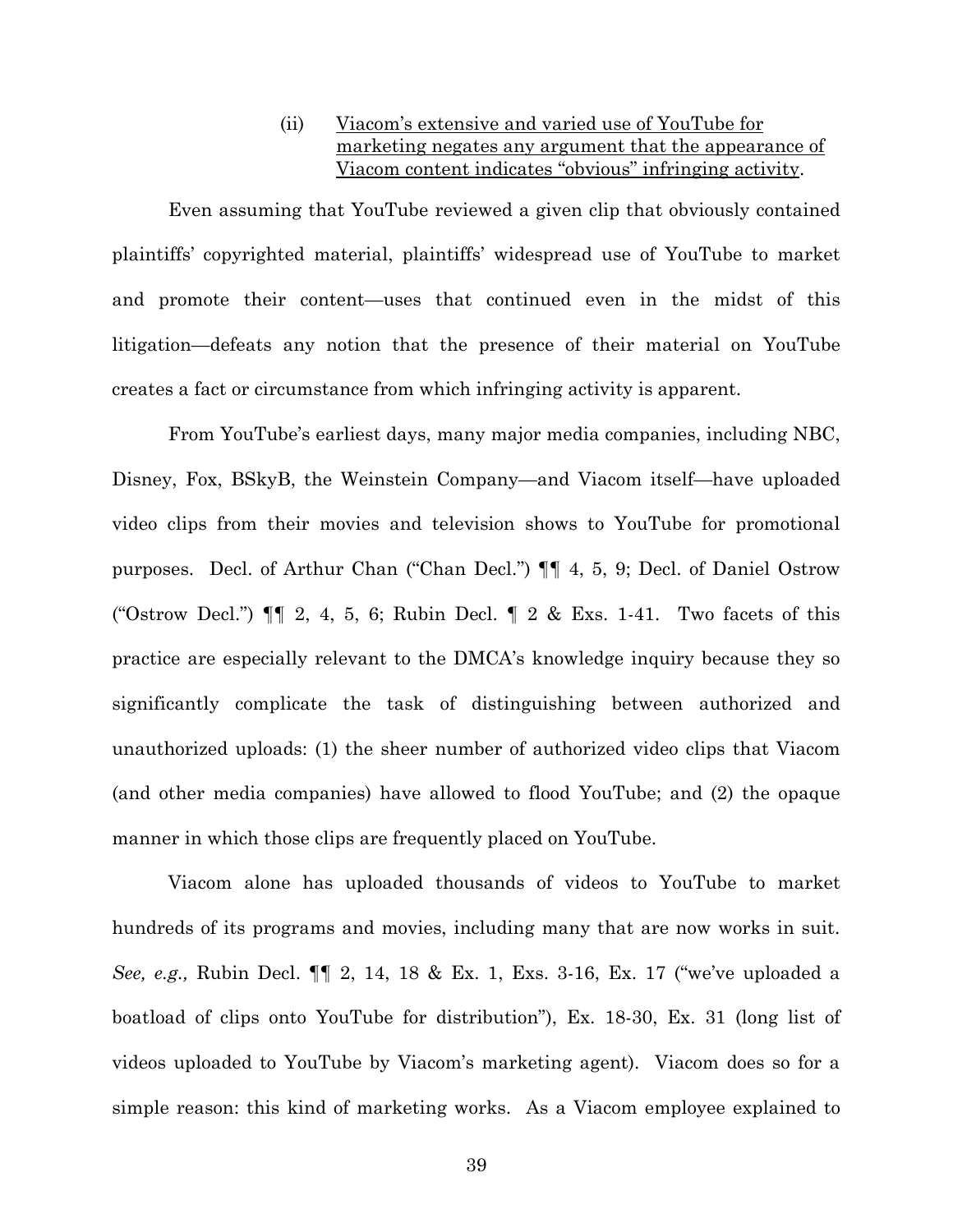(ii) <u>Viacom's extensive and varied use of YouTube for marketing negates any argument that the appearance of Viacom content indicates "obvious" infringing activity</u>.

Even assuming that YouTube reviewed a given clip that obviously contained plaintiffs' copyrighted material, plaintiffs' widespread use of YouTube to market and promote their content—uses that continued even in the midst of this litigation—defeats any notion that the presence of their material on YouTube creates a fact or circumstance from which infringing activity is apparent.

From YouTube's earliest days, many major media companies, including NBC, Disney, Fox, BSkyB, the Weinstein Company—and Viacom itself—have uploaded video clips from their movies and television shows to YouTube for promotional purposes. Decl. of Arthur Chan ("Chan Decl.") ¶¶ 4, 5, 9; Decl. of Daniel Ostrow ("Ostrow Decl.") ¶¶ 2, 4, 5, 6; Rubin Decl. ¶ 2 & Exs. 1-41. Two facets of this practice are especially relevant to the DMCA's knowledge inquiry because they so significantly complicate the task of distinguishing between authorized and unauthorized uploads: (1) the sheer number of authorized video clips that Viacom (and other media companies) have allowed to flood YouTube; and (2) the opaque manner in which those clips are frequently placed on YouTube.

Viacom alone has uploaded thousands of videos to YouTube to market hundreds of its programs and movies, including many that are now works in suit. *See, e.g.,* Rubin Decl. ¶¶ 2, 14, 18 & Ex. 1, Exs. 3-16, Ex. 17 ("we've uploaded a boatload of clips onto YouTube for distribution"), Ex. 18-30, Ex. 31 (long list of videos uploaded to YouTube by Viacom's marketing agent). Viacom does so for a simple reason: this kind of marketing works. As a Viacom employee explained to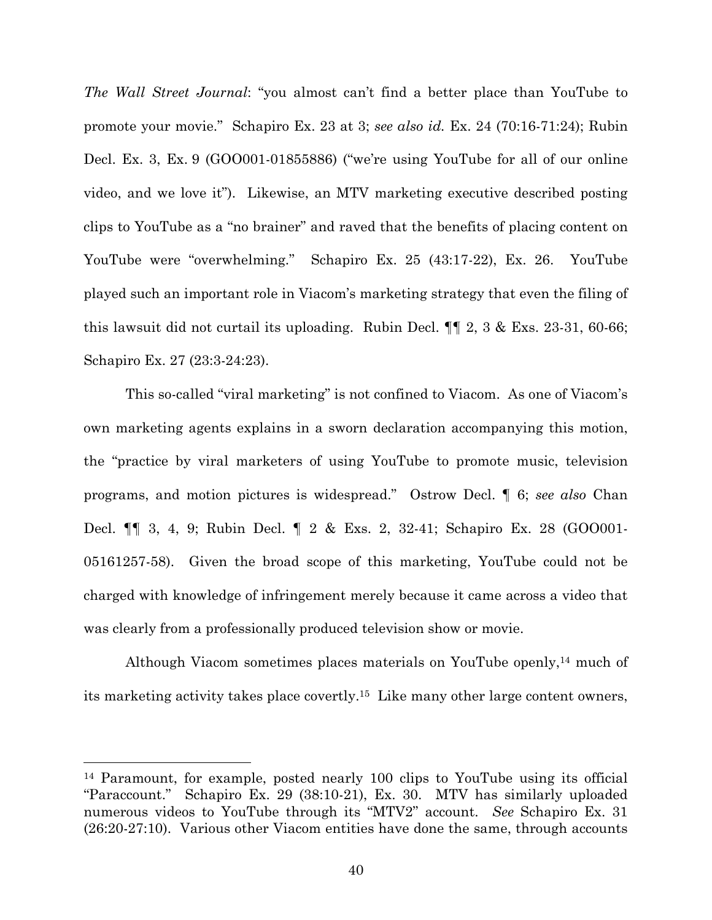*The Wall Street Journal*: "you almost can't find a better place than YouTube to promote your movie." Schapiro Ex. 23 at 3; *see also id.* Ex. 24 (70:16-71:24); Rubin Decl. Ex. 3, Ex. 9 (GOO001-01855886) ("we're using YouTube for all of our online video, and we love it"). Likewise, an MTV marketing executive described posting clips to YouTube as a "no brainer" and raved that the benefits of placing content on YouTube were "overwhelming." Schapiro Ex. 25 (43:17-22), Ex. 26. YouTube played such an important role in Viacom's marketing strategy that even the filing of this lawsuit did not curtail its uploading. Rubin Decl. ¶¶ 2, 3 & Exs. 23-31, 60-66; Schapiro Ex. 27 (23:3-24:23).

This so-called "viral marketing" is not confined to Viacom. As one of Viacom's own marketing agents explains in a sworn declaration accompanying this motion, the "practice by viral marketers of using YouTube to promote music, television programs, and motion pictures is widespread." Ostrow Decl. ¶ 6; *see also* Chan Decl. ¶¶ 3, 4, 9; Rubin Decl. ¶ 2 & Exs. 2, 32-41; Schapiro Ex. 28 (GOO001-05161257-58). Given the broad scope of this marketing, YouTube could not be charged with knowledge of infringement merely because it came across a video that was clearly from a professionally produced television show or movie.

Although Viacom sometimes places materials on YouTube openly,[14] much of its marketing activity takes place covertly.[15] Like many other large content owners,

---

[14] Paramount, for example, posted nearly 100 clips to YouTube using its official "Paraccount." Schapiro Ex. 29 (38:10-21), Ex. 30. MTV has similarly uploaded numerous videos to YouTube through its "MTV2" account. *See* Schapiro Ex. 31 (26:20-27:10). Various other Viacom entities have done the same, through accounts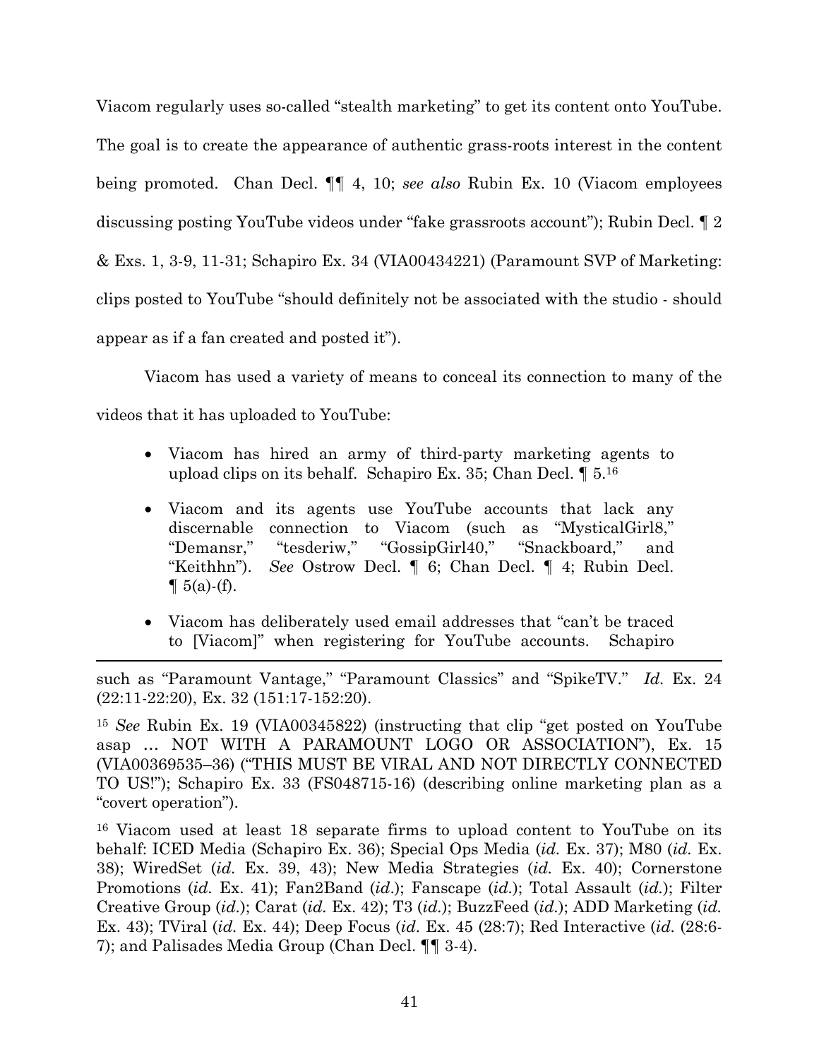Viacom regularly uses so-called "stealth marketing" to get its content onto YouTube. The goal is to create the appearance of authentic grass-roots interest in the content being promoted. Chan Decl. ¶¶ 4, 10; *see also* Rubin Ex. 10 (Viacom employees discussing posting YouTube videos under "fake grassroots account"); Rubin Decl. ¶ 2 & Exs. 1, 3-9, 11-31; Schapiro Ex. 34 (VIA00434221) (Paramount SVP of Marketing: clips posted to YouTube "should definitely not be associated with the studio - should appear as if a fan created and posted it").

Viacom has used a variety of means to conceal its connection to many of the videos that it has uploaded to YouTube:

- Viacom has hired an army of third-party marketing agents to upload clips on its behalf. Schapiro Ex. 35; Chan Decl. ¶ 5.[16]
- Viacom and its agents use YouTube accounts that lack any discernable connection to Viacom (such as "MysticalGirl8," "Demansr," "tesderiw," "GossipGirl40," "Snackboard," and "Keithhn"). *See* Ostrow Decl. ¶ 6; Chan Decl. ¶ 4; Rubin Decl. ¶ 5(a)-(f).
- Viacom has deliberately used email addresses that "can't be traced to [Viacom]" when registering for YouTube accounts. Schapiro

---

such as "Paramount Vantage," "Paramount Classics" and "SpikeTV." *Id.* Ex. 24 (22:11-22:20), Ex. 32 (151:17-152:20).

[15] *See* Rubin Ex. 19 (VIA00345822) (instructing that clip "get posted on YouTube asap … NOT WITH A PARAMOUNT LOGO OR ASSOCIATION"), Ex. 15 (VIA00369535–36) ("THIS MUST BE VIRAL AND NOT DIRECTLY CONNECTED TO US!"); Schapiro Ex. 33 (FS048715-16) (describing online marketing plan as a "covert operation").

[16] Viacom used at least 18 separate firms to upload content to YouTube on its behalf: ICED Media (Schapiro Ex. 36); Special Ops Media (*id.* Ex. 37); M80 (*id.* Ex. 38); WiredSet (*id.* Ex. 39, 43); New Media Strategies (*id.* Ex. 40); Cornerstone Promotions (*id.* Ex. 41); Fan2Band (*id.*); Fanscape (*id.*); Total Assault (*id.*); Filter Creative Group (*id.*); Carat (*id.* Ex. 42); T3 (*id.*); BuzzFeed (*id.*); ADD Marketing (*id.* Ex. 43); TViral (*id.* Ex. 44); Deep Focus (*id.* Ex. 45 (28:7); Red Interactive (*id.* (28:6-7); and Palisades Media Group (Chan Decl. ¶¶ 3-4).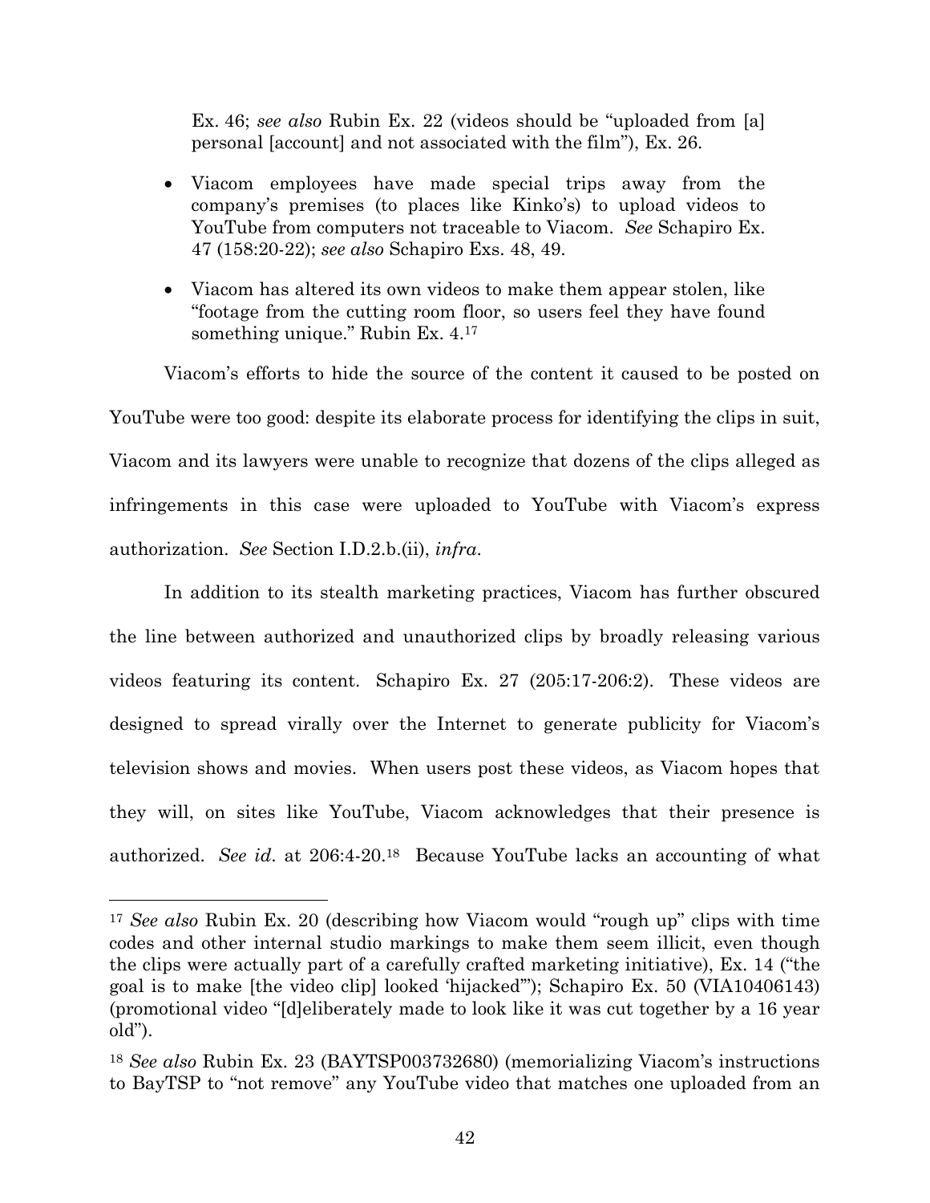Ex. 46; *see also* Rubin Ex. 22 (videos should be "uploaded from [a] personal [account] and not associated with the film"), Ex. 26.

- Viacom employees have made special trips away from the company's premises (to places like Kinko's) to upload videos to YouTube from computers not traceable to Viacom. *See* Schapiro Ex. 47 (158:20-22); *see also* Schapiro Exs. 48, 49.
- Viacom has altered its own videos to make them appear stolen, like "footage from the cutting room floor, so users feel they have found something unique." Rubin Ex. 4.[17]

Viacom's efforts to hide the source of the content it caused to be posted on YouTube were too good: despite its elaborate process for identifying the clips in suit, Viacom and its lawyers were unable to recognize that dozens of the clips alleged as infringements in this case were uploaded to YouTube with Viacom's express authorization. *See* Section I.D.2.b.(ii), *infra*.

In addition to its stealth marketing practices, Viacom has further obscured the line between authorized and unauthorized clips by broadly releasing various videos featuring its content. Schapiro Ex. 27 (205:17-206:2). These videos are designed to spread virally over the Internet to generate publicity for Viacom's television shows and movies. When users post these videos, as Viacom hopes that they will, on sites like YouTube, Viacom acknowledges that their presence is authorized. *See id.* at 206:4-20.[18] Because YouTube lacks an accounting of what

---

[17] *See also* Rubin Ex. 20 (describing how Viacom would "rough up" clips with time codes and other internal studio markings to make them seem illicit, even though the clips were actually part of a carefully crafted marketing initiative), Ex. 14 ("the goal is to make [the video clip] looked 'hijacked'"); Schapiro Ex. 50 (VIA10406143) (promotional video "[d]eliberately made to look like it was cut together by a 16 year old").

[18] *See also* Rubin Ex. 23 (BAYTSP003732680) (memorializing Viacom's instructions to BayTSP to "not remove" any YouTube video that matches one uploaded from an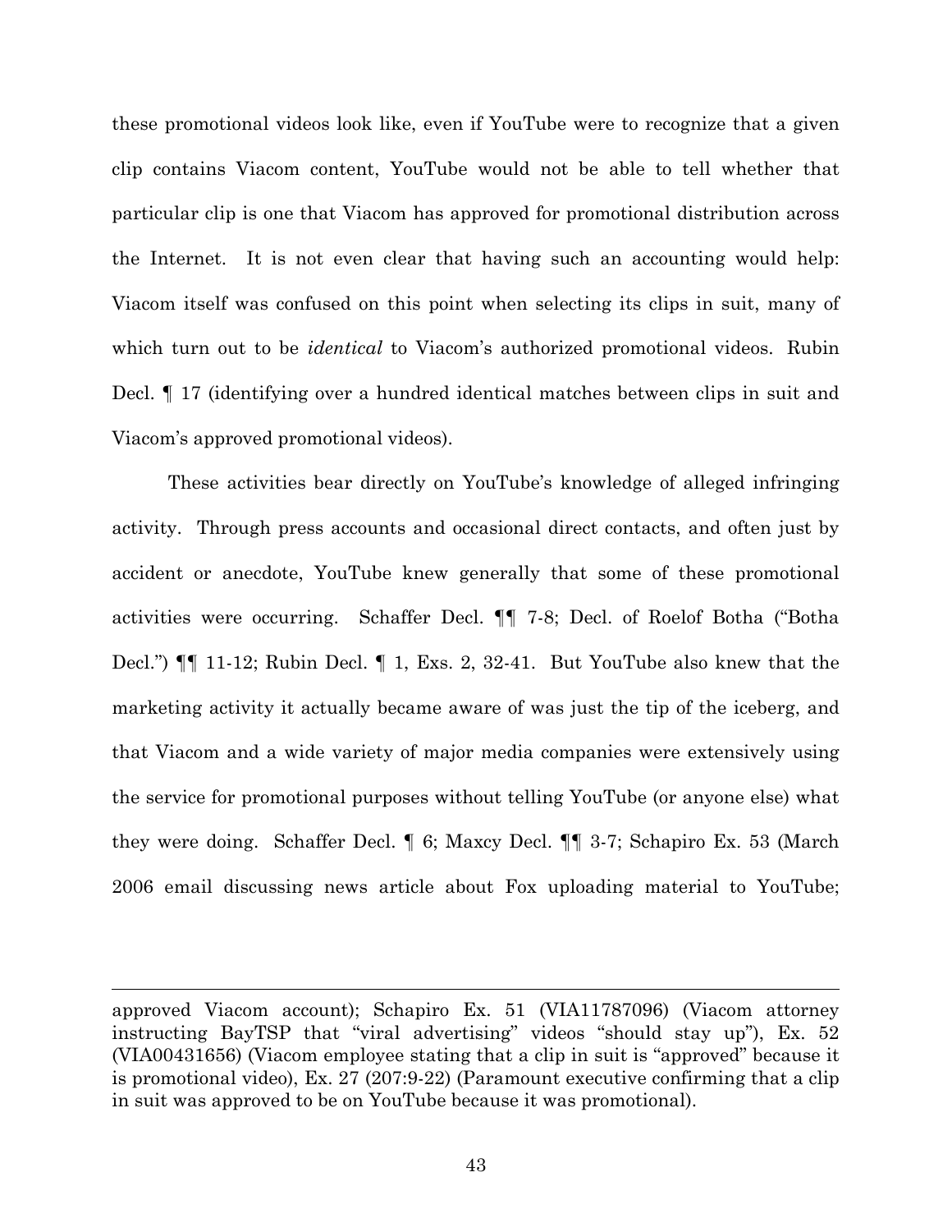these promotional videos look like, even if YouTube were to recognize that a given clip contains Viacom content, YouTube would not be able to tell whether that particular clip is one that Viacom has approved for promotional distribution across the Internet. It is not even clear that having such an accounting would help: Viacom itself was confused on this point when selecting its clips in suit, many of which turn out to be *identical* to Viacom's authorized promotional videos. Rubin Decl. ¶ 17 (identifying over a hundred identical matches between clips in suit and Viacom's approved promotional videos).

These activities bear directly on YouTube's knowledge of alleged infringing activity. Through press accounts and occasional direct contacts, and often just by accident or anecdote, YouTube knew generally that some of these promotional activities were occurring. Schaffer Decl. ¶¶ 7-8; Decl. of Roelof Botha ("Botha Decl.") ¶¶ 11-12; Rubin Decl. ¶ 1, Exs. 2, 32-41. But YouTube also knew that the marketing activity it actually became aware of was just the tip of the iceberg, and that Viacom and a wide variety of major media companies were extensively using the service for promotional purposes without telling YouTube (or anyone else) what they were doing. Schaffer Decl. ¶ 6; Maxcy Decl. ¶¶ 3-7; Schapiro Ex. 53 (March 2006 email discussing news article about Fox uploading material to YouTube;

---

approved Viacom account); Schapiro Ex. 51 (VIA11787096) (Viacom attorney instructing BayTSP that "viral advertising" videos "should stay up"), Ex. 52 (VIA00431656) (Viacom employee stating that a clip in suit is "approved" because it is promotional video), Ex. 27 (207:9-22) (Paramount executive confirming that a clip in suit was approved to be on YouTube because it was promotional).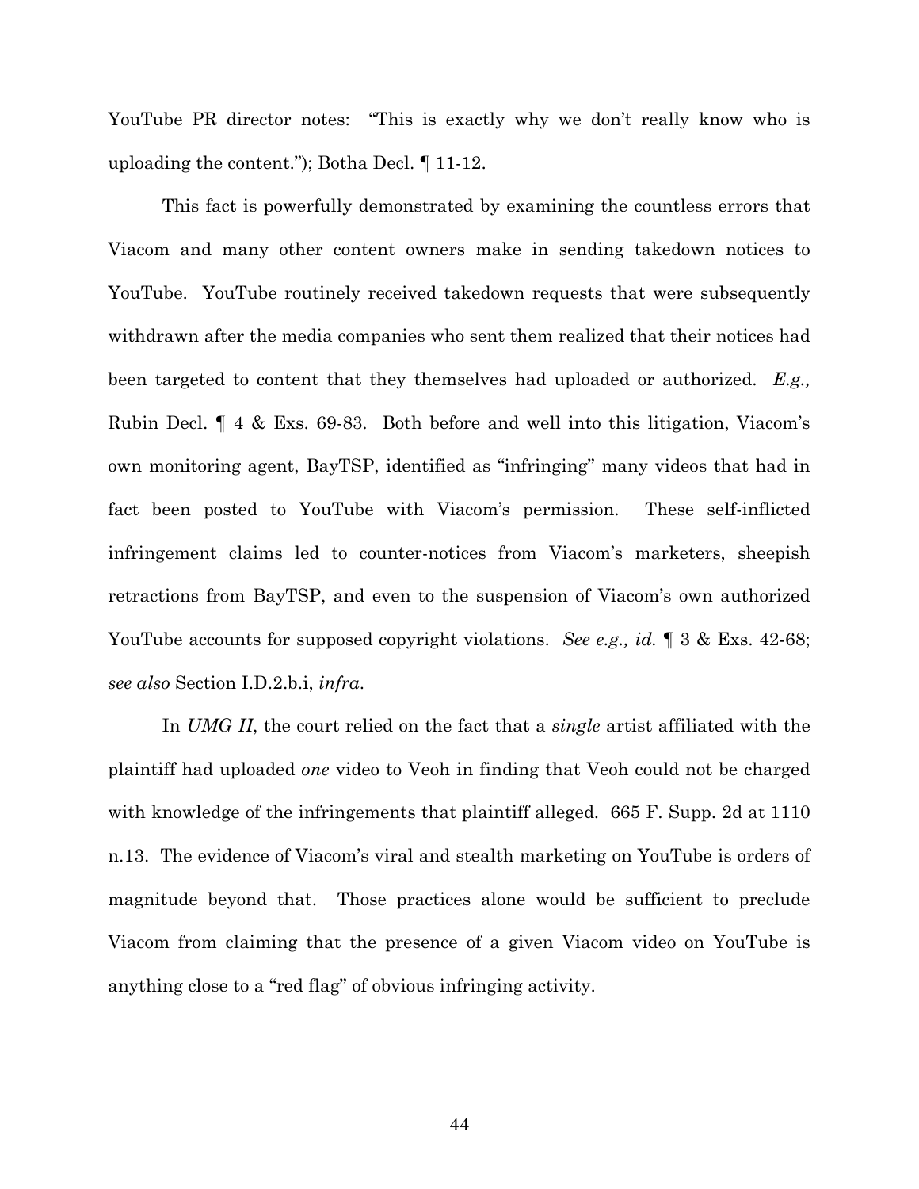YouTube PR director notes: "This is exactly why we don't really know who is uploading the content."); Botha Decl. ¶ 11-12.

This fact is powerfully demonstrated by examining the countless errors that Viacom and many other content owners make in sending takedown notices to YouTube. YouTube routinely received takedown requests that were subsequently withdrawn after the media companies who sent them realized that their notices had been targeted to content that they themselves had uploaded or authorized. *E.g.,* Rubin Decl. ¶ 4 & Exs. 69-83. Both before and well into this litigation, Viacom's own monitoring agent, BayTSP, identified as "infringing" many videos that had in fact been posted to YouTube with Viacom's permission. These self-inflicted infringement claims led to counter-notices from Viacom's marketers, sheepish retractions from BayTSP, and even to the suspension of Viacom's own authorized YouTube accounts for supposed copyright violations. *See e.g., id.* ¶ 3 & Exs. 42-68; *see also* Section I.D.2.b.i, *infra*.

In *UMG II*, the court relied on the fact that a *single* artist affiliated with the plaintiff had uploaded *one* video to Veoh in finding that Veoh could not be charged with knowledge of the infringements that plaintiff alleged. 665 F. Supp. 2d at 1110 n.13. The evidence of Viacom's viral and stealth marketing on YouTube is orders of magnitude beyond that. Those practices alone would be sufficient to preclude Viacom from claiming that the presence of a given Viacom video on YouTube is anything close to a "red flag" of obvious infringing activity.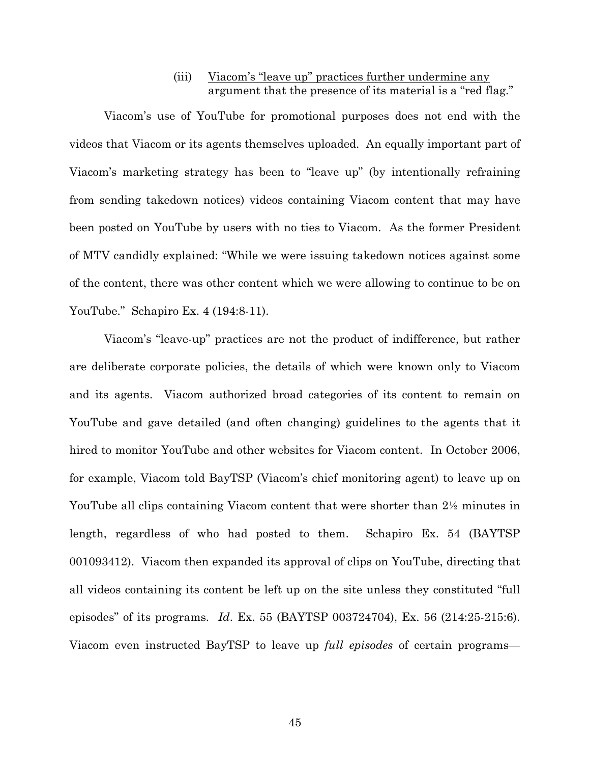(iii) <u>Viacom's "leave up" practices further undermine any argument that the presence of its material is a "red flag</u>."

Viacom's use of YouTube for promotional purposes does not end with the videos that Viacom or its agents themselves uploaded. An equally important part of Viacom's marketing strategy has been to "leave up" (by intentionally refraining from sending takedown notices) videos containing Viacom content that may have been posted on YouTube by users with no ties to Viacom. As the former President of MTV candidly explained: "While we were issuing takedown notices against some of the content, there was other content which we were allowing to continue to be on YouTube." Schapiro Ex. 4 (194:8-11).

Viacom's "leave-up" practices are not the product of indifference, but rather are deliberate corporate policies, the details of which were known only to Viacom and its agents. Viacom authorized broad categories of its content to remain on YouTube and gave detailed (and often changing) guidelines to the agents that it hired to monitor YouTube and other websites for Viacom content. In October 2006, for example, Viacom told BayTSP (Viacom's chief monitoring agent) to leave up on YouTube all clips containing Viacom content that were shorter than 2½ minutes in length, regardless of who had posted to them. Schapiro Ex. 54 (BAYTSP 001093412). Viacom then expanded its approval of clips on YouTube, directing that all videos containing its content be left up on the site unless they constituted "full episodes" of its programs. *Id*. Ex. 55 (BAYTSP 003724704), Ex. 56 (214:25-215:6). Viacom even instructed BayTSP to leave up *full episodes* of certain programs—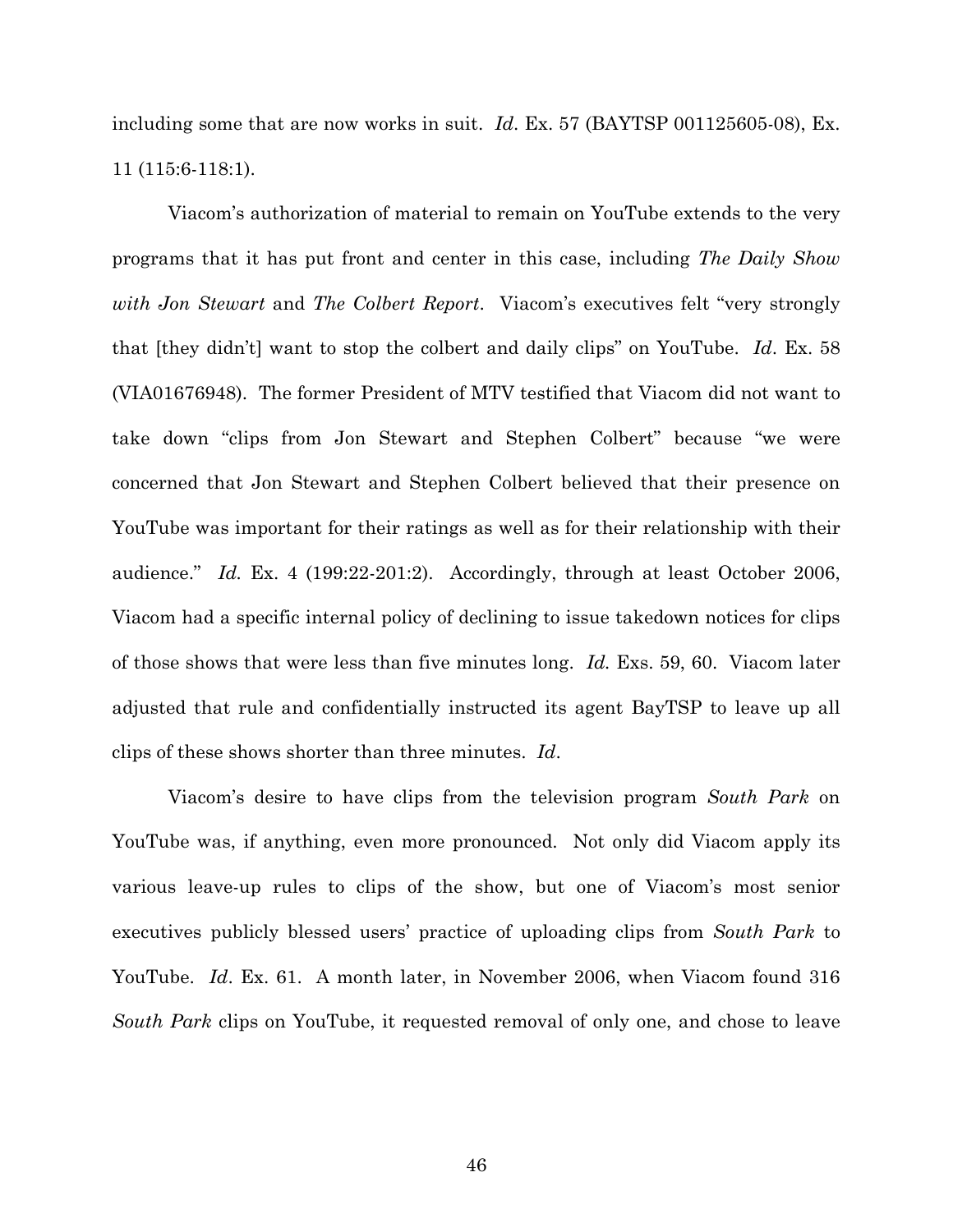including some that are now works in suit. *Id*. Ex. 57 (BAYTSP 001125605-08), Ex. 11 (115:6-118:1).

Viacom's authorization of material to remain on YouTube extends to the very programs that it has put front and center in this case, including *The Daily Show with Jon Stewart* and *The Colbert Report*. Viacom's executives felt "very strongly that [they didn't] want to stop the colbert and daily clips" on YouTube. *Id*. Ex. 58 (VIA01676948). The former President of MTV testified that Viacom did not want to take down "clips from Jon Stewart and Stephen Colbert" because "we were concerned that Jon Stewart and Stephen Colbert believed that their presence on YouTube was important for their ratings as well as for their relationship with their audience." *Id.* Ex. 4 (199:22-201:2). Accordingly, through at least October 2006, Viacom had a specific internal policy of declining to issue takedown notices for clips of those shows that were less than five minutes long. *Id.* Exs. 59, 60. Viacom later adjusted that rule and confidentially instructed its agent BayTSP to leave up all clips of these shows shorter than three minutes. *Id*.

Viacom's desire to have clips from the television program *South Park* on YouTube was, if anything, even more pronounced. Not only did Viacom apply its various leave-up rules to clips of the show, but one of Viacom's most senior executives publicly blessed users' practice of uploading clips from *South Park* to YouTube. *Id*. Ex. 61. A month later, in November 2006, when Viacom found 316 *South Park* clips on YouTube, it requested removal of only one, and chose to leave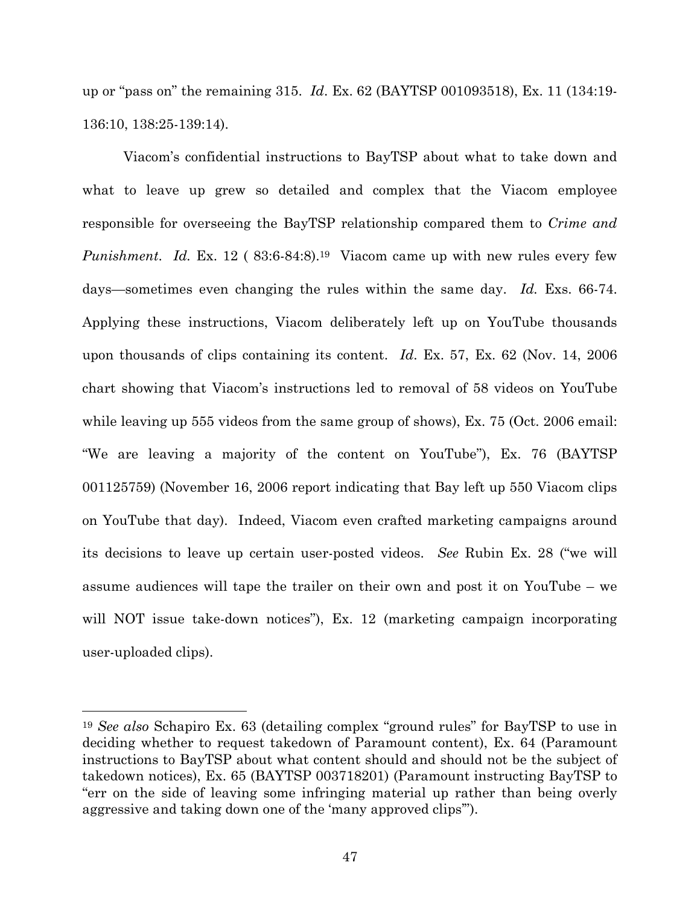up or "pass on" the remaining 315. *Id*. Ex. 62 (BAYTSP 001093518), Ex. 11 (134:19-136:10, 138:25-139:14).

Viacom's confidential instructions to BayTSP about what to take down and what to leave up grew so detailed and complex that the Viacom employee responsible for overseeing the BayTSP relationship compared them to *Crime and Punishment*. *Id.* Ex. 12 ( 83:6-84:8).[19] Viacom came up with new rules every few days—sometimes even changing the rules within the same day. *Id.* Exs. 66-74. Applying these instructions, Viacom deliberately left up on YouTube thousands upon thousands of clips containing its content. *Id*. Ex. 57, Ex. 62 (Nov. 14, 2006 chart showing that Viacom's instructions led to removal of 58 videos on YouTube while leaving up 555 videos from the same group of shows), Ex. 75 (Oct. 2006 email: "We are leaving a majority of the content on YouTube"), Ex. 76 (BAYTSP 001125759) (November 16, 2006 report indicating that Bay left up 550 Viacom clips on YouTube that day). Indeed, Viacom even crafted marketing campaigns around its decisions to leave up certain user-posted videos. *See* Rubin Ex. 28 ("we will assume audiences will tape the trailer on their own and post it on YouTube – we will NOT issue take-down notices"), Ex. 12 (marketing campaign incorporating user-uploaded clips).

---

[19] *See also* Schapiro Ex. 63 (detailing complex "ground rules" for BayTSP to use in deciding whether to request takedown of Paramount content), Ex. 64 (Paramount instructions to BayTSP about what content should and should not be the subject of takedown notices), Ex. 65 (BAYTSP 003718201) (Paramount instructing BayTSP to "err on the side of leaving some infringing material up rather than being overly aggressive and taking down one of the 'many approved clips'").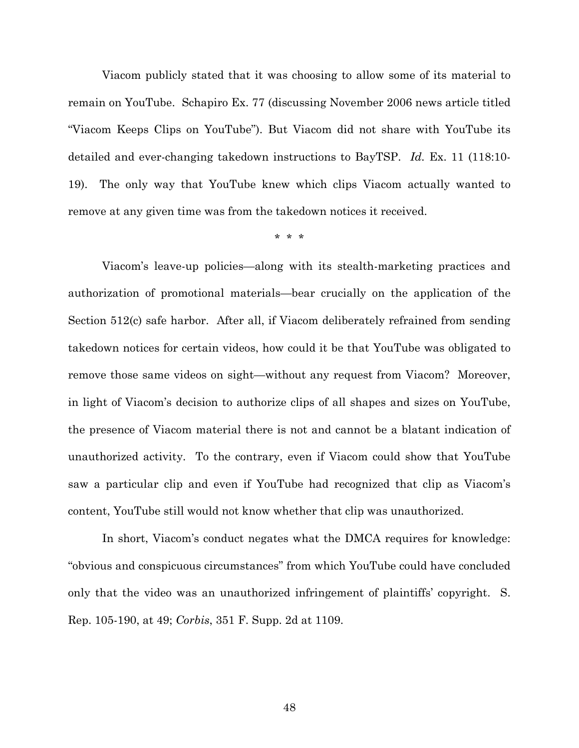Viacom publicly stated that it was choosing to allow some of its material to remain on YouTube. Schapiro Ex. 77 (discussing November 2006 news article titled "Viacom Keeps Clips on YouTube"). But Viacom did not share with YouTube its detailed and ever-changing takedown instructions to BayTSP. *Id.* Ex. 11 (118:10-19). The only way that YouTube knew which clips Viacom actually wanted to remove at any given time was from the takedown notices it received.

\* \* \*

Viacom's leave-up policies—along with its stealth-marketing practices and authorization of promotional materials—bear crucially on the application of the Section 512(c) safe harbor. After all, if Viacom deliberately refrained from sending takedown notices for certain videos, how could it be that YouTube was obligated to remove those same videos on sight—without any request from Viacom? Moreover, in light of Viacom's decision to authorize clips of all shapes and sizes on YouTube, the presence of Viacom material there is not and cannot be a blatant indication of unauthorized activity. To the contrary, even if Viacom could show that YouTube saw a particular clip and even if YouTube had recognized that clip as Viacom's content, YouTube still would not know whether that clip was unauthorized.

In short, Viacom's conduct negates what the DMCA requires for knowledge: "obvious and conspicuous circumstances" from which YouTube could have concluded only that the video was an unauthorized infringement of plaintiffs' copyright. S. Rep. 105-190, at 49; *Corbis*, 351 F. Supp. 2d at 1109.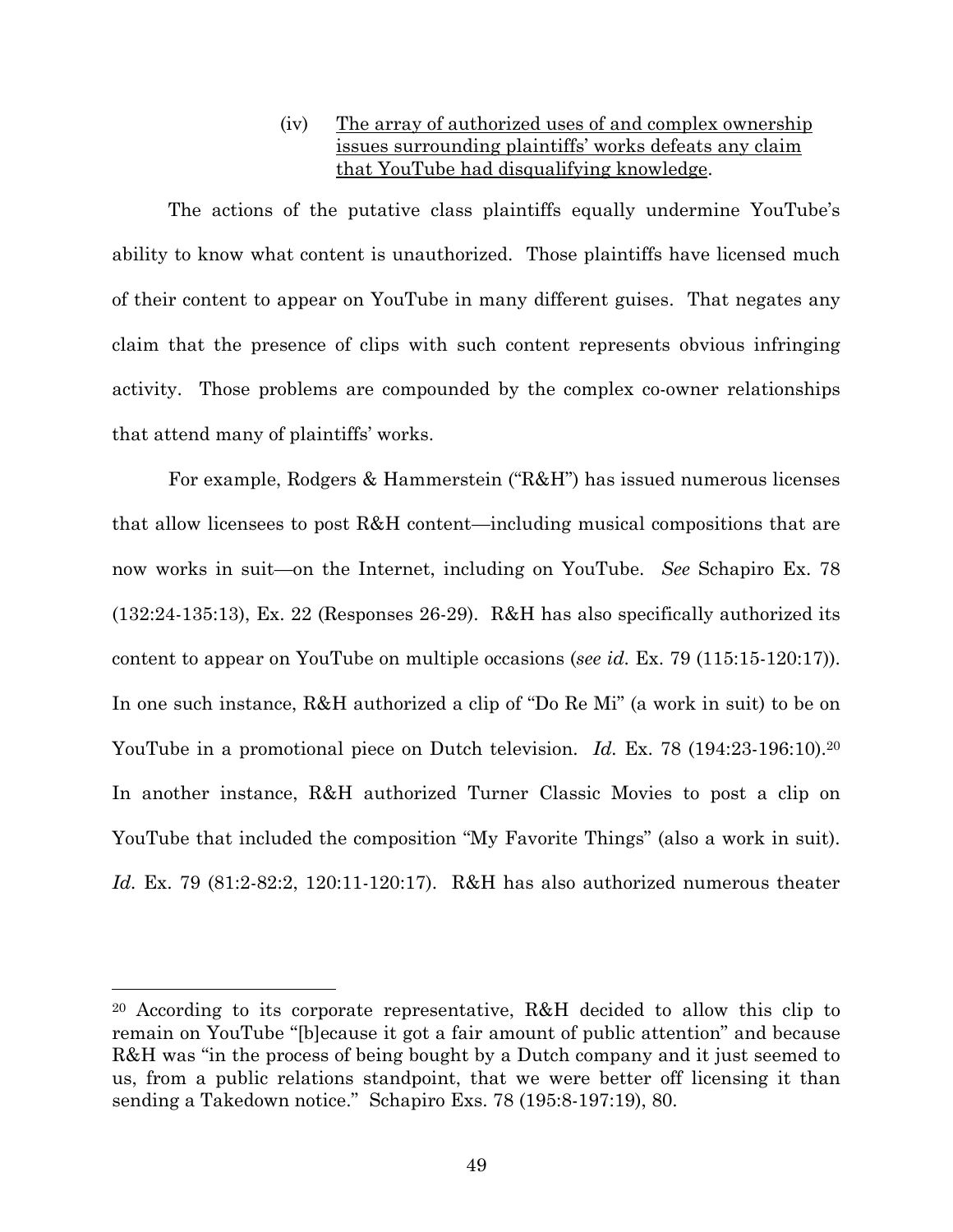(iv) <u>The array of authorized uses of and complex ownership issues surrounding plaintiffs' works defeats any claim that YouTube had disqualifying knowledge</u>.

The actions of the putative class plaintiffs equally undermine YouTube's ability to know what content is unauthorized. Those plaintiffs have licensed much of their content to appear on YouTube in many different guises. That negates any claim that the presence of clips with such content represents obvious infringing activity. Those problems are compounded by the complex co-owner relationships that attend many of plaintiffs' works.

For example, Rodgers & Hammerstein ("R&H") has issued numerous licenses that allow licensees to post R&H content—including musical compositions that are now works in suit—on the Internet, including on YouTube. *See* Schapiro Ex. 78 (132:24-135:13), Ex. 22 (Responses 26-29). R&H has also specifically authorized its content to appear on YouTube on multiple occasions (*see id.* Ex. 79 (115:15-120:17)). In one such instance, R&H authorized a clip of "Do Re Mi" (a work in suit) to be on YouTube in a promotional piece on Dutch television. *Id.* Ex. 78 (194:23-196:10).[20] In another instance, R&H authorized Turner Classic Movies to post a clip on YouTube that included the composition "My Favorite Things" (also a work in suit). *Id.* Ex. 79 (81:2-82:2, 120:11-120:17). R&H has also authorized numerous theater

[20] According to its corporate representative, R&H decided to allow this clip to remain on YouTube "[b]ecause it got a fair amount of public attention" and because R&H was "in the process of being bought by a Dutch company and it just seemed to us, from a public relations standpoint, that we were better off licensing it than sending a Takedown notice." Schapiro Exs. 78 (195:8-197:19), 80.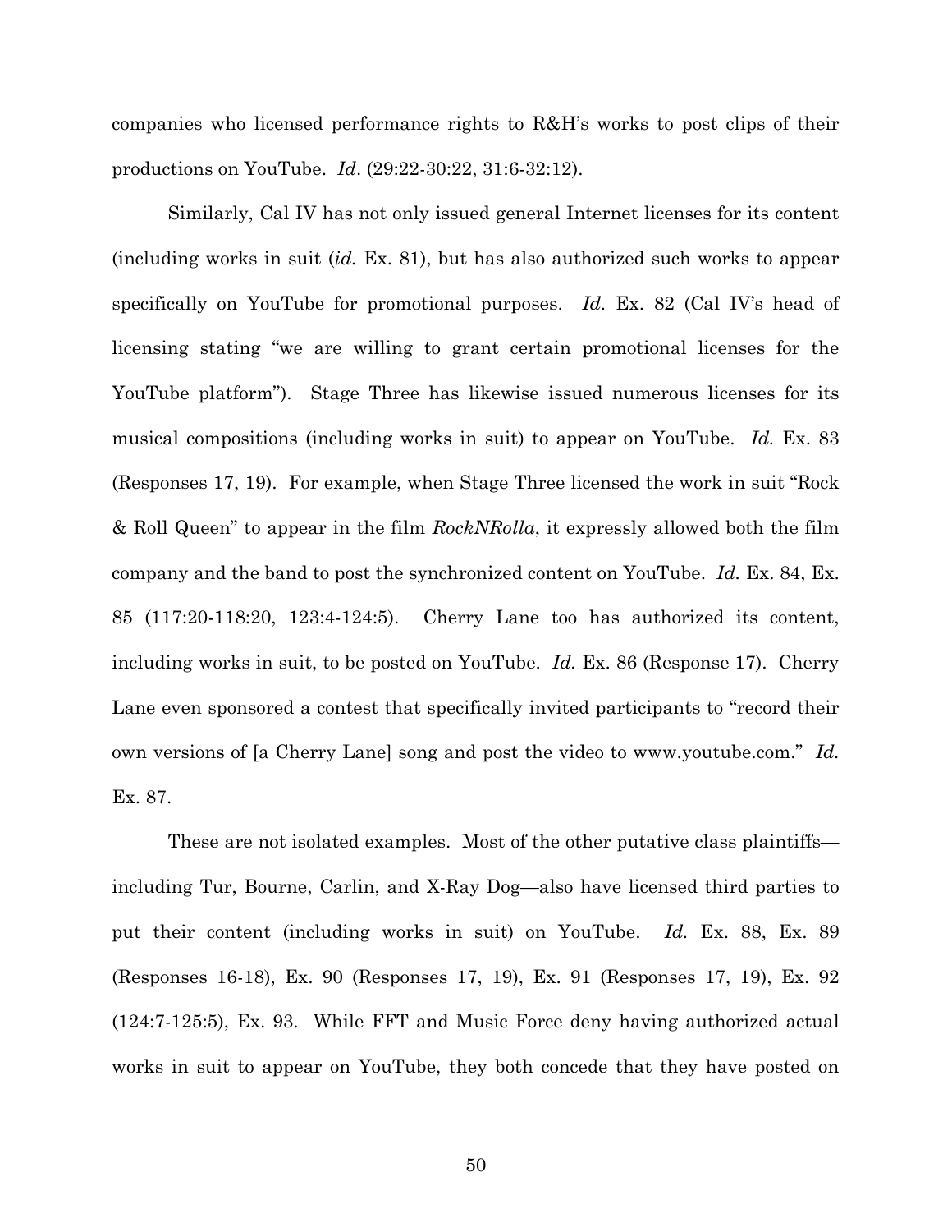companies who licensed performance rights to R&H's works to post clips of their productions on YouTube. *Id*. (29:22-30:22, 31:6-32:12).

Similarly, Cal IV has not only issued general Internet licenses for its content (including works in suit (*id.* Ex. 81), but has also authorized such works to appear specifically on YouTube for promotional purposes. *Id.* Ex. 82 (Cal IV's head of licensing stating "we are willing to grant certain promotional licenses for the YouTube platform"). Stage Three has likewise issued numerous licenses for its musical compositions (including works in suit) to appear on YouTube. *Id.* Ex. 83 (Responses 17, 19). For example, when Stage Three licensed the work in suit "Rock & Roll Queen" to appear in the film *RockNRolla*, it expressly allowed both the film company and the band to post the synchronized content on YouTube. *Id.* Ex. 84, Ex. 85 (117:20-118:20, 123:4-124:5). Cherry Lane too has authorized its content, including works in suit, to be posted on YouTube. *Id.* Ex. 86 (Response 17). Cherry Lane even sponsored a contest that specifically invited participants to "record their own versions of [a Cherry Lane] song and post the video to www.youtube.com." *Id.* Ex. 87.

These are not isolated examples. Most of the other putative class plaintiffs—including Tur, Bourne, Carlin, and X-Ray Dog—also have licensed third parties to put their content (including works in suit) on YouTube. *Id.* Ex. 88, Ex. 89 (Responses 16-18), Ex. 90 (Responses 17, 19), Ex. 91 (Responses 17, 19), Ex. 92 (124:7-125:5), Ex. 93. While FFT and Music Force deny having authorized actual works in suit to appear on YouTube, they both concede that they have posted on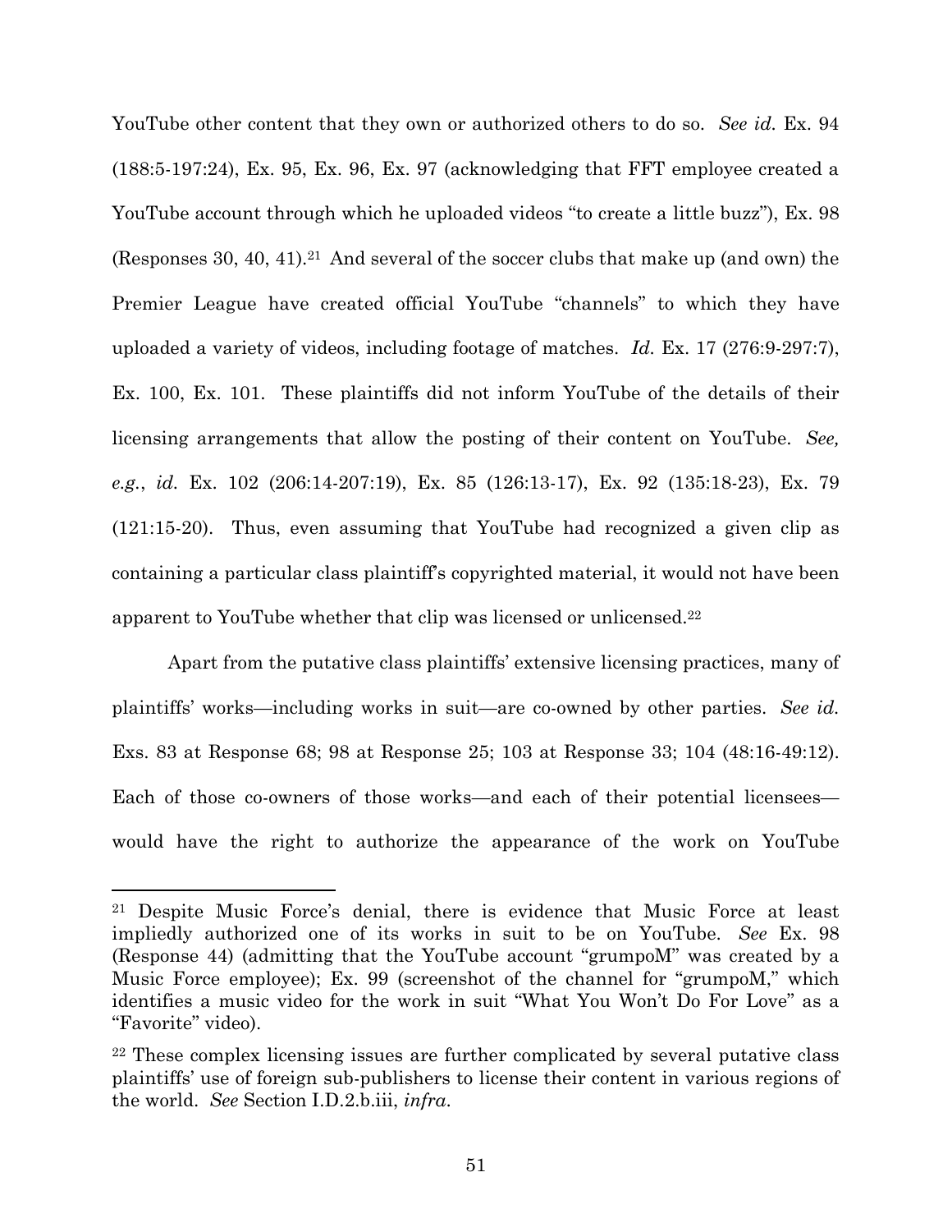YouTube other content that they own or authorized others to do so. *See id.* Ex. 94 (188:5-197:24), Ex. 95, Ex. 96, Ex. 97 (acknowledging that FFT employee created a YouTube account through which he uploaded videos "to create a little buzz"), Ex. 98 (Responses 30, 40, 41).[21] And several of the soccer clubs that make up (and own) the Premier League have created official YouTube "channels" to which they have uploaded a variety of videos, including footage of matches. *Id.* Ex. 17 (276:9-297:7), Ex. 100, Ex. 101. These plaintiffs did not inform YouTube of the details of their licensing arrangements that allow the posting of their content on YouTube. *See, e.g.*, *id.* Ex. 102 (206:14-207:19), Ex. 85 (126:13-17), Ex. 92 (135:18-23), Ex. 79 (121:15-20). Thus, even assuming that YouTube had recognized a given clip as containing a particular class plaintiff's copyrighted material, it would not have been apparent to YouTube whether that clip was licensed or unlicensed.[22]

Apart from the putative class plaintiffs' extensive licensing practices, many of plaintiffs' works—including works in suit—are co-owned by other parties. *See id.* Exs. 83 at Response 68; 98 at Response 25; 103 at Response 33; 104 (48:16-49:12). Each of those co-owners of those works—and each of their potential licensees—would have the right to authorize the appearance of the work on YouTube

---

[21] Despite Music Force's denial, there is evidence that Music Force at least impliedly authorized one of its works in suit to be on YouTube. *See* Ex. 98 (Response 44) (admitting that the YouTube account "grumpoM" was created by a Music Force employee); Ex. 99 (screenshot of the channel for "grumpoM," which identifies a music video for the work in suit "What You Won't Do For Love" as a "Favorite" video).

[22] These complex licensing issues are further complicated by several putative class plaintiffs' use of foreign sub-publishers to license their content in various regions of the world. *See* Section I.D.2.b.iii, *infra*.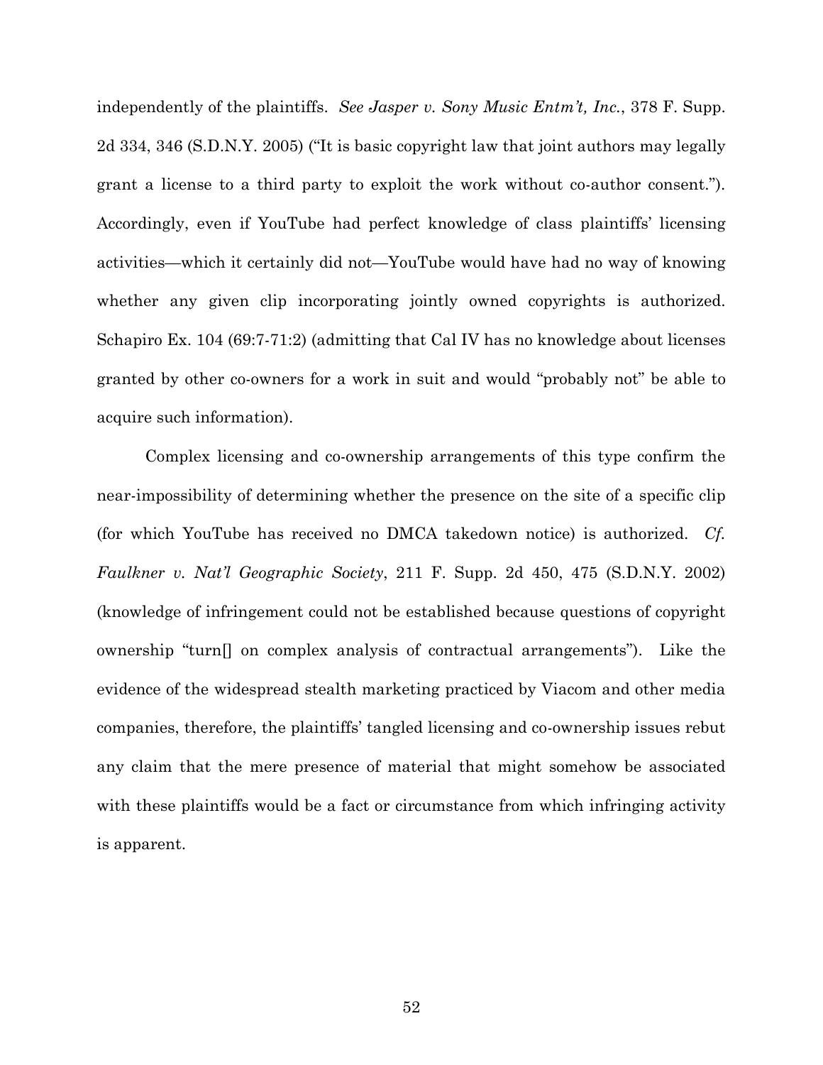independently of the plaintiffs. *See Jasper v. Sony Music Entm't, Inc.*, 378 F. Supp. 2d 334, 346 (S.D.N.Y. 2005) ("It is basic copyright law that joint authors may legally grant a license to a third party to exploit the work without co-author consent."). Accordingly, even if YouTube had perfect knowledge of class plaintiffs' licensing activities—which it certainly did not—YouTube would have had no way of knowing whether any given clip incorporating jointly owned copyrights is authorized. Schapiro Ex. 104 (69:7-71:2) (admitting that Cal IV has no knowledge about licenses granted by other co-owners for a work in suit and would "probably not" be able to acquire such information).

Complex licensing and co-ownership arrangements of this type confirm the near-impossibility of determining whether the presence on the site of a specific clip (for which YouTube has received no DMCA takedown notice) is authorized. *Cf. Faulkner v. Nat'l Geographic Society*, 211 F. Supp. 2d 450, 475 (S.D.N.Y. 2002) (knowledge of infringement could not be established because questions of copyright ownership "turn[] on complex analysis of contractual arrangements"). Like the evidence of the widespread stealth marketing practiced by Viacom and other media companies, therefore, the plaintiffs' tangled licensing and co-ownership issues rebut any claim that the mere presence of material that might somehow be associated with these plaintiffs would be a fact or circumstance from which infringing activity is apparent.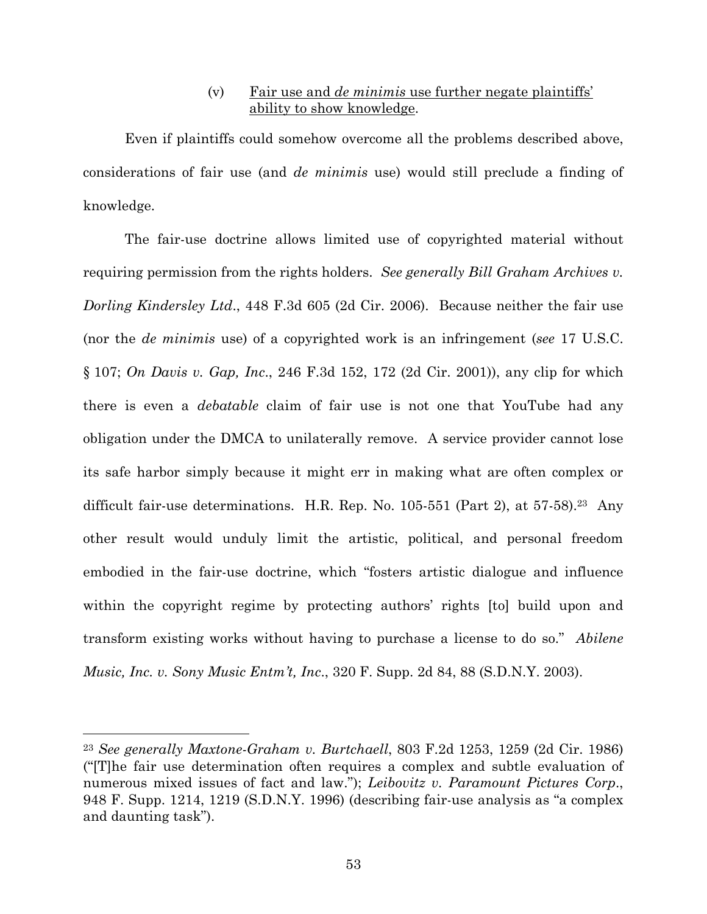(v) Fair use and *de minimis* use further negate plaintiffs' ability to show knowledge.

Even if plaintiffs could somehow overcome all the problems described above, considerations of fair use (and *de minimis* use) would still preclude a finding of knowledge.

The fair-use doctrine allows limited use of copyrighted material without requiring permission from the rights holders. *See generally Bill Graham Archives v. Dorling Kindersley Ltd*., 448 F.3d 605 (2d Cir. 2006). Because neither the fair use (nor the *de minimis* use) of a copyrighted work is an infringement (*see* 17 U.S.C. § 107; *On Davis v. Gap, Inc*., 246 F.3d 152, 172 (2d Cir. 2001)), any clip for which there is even a *debatable* claim of fair use is not one that YouTube had any obligation under the DMCA to unilaterally remove. A service provider cannot lose its safe harbor simply because it might err in making what are often complex or difficult fair-use determinations. H.R. Rep. No. 105-551 (Part 2), at 57-58).[23] Any other result would unduly limit the artistic, political, and personal freedom embodied in the fair-use doctrine, which "fosters artistic dialogue and influence within the copyright regime by protecting authors' rights [to] build upon and transform existing works without having to purchase a license to do so." *Abilene Music, Inc. v. Sony Music Entm't, Inc*., 320 F. Supp. 2d 84, 88 (S.D.N.Y. 2003).

---

[23] *See generally Maxtone-Graham v. Burtchaell*, 803 F.2d 1253, 1259 (2d Cir. 1986) ("[T]he fair use determination often requires a complex and subtle evaluation of numerous mixed issues of fact and law."); *Leibovitz v. Paramount Pictures Corp*., 948 F. Supp. 1214, 1219 (S.D.N.Y. 1996) (describing fair-use analysis as "a complex and daunting task").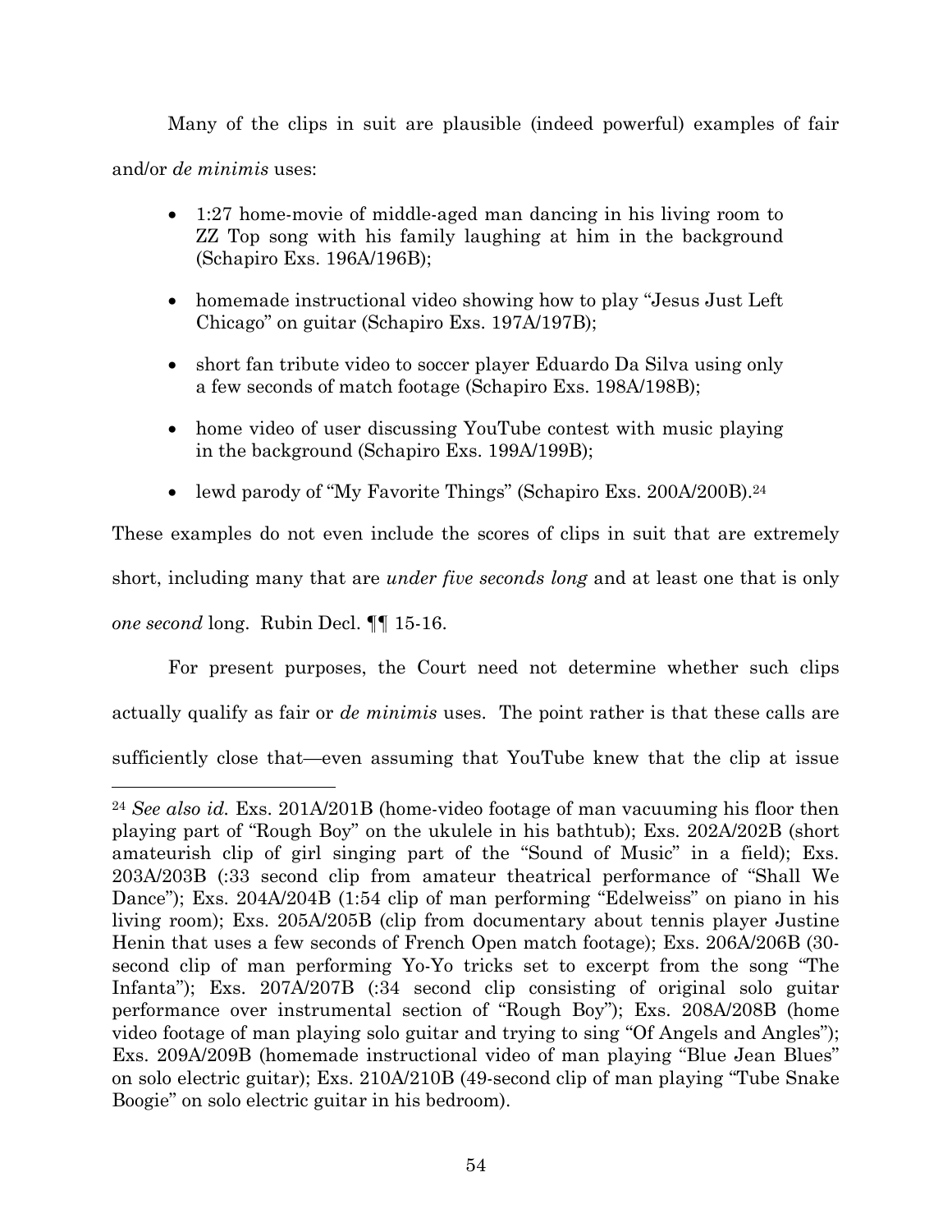Many of the clips in suit are plausible (indeed powerful) examples of fair and/or *de minimis* uses:

- 1:27 home-movie of middle-aged man dancing in his living room to ZZ Top song with his family laughing at him in the background (Schapiro Exs. 196A/196B);
- homemade instructional video showing how to play "Jesus Just Left Chicago" on guitar (Schapiro Exs. 197A/197B);
- short fan tribute video to soccer player Eduardo Da Silva using only a few seconds of match footage (Schapiro Exs. 198A/198B);
- home video of user discussing YouTube contest with music playing in the background (Schapiro Exs. 199A/199B);
- lewd parody of "My Favorite Things" (Schapiro Exs. 200A/200B).[24]

These examples do not even include the scores of clips in suit that are extremely short, including many that are *under five seconds long* and at least one that is only *one second* long. Rubin Decl. ¶¶ 15-16.

For present purposes, the Court need not determine whether such clips actually qualify as fair or *de minimis* uses. The point rather is that these calls are sufficiently close that—even assuming that YouTube knew that the clip at issue

---

[24] *See also id.* Exs. 201A/201B (home-video footage of man vacuuming his floor then playing part of "Rough Boy" on the ukulele in his bathtub); Exs. 202A/202B (short amateurish clip of girl singing part of the "Sound of Music" in a field); Exs. 203A/203B (:33 second clip from amateur theatrical performance of "Shall We Dance"); Exs. 204A/204B (1:54 clip of man performing "Edelweiss" on piano in his living room); Exs. 205A/205B (clip from documentary about tennis player Justine Henin that uses a few seconds of French Open match footage); Exs. 206A/206B (30-second clip of man performing Yo-Yo tricks set to excerpt from the song "The Infanta"); Exs. 207A/207B (:34 second clip consisting of original solo guitar performance over instrumental section of "Rough Boy"); Exs. 208A/208B (home video footage of man playing solo guitar and trying to sing "Of Angels and Angles"); Exs. 209A/209B (homemade instructional video of man playing "Blue Jean Blues" on solo electric guitar); Exs. 210A/210B (49-second clip of man playing "Tube Snake Boogie" on solo electric guitar in his bedroom).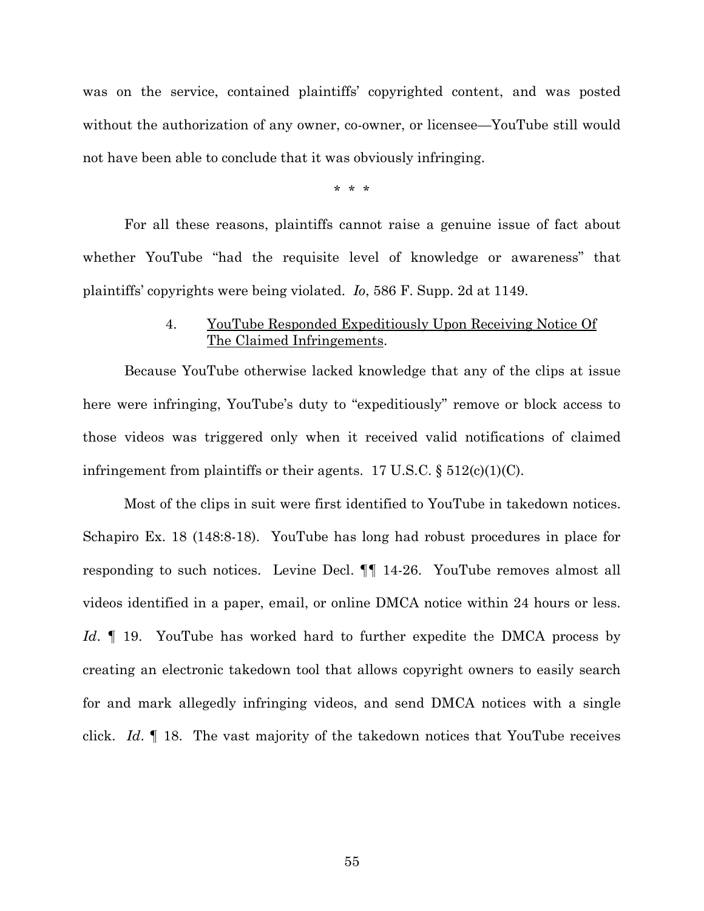was on the service, contained plaintiffs' copyrighted content, and was posted without the authorization of any owner, co-owner, or licensee—YouTube still would not have been able to conclude that it was obviously infringing.

\* \* \*

For all these reasons, plaintiffs cannot raise a genuine issue of fact about whether YouTube "had the requisite level of knowledge or awareness" that plaintiffs' copyrights were being violated. *Io*, 586 F. Supp. 2d at 1149.

#### 4. <u>YouTube Responded Expeditiously Upon Receiving Notice Of The Claimed Infringements</u>.

Because YouTube otherwise lacked knowledge that any of the clips at issue here were infringing, YouTube's duty to "expeditiously" remove or block access to those videos was triggered only when it received valid notifications of claimed infringement from plaintiffs or their agents. 17 U.S.C. § 512(c)(1)(C).

Most of the clips in suit were first identified to YouTube in takedown notices. Schapiro Ex. 18 (148:8-18). YouTube has long had robust procedures in place for responding to such notices. Levine Decl. ¶¶ 14-26. YouTube removes almost all videos identified in a paper, email, or online DMCA notice within 24 hours or less. *Id*. ¶ 19. YouTube has worked hard to further expedite the DMCA process by creating an electronic takedown tool that allows copyright owners to easily search for and mark allegedly infringing videos, and send DMCA notices with a single click. *Id*. ¶ 18. The vast majority of the takedown notices that YouTube receives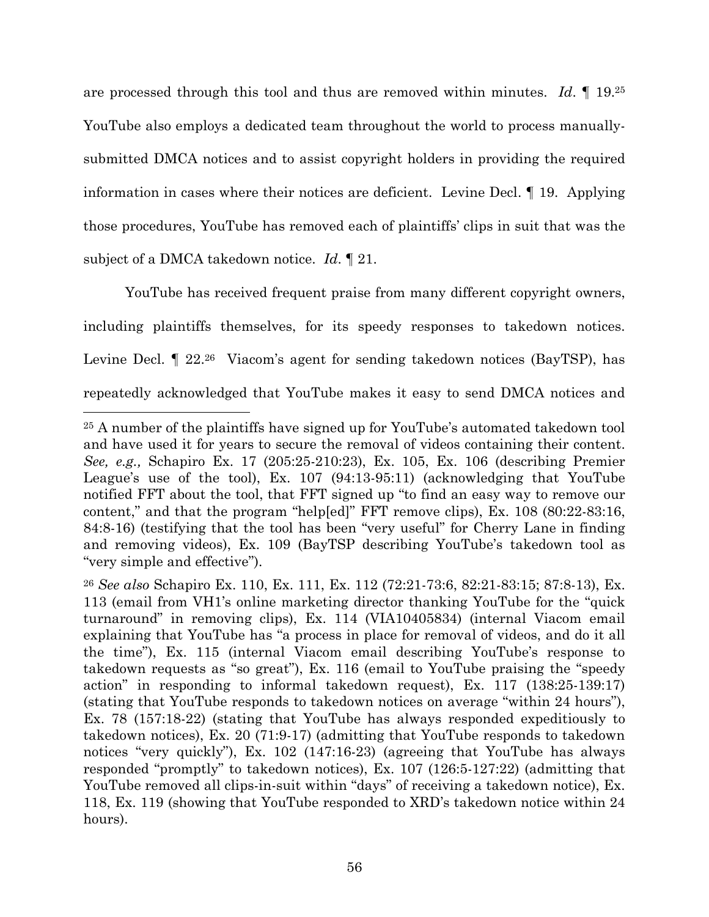are processed through this tool and thus are removed within minutes. *Id*. ¶ 19.[25] YouTube also employs a dedicated team throughout the world to process manually-submitted DMCA notices and to assist copyright holders in providing the required information in cases where their notices are deficient. Levine Decl. ¶ 19. Applying those procedures, YouTube has removed each of plaintiffs' clips in suit that was the subject of a DMCA takedown notice. *Id*. ¶ 21.

YouTube has received frequent praise from many different copyright owners, including plaintiffs themselves, for its speedy responses to takedown notices. Levine Decl. ¶ 22.[26] Viacom's agent for sending takedown notices (BayTSP), has repeatedly acknowledged that YouTube makes it easy to send DMCA notices and

---

[25] A number of the plaintiffs have signed up for YouTube's automated takedown tool and have used it for years to secure the removal of videos containing their content. *See, e.g.,* Schapiro Ex. 17 (205:25-210:23), Ex. 105, Ex. 106 (describing Premier League's use of the tool), Ex. 107 (94:13-95:11) (acknowledging that YouTube notified FFT about the tool, that FFT signed up "to find an easy way to remove our content," and that the program "help[ed]" FFT remove clips), Ex. 108 (80:22-83:16, 84:8-16) (testifying that the tool has been "very useful" for Cherry Lane in finding and removing videos), Ex. 109 (BayTSP describing YouTube's takedown tool as "very simple and effective").

[26] *See also* Schapiro Ex. 110, Ex. 111, Ex. 112 (72:21-73:6, 82:21-83:15; 87:8-13), Ex. 113 (email from VH1's online marketing director thanking YouTube for the "quick turnaround" in removing clips), Ex. 114 (VIA10405834) (internal Viacom email explaining that YouTube has "a process in place for removal of videos, and do it all the time"), Ex. 115 (internal Viacom email describing YouTube's response to takedown requests as "so great"), Ex. 116 (email to YouTube praising the "speedy action" in responding to informal takedown request), Ex. 117 (138:25-139:17) (stating that YouTube responds to takedown notices on average "within 24 hours"), Ex. 78 (157:18-22) (stating that YouTube has always responded expeditiously to takedown notices), Ex. 20 (71:9-17) (admitting that YouTube responds to takedown notices "very quickly"), Ex. 102 (147:16-23) (agreeing that YouTube has always responded "promptly" to takedown notices), Ex. 107 (126:5-127:22) (admitting that YouTube removed all clips-in-suit within "days" of receiving a takedown notice), Ex. 118, Ex. 119 (showing that YouTube responded to XRD's takedown notice within 24 hours).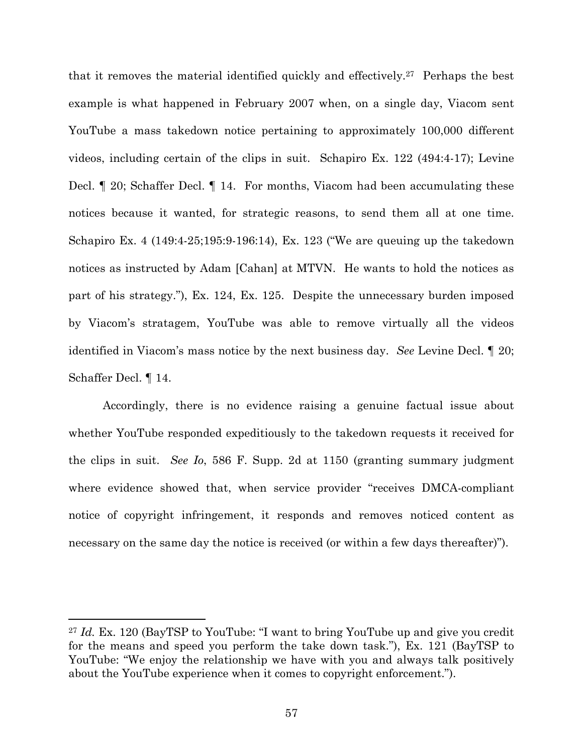that it removes the material identified quickly and effectively.[27] Perhaps the best example is what happened in February 2007 when, on a single day, Viacom sent YouTube a mass takedown notice pertaining to approximately 100,000 different videos, including certain of the clips in suit. Schapiro Ex. 122 (494:4-17); Levine Decl. ¶ 20; Schaffer Decl. ¶ 14. For months, Viacom had been accumulating these notices because it wanted, for strategic reasons, to send them all at one time. Schapiro Ex. 4 (149:4-25;195:9-196:14), Ex. 123 ("We are queuing up the takedown notices as instructed by Adam [Cahan] at MTVN. He wants to hold the notices as part of his strategy."), Ex. 124, Ex. 125. Despite the unnecessary burden imposed by Viacom's stratagem, YouTube was able to remove virtually all the videos identified in Viacom's mass notice by the next business day. *See* Levine Decl. ¶ 20; Schaffer Decl. ¶ 14.

Accordingly, there is no evidence raising a genuine factual issue about whether YouTube responded expeditiously to the takedown requests it received for the clips in suit. *See Io*, 586 F. Supp. 2d at 1150 (granting summary judgment where evidence showed that, when service provider "receives DMCA-compliant notice of copyright infringement, it responds and removes noticed content as necessary on the same day the notice is received (or within a few days thereafter)").

---

[27] *Id.* Ex. 120 (BayTSP to YouTube: "I want to bring YouTube up and give you credit for the means and speed you perform the take down task."), Ex. 121 (BayTSP to YouTube: "We enjoy the relationship we have with you and always talk positively about the YouTube experience when it comes to copyright enforcement.").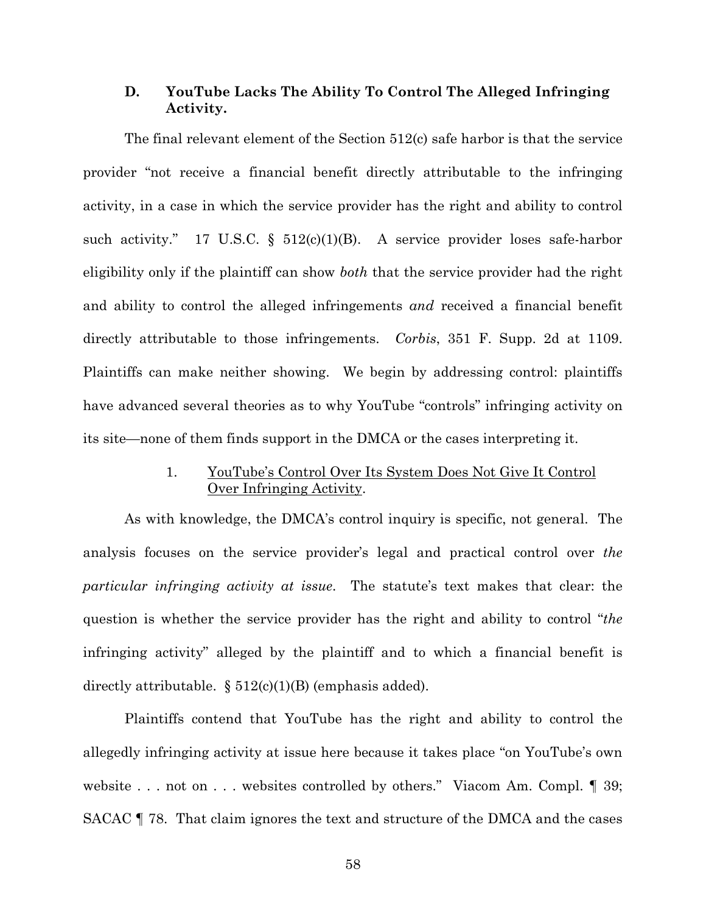### D. YouTube Lacks The Ability To Control The Alleged Infringing Activity.

The final relevant element of the Section 512(c) safe harbor is that the service provider "not receive a financial benefit directly attributable to the infringing activity, in a case in which the service provider has the right and ability to control such activity." 17 U.S.C. § 512(c)(1)(B). A service provider loses safe-harbor eligibility only if the plaintiff can show *both* that the service provider had the right and ability to control the alleged infringements *and* received a financial benefit directly attributable to those infringements. *Corbis*, 351 F. Supp. 2d at 1109. Plaintiffs can make neither showing. We begin by addressing control: plaintiffs have advanced several theories as to why YouTube "controls" infringing activity on its site—none of them finds support in the DMCA or the cases interpreting it.

#### 1. YouTube's Control Over Its System Does Not Give It Control Over Infringing Activity.

As with knowledge, the DMCA's control inquiry is specific, not general. The analysis focuses on the service provider's legal and practical control over *the particular infringing activity at issue*. The statute's text makes that clear: the question is whether the service provider has the right and ability to control "*the* infringing activity" alleged by the plaintiff and to which a financial benefit is directly attributable. § 512(c)(1)(B) (emphasis added).

Plaintiffs contend that YouTube has the right and ability to control the allegedly infringing activity at issue here because it takes place "on YouTube's own website . . . not on . . . websites controlled by others." Viacom Am. Compl. ¶ 39; SACAC ¶ 78. That claim ignores the text and structure of the DMCA and the cases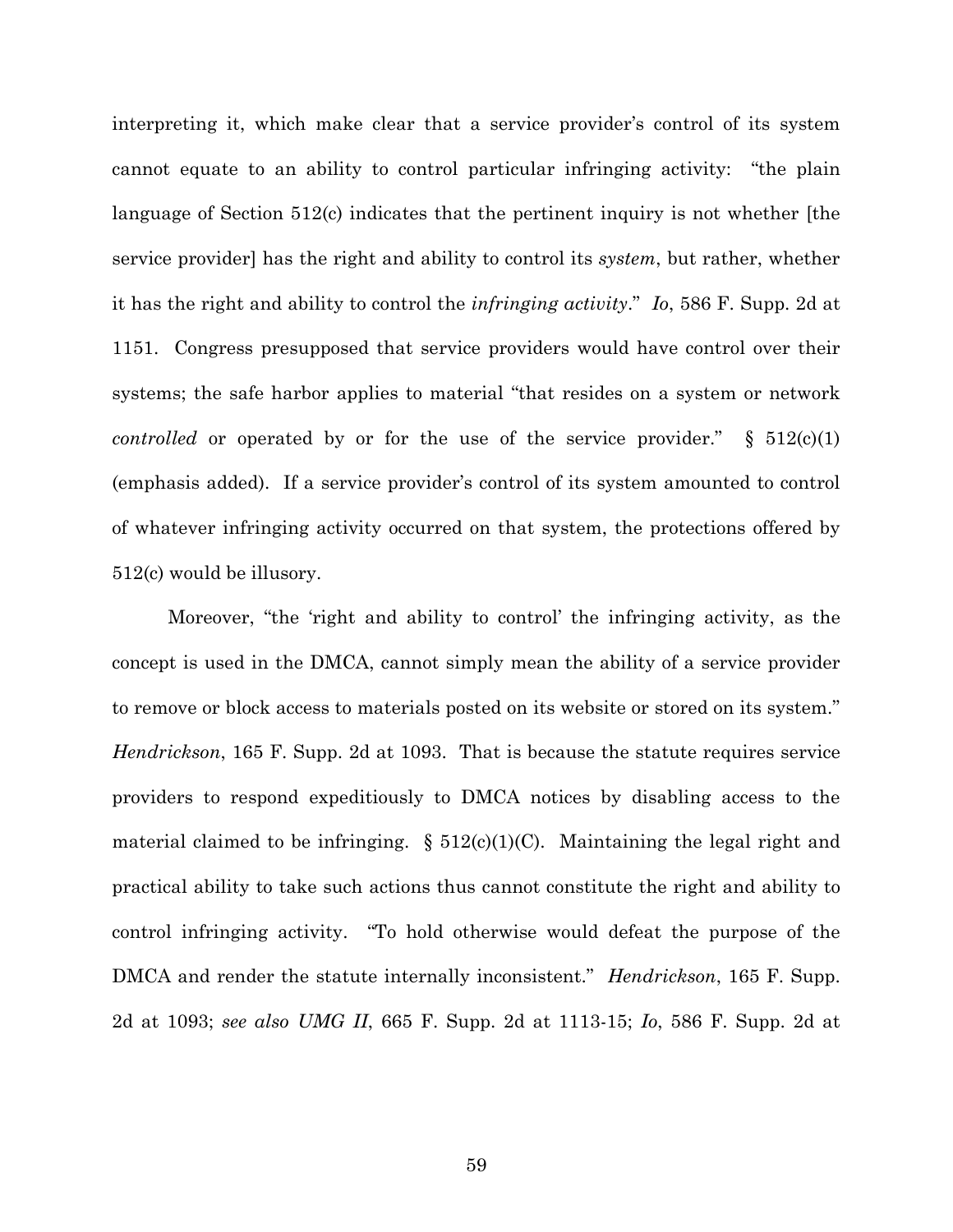interpreting it, which make clear that a service provider's control of its system cannot equate to an ability to control particular infringing activity: "the plain language of Section 512(c) indicates that the pertinent inquiry is not whether [the service provider] has the right and ability to control its *system*, but rather, whether it has the right and ability to control the *infringing activity*." *Io*, 586 F. Supp. 2d at 1151. Congress presupposed that service providers would have control over their systems; the safe harbor applies to material "that resides on a system or network *controlled* or operated by or for the use of the service provider." § 512(c)(1) (emphasis added). If a service provider's control of its system amounted to control of whatever infringing activity occurred on that system, the protections offered by 512(c) would be illusory.

Moreover, "the 'right and ability to control' the infringing activity, as the concept is used in the DMCA, cannot simply mean the ability of a service provider to remove or block access to materials posted on its website or stored on its system." *Hendrickson*, 165 F. Supp. 2d at 1093. That is because the statute requires service providers to respond expeditiously to DMCA notices by disabling access to the material claimed to be infringing. § 512(c)(1)(C). Maintaining the legal right and practical ability to take such actions thus cannot constitute the right and ability to control infringing activity. "To hold otherwise would defeat the purpose of the DMCA and render the statute internally inconsistent." *Hendrickson*, 165 F. Supp. 2d at 1093; *see also UMG II*, 665 F. Supp. 2d at 1113-15; *Io*, 586 F. Supp. 2d at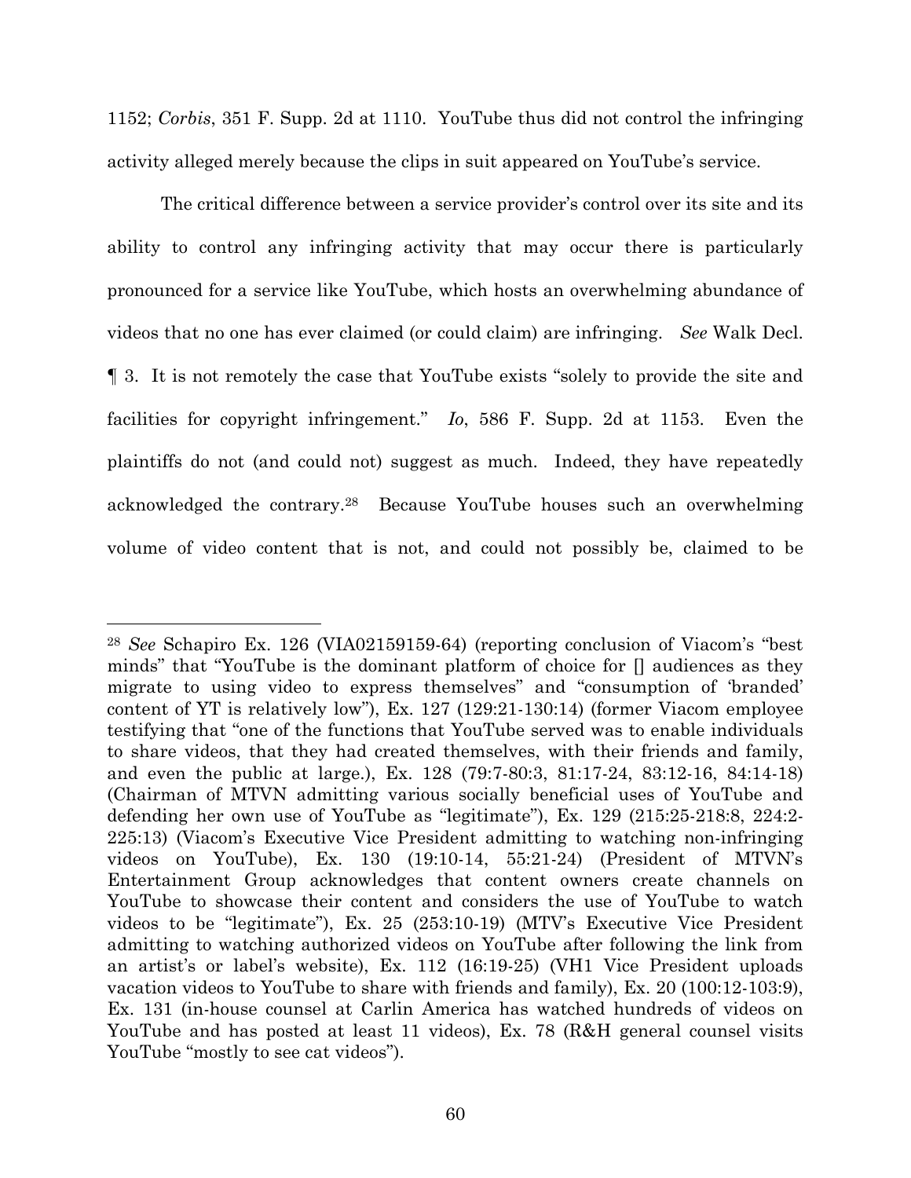1152; *Corbis*, 351 F. Supp. 2d at 1110. YouTube thus did not control the infringing activity alleged merely because the clips in suit appeared on YouTube's service.

The critical difference between a service provider's control over its site and its ability to control any infringing activity that may occur there is particularly pronounced for a service like YouTube, which hosts an overwhelming abundance of videos that no one has ever claimed (or could claim) are infringing. *See* Walk Decl. ¶ 3. It is not remotely the case that YouTube exists "solely to provide the site and facilities for copyright infringement." *Io*, 586 F. Supp. 2d at 1153. Even the plaintiffs do not (and could not) suggest as much. Indeed, they have repeatedly acknowledged the contrary.[28] Because YouTube houses such an overwhelming volume of video content that is not, and could not possibly be, claimed to be

---

[28] *See* Schapiro Ex. 126 (VIA02159159-64) (reporting conclusion of Viacom's "best minds" that "YouTube is the dominant platform of choice for [] audiences as they migrate to using video to express themselves" and "consumption of 'branded' content of YT is relatively low"), Ex. 127 (129:21-130:14) (former Viacom employee testifying that "one of the functions that YouTube served was to enable individuals to share videos, that they had created themselves, with their friends and family, and even the public at large.), Ex. 128 (79:7-80:3, 81:17-24, 83:12-16, 84:14-18) (Chairman of MTVN admitting various socially beneficial uses of YouTube and defending her own use of YouTube as "legitimate"), Ex. 129 (215:25-218:8, 224:2-225:13) (Viacom's Executive Vice President admitting to watching non-infringing videos on YouTube), Ex. 130 (19:10-14, 55:21-24) (President of MTVN's Entertainment Group acknowledges that content owners create channels on YouTube to showcase their content and considers the use of YouTube to watch videos to be "legitimate"), Ex. 25 (253:10-19) (MTV's Executive Vice President admitting to watching authorized videos on YouTube after following the link from an artist's or label's website), Ex. 112 (16:19-25) (VH1 Vice President uploads vacation videos to YouTube to share with friends and family), Ex. 20 (100:12-103:9), Ex. 131 (in-house counsel at Carlin America has watched hundreds of videos on YouTube and has posted at least 11 videos), Ex. 78 (R&H general counsel visits YouTube "mostly to see cat videos").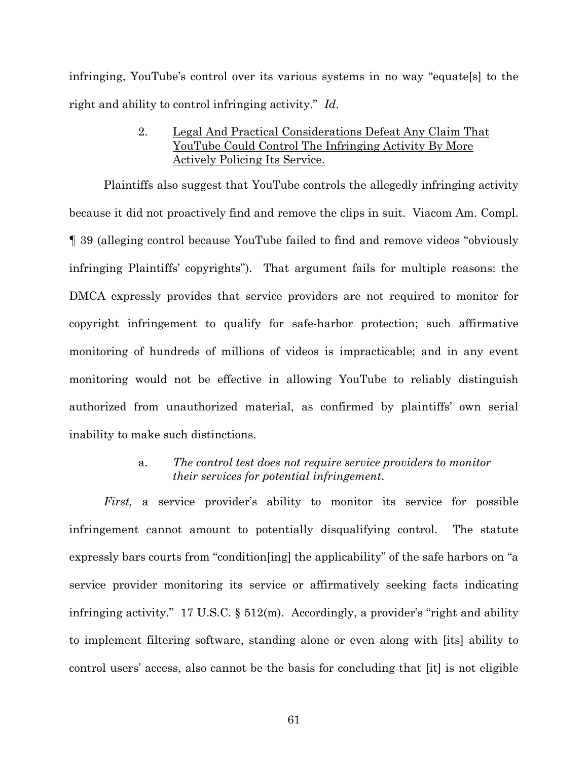infringing, YouTube's control over its various systems in no way "equate[s] to the right and ability to control infringing activity." *Id*.

### 2. Legal And Practical Considerations Defeat Any Claim That YouTube Could Control The Infringing Activity By More Actively Policing Its Service.

Plaintiffs also suggest that YouTube controls the allegedly infringing activity because it did not proactively find and remove the clips in suit. Viacom Am. Compl. ¶ 39 (alleging control because YouTube failed to find and remove videos "obviously infringing Plaintiffs' copyrights"). That argument fails for multiple reasons: the DMCA expressly provides that service providers are not required to monitor for copyright infringement to qualify for safe-harbor protection; such affirmative monitoring of hundreds of millions of videos is impracticable; and in any event monitoring would not be effective in allowing YouTube to reliably distinguish authorized from unauthorized material, as confirmed by plaintiffs' own serial inability to make such distinctions.

#### a. *The control test does not require service providers to monitor their services for potential infringement.*

*First,* a service provider's ability to monitor its service for possible infringement cannot amount to potentially disqualifying control. The statute expressly bars courts from "condition[ing] the applicability" of the safe harbors on "a service provider monitoring its service or affirmatively seeking facts indicating infringing activity." 17 U.S.C. § 512(m). Accordingly, a provider's "right and ability to implement filtering software, standing alone or even along with [its] ability to control users' access, also cannot be the basis for concluding that [it] is not eligible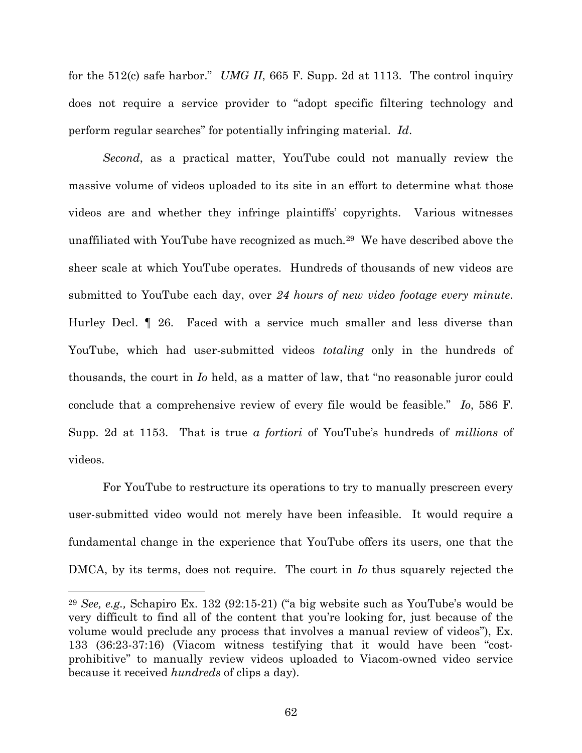for the 512(c) safe harbor." *UMG II*, 665 F. Supp. 2d at 1113. The control inquiry does not require a service provider to "adopt specific filtering technology and perform regular searches" for potentially infringing material. *Id*.

*Second*, as a practical matter, YouTube could not manually review the massive volume of videos uploaded to its site in an effort to determine what those videos are and whether they infringe plaintiffs' copyrights. Various witnesses unaffiliated with YouTube have recognized as much.[29] We have described above the sheer scale at which YouTube operates. Hundreds of thousands of new videos are submitted to YouTube each day, over *24 hours of new video footage every minute*. Hurley Decl. ¶ 26. Faced with a service much smaller and less diverse than YouTube, which had user-submitted videos *totaling* only in the hundreds of thousands, the court in *Io* held, as a matter of law, that "no reasonable juror could conclude that a comprehensive review of every file would be feasible." *Io*, 586 F. Supp. 2d at 1153. That is true *a fortiori* of YouTube's hundreds of *millions* of videos.

For YouTube to restructure its operations to try to manually prescreen every user-submitted video would not merely have been infeasible. It would require a fundamental change in the experience that YouTube offers its users, one that the DMCA, by its terms, does not require. The court in *Io* thus squarely rejected the

[29] *See, e.g.,* Schapiro Ex. 132 (92:15-21) ("a big website such as YouTube's would be very difficult to find all of the content that you're looking for, just because of the volume would preclude any process that involves a manual review of videos"), Ex. 133 (36:23-37:16) (Viacom witness testifying that it would have been "cost-prohibitive" to manually review videos uploaded to Viacom-owned video service because it received *hundreds* of clips a day).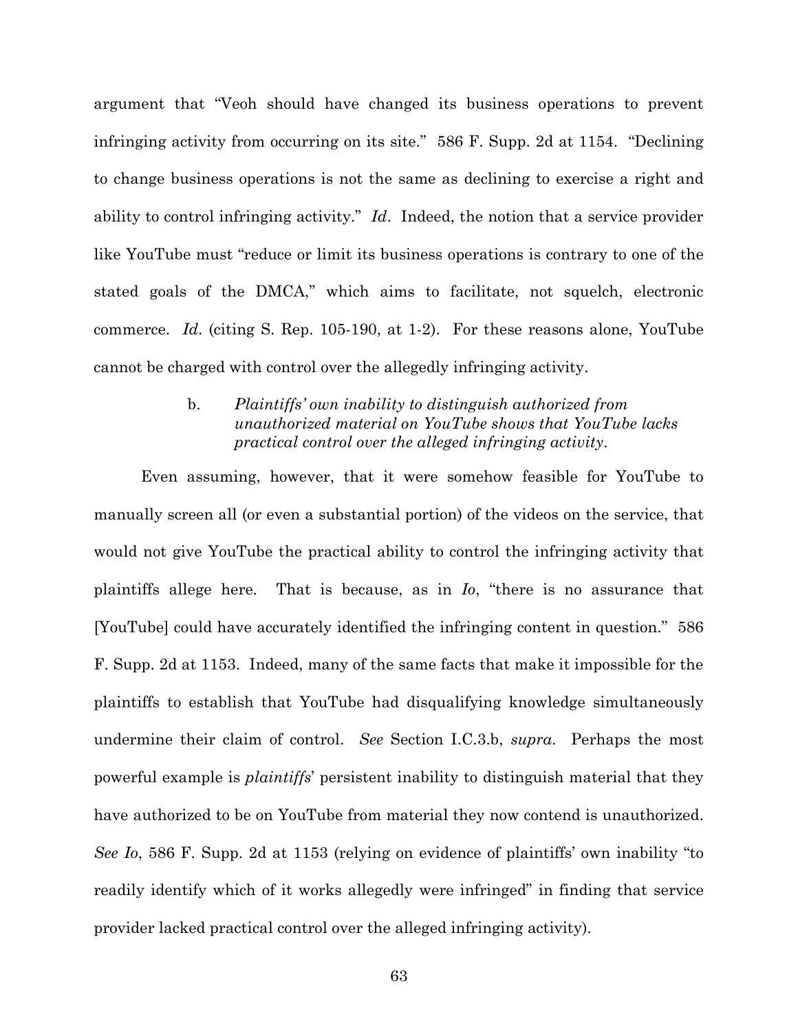argument that "Veoh should have changed its business operations to prevent infringing activity from occurring on its site." 586 F. Supp. 2d at 1154. "Declining to change business operations is not the same as declining to exercise a right and ability to control infringing activity." *Id*. Indeed, the notion that a service provider like YouTube must "reduce or limit its business operations is contrary to one of the stated goals of the DMCA," which aims to facilitate, not squelch, electronic commerce. *Id*. (citing S. Rep. 105-190, at 1-2). For these reasons alone, YouTube cannot be charged with control over the allegedly infringing activity.

b. *Plaintiffs' own inability to distinguish authorized from unauthorized material on YouTube shows that YouTube lacks practical control over the alleged infringing activity*.

Even assuming, however, that it were somehow feasible for YouTube to manually screen all (or even a substantial portion) of the videos on the service, that would not give YouTube the practical ability to control the infringing activity that plaintiffs allege here. That is because, as in *Io*, "there is no assurance that [YouTube] could have accurately identified the infringing content in question." 586 F. Supp. 2d at 1153. Indeed, many of the same facts that make it impossible for the plaintiffs to establish that YouTube had disqualifying knowledge simultaneously undermine their claim of control. *See* Section I.C.3.b, *supra*. Perhaps the most powerful example is *plaintiffs*' persistent inability to distinguish material that they have authorized to be on YouTube from material they now contend is unauthorized. *See Io*, 586 F. Supp. 2d at 1153 (relying on evidence of plaintiffs' own inability "to readily identify which of it works allegedly were infringed" in finding that service provider lacked practical control over the alleged infringing activity).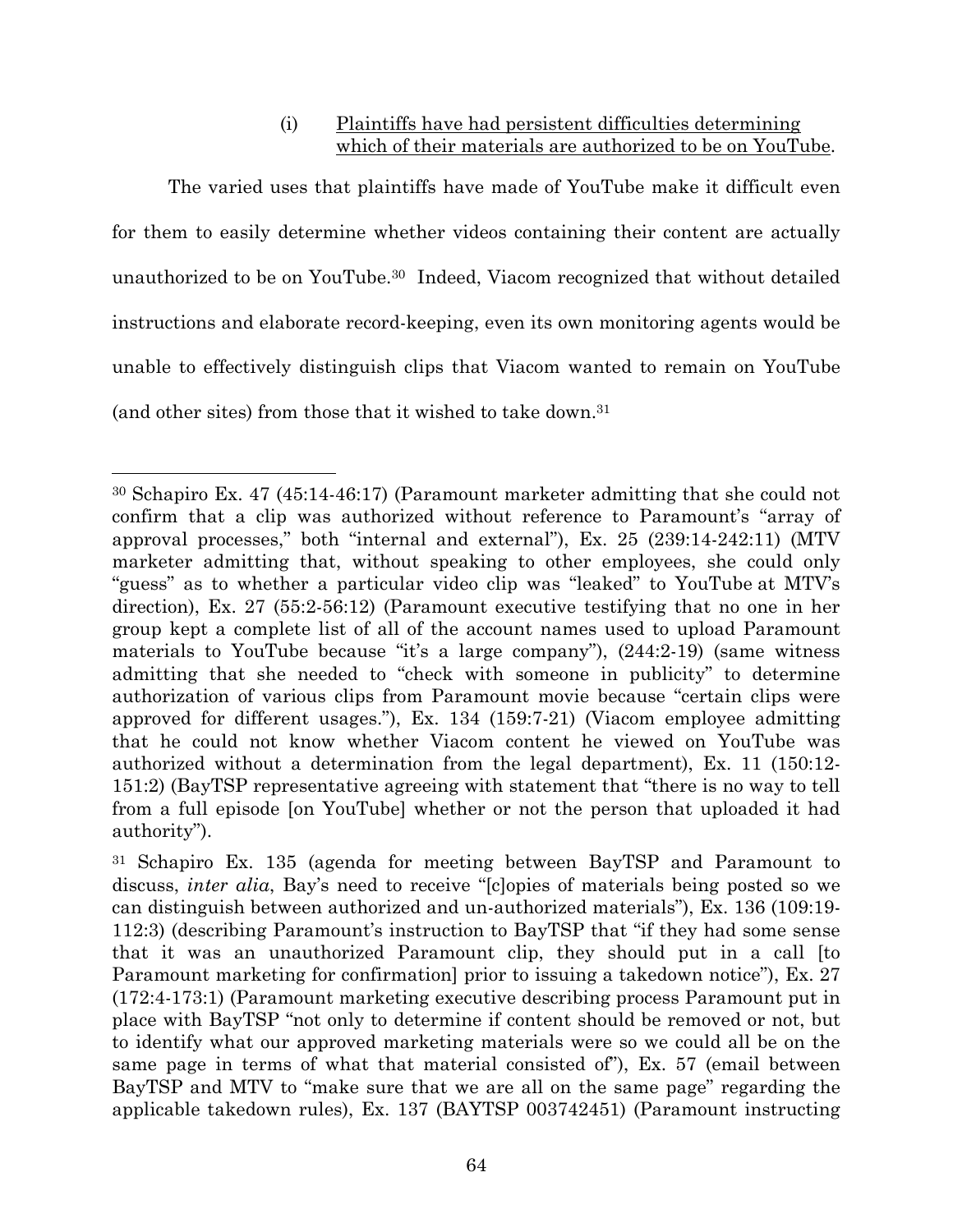(i) <u>Plaintiffs have had persistent difficulties determining which of their materials are authorized to be on YouTube</u>.

The varied uses that plaintiffs have made of YouTube make it difficult even for them to easily determine whether videos containing their content are actually unauthorized to be on YouTube.[30] Indeed, Viacom recognized that without detailed instructions and elaborate record-keeping, even its own monitoring agents would be unable to effectively distinguish clips that Viacom wanted to remain on YouTube (and other sites) from those that it wished to take down.[31]

---

[30] Schapiro Ex. 47 (45:14-46:17) (Paramount marketer admitting that she could not confirm that a clip was authorized without reference to Paramount's "array of approval processes," both "internal and external"), Ex. 25 (239:14-242:11) (MTV marketer admitting that, without speaking to other employees, she could only "guess" as to whether a particular video clip was "leaked" to YouTube at MTV's direction), Ex. 27 (55:2-56:12) (Paramount executive testifying that no one in her group kept a complete list of all of the account names used to upload Paramount materials to YouTube because "it's a large company"), (244:2-19) (same witness admitting that she needed to "check with someone in publicity" to determine authorization of various clips from Paramount movie because "certain clips were approved for different usages."), Ex. 134 (159:7-21) (Viacom employee admitting that he could not know whether Viacom content he viewed on YouTube was authorized without a determination from the legal department), Ex. 11 (150:12-151:2) (BayTSP representative agreeing with statement that "there is no way to tell from a full episode [on YouTube] whether or not the person that uploaded it had authority").

[31] Schapiro Ex. 135 (agenda for meeting between BayTSP and Paramount to discuss, *inter alia*, Bay's need to receive "[c]opies of materials being posted so we can distinguish between authorized and un-authorized materials"), Ex. 136 (109:19-112:3) (describing Paramount's instruction to BayTSP that "if they had some sense that it was an unauthorized Paramount clip, they should put in a call [to Paramount marketing for confirmation] prior to issuing a takedown notice"), Ex. 27 (172:4-173:1) (Paramount marketing executive describing process Paramount put in place with BayTSP "not only to determine if content should be removed or not, but to identify what our approved marketing materials were so we could all be on the same page in terms of what that material consisted of"), Ex. 57 (email between BayTSP and MTV to "make sure that we are all on the same page" regarding the applicable takedown rules), Ex. 137 (BAYTSP 003742451) (Paramount instructing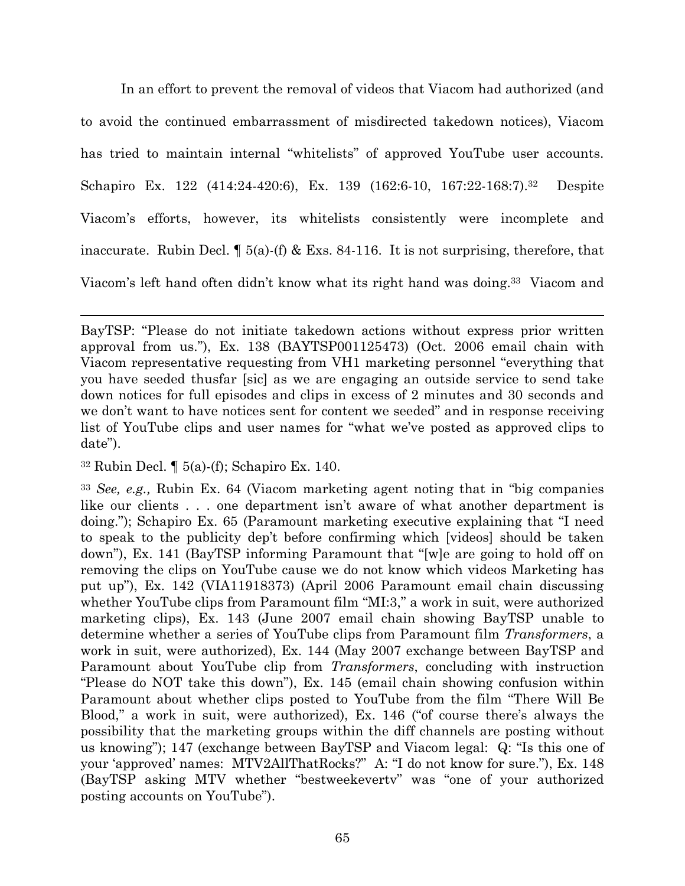In an effort to prevent the removal of videos that Viacom had authorized (and to avoid the continued embarrassment of misdirected takedown notices), Viacom has tried to maintain internal "whitelists" of approved YouTube user accounts. Schapiro Ex. 122 (414:24-420:6), Ex. 139 (162:6-10, 167:22-168:7).[32] Despite Viacom's efforts, however, its whitelists consistently were incomplete and inaccurate. Rubin Decl. ¶ 5(a)-(f) & Exs. 84-116. It is not surprising, therefore, that Viacom's left hand often didn't know what its right hand was doing.[33] Viacom and

---

BayTSP: "Please do not initiate takedown actions without express prior written approval from us."), Ex. 138 (BAYTSP001125473) (Oct. 2006 email chain with Viacom representative requesting from VH1 marketing personnel "everything that you have seeded thusfar [sic] as we are engaging an outside service to send take down notices for full episodes and clips in excess of 2 minutes and 30 seconds and we don't want to have notices sent for content we seeded" and in response receiving list of YouTube clips and user names for "what we've posted as approved clips to date").

[32] Rubin Decl. ¶ 5(a)-(f); Schapiro Ex. 140.

[33] *See, e.g.,* Rubin Ex. 64 (Viacom marketing agent noting that in "big companies like our clients . . . one department isn't aware of what another department is doing."); Schapiro Ex. 65 (Paramount marketing executive explaining that "I need to speak to the publicity dep't before confirming which [videos] should be taken down"), Ex. 141 (BayTSP informing Paramount that "[w]e are going to hold off on removing the clips on YouTube cause we do not know which videos Marketing has put up"), Ex. 142 (VIA11918373) (April 2006 Paramount email chain discussing whether YouTube clips from Paramount film "MI:3," a work in suit, were authorized marketing clips), Ex. 143 (June 2007 email chain showing BayTSP unable to determine whether a series of YouTube clips from Paramount film *Transformers*, a work in suit, were authorized), Ex. 144 (May 2007 exchange between BayTSP and Paramount about YouTube clip from *Transformers*, concluding with instruction "Please do NOT take this down"), Ex. 145 (email chain showing confusion within Paramount about whether clips posted to YouTube from the film "There Will Be Blood," a work in suit, were authorized), Ex. 146 ("of course there's always the possibility that the marketing groups within the diff channels are posting without us knowing"); 147 (exchange between BayTSP and Viacom legal: Q: "Is this one of your 'approved' names: MTV2AllThatRocks?" A: "I do not know for sure."), Ex. 148 (BayTSP asking MTV whether "bestweekevertv" was "one of your authorized posting accounts on YouTube").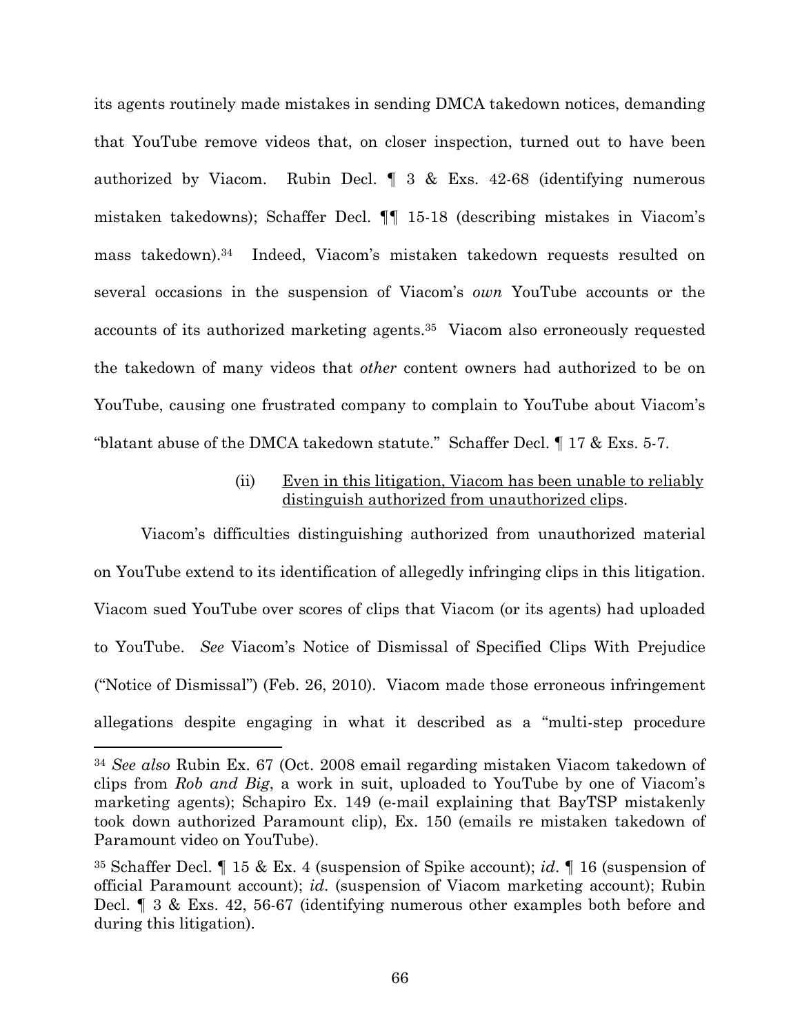its agents routinely made mistakes in sending DMCA takedown notices, demanding that YouTube remove videos that, on closer inspection, turned out to have been authorized by Viacom. Rubin Decl. ¶ 3 & Exs. 42-68 (identifying numerous mistaken takedowns); Schaffer Decl. ¶¶ 15-18 (describing mistakes in Viacom's mass takedown).[34] Indeed, Viacom's mistaken takedown requests resulted on several occasions in the suspension of Viacom's *own* YouTube accounts or the accounts of its authorized marketing agents.[35] Viacom also erroneously requested the takedown of many videos that *other* content owners had authorized to be on YouTube, causing one frustrated company to complain to YouTube about Viacom's "blatant abuse of the DMCA takedown statute." Schaffer Decl. ¶ 17 & Exs. 5-7.

(ii) <u>Even in this litigation, Viacom has been unable to reliably distinguish authorized from unauthorized clips</u>.

Viacom's difficulties distinguishing authorized from unauthorized material on YouTube extend to its identification of allegedly infringing clips in this litigation. Viacom sued YouTube over scores of clips that Viacom (or its agents) had uploaded to YouTube. *See* Viacom's Notice of Dismissal of Specified Clips With Prejudice ("Notice of Dismissal") (Feb. 26, 2010). Viacom made those erroneous infringement allegations despite engaging in what it described as a "multi-step procedure

---

[34] *See also* Rubin Ex. 67 (Oct. 2008 email regarding mistaken Viacom takedown of clips from *Rob and Big*, a work in suit, uploaded to YouTube by one of Viacom's marketing agents); Schapiro Ex. 149 (e-mail explaining that BayTSP mistakenly took down authorized Paramount clip), Ex. 150 (emails re mistaken takedown of Paramount video on YouTube).

[35] Schaffer Decl. ¶ 15 & Ex. 4 (suspension of Spike account); *id*. ¶ 16 (suspension of official Paramount account); *id*. (suspension of Viacom marketing account); Rubin Decl. ¶ 3 & Exs. 42, 56-67 (identifying numerous other examples both before and during this litigation).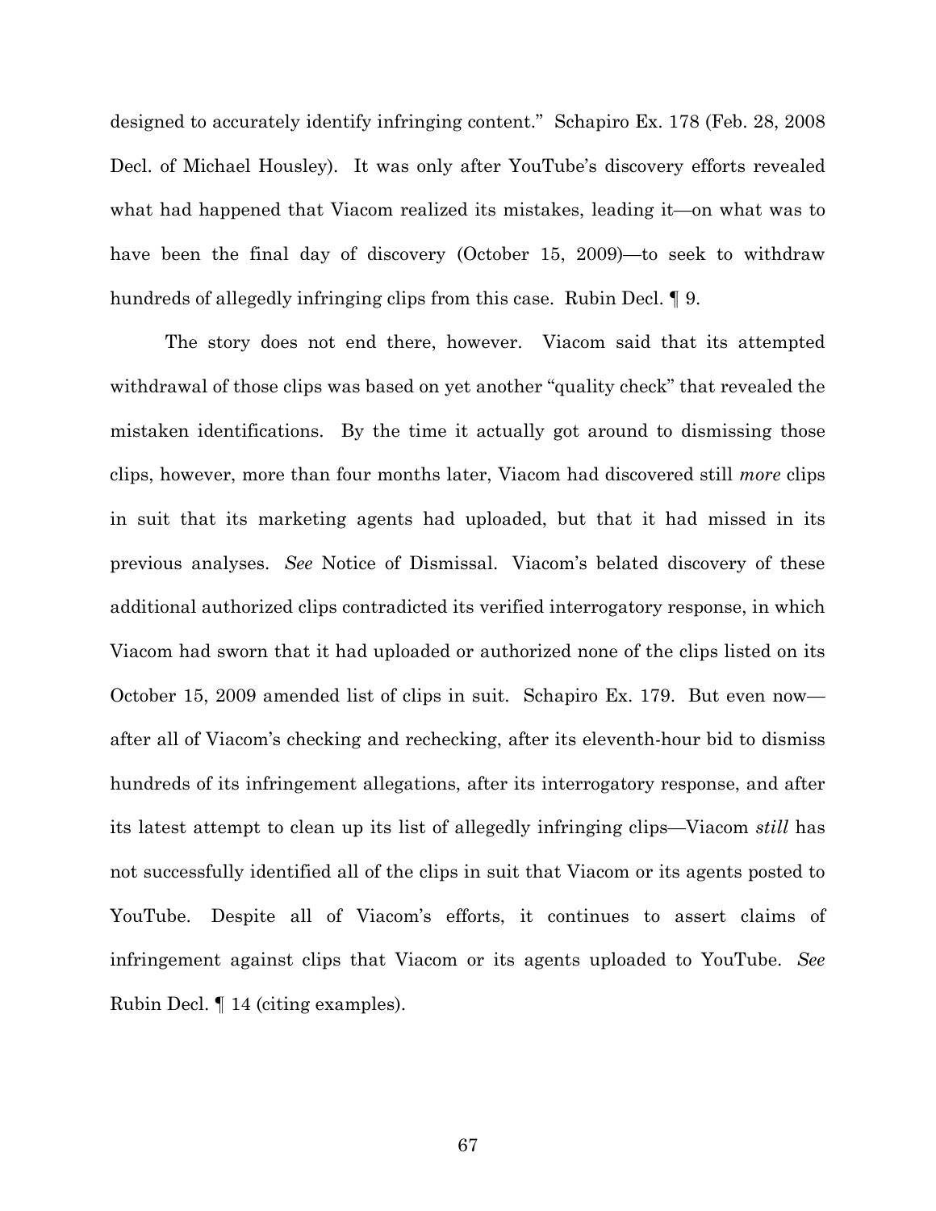designed to accurately identify infringing content." Schapiro Ex. 178 (Feb. 28, 2008 Decl. of Michael Housley). It was only after YouTube's discovery efforts revealed what had happened that Viacom realized its mistakes, leading it—on what was to have been the final day of discovery (October 15, 2009)—to seek to withdraw hundreds of allegedly infringing clips from this case. Rubin Decl. ¶ 9.

The story does not end there, however. Viacom said that its attempted withdrawal of those clips was based on yet another "quality check" that revealed the mistaken identifications. By the time it actually got around to dismissing those clips, however, more than four months later, Viacom had discovered still *more* clips in suit that its marketing agents had uploaded, but that it had missed in its previous analyses. *See* Notice of Dismissal. Viacom's belated discovery of these additional authorized clips contradicted its verified interrogatory response, in which Viacom had sworn that it had uploaded or authorized none of the clips listed on its October 15, 2009 amended list of clips in suit. Schapiro Ex. 179. But even now—after all of Viacom's checking and rechecking, after its eleventh-hour bid to dismiss hundreds of its infringement allegations, after its interrogatory response, and after its latest attempt to clean up its list of allegedly infringing clips—Viacom *still* has not successfully identified all of the clips in suit that Viacom or its agents posted to YouTube. Despite all of Viacom's efforts, it continues to assert claims of infringement against clips that Viacom or its agents uploaded to YouTube. *See* Rubin Decl. ¶ 14 (citing examples).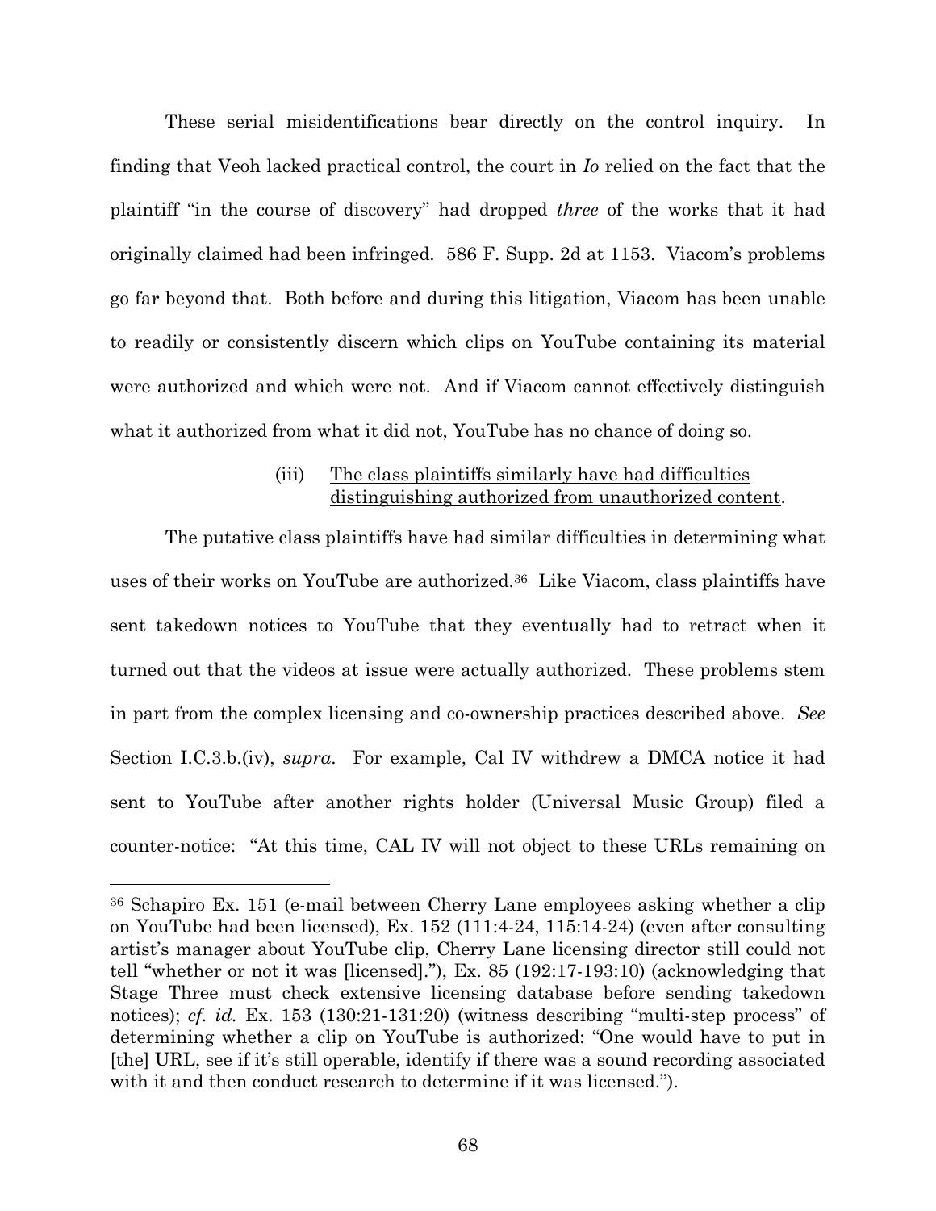These serial misidentifications bear directly on the control inquiry. In finding that Veoh lacked practical control, the court in *Io* relied on the fact that the plaintiff "in the course of discovery" had dropped *three* of the works that it had originally claimed had been infringed. 586 F. Supp. 2d at 1153. Viacom's problems go far beyond that. Both before and during this litigation, Viacom has been unable to readily or consistently discern which clips on YouTube containing its material were authorized and which were not. And if Viacom cannot effectively distinguish what it authorized from what it did not, YouTube has no chance of doing so.

(iii) <u>The class plaintiffs similarly have had difficulties distinguishing authorized from unauthorized content</u>.

The putative class plaintiffs have had similar difficulties in determining what uses of their works on YouTube are authorized.[36] Like Viacom, class plaintiffs have sent takedown notices to YouTube that they eventually had to retract when it turned out that the videos at issue were actually authorized. These problems stem in part from the complex licensing and co-ownership practices described above. *See* Section I.C.3.b.(iv), *supra*. For example, Cal IV withdrew a DMCA notice it had sent to YouTube after another rights holder (Universal Music Group) filed a counter-notice: "At this time, CAL IV will not object to these URLs remaining on

---

[36] Schapiro Ex. 151 (e-mail between Cherry Lane employees asking whether a clip on YouTube had been licensed), Ex. 152 (111:4-24, 115:14-24) (even after consulting artist's manager about YouTube clip, Cherry Lane licensing director still could not tell "whether or not it was [licensed]."), Ex. 85 (192:17-193:10) (acknowledging that Stage Three must check extensive licensing database before sending takedown notices); *cf. id.* Ex. 153 (130:21-131:20) (witness describing "multi-step process" of determining whether a clip on YouTube is authorized: "One would have to put in [the] URL, see if it's still operable, identify if there was a sound recording associated with it and then conduct research to determine if it was licensed.").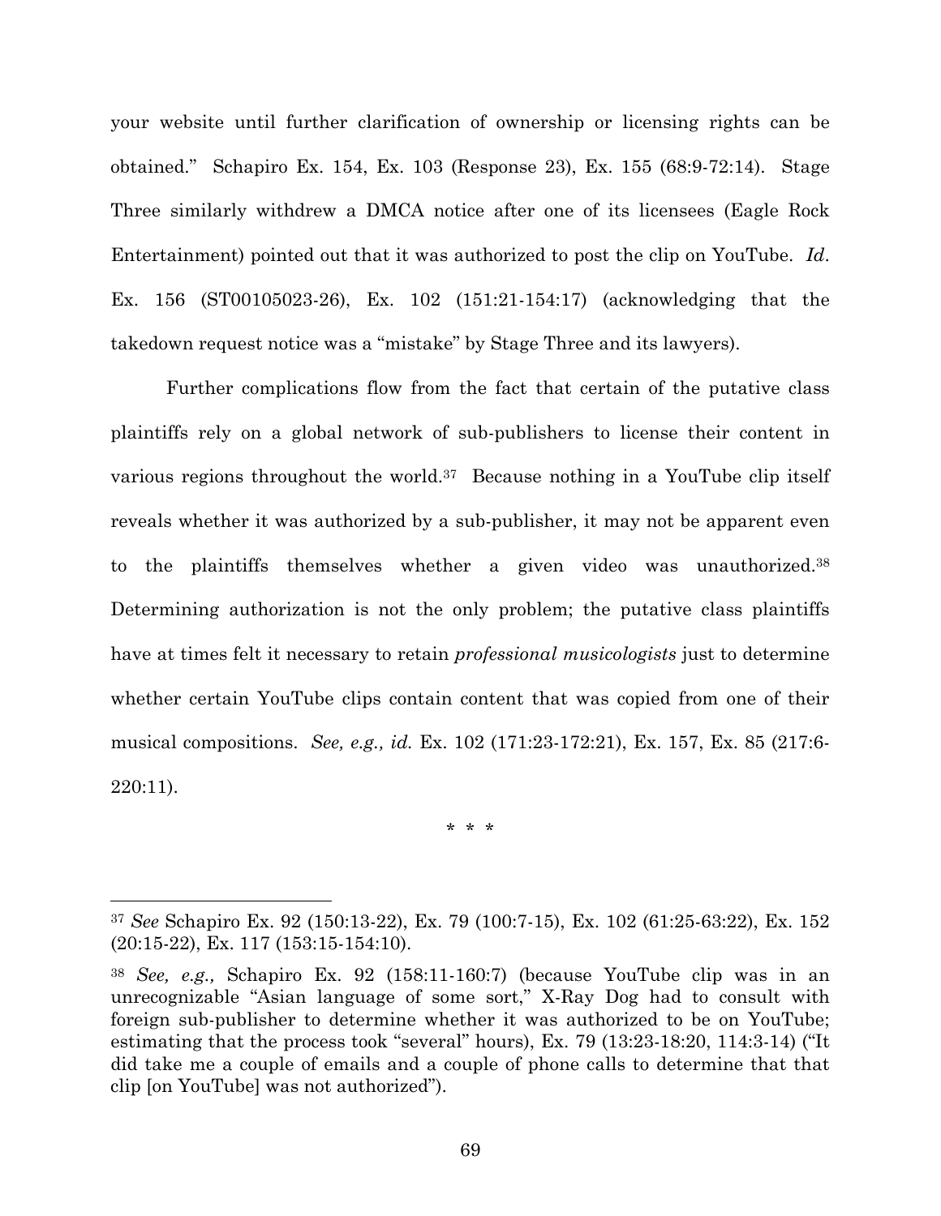your website until further clarification of ownership or licensing rights can be obtained." Schapiro Ex. 154, Ex. 103 (Response 23), Ex. 155 (68:9-72:14). Stage Three similarly withdrew a DMCA notice after one of its licensees (Eagle Rock Entertainment) pointed out that it was authorized to post the clip on YouTube. *Id*. Ex. 156 (ST00105023-26), Ex. 102 (151:21-154:17) (acknowledging that the takedown request notice was a "mistake" by Stage Three and its lawyers).

Further complications flow from the fact that certain of the putative class plaintiffs rely on a global network of sub-publishers to license their content in various regions throughout the world.[37] Because nothing in a YouTube clip itself reveals whether it was authorized by a sub-publisher, it may not be apparent even to the plaintiffs themselves whether a given video was unauthorized.[38] Determining authorization is not the only problem; the putative class plaintiffs have at times felt it necessary to retain *professional musicologists* just to determine whether certain YouTube clips contain content that was copied from one of their musical compositions. *See, e.g., id.* Ex. 102 (171:23-172:21), Ex. 157, Ex. 85 (217:6-220:11).

\* \* \*

---

[37] *See* Schapiro Ex. 92 (150:13-22), Ex. 79 (100:7-15), Ex. 102 (61:25-63:22), Ex. 152 (20:15-22), Ex. 117 (153:15-154:10).

[38] *See, e.g.,* Schapiro Ex. 92 (158:11-160:7) (because YouTube clip was in an unrecognizable "Asian language of some sort," X-Ray Dog had to consult with foreign sub-publisher to determine whether it was authorized to be on YouTube; estimating that the process took "several" hours), Ex. 79 (13:23-18:20, 114:3-14) ("It did take me a couple of emails and a couple of phone calls to determine that that clip [on YouTube] was not authorized").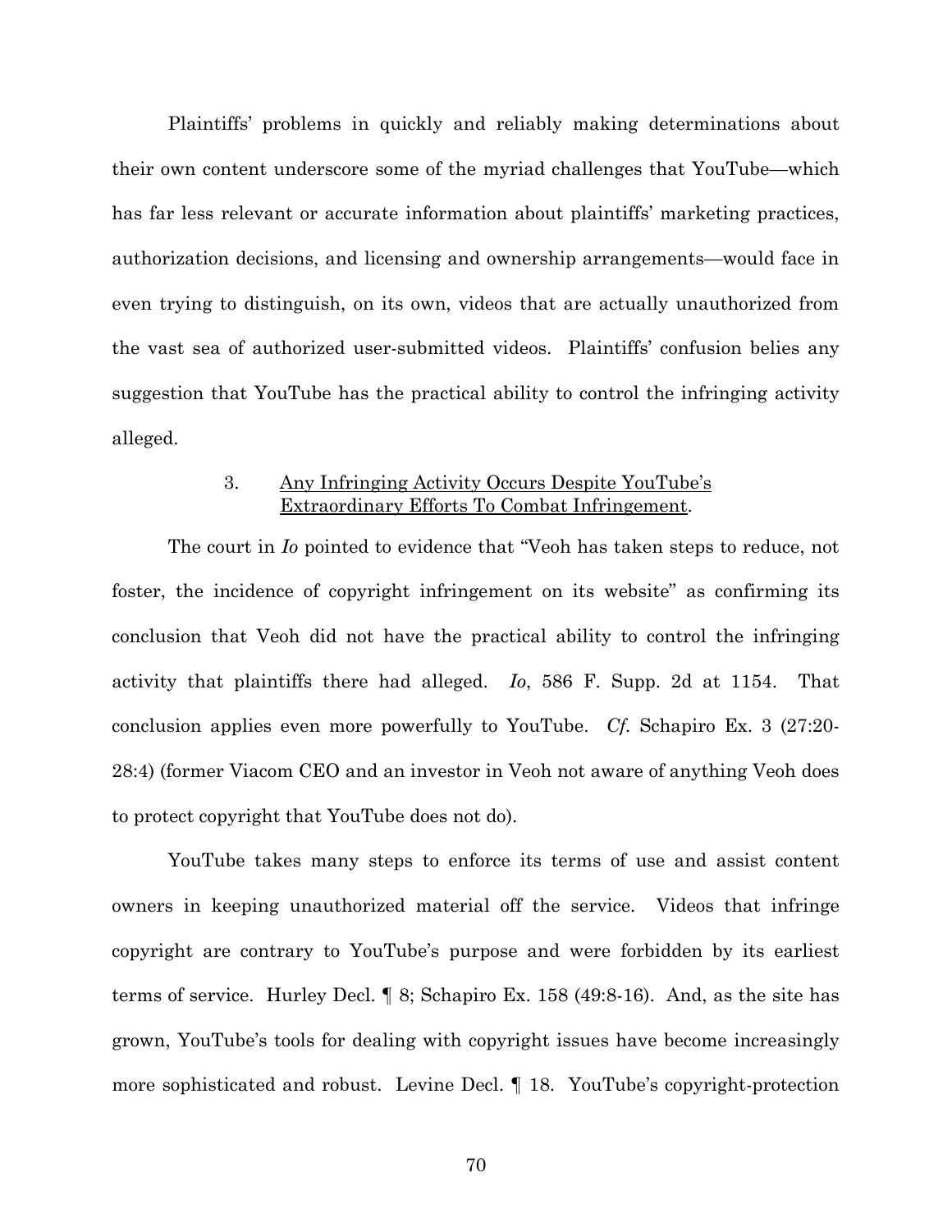Plaintiffs' problems in quickly and reliably making determinations about their own content underscore some of the myriad challenges that YouTube—which has far less relevant or accurate information about plaintiffs' marketing practices, authorization decisions, and licensing and ownership arrangements—would face in even trying to distinguish, on its own, videos that are actually unauthorized from the vast sea of authorized user-submitted videos. Plaintiffs' confusion belies any suggestion that YouTube has the practical ability to control the infringing activity alleged.

### 3. Any Infringing Activity Occurs Despite YouTube's Extraordinary Efforts To Combat Infringement.

The court in *Io* pointed to evidence that "Veoh has taken steps to reduce, not foster, the incidence of copyright infringement on its website" as confirming its conclusion that Veoh did not have the practical ability to control the infringing activity that plaintiffs there had alleged. *Io*, 586 F. Supp. 2d at 1154. That conclusion applies even more powerfully to YouTube. *Cf.* Schapiro Ex. 3 (27:20-28:4) (former Viacom CEO and an investor in Veoh not aware of anything Veoh does to protect copyright that YouTube does not do).

YouTube takes many steps to enforce its terms of use and assist content owners in keeping unauthorized material off the service. Videos that infringe copyright are contrary to YouTube's purpose and were forbidden by its earliest terms of service. Hurley Decl. ¶ 8; Schapiro Ex. 158 (49:8-16). And, as the site has grown, YouTube's tools for dealing with copyright issues have become increasingly more sophisticated and robust. Levine Decl. ¶ 18. YouTube's copyright-protection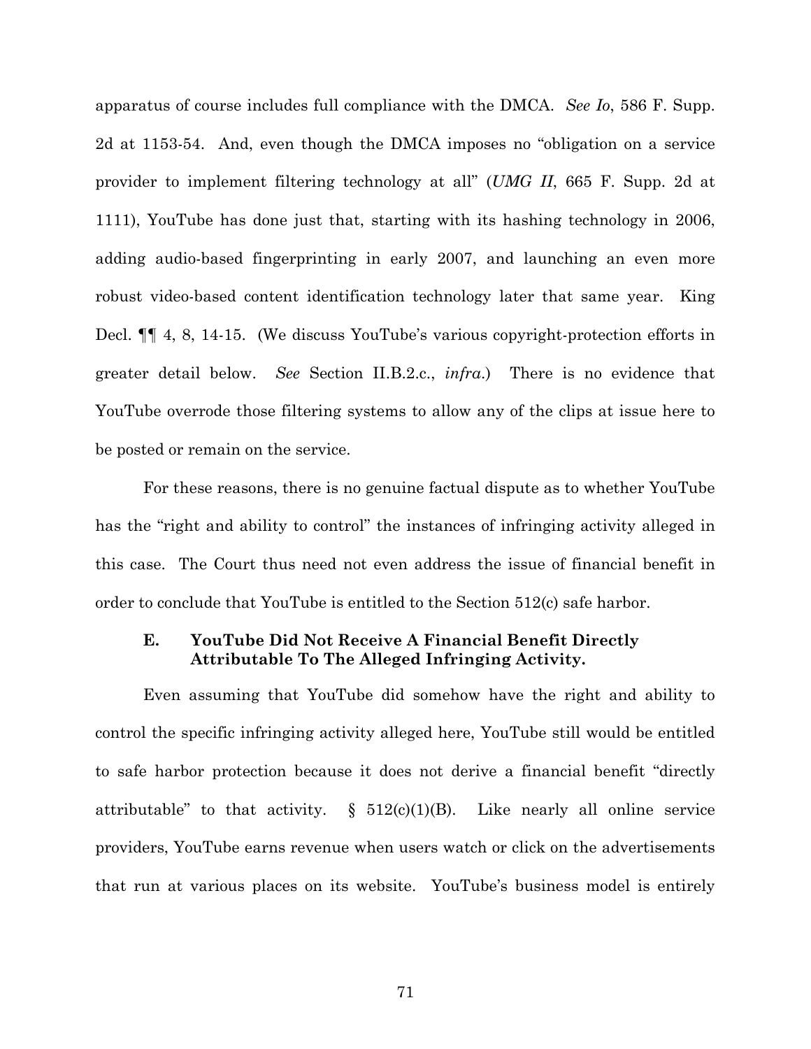apparatus of course includes full compliance with the DMCA. *See Io*, 586 F. Supp. 2d at 1153-54. And, even though the DMCA imposes no "obligation on a service provider to implement filtering technology at all" (*UMG II*, 665 F. Supp. 2d at 1111), YouTube has done just that, starting with its hashing technology in 2006, adding audio-based fingerprinting in early 2007, and launching an even more robust video-based content identification technology later that same year. King Decl. ¶¶ 4, 8, 14-15. (We discuss YouTube's various copyright-protection efforts in greater detail below. *See* Section II.B.2.c., *infra*.) There is no evidence that YouTube overrode those filtering systems to allow any of the clips at issue here to be posted or remain on the service.

For these reasons, there is no genuine factual dispute as to whether YouTube has the "right and ability to control" the instances of infringing activity alleged in this case. The Court thus need not even address the issue of financial benefit in order to conclude that YouTube is entitled to the Section 512(c) safe harbor.

### E. YouTube Did Not Receive A Financial Benefit Directly Attributable To The Alleged Infringing Activity.

Even assuming that YouTube did somehow have the right and ability to control the specific infringing activity alleged here, YouTube still would be entitled to safe harbor protection because it does not derive a financial benefit "directly attributable" to that activity. § 512(c)(1)(B). Like nearly all online service providers, YouTube earns revenue when users watch or click on the advertisements that run at various places on its website. YouTube's business model is entirely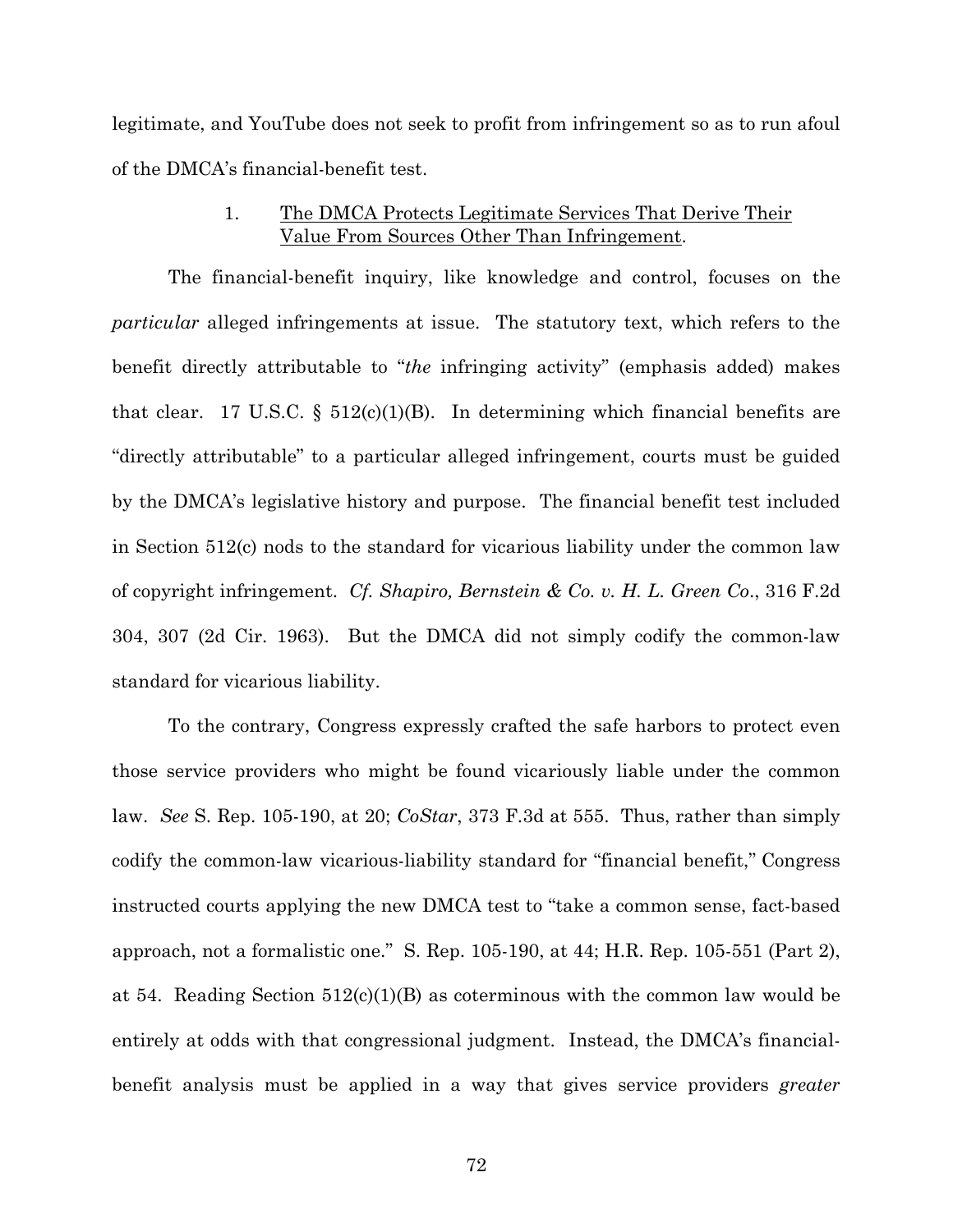legitimate, and YouTube does not seek to profit from infringement so as to run afoul of the DMCA's financial-benefit test.

### 1. The DMCA Protects Legitimate Services That Derive Their Value From Sources Other Than Infringement.

The financial-benefit inquiry, like knowledge and control, focuses on the *particular* alleged infringements at issue. The statutory text, which refers to the benefit directly attributable to "*the* infringing activity" (emphasis added) makes that clear. 17 U.S.C. § 512(c)(1)(B). In determining which financial benefits are "directly attributable" to a particular alleged infringement, courts must be guided by the DMCA's legislative history and purpose. The financial benefit test included in Section 512(c) nods to the standard for vicarious liability under the common law of copyright infringement. *Cf. Shapiro, Bernstein & Co. v. H. L. Green Co.*, 316 F.2d 304, 307 (2d Cir. 1963). But the DMCA did not simply codify the common-law standard for vicarious liability.

To the contrary, Congress expressly crafted the safe harbors to protect even those service providers who might be found vicariously liable under the common law. *See* S. Rep. 105-190, at 20; *CoStar*, 373 F.3d at 555. Thus, rather than simply codify the common-law vicarious-liability standard for "financial benefit," Congress instructed courts applying the new DMCA test to "take a common sense, fact-based approach, not a formalistic one." S. Rep. 105-190, at 44; H.R. Rep. 105-551 (Part 2), at 54. Reading Section 512(c)(1)(B) as coterminous with the common law would be entirely at odds with that congressional judgment. Instead, the DMCA's financial-benefit analysis must be applied in a way that gives service providers *greater*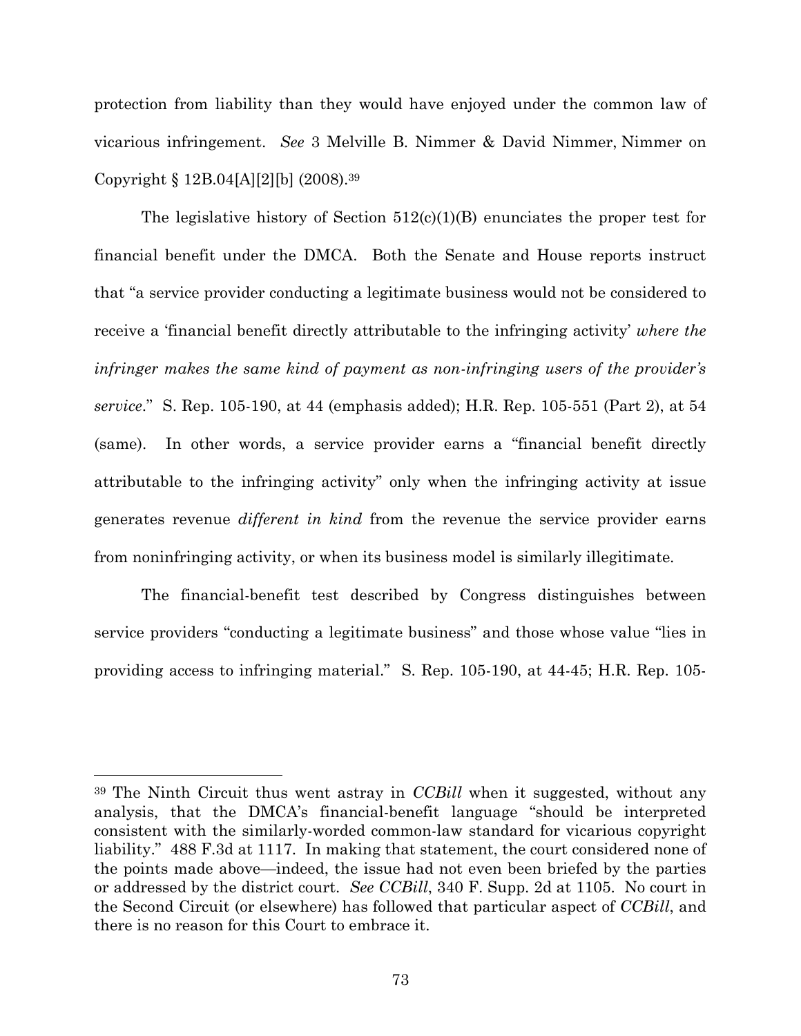protection from liability than they would have enjoyed under the common law of vicarious infringement. *See* 3 Melville B. Nimmer & David Nimmer, Nimmer on Copyright § 12B.04[A][2][b] (2008).[39]

The legislative history of Section 512(c)(1)(B) enunciates the proper test for financial benefit under the DMCA. Both the Senate and House reports instruct that "a service provider conducting a legitimate business would not be considered to receive a 'financial benefit directly attributable to the infringing activity' *where the infringer makes the same kind of payment as non-infringing users of the provider's service*." S. Rep. 105-190, at 44 (emphasis added); H.R. Rep. 105-551 (Part 2), at 54 (same). In other words, a service provider earns a "financial benefit directly attributable to the infringing activity" only when the infringing activity at issue generates revenue *different in kind* from the revenue the service provider earns from noninfringing activity, or when its business model is similarly illegitimate.

The financial-benefit test described by Congress distinguishes between service providers "conducting a legitimate business" and those whose value "lies in providing access to infringing material." S. Rep. 105-190, at 44-45; H.R. Rep. 105-

---

[39] The Ninth Circuit thus went astray in *CCBill* when it suggested, without any analysis, that the DMCA's financial-benefit language "should be interpreted consistent with the similarly-worded common-law standard for vicarious copyright liability." 488 F.3d at 1117. In making that statement, the court considered none of the points made above—indeed, the issue had not even been briefed by the parties or addressed by the district court. *See CCBill*, 340 F. Supp. 2d at 1105. No court in the Second Circuit (or elsewhere) has followed that particular aspect of *CCBill*, and there is no reason for this Court to embrace it.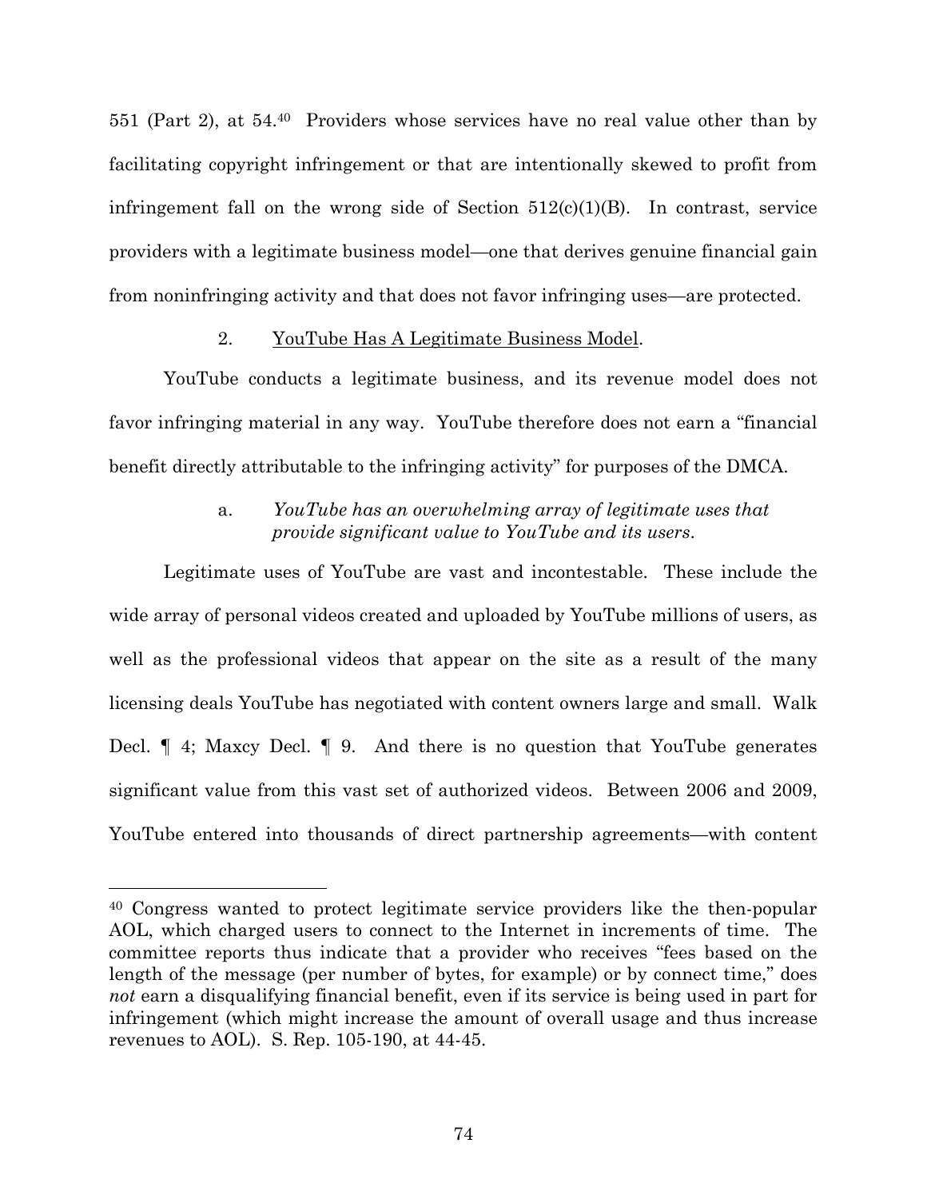551 (Part 2), at 54.[40] Providers whose services have no real value other than by facilitating copyright infringement or that are intentionally skewed to profit from infringement fall on the wrong side of Section 512(c)(1)(B). In contrast, service providers with a legitimate business model—one that derives genuine financial gain from noninfringing activity and that does not favor infringing uses—are protected.

2. YouTube Has A Legitimate Business Model.

YouTube conducts a legitimate business, and its revenue model does not favor infringing material in any way. YouTube therefore does not earn a "financial benefit directly attributable to the infringing activity" for purposes of the DMCA.

a. *YouTube has an overwhelming array of legitimate uses that provide significant value to YouTube and its users.*

Legitimate uses of YouTube are vast and incontestable. These include the wide array of personal videos created and uploaded by YouTube millions of users, as well as the professional videos that appear on the site as a result of the many licensing deals YouTube has negotiated with content owners large and small. Walk Decl. ¶ 4; Maxcy Decl. ¶ 9. And there is no question that YouTube generates significant value from this vast set of authorized videos. Between 2006 and 2009, YouTube entered into thousands of direct partnership agreements—with content

[40] Congress wanted to protect legitimate service providers like the then-popular AOL, which charged users to connect to the Internet in increments of time. The committee reports thus indicate that a provider who receives "fees based on the length of the message (per number of bytes, for example) or by connect time," does *not* earn a disqualifying financial benefit, even if its service is being used in part for infringement (which might increase the amount of overall usage and thus increase revenues to AOL). S. Rep. 105-190, at 44-45.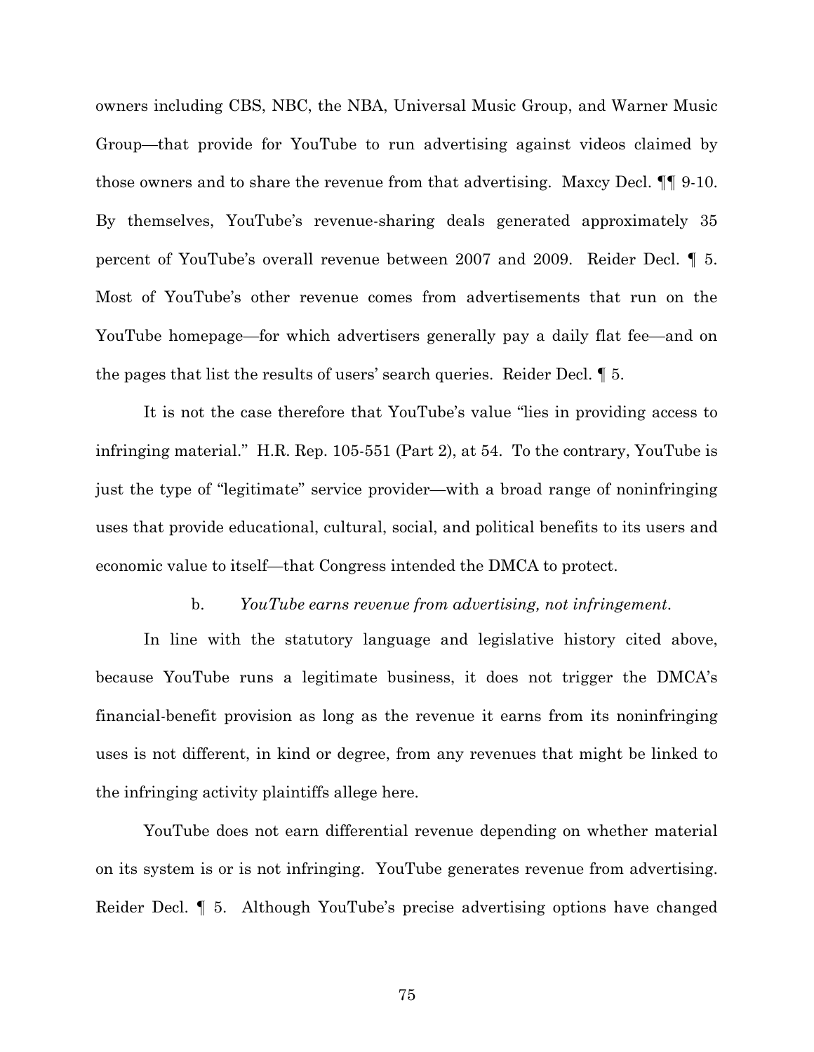owners including CBS, NBC, the NBA, Universal Music Group, and Warner Music Group—that provide for YouTube to run advertising against videos claimed by those owners and to share the revenue from that advertising. Maxcy Decl. ¶¶ 9-10. By themselves, YouTube's revenue-sharing deals generated approximately 35 percent of YouTube's overall revenue between 2007 and 2009. Reider Decl. ¶ 5. Most of YouTube's other revenue comes from advertisements that run on the YouTube homepage—for which advertisers generally pay a daily flat fee—and on the pages that list the results of users' search queries. Reider Decl. ¶ 5.

It is not the case therefore that YouTube's value "lies in providing access to infringing material." H.R. Rep. 105-551 (Part 2), at 54. To the contrary, YouTube is just the type of "legitimate" service provider—with a broad range of noninfringing uses that provide educational, cultural, social, and political benefits to its users and economic value to itself—that Congress intended the DMCA to protect.

b. *YouTube earns revenue from advertising, not infringement.*

In line with the statutory language and legislative history cited above, because YouTube runs a legitimate business, it does not trigger the DMCA's financial-benefit provision as long as the revenue it earns from its noninfringing uses is not different, in kind or degree, from any revenues that might be linked to the infringing activity plaintiffs allege here.

YouTube does not earn differential revenue depending on whether material on its system is or is not infringing. YouTube generates revenue from advertising. Reider Decl. ¶ 5. Although YouTube's precise advertising options have changed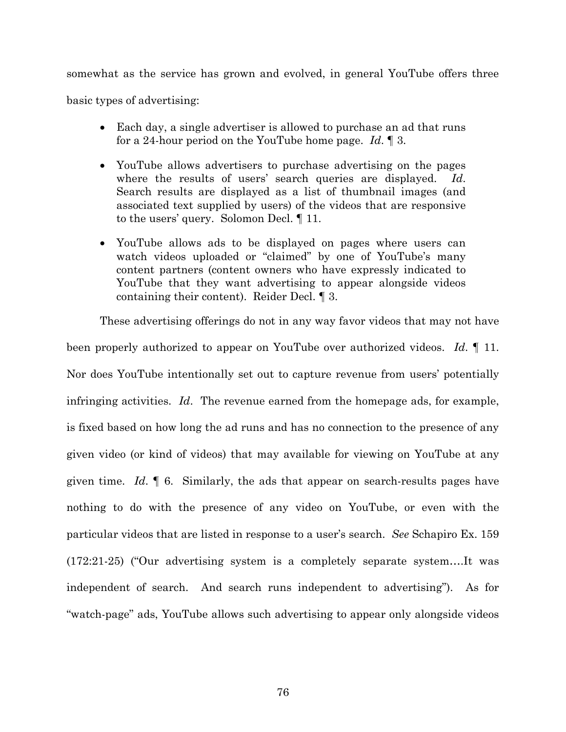somewhat as the service has grown and evolved, in general YouTube offers three basic types of advertising:

- Each day, a single advertiser is allowed to purchase an ad that runs for a 24-hour period on the YouTube home page. *Id*. ¶ 3.
- YouTube allows advertisers to purchase advertising on the pages where the results of users' search queries are displayed. *Id*. Search results are displayed as a list of thumbnail images (and associated text supplied by users) of the videos that are responsive to the users' query. Solomon Decl. ¶ 11.
- YouTube allows ads to be displayed on pages where users can watch videos uploaded or "claimed" by one of YouTube's many content partners (content owners who have expressly indicated to YouTube that they want advertising to appear alongside videos containing their content). Reider Decl. ¶ 3.

These advertising offerings do not in any way favor videos that may not have been properly authorized to appear on YouTube over authorized videos. *Id*. ¶ 11. Nor does YouTube intentionally set out to capture revenue from users' potentially infringing activities. *Id*. The revenue earned from the homepage ads, for example, is fixed based on how long the ad runs and has no connection to the presence of any given video (or kind of videos) that may available for viewing on YouTube at any given time. *Id*. ¶ 6. Similarly, the ads that appear on search-results pages have nothing to do with the presence of any video on YouTube, or even with the particular videos that are listed in response to a user's search. *See* Schapiro Ex. 159 (172:21-25) ("Our advertising system is a completely separate system….It was independent of search. And search runs independent to advertising"). As for "watch-page" ads, YouTube allows such advertising to appear only alongside videos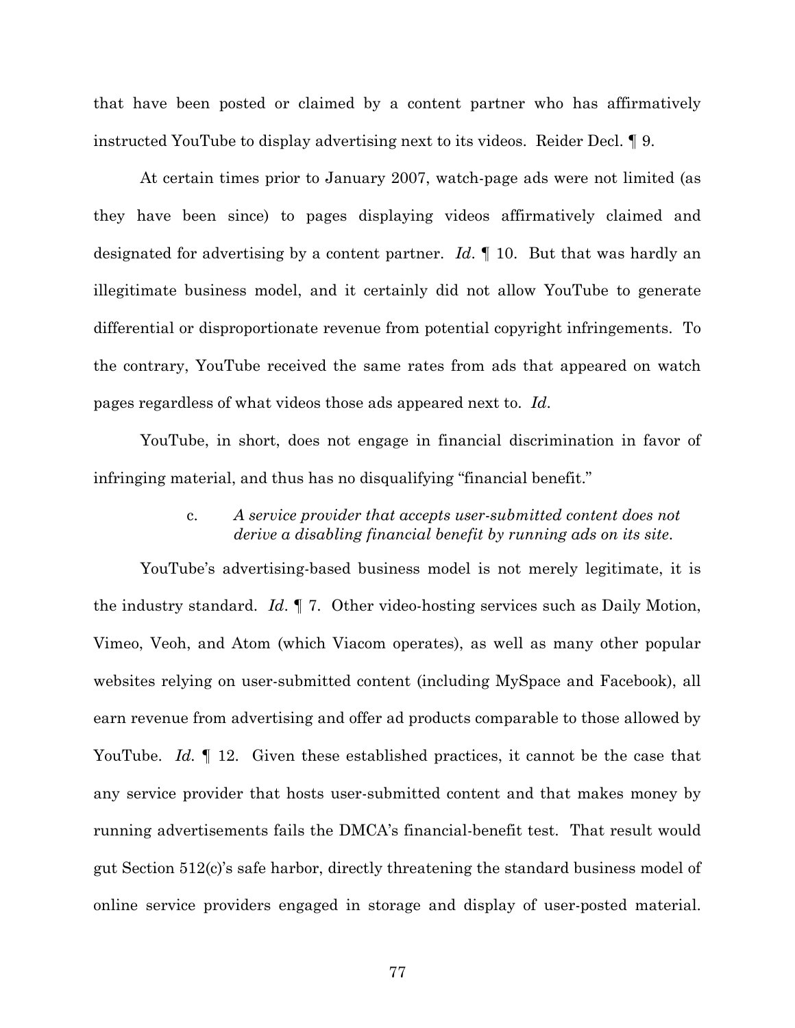that have been posted or claimed by a content partner who has affirmatively instructed YouTube to display advertising next to its videos. Reider Decl. ¶ 9.

At certain times prior to January 2007, watch-page ads were not limited (as they have been since) to pages displaying videos affirmatively claimed and designated for advertising by a content partner. *Id*. ¶ 10. But that was hardly an illegitimate business model, and it certainly did not allow YouTube to generate differential or disproportionate revenue from potential copyright infringements. To the contrary, YouTube received the same rates from ads that appeared on watch pages regardless of what videos those ads appeared next to. *Id*.

YouTube, in short, does not engage in financial discrimination in favor of infringing material, and thus has no disqualifying "financial benefit."

c. *A service provider that accepts user-submitted content does not derive a disabling financial benefit by running ads on its site.*

YouTube's advertising-based business model is not merely legitimate, it is the industry standard. *Id*. ¶ 7. Other video-hosting services such as Daily Motion, Vimeo, Veoh, and Atom (which Viacom operates), as well as many other popular websites relying on user-submitted content (including MySpace and Facebook), all earn revenue from advertising and offer ad products comparable to those allowed by YouTube. *Id*. ¶ 12. Given these established practices, it cannot be the case that any service provider that hosts user-submitted content and that makes money by running advertisements fails the DMCA's financial-benefit test. That result would gut Section 512(c)'s safe harbor, directly threatening the standard business model of online service providers engaged in storage and display of user-posted material.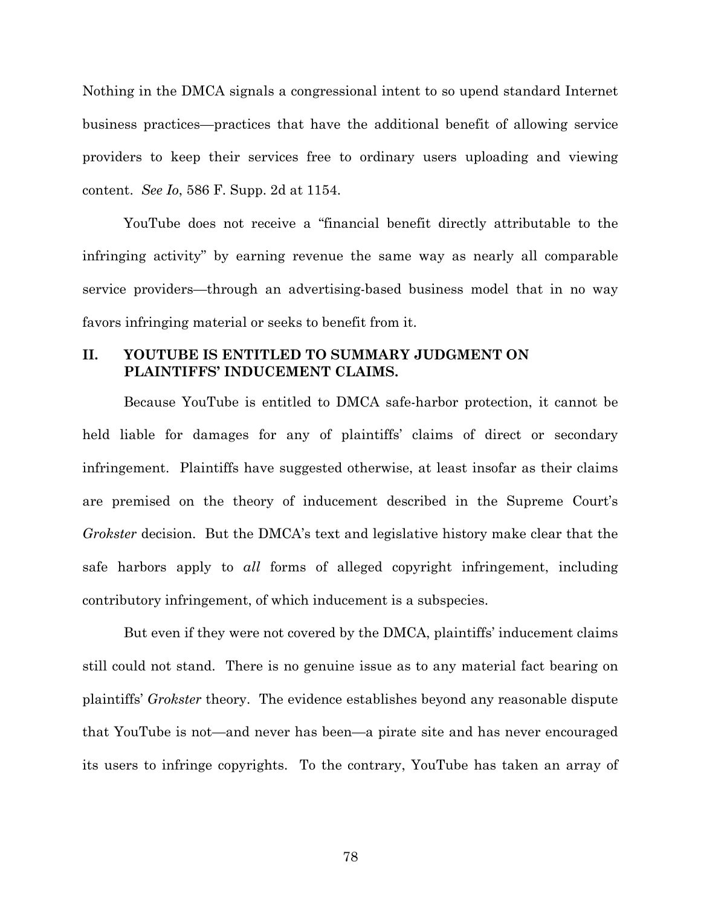Nothing in the DMCA signals a congressional intent to so upend standard Internet business practices—practices that have the additional benefit of allowing service providers to keep their services free to ordinary users uploading and viewing content. *See Io*, 586 F. Supp. 2d at 1154.

YouTube does not receive a "financial benefit directly attributable to the infringing activity" by earning revenue the same way as nearly all comparable service providers—through an advertising-based business model that in no way favors infringing material or seeks to benefit from it.

## II. YOUTUBE IS ENTITLED TO SUMMARY JUDGMENT ON PLAINTIFFS' INDUCEMENT CLAIMS.

Because YouTube is entitled to DMCA safe-harbor protection, it cannot be held liable for damages for any of plaintiffs' claims of direct or secondary infringement. Plaintiffs have suggested otherwise, at least insofar as their claims are premised on the theory of inducement described in the Supreme Court's *Grokster* decision. But the DMCA's text and legislative history make clear that the safe harbors apply to *all* forms of alleged copyright infringement, including contributory infringement, of which inducement is a subspecies.

But even if they were not covered by the DMCA, plaintiffs' inducement claims still could not stand. There is no genuine issue as to any material fact bearing on plaintiffs' *Grokster* theory. The evidence establishes beyond any reasonable dispute that YouTube is not—and never has been—a pirate site and has never encouraged its users to infringe copyrights. To the contrary, YouTube has taken an array of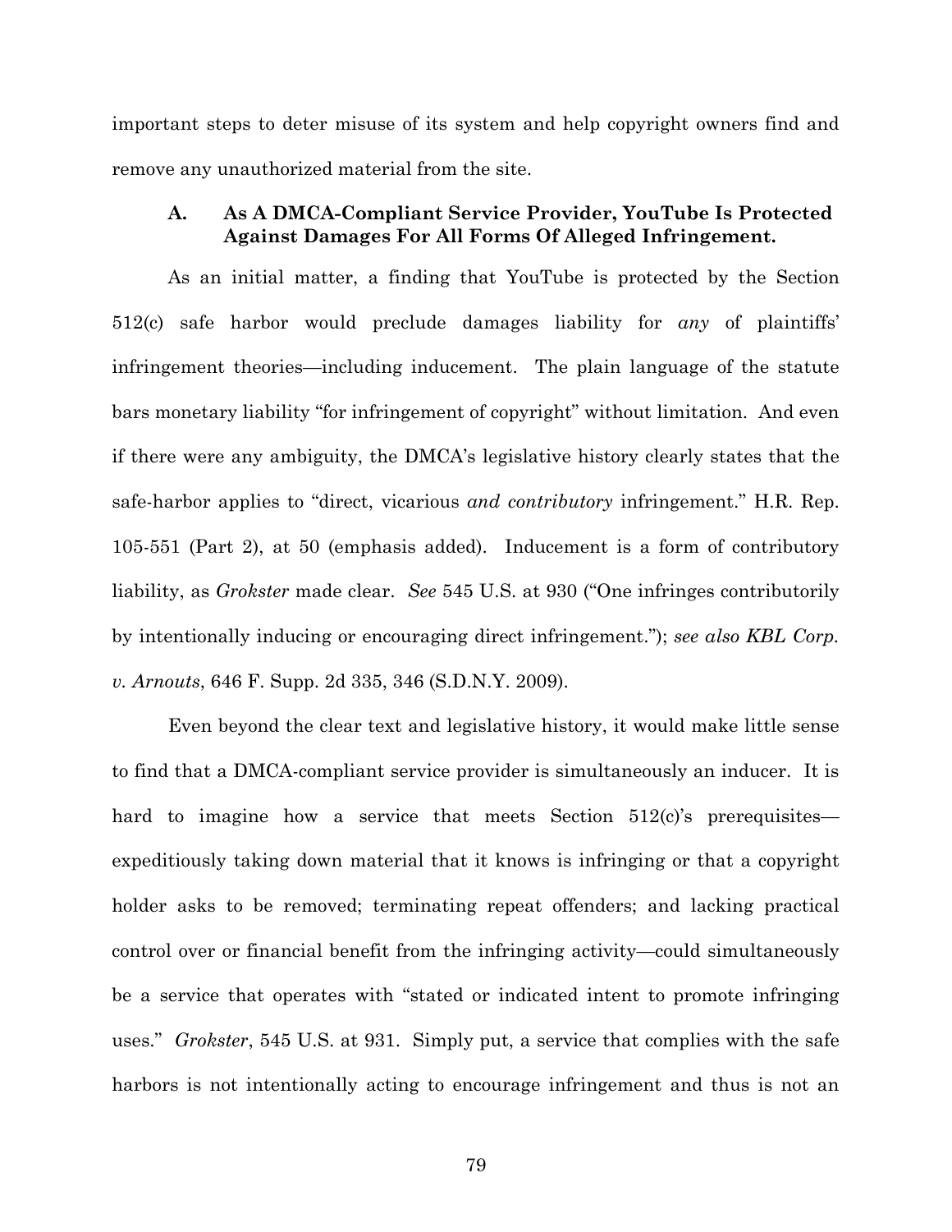important steps to deter misuse of its system and help copyright owners find and remove any unauthorized material from the site.

### A. As A DMCA-Compliant Service Provider, YouTube Is Protected Against Damages For All Forms Of Alleged Infringement.

As an initial matter, a finding that YouTube is protected by the Section 512(c) safe harbor would preclude damages liability for *any* of plaintiffs' infringement theories—including inducement. The plain language of the statute bars monetary liability "for infringement of copyright" without limitation. And even if there were any ambiguity, the DMCA's legislative history clearly states that the safe-harbor applies to "direct, vicarious *and contributory* infringement." H.R. Rep. 105-551 (Part 2), at 50 (emphasis added). Inducement is a form of contributory liability, as *Grokster* made clear. *See* 545 U.S. at 930 ("One infringes contributorily by intentionally inducing or encouraging direct infringement."); *see also KBL Corp. v. Arnouts*, 646 F. Supp. 2d 335, 346 (S.D.N.Y. 2009).

Even beyond the clear text and legislative history, it would make little sense to find that a DMCA-compliant service provider is simultaneously an inducer. It is hard to imagine how a service that meets Section 512(c)'s prerequisites—expeditiously taking down material that it knows is infringing or that a copyright holder asks to be removed; terminating repeat offenders; and lacking practical control over or financial benefit from the infringing activity—could simultaneously be a service that operates with "stated or indicated intent to promote infringing uses." *Grokster*, 545 U.S. at 931. Simply put, a service that complies with the safe harbors is not intentionally acting to encourage infringement and thus is not an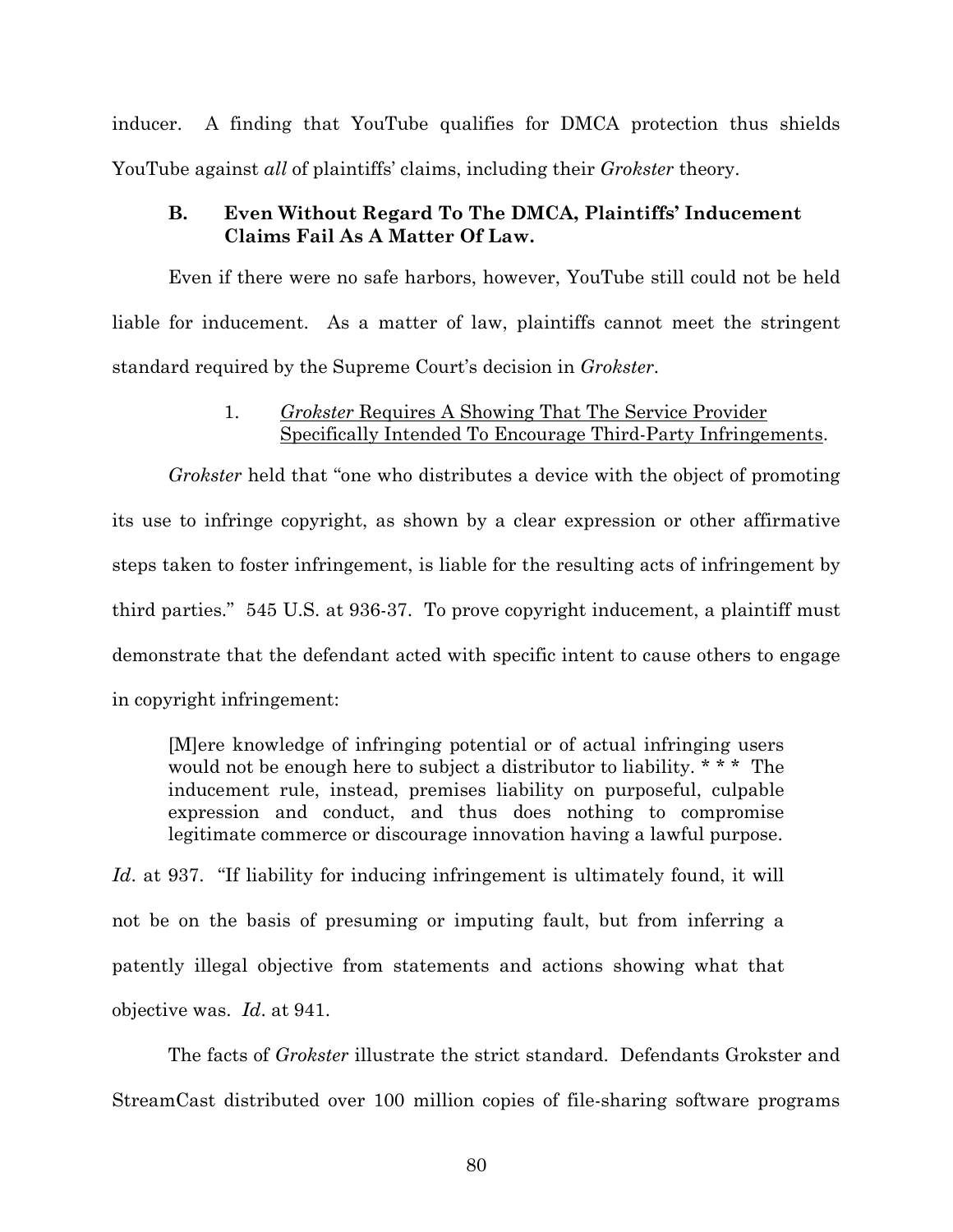inducer. A finding that YouTube qualifies for DMCA protection thus shields YouTube against *all* of plaintiffs' claims, including their *Grokster* theory.

### B. Even Without Regard To The DMCA, Plaintiffs' Inducement Claims Fail As A Matter Of Law.

Even if there were no safe harbors, however, YouTube still could not be held liable for inducement. As a matter of law, plaintiffs cannot meet the stringent standard required by the Supreme Court's decision in *Grokster*.

#### 1. *Grokster* Requires A Showing That The Service Provider Specifically Intended To Encourage Third-Party Infringements.

*Grokster* held that "one who distributes a device with the object of promoting its use to infringe copyright, as shown by a clear expression or other affirmative steps taken to foster infringement, is liable for the resulting acts of infringement by third parties." 545 U.S. at 936-37. To prove copyright inducement, a plaintiff must demonstrate that the defendant acted with specific intent to cause others to engage in copyright infringement:

> [M]ere knowledge of infringing potential or of actual infringing users would not be enough here to subject a distributor to liability. * * * The inducement rule, instead, premises liability on purposeful, culpable expression and conduct, and thus does nothing to compromise legitimate commerce or discourage innovation having a lawful purpose.

*Id*. at 937. "If liability for inducing infringement is ultimately found, it will not be on the basis of presuming or imputing fault, but from inferring a patently illegal objective from statements and actions showing what that objective was. *Id*. at 941.

The facts of *Grokster* illustrate the strict standard. Defendants Grokster and StreamCast distributed over 100 million copies of file-sharing software programs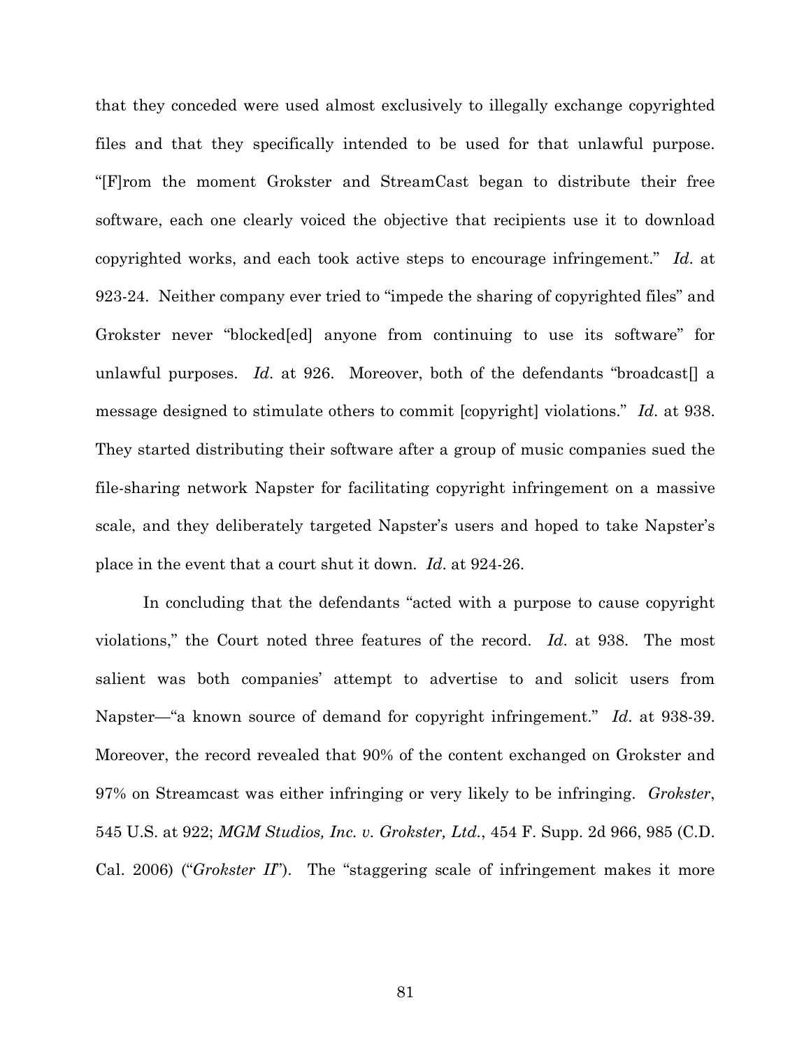that they conceded were used almost exclusively to illegally exchange copyrighted files and that they specifically intended to be used for that unlawful purpose. "[F]rom the moment Grokster and StreamCast began to distribute their free software, each one clearly voiced the objective that recipients use it to download copyrighted works, and each took active steps to encourage infringement." *Id*. at 923-24. Neither company ever tried to "impede the sharing of copyrighted files" and Grokster never "blocked[ed] anyone from continuing to use its software" for unlawful purposes. *Id*. at 926. Moreover, both of the defendants "broadcast[] a message designed to stimulate others to commit [copyright] violations." *Id*. at 938. They started distributing their software after a group of music companies sued the file-sharing network Napster for facilitating copyright infringement on a massive scale, and they deliberately targeted Napster's users and hoped to take Napster's place in the event that a court shut it down. *Id*. at 924-26.

In concluding that the defendants "acted with a purpose to cause copyright violations," the Court noted three features of the record. *Id*. at 938. The most salient was both companies' attempt to advertise to and solicit users from Napster—"a known source of demand for copyright infringement." *Id*. at 938-39. Moreover, the record revealed that 90% of the content exchanged on Grokster and 97% on Streamcast was either infringing or very likely to be infringing. *Grokster*, 545 U.S. at 922; *MGM Studios, Inc. v. Grokster, Ltd.*, 454 F. Supp. 2d 966, 985 (C.D. Cal. 2006) ("*Grokster II*"). The "staggering scale of infringement makes it more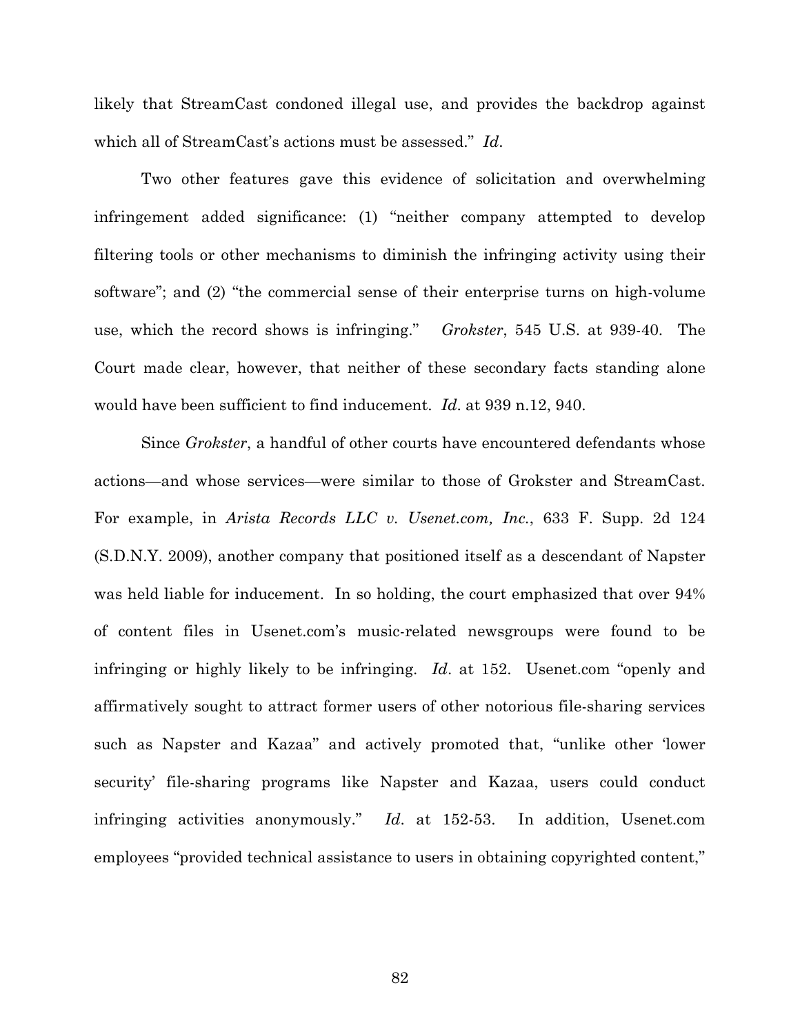likely that StreamCast condoned illegal use, and provides the backdrop against which all of StreamCast's actions must be assessed." *Id*.

Two other features gave this evidence of solicitation and overwhelming infringement added significance: (1) "neither company attempted to develop filtering tools or other mechanisms to diminish the infringing activity using their software"; and (2) "the commercial sense of their enterprise turns on high-volume use, which the record shows is infringing." *Grokster*, 545 U.S. at 939-40. The Court made clear, however, that neither of these secondary facts standing alone would have been sufficient to find inducement. *Id*. at 939 n.12, 940.

Since *Grokster*, a handful of other courts have encountered defendants whose actions—and whose services—were similar to those of Grokster and StreamCast. For example, in *Arista Records LLC v. Usenet.com, Inc.*, 633 F. Supp. 2d 124 (S.D.N.Y. 2009), another company that positioned itself as a descendant of Napster was held liable for inducement. In so holding, the court emphasized that over 94% of content files in Usenet.com's music-related newsgroups were found to be infringing or highly likely to be infringing. *Id*. at 152. Usenet.com "openly and affirmatively sought to attract former users of other notorious file-sharing services such as Napster and Kazaa" and actively promoted that, "unlike other 'lower security' file-sharing programs like Napster and Kazaa, users could conduct infringing activities anonymously." *Id*. at 152-53. In addition, Usenet.com employees "provided technical assistance to users in obtaining copyrighted content,"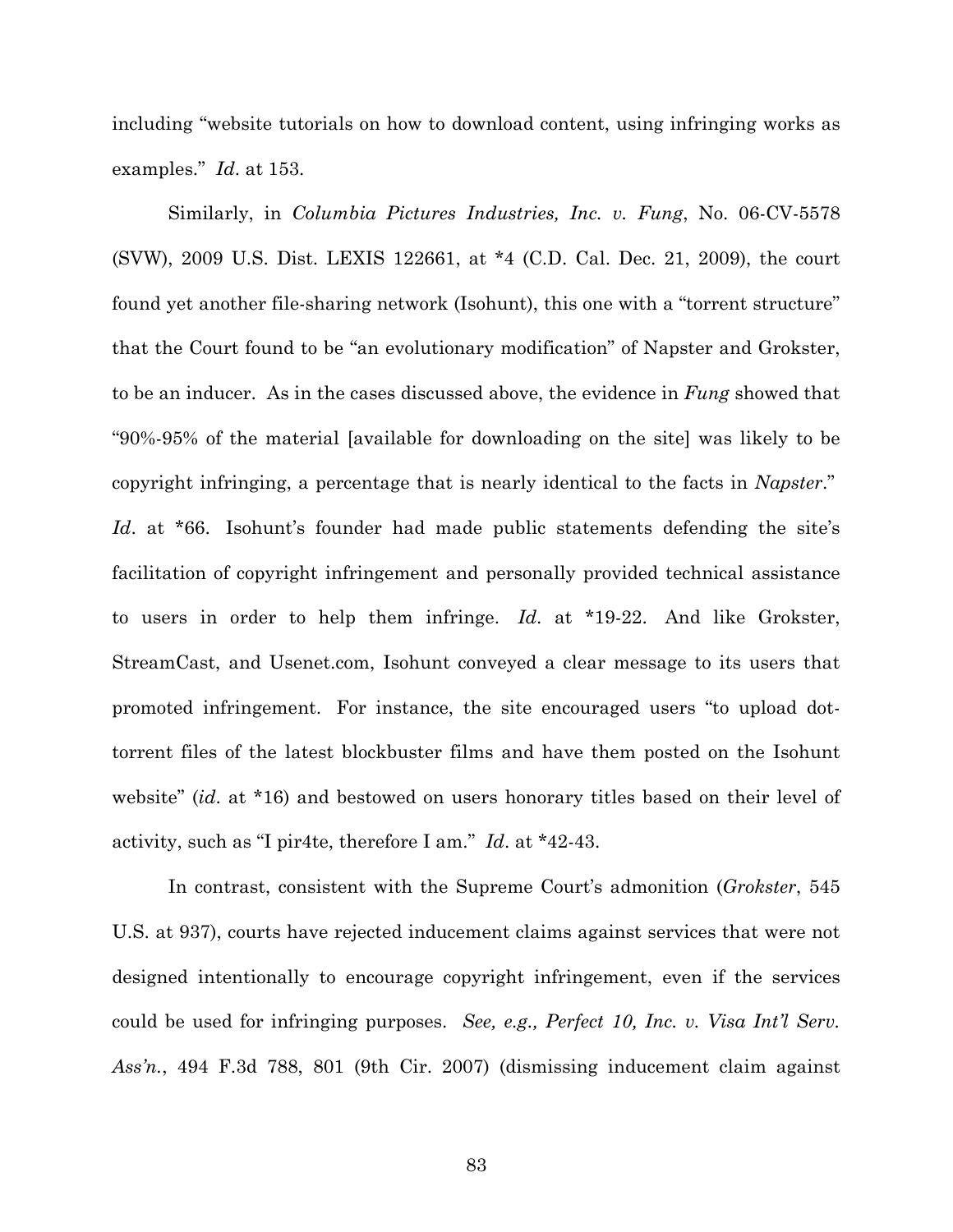including "website tutorials on how to download content, using infringing works as examples." *Id*. at 153.

Similarly, in *Columbia Pictures Industries, Inc. v. Fung*, No. 06-CV-5578 (SVW), 2009 U.S. Dist. LEXIS 122661, at *4 (C.D. Cal. Dec. 21, 2009), the court found yet another file-sharing network (Isohunt), this one with a "torrent structure" that the Court found to be "an evolutionary modification" of Napster and Grokster, to be an inducer. As in the cases discussed above, the evidence in *Fung* showed that "90%-95% of the material [available for downloading on the site] was likely to be copyright infringing, a percentage that is nearly identical to the facts in *Napster*." *Id*. at *66. Isohunt's founder had made public statements defending the site's facilitation of copyright infringement and personally provided technical assistance to users in order to help them infringe. *Id*. at *19-22. And like Grokster, StreamCast, and Usenet.com, Isohunt conveyed a clear message to its users that promoted infringement. For instance, the site encouraged users "to upload dot-torrent files of the latest blockbuster films and have them posted on the Isohunt website" (*id*. at *16) and bestowed on users honorary titles based on their level of activity, such as "I pir4te, therefore I am." *Id*. at *42-43.

In contrast, consistent with the Supreme Court's admonition (*Grokster*, 545 U.S. at 937), courts have rejected inducement claims against services that were not designed intentionally to encourage copyright infringement, even if the services could be used for infringing purposes. *See, e.g., Perfect 10, Inc. v. Visa Int'l Serv. Ass'n.*, 494 F.3d 788, 801 (9th Cir. 2007) (dismissing inducement claim against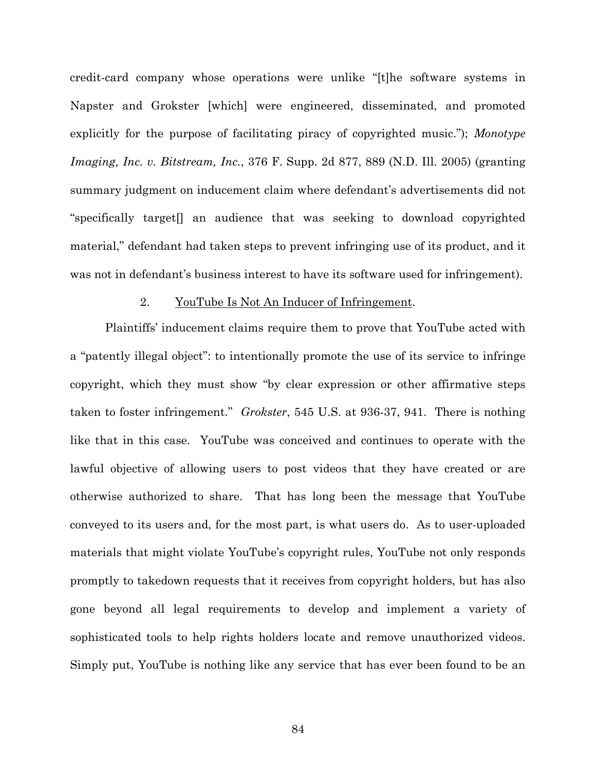credit-card company whose operations were unlike "[t]he software systems in Napster and Grokster [which] were engineered, disseminated, and promoted explicitly for the purpose of facilitating piracy of copyrighted music."); *Monotype Imaging, Inc. v. Bitstream, Inc.*, 376 F. Supp. 2d 877, 889 (N.D. Ill. 2005) (granting summary judgment on inducement claim where defendant's advertisements did not "specifically target[] an audience that was seeking to download copyrighted material," defendant had taken steps to prevent infringing use of its product, and it was not in defendant's business interest to have its software used for infringement).

2. <u>YouTube Is Not An Inducer of Infringement</u>.

Plaintiffs' inducement claims require them to prove that YouTube acted with a "patently illegal object": to intentionally promote the use of its service to infringe copyright, which they must show "by clear expression or other affirmative steps taken to foster infringement." *Grokster*, 545 U.S. at 936-37, 941. There is nothing like that in this case. YouTube was conceived and continues to operate with the lawful objective of allowing users to post videos that they have created or are otherwise authorized to share. That has long been the message that YouTube conveyed to its users and, for the most part, is what users do. As to user-uploaded materials that might violate YouTube's copyright rules, YouTube not only responds promptly to takedown requests that it receives from copyright holders, but has also gone beyond all legal requirements to develop and implement a variety of sophisticated tools to help rights holders locate and remove unauthorized videos. Simply put, YouTube is nothing like any service that has ever been found to be an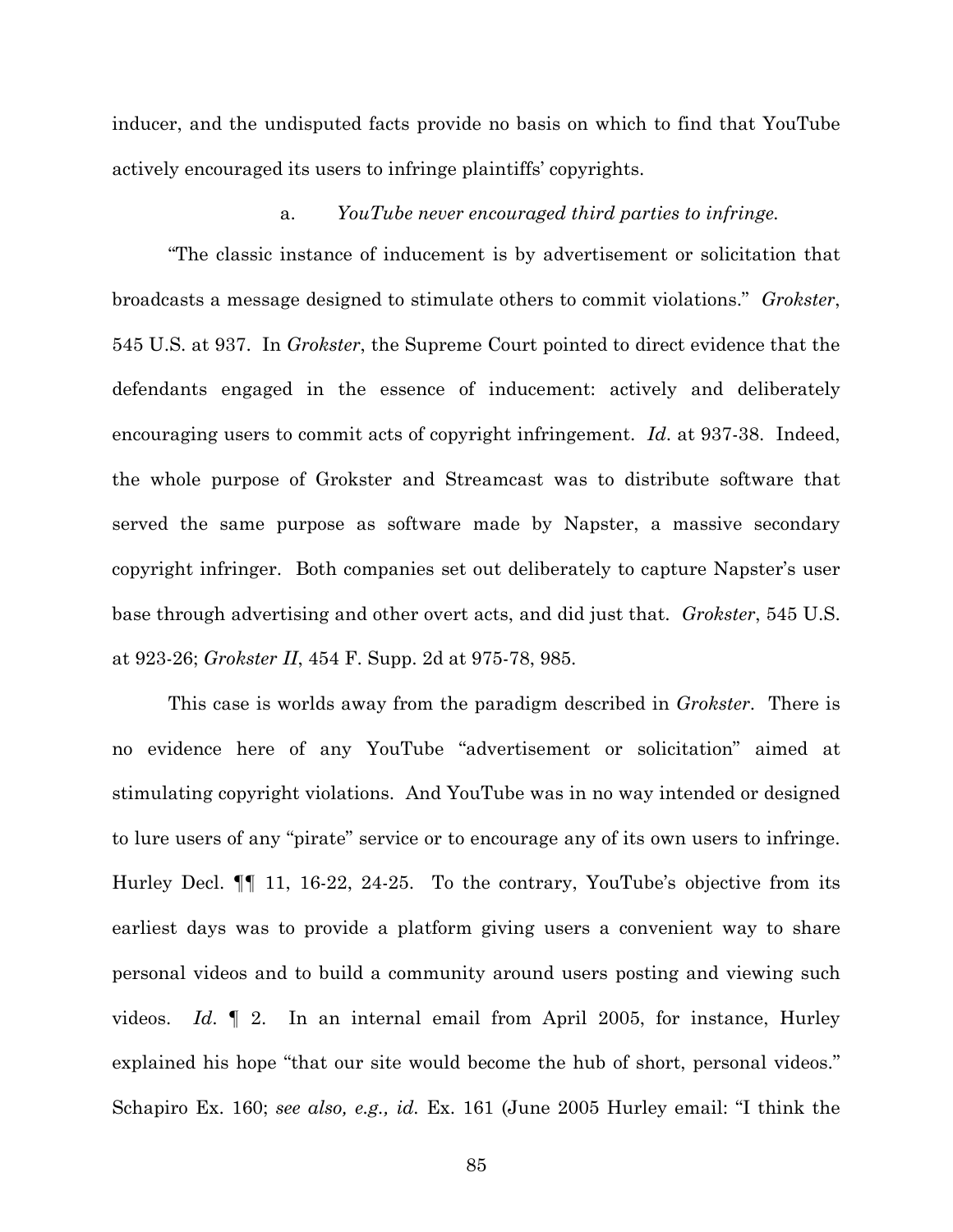inducer, and the undisputed facts provide no basis on which to find that YouTube actively encouraged its users to infringe plaintiffs' copyrights.

a. *YouTube never encouraged third parties to infringe.*

"The classic instance of inducement is by advertisement or solicitation that broadcasts a message designed to stimulate others to commit violations." *Grokster*, 545 U.S. at 937. In *Grokster*, the Supreme Court pointed to direct evidence that the defendants engaged in the essence of inducement: actively and deliberately encouraging users to commit acts of copyright infringement. *Id*. at 937-38. Indeed, the whole purpose of Grokster and Streamcast was to distribute software that served the same purpose as software made by Napster, a massive secondary copyright infringer. Both companies set out deliberately to capture Napster's user base through advertising and other overt acts, and did just that. *Grokster*, 545 U.S. at 923-26; *Grokster II*, 454 F. Supp. 2d at 975-78, 985.

This case is worlds away from the paradigm described in *Grokster*. There is no evidence here of any YouTube "advertisement or solicitation" aimed at stimulating copyright violations. And YouTube was in no way intended or designed to lure users of any "pirate" service or to encourage any of its own users to infringe. Hurley Decl. ¶¶ 11, 16-22, 24-25. To the contrary, YouTube's objective from its earliest days was to provide a platform giving users a convenient way to share personal videos and to build a community around users posting and viewing such videos. *Id*. ¶ 2. In an internal email from April 2005, for instance, Hurley explained his hope "that our site would become the hub of short, personal videos." Schapiro Ex. 160; *see also, e.g., id.* Ex. 161 (June 2005 Hurley email: "I think the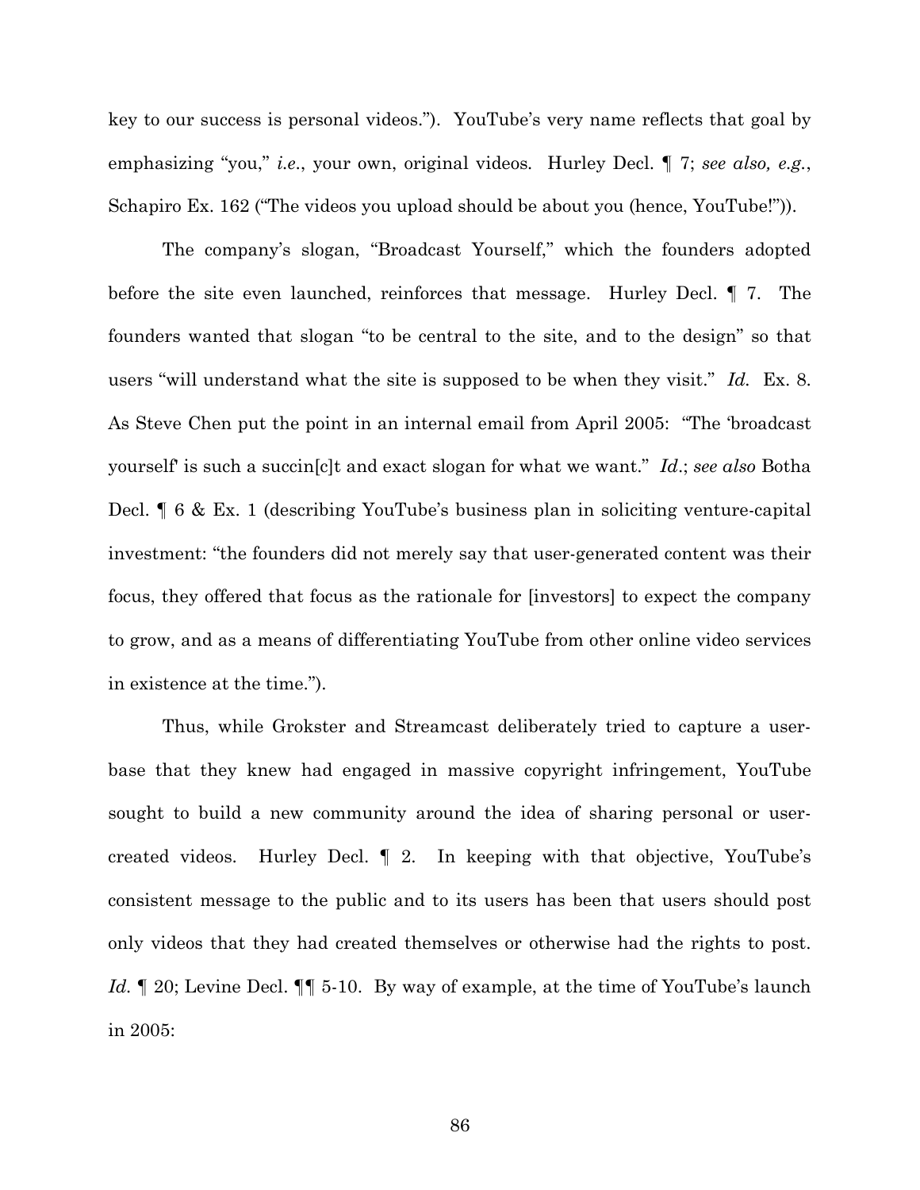key to our success is personal videos."). YouTube's very name reflects that goal by emphasizing "you," *i.e.*, your own, original videos. Hurley Decl. ¶ 7; *see also, e.g.*, Schapiro Ex. 162 ("The videos you upload should be about you (hence, YouTube!")).

The company's slogan, "Broadcast Yourself," which the founders adopted before the site even launched, reinforces that message. Hurley Decl. ¶ 7. The founders wanted that slogan "to be central to the site, and to the design" so that users "will understand what the site is supposed to be when they visit." *Id.* Ex. 8. As Steve Chen put the point in an internal email from April 2005: "The 'broadcast yourself' is such a succin[c]t and exact slogan for what we want." *Id.*; *see also* Botha Decl. ¶ 6 & Ex. 1 (describing YouTube's business plan in soliciting venture-capital investment: "the founders did not merely say that user-generated content was their focus, they offered that focus as the rationale for [investors] to expect the company to grow, and as a means of differentiating YouTube from other online video services in existence at the time.").

Thus, while Grokster and Streamcast deliberately tried to capture a user-base that they knew had engaged in massive copyright infringement, YouTube sought to build a new community around the idea of sharing personal or user-created videos. Hurley Decl. ¶ 2. In keeping with that objective, YouTube's consistent message to the public and to its users has been that users should post only videos that they had created themselves or otherwise had the rights to post. *Id.* ¶ 20; Levine Decl. ¶¶ 5-10. By way of example, at the time of YouTube's launch in 2005: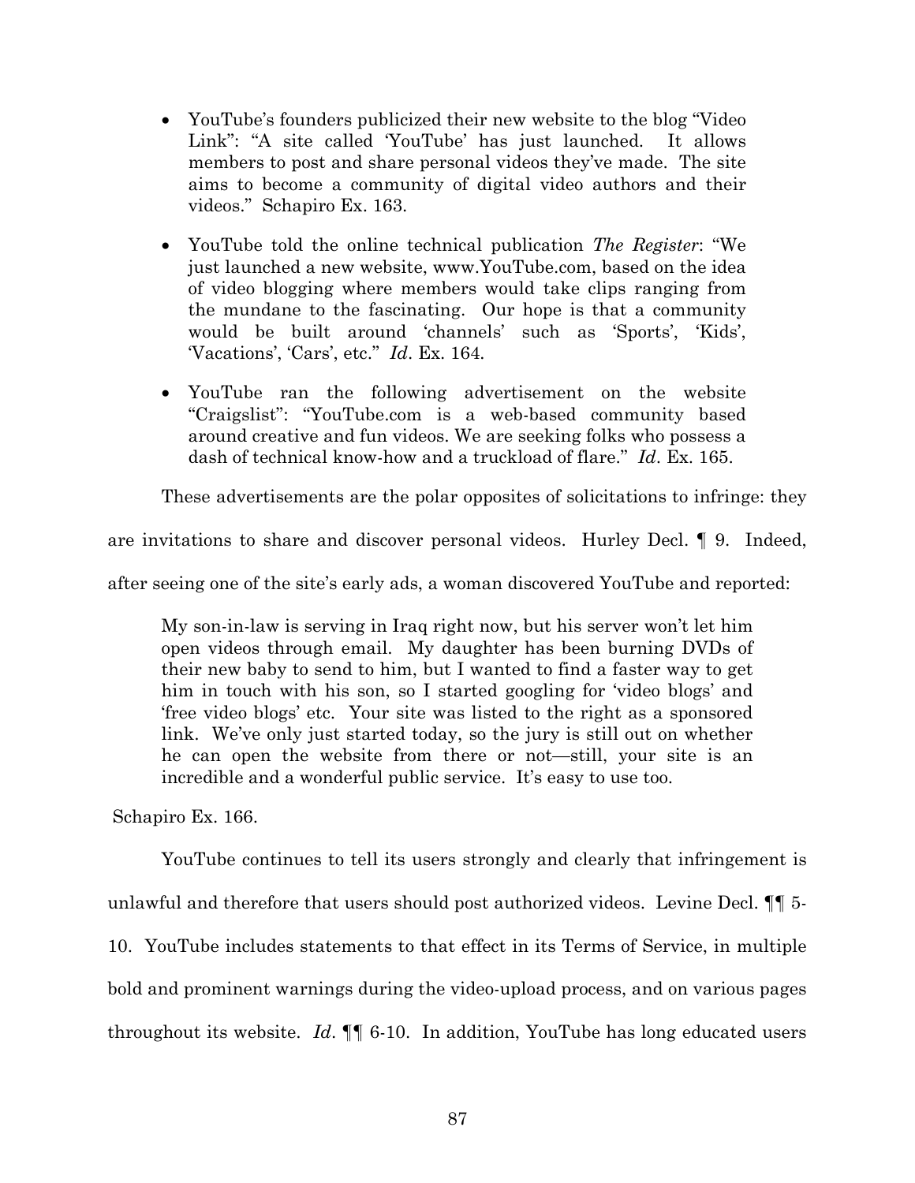- YouTube's founders publicized their new website to the blog "Video Link": "A site called 'YouTube' has just launched. It allows members to post and share personal videos they've made. The site aims to become a community of digital video authors and their videos." Schapiro Ex. 163.

- YouTube told the online technical publication *The Register*: "We just launched a new website, www.YouTube.com, based on the idea of video blogging where members would take clips ranging from the mundane to the fascinating. Our hope is that a community would be built around 'channels' such as 'Sports', 'Kids', 'Vacations', 'Cars', etc." *Id*. Ex. 164.

- YouTube ran the following advertisement on the website "Craigslist": "YouTube.com is a web-based community based around creative and fun videos. We are seeking folks who possess a dash of technical know-how and a truckload of flare." *Id*. Ex. 165.

These advertisements are the polar opposites of solicitations to infringe: they are invitations to share and discover personal videos. Hurley Decl. ¶ 9. Indeed, after seeing one of the site's early ads, a woman discovered YouTube and reported:

> My son-in-law is serving in Iraq right now, but his server won't let him open videos through email. My daughter has been burning DVDs of their new baby to send to him, but I wanted to find a faster way to get him in touch with his son, so I started googling for 'video blogs' and 'free video blogs' etc. Your site was listed to the right as a sponsored link. We've only just started today, so the jury is still out on whether he can open the website from there or not—still, your site is an incredible and a wonderful public service. It's easy to use too.

Schapiro Ex. 166.

YouTube continues to tell its users strongly and clearly that infringement is unlawful and therefore that users should post authorized videos. Levine Decl. ¶¶ 5-10. YouTube includes statements to that effect in its Terms of Service, in multiple bold and prominent warnings during the video-upload process, and on various pages throughout its website. *Id*. ¶¶ 6-10. In addition, YouTube has long educated users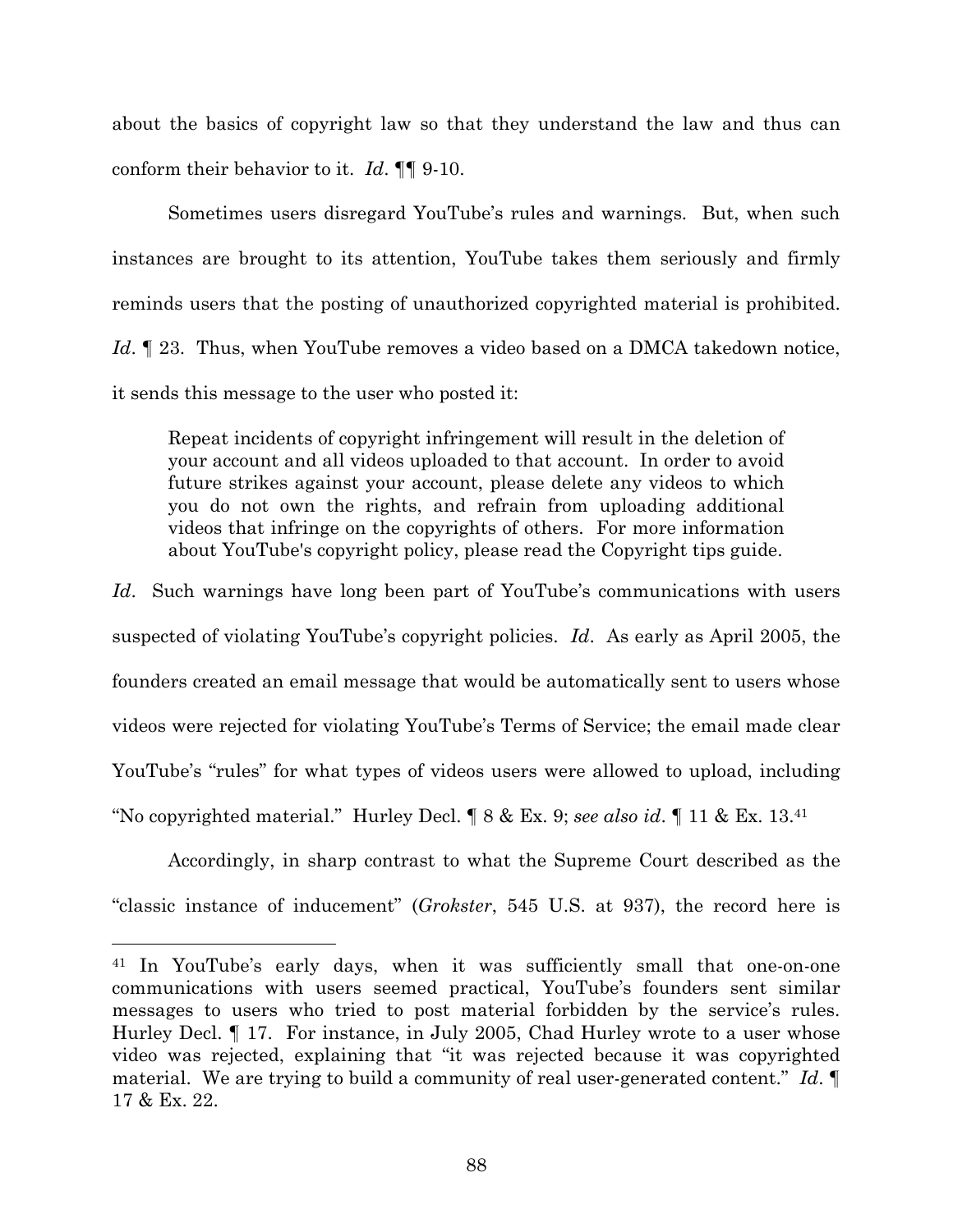about the basics of copyright law so that they understand the law and thus can conform their behavior to it. *Id*. ¶¶ 9-10.

Sometimes users disregard YouTube's rules and warnings. But, when such instances are brought to its attention, YouTube takes them seriously and firmly reminds users that the posting of unauthorized copyrighted material is prohibited. *Id*. ¶ 23. Thus, when YouTube removes a video based on a DMCA takedown notice, it sends this message to the user who posted it:

> Repeat incidents of copyright infringement will result in the deletion of your account and all videos uploaded to that account. In order to avoid future strikes against your account, please delete any videos to which you do not own the rights, and refrain from uploading additional videos that infringe on the copyrights of others. For more information about YouTube's copyright policy, please read the Copyright tips guide.

*Id*. Such warnings have long been part of YouTube's communications with users suspected of violating YouTube's copyright policies. *Id*. As early as April 2005, the founders created an email message that would be automatically sent to users whose videos were rejected for violating YouTube's Terms of Service; the email made clear YouTube's "rules" for what types of videos users were allowed to upload, including "No copyrighted material." Hurley Decl. ¶ 8 & Ex. 9; *see also id*. ¶ 11 & Ex. 13.[41]

Accordingly, in sharp contrast to what the Supreme Court described as the "classic instance of inducement" (*Grokster*, 545 U.S. at 937), the record here is

---

[41] In YouTube's early days, when it was sufficiently small that one-on-one communications with users seemed practical, YouTube's founders sent similar messages to users who tried to post material forbidden by the service's rules. Hurley Decl. ¶ 17. For instance, in July 2005, Chad Hurley wrote to a user whose video was rejected, explaining that "it was rejected because it was copyrighted material. We are trying to build a community of real user-generated content." *Id*. ¶ 17 & Ex. 22.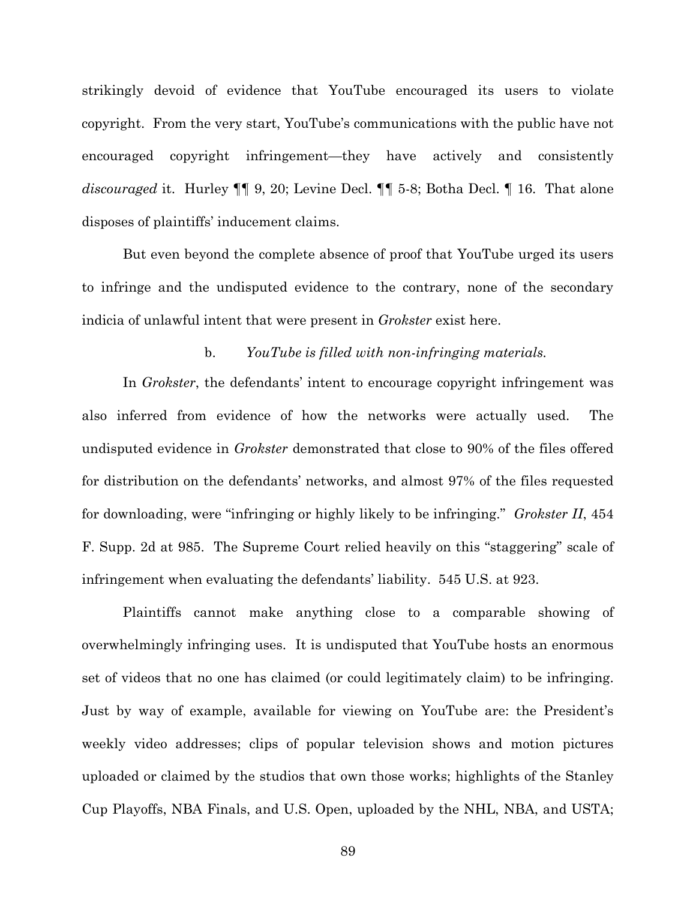strikingly devoid of evidence that YouTube encouraged its users to violate copyright. From the very start, YouTube's communications with the public have not encouraged copyright infringement—they have actively and consistently *discouraged* it. Hurley ¶¶ 9, 20; Levine Decl. ¶¶ 5-8; Botha Decl. ¶ 16. That alone disposes of plaintiffs' inducement claims.

But even beyond the complete absence of proof that YouTube urged its users to infringe and the undisputed evidence to the contrary, none of the secondary indicia of unlawful intent that were present in *Grokster* exist here.

b. *YouTube is filled with non-infringing materials.*

In *Grokster*, the defendants' intent to encourage copyright infringement was also inferred from evidence of how the networks were actually used. The undisputed evidence in *Grokster* demonstrated that close to 90% of the files offered for distribution on the defendants' networks, and almost 97% of the files requested for downloading, were "infringing or highly likely to be infringing." *Grokster II*, 454 F. Supp. 2d at 985. The Supreme Court relied heavily on this "staggering" scale of infringement when evaluating the defendants' liability. 545 U.S. at 923.

Plaintiffs cannot make anything close to a comparable showing of overwhelmingly infringing uses. It is undisputed that YouTube hosts an enormous set of videos that no one has claimed (or could legitimately claim) to be infringing. Just by way of example, available for viewing on YouTube are: the President's weekly video addresses; clips of popular television shows and motion pictures uploaded or claimed by the studios that own those works; highlights of the Stanley Cup Playoffs, NBA Finals, and U.S. Open, uploaded by the NHL, NBA, and USTA;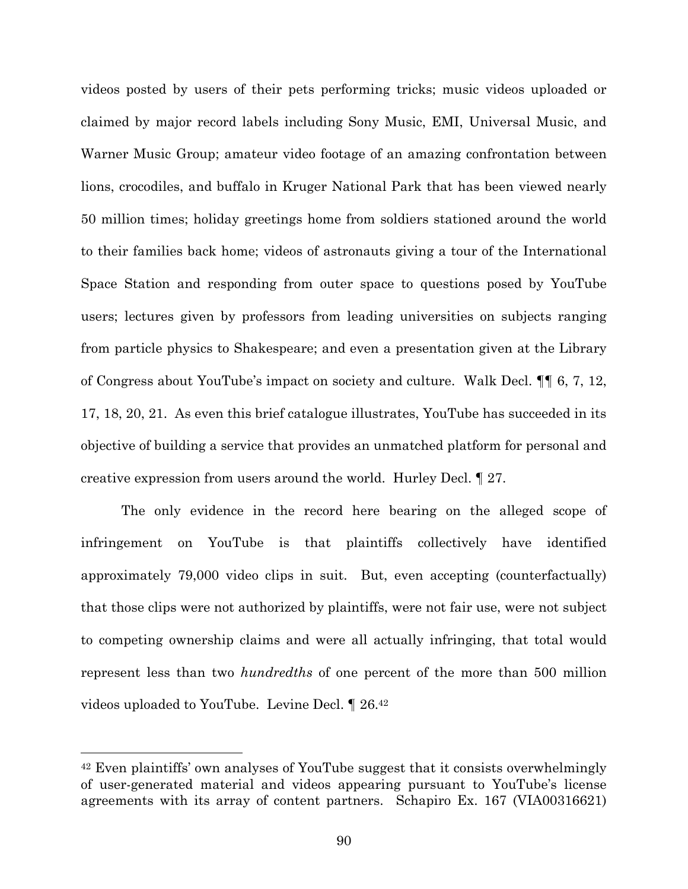videos posted by users of their pets performing tricks; music videos uploaded or claimed by major record labels including Sony Music, EMI, Universal Music, and Warner Music Group; amateur video footage of an amazing confrontation between lions, crocodiles, and buffalo in Kruger National Park that has been viewed nearly 50 million times; holiday greetings home from soldiers stationed around the world to their families back home; videos of astronauts giving a tour of the International Space Station and responding from outer space to questions posed by YouTube users; lectures given by professors from leading universities on subjects ranging from particle physics to Shakespeare; and even a presentation given at the Library of Congress about YouTube's impact on society and culture. Walk Decl. ¶¶ 6, 7, 12, 17, 18, 20, 21. As even this brief catalogue illustrates, YouTube has succeeded in its objective of building a service that provides an unmatched platform for personal and creative expression from users around the world. Hurley Decl. ¶ 27.

The only evidence in the record here bearing on the alleged scope of infringement on YouTube is that plaintiffs collectively have identified approximately 79,000 video clips in suit. But, even accepting (counterfactually) that those clips were not authorized by plaintiffs, were not fair use, were not subject to competing ownership claims and were all actually infringing, that total would represent less than two *hundredths* of one percent of the more than 500 million videos uploaded to YouTube. Levine Decl. ¶ 26.[42]

---

[42] Even plaintiffs' own analyses of YouTube suggest that it consists overwhelmingly of user-generated material and videos appearing pursuant to YouTube's license agreements with its array of content partners. Schapiro Ex. 167 (VIA00316621)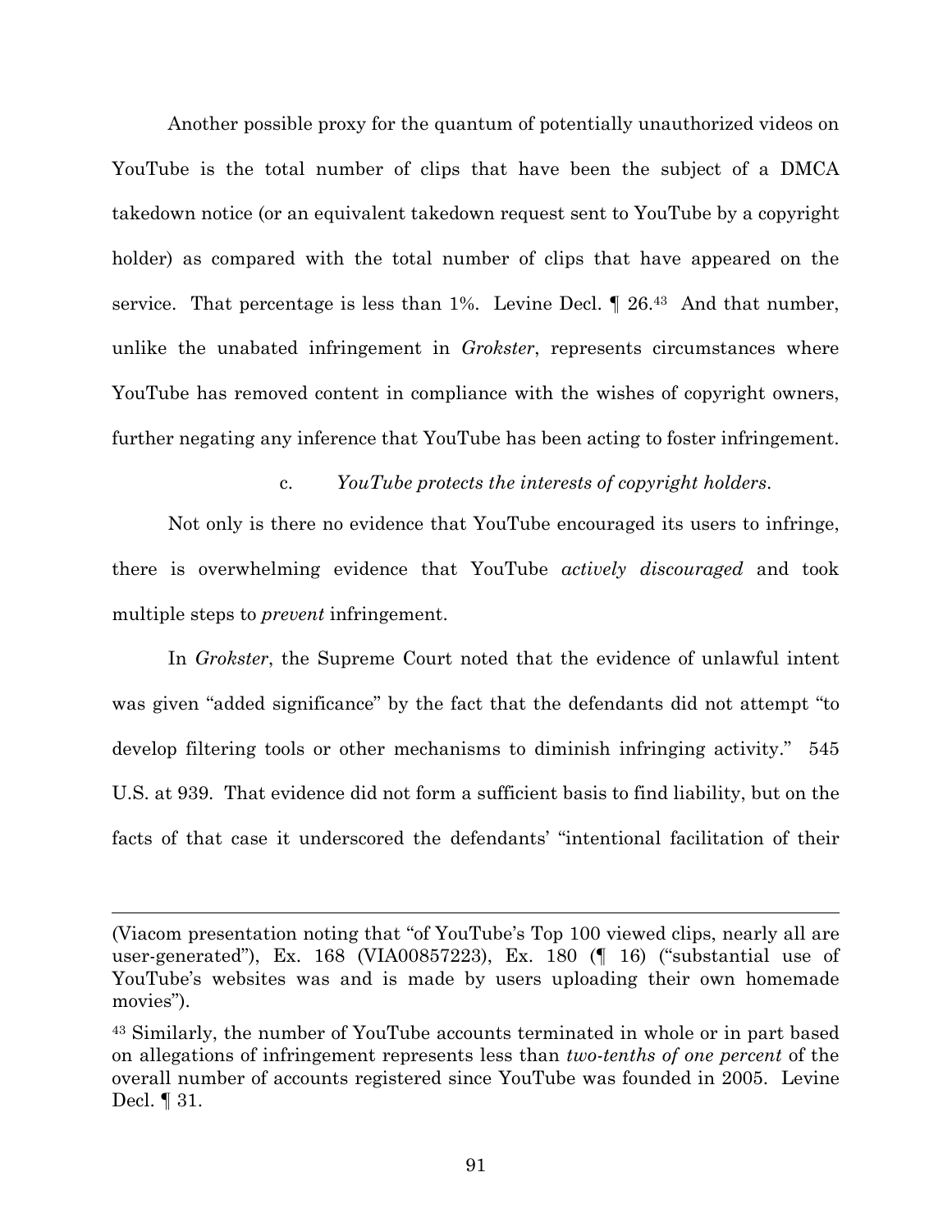Another possible proxy for the quantum of potentially unauthorized videos on YouTube is the total number of clips that have been the subject of a DMCA takedown notice (or an equivalent takedown request sent to YouTube by a copyright holder) as compared with the total number of clips that have appeared on the service. That percentage is less than 1%. Levine Decl. ¶ 26.[43] And that number, unlike the unabated infringement in *Grokster*, represents circumstances where YouTube has removed content in compliance with the wishes of copyright owners, further negating any inference that YouTube has been acting to foster infringement.

c. *YouTube protects the interests of copyright holders.*

Not only is there no evidence that YouTube encouraged its users to infringe, there is overwhelming evidence that YouTube *actively discouraged* and took multiple steps to *prevent* infringement.

In *Grokster*, the Supreme Court noted that the evidence of unlawful intent was given "added significance" by the fact that the defendants did not attempt "to develop filtering tools or other mechanisms to diminish infringing activity." 545 U.S. at 939. That evidence did not form a sufficient basis to find liability, but on the facts of that case it underscored the defendants' "intentional facilitation of their

---

(Viacom presentation noting that "of YouTube's Top 100 viewed clips, nearly all are user-generated"), Ex. 168 (VIA00857223), Ex. 180 (¶ 16) ("substantial use of YouTube's websites was and is made by users uploading their own homemade movies").

[43] Similarly, the number of YouTube accounts terminated in whole or in part based on allegations of infringement represents less than *two-tenths of one percent* of the overall number of accounts registered since YouTube was founded in 2005. Levine Decl. ¶ 31.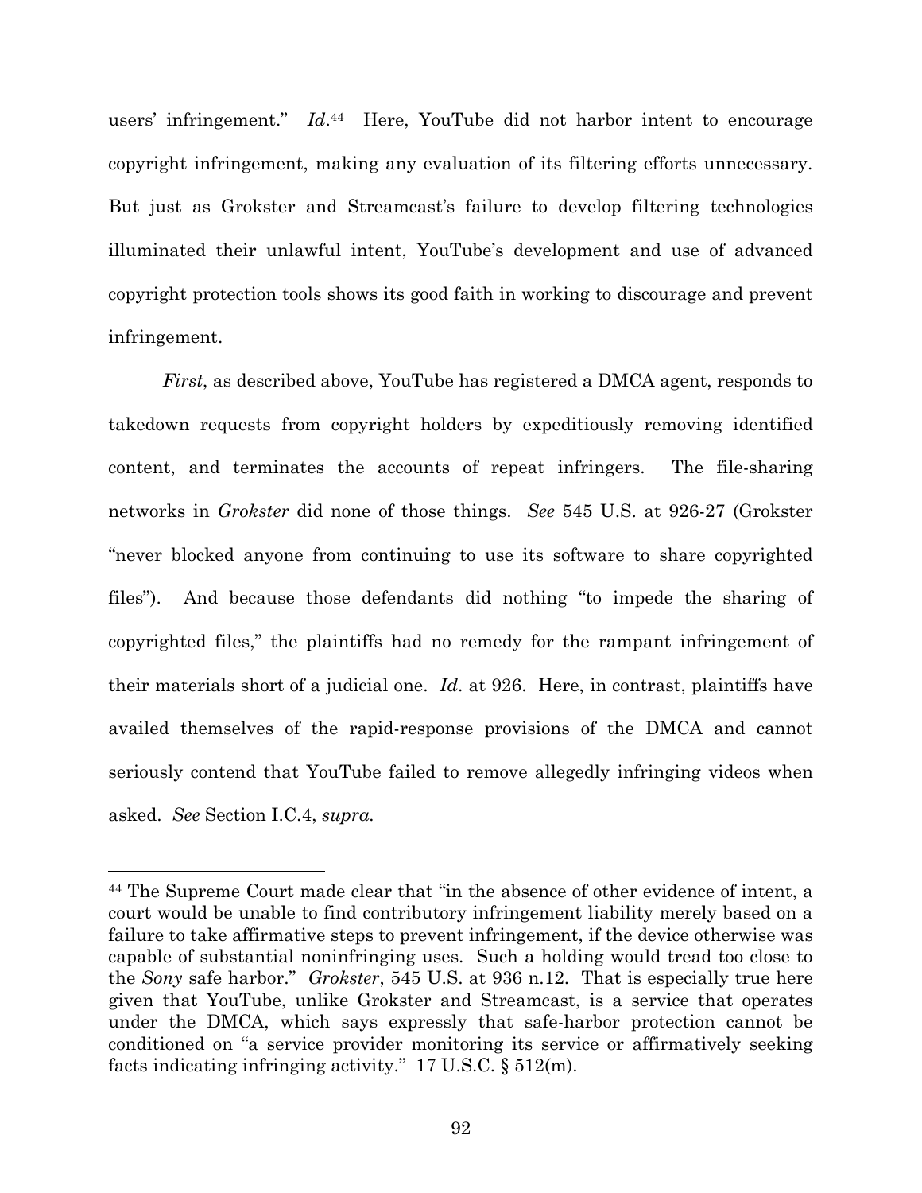users' infringement." *Id*.[44] Here, YouTube did not harbor intent to encourage copyright infringement, making any evaluation of its filtering efforts unnecessary. But just as Grokster and Streamcast's failure to develop filtering technologies illuminated their unlawful intent, YouTube's development and use of advanced copyright protection tools shows its good faith in working to discourage and prevent infringement.

*First*, as described above, YouTube has registered a DMCA agent, responds to takedown requests from copyright holders by expeditiously removing identified content, and terminates the accounts of repeat infringers. The file-sharing networks in *Grokster* did none of those things. *See* 545 U.S. at 926-27 (Grokster "never blocked anyone from continuing to use its software to share copyrighted files"). And because those defendants did nothing "to impede the sharing of copyrighted files," the plaintiffs had no remedy for the rampant infringement of their materials short of a judicial one. *Id*. at 926. Here, in contrast, plaintiffs have availed themselves of the rapid-response provisions of the DMCA and cannot seriously contend that YouTube failed to remove allegedly infringing videos when asked. *See* Section I.C.4, *supra.*

---

[44] The Supreme Court made clear that "in the absence of other evidence of intent, a court would be unable to find contributory infringement liability merely based on a failure to take affirmative steps to prevent infringement, if the device otherwise was capable of substantial noninfringing uses. Such a holding would tread too close to the *Sony* safe harbor." *Grokster*, 545 U.S. at 936 n.12. That is especially true here given that YouTube, unlike Grokster and Streamcast, is a service that operates under the DMCA, which says expressly that safe-harbor protection cannot be conditioned on "a service provider monitoring its service or affirmatively seeking facts indicating infringing activity." 17 U.S.C. § 512(m).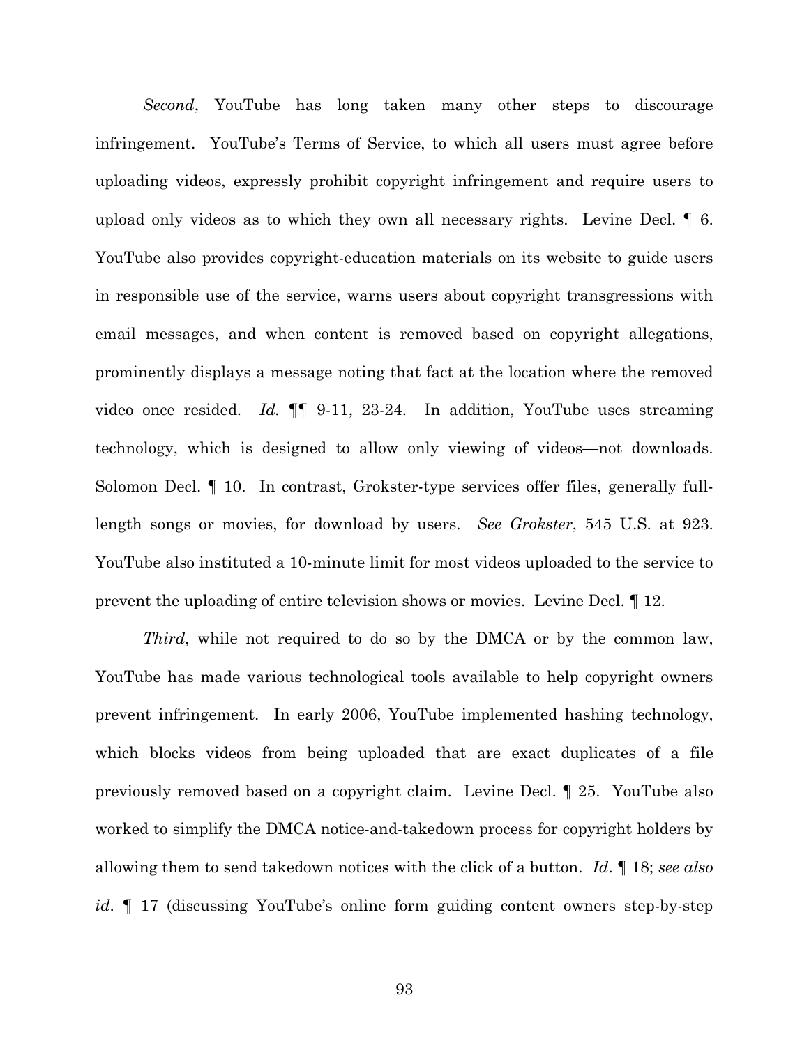*Second*, YouTube has long taken many other steps to discourage infringement. YouTube's Terms of Service, to which all users must agree before uploading videos, expressly prohibit copyright infringement and require users to upload only videos as to which they own all necessary rights. Levine Decl. ¶ 6. YouTube also provides copyright-education materials on its website to guide users in responsible use of the service, warns users about copyright transgressions with email messages, and when content is removed based on copyright allegations, prominently displays a message noting that fact at the location where the removed video once resided. *Id.* ¶¶ 9-11, 23-24. In addition, YouTube uses streaming technology, which is designed to allow only viewing of videos—not downloads. Solomon Decl. ¶ 10. In contrast, Grokster-type services offer files, generally full-length songs or movies, for download by users. *See Grokster*, 545 U.S. at 923. YouTube also instituted a 10-minute limit for most videos uploaded to the service to prevent the uploading of entire television shows or movies. Levine Decl. ¶ 12.

*Third*, while not required to do so by the DMCA or by the common law, YouTube has made various technological tools available to help copyright owners prevent infringement. In early 2006, YouTube implemented hashing technology, which blocks videos from being uploaded that are exact duplicates of a file previously removed based on a copyright claim. Levine Decl. ¶ 25. YouTube also worked to simplify the DMCA notice-and-takedown process for copyright holders by allowing them to send takedown notices with the click of a button. *Id*. ¶ 18; *see also id*. ¶ 17 (discussing YouTube's online form guiding content owners step-by-step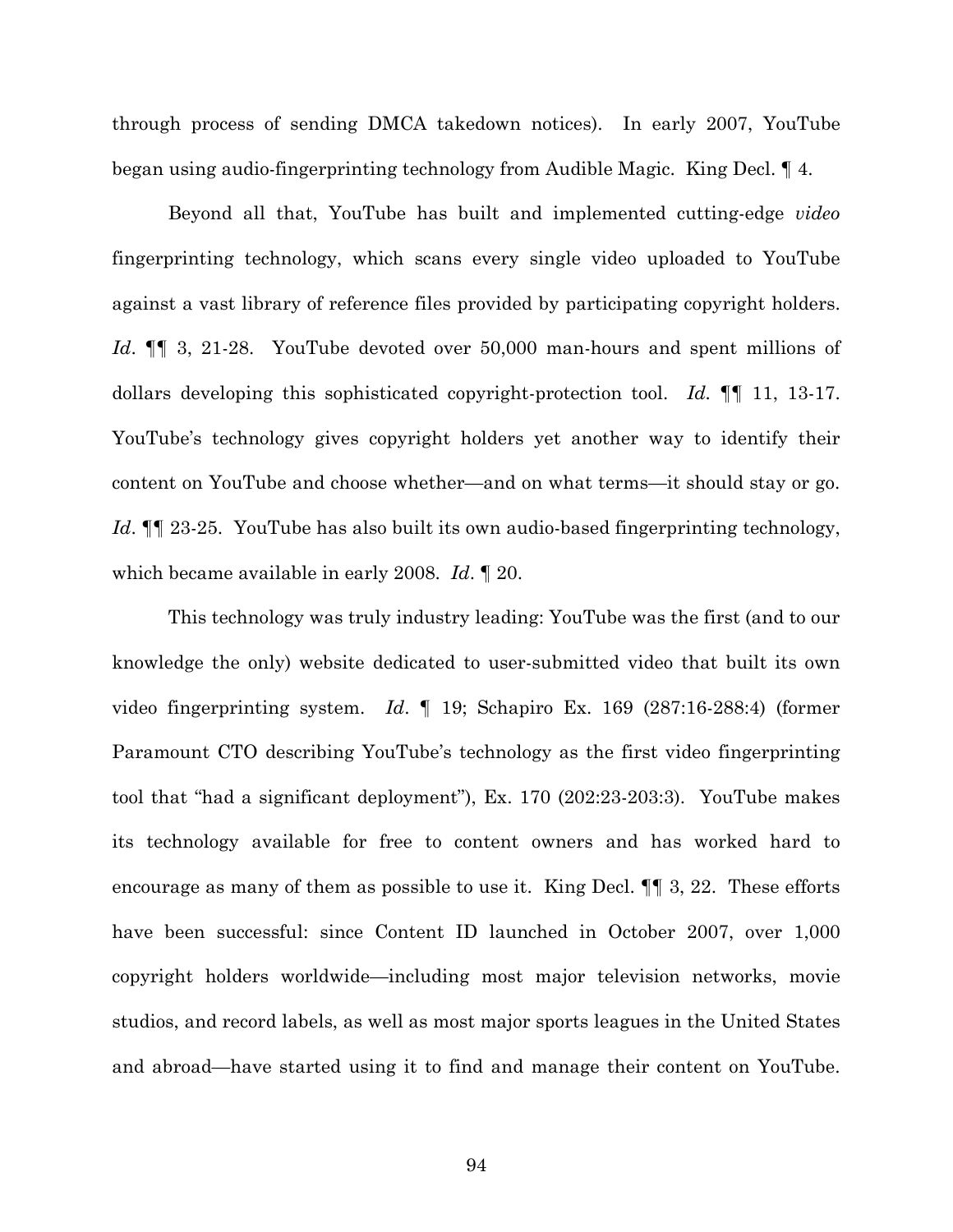through process of sending DMCA takedown notices). In early 2007, YouTube began using audio-fingerprinting technology from Audible Magic. King Decl. ¶ 4.

Beyond all that, YouTube has built and implemented cutting-edge *video* fingerprinting technology, which scans every single video uploaded to YouTube against a vast library of reference files provided by participating copyright holders. *Id*. ¶¶ 3, 21-28. YouTube devoted over 50,000 man-hours and spent millions of dollars developing this sophisticated copyright-protection tool. *Id.* ¶¶ 11, 13-17. YouTube's technology gives copyright holders yet another way to identify their content on YouTube and choose whether—and on what terms—it should stay or go. *Id*. ¶¶ 23-25. YouTube has also built its own audio-based fingerprinting technology, which became available in early 2008. *Id*. ¶ 20.

This technology was truly industry leading: YouTube was the first (and to our knowledge the only) website dedicated to user-submitted video that built its own video fingerprinting system. *Id*. ¶ 19; Schapiro Ex. 169 (287:16-288:4) (former Paramount CTO describing YouTube's technology as the first video fingerprinting tool that "had a significant deployment"), Ex. 170 (202:23-203:3). YouTube makes its technology available for free to content owners and has worked hard to encourage as many of them as possible to use it. King Decl. ¶¶ 3, 22. These efforts have been successful: since Content ID launched in October 2007, over 1,000 copyright holders worldwide—including most major television networks, movie studios, and record labels, as well as most major sports leagues in the United States and abroad—have started using it to find and manage their content on YouTube.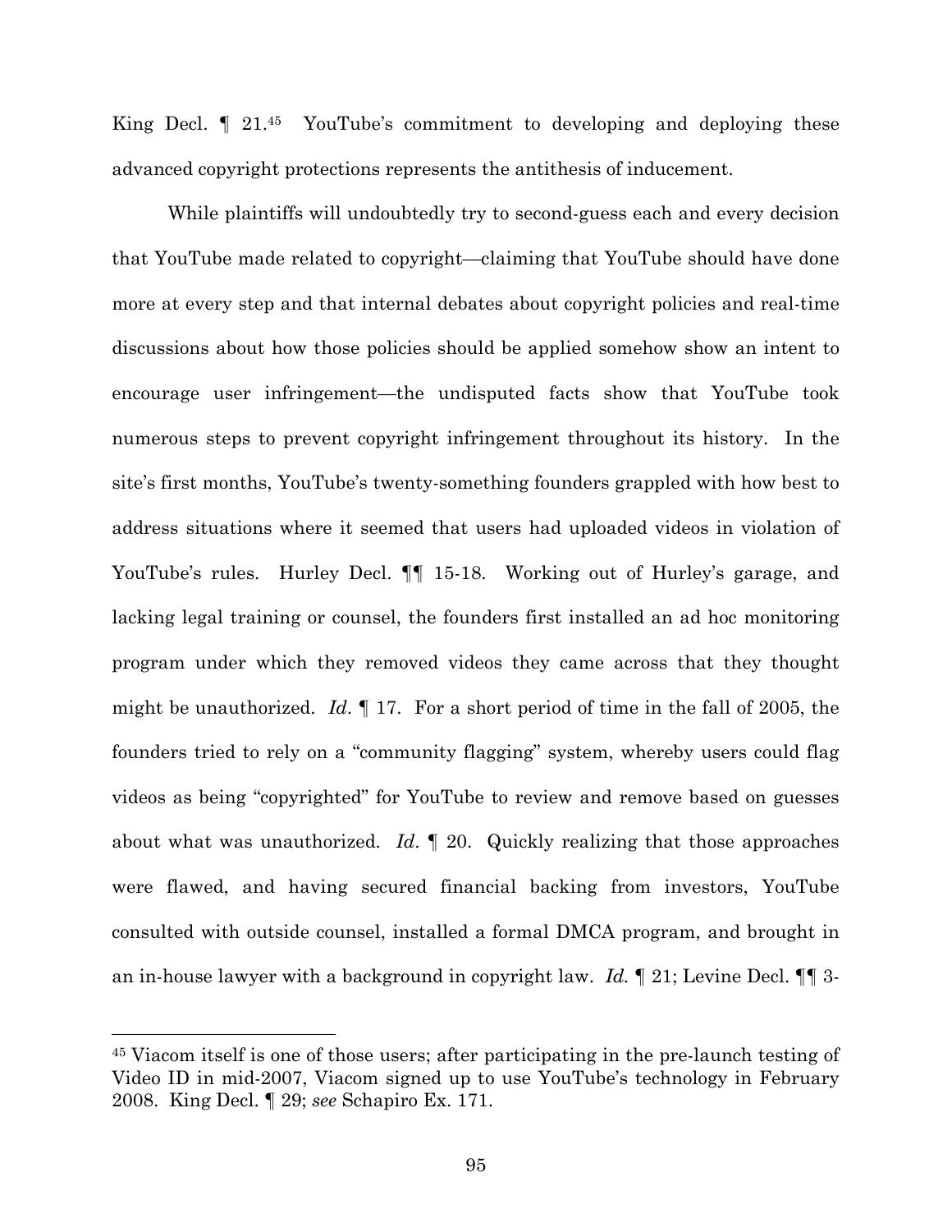King Decl. ¶ 21.[45] YouTube's commitment to developing and deploying these advanced copyright protections represents the antithesis of inducement.

While plaintiffs will undoubtedly try to second-guess each and every decision that YouTube made related to copyright—claiming that YouTube should have done more at every step and that internal debates about copyright policies and real-time discussions about how those policies should be applied somehow show an intent to encourage user infringement—the undisputed facts show that YouTube took numerous steps to prevent copyright infringement throughout its history. In the site's first months, YouTube's twenty-something founders grappled with how best to address situations where it seemed that users had uploaded videos in violation of YouTube's rules. Hurley Decl. ¶¶ 15-18. Working out of Hurley's garage, and lacking legal training or counsel, the founders first installed an ad hoc monitoring program under which they removed videos they came across that they thought might be unauthorized. *Id*. ¶ 17. For a short period of time in the fall of 2005, the founders tried to rely on a "community flagging" system, whereby users could flag videos as being "copyrighted" for YouTube to review and remove based on guesses about what was unauthorized. *Id*. ¶ 20. Quickly realizing that those approaches were flawed, and having secured financial backing from investors, YouTube consulted with outside counsel, installed a formal DMCA program, and brought in an in-house lawyer with a background in copyright law. *Id.* ¶ 21; Levine Decl. ¶¶ 3-

[45] Viacom itself is one of those users; after participating in the pre-launch testing of Video ID in mid-2007, Viacom signed up to use YouTube's technology in February 2008. King Decl. ¶ 29; *see* Schapiro Ex. 171.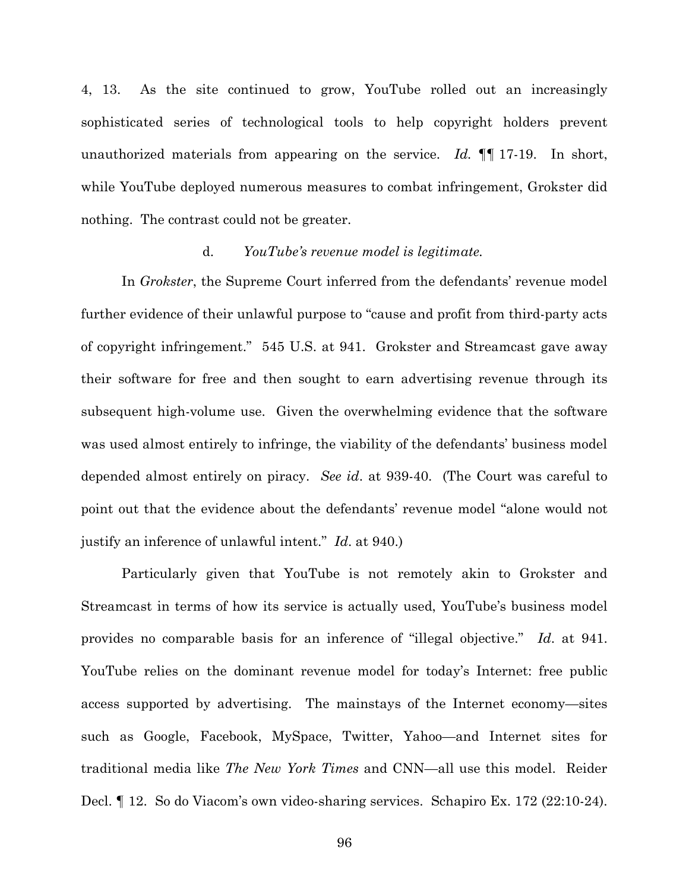4, 13. As the site continued to grow, YouTube rolled out an increasingly sophisticated series of technological tools to help copyright holders prevent unauthorized materials from appearing on the service. *Id.* ¶¶ 17-19. In short, while YouTube deployed numerous measures to combat infringement, Grokster did nothing. The contrast could not be greater.

d. *YouTube's revenue model is legitimate.*

In *Grokster*, the Supreme Court inferred from the defendants' revenue model further evidence of their unlawful purpose to "cause and profit from third-party acts of copyright infringement." 545 U.S. at 941. Grokster and Streamcast gave away their software for free and then sought to earn advertising revenue through its subsequent high-volume use. Given the overwhelming evidence that the software was used almost entirely to infringe, the viability of the defendants' business model depended almost entirely on piracy. *See id*. at 939-40. (The Court was careful to point out that the evidence about the defendants' revenue model "alone would not justify an inference of unlawful intent." *Id*. at 940.)

Particularly given that YouTube is not remotely akin to Grokster and Streamcast in terms of how its service is actually used, YouTube's business model provides no comparable basis for an inference of "illegal objective." *Id*. at 941. YouTube relies on the dominant revenue model for today's Internet: free public access supported by advertising. The mainstays of the Internet economy—sites such as Google, Facebook, MySpace, Twitter, Yahoo—and Internet sites for traditional media like *The New York Times* and CNN—all use this model. Reider Decl. ¶ 12. So do Viacom's own video-sharing services. Schapiro Ex. 172 (22:10-24).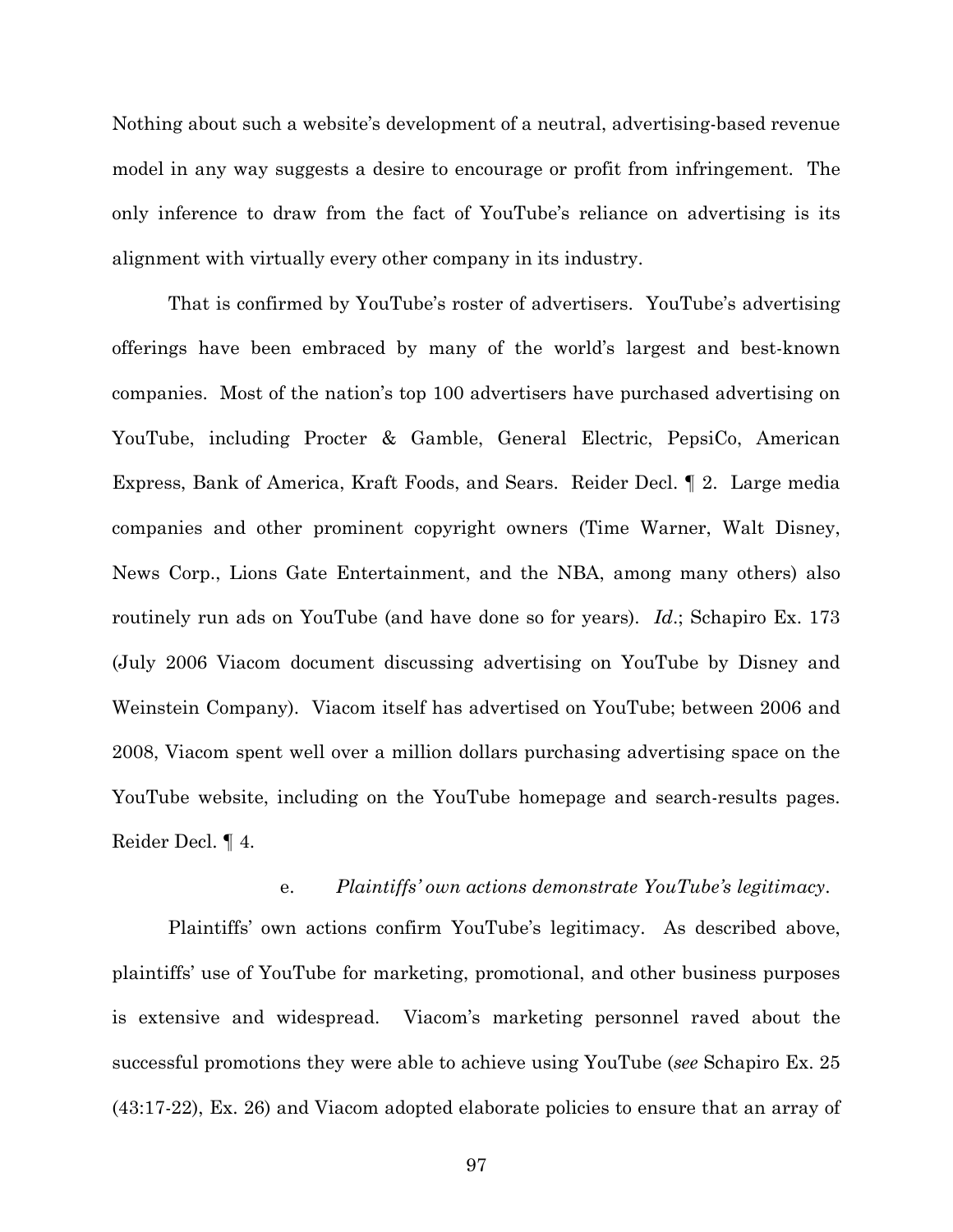Nothing about such a website's development of a neutral, advertising-based revenue model in any way suggests a desire to encourage or profit from infringement. The only inference to draw from the fact of YouTube's reliance on advertising is its alignment with virtually every other company in its industry.

That is confirmed by YouTube's roster of advertisers. YouTube's advertising offerings have been embraced by many of the world's largest and best-known companies. Most of the nation's top 100 advertisers have purchased advertising on YouTube, including Procter & Gamble, General Electric, PepsiCo, American Express, Bank of America, Kraft Foods, and Sears. Reider Decl. ¶ 2. Large media companies and other prominent copyright owners (Time Warner, Walt Disney, News Corp., Lions Gate Entertainment, and the NBA, among many others) also routinely run ads on YouTube (and have done so for years). *Id*.; Schapiro Ex. 173 (July 2006 Viacom document discussing advertising on YouTube by Disney and Weinstein Company). Viacom itself has advertised on YouTube; between 2006 and 2008, Viacom spent well over a million dollars purchasing advertising space on the YouTube website, including on the YouTube homepage and search-results pages. Reider Decl. ¶ 4.

e. *Plaintiffs' own actions demonstrate YouTube's legitimacy*.

Plaintiffs' own actions confirm YouTube's legitimacy. As described above, plaintiffs' use of YouTube for marketing, promotional, and other business purposes is extensive and widespread. Viacom's marketing personnel raved about the successful promotions they were able to achieve using YouTube (*see* Schapiro Ex. 25 (43:17-22), Ex. 26) and Viacom adopted elaborate policies to ensure that an array of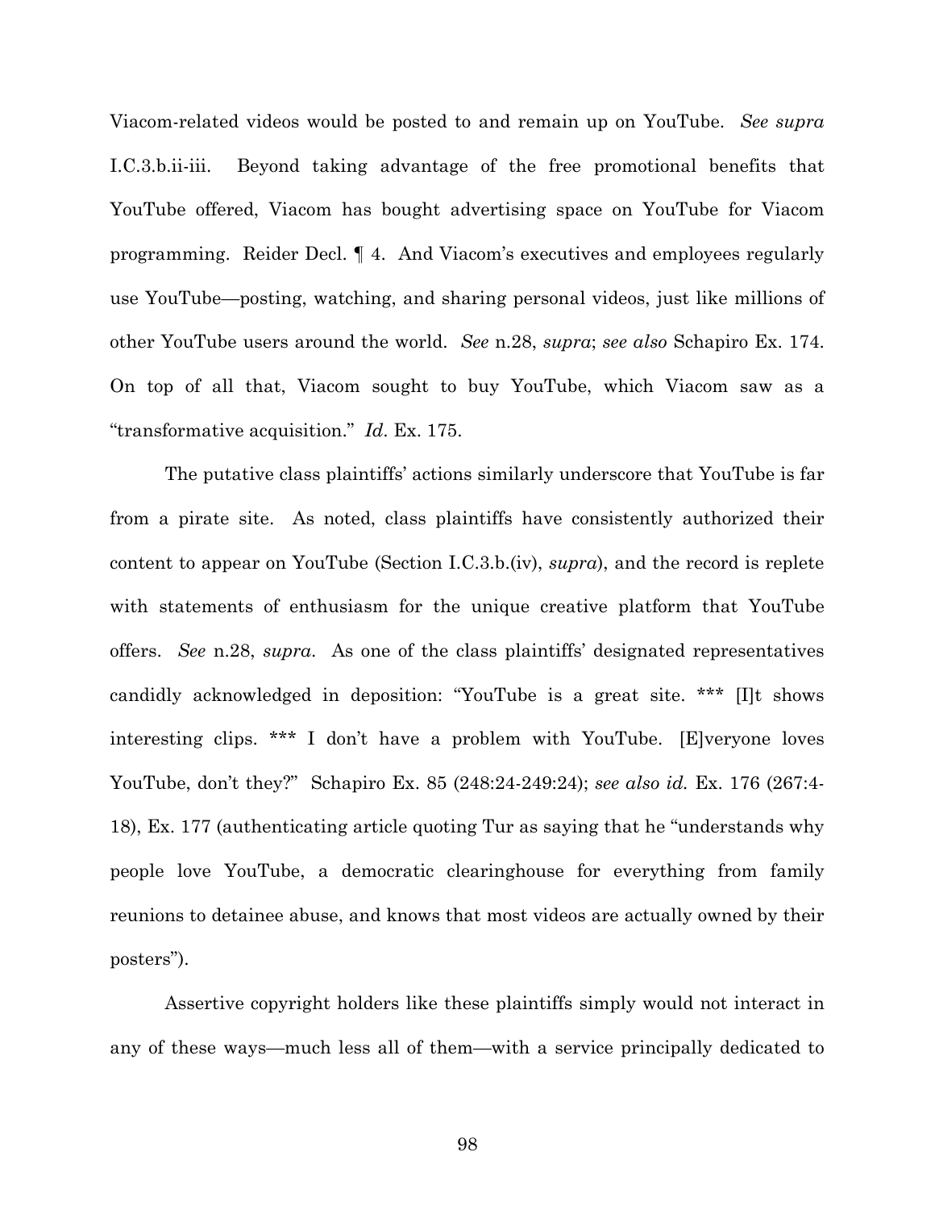Viacom-related videos would be posted to and remain up on YouTube. *See supra* I.C.3.b.ii-iii. Beyond taking advantage of the free promotional benefits that YouTube offered, Viacom has bought advertising space on YouTube for Viacom programming. Reider Decl. ¶ 4. And Viacom's executives and employees regularly use YouTube—posting, watching, and sharing personal videos, just like millions of other YouTube users around the world. *See* n.28, *supra*; *see also* Schapiro Ex. 174. On top of all that, Viacom sought to buy YouTube, which Viacom saw as a "transformative acquisition." *Id*. Ex. 175.

The putative class plaintiffs' actions similarly underscore that YouTube is far from a pirate site. As noted, class plaintiffs have consistently authorized their content to appear on YouTube (Section I.C.3.b.(iv), *supra*), and the record is replete with statements of enthusiasm for the unique creative platform that YouTube offers. *See* n.28, *supra*. As one of the class plaintiffs' designated representatives candidly acknowledged in deposition: "YouTube is a great site. *** [I]t shows interesting clips. *** I don't have a problem with YouTube. [E]veryone loves YouTube, don't they?" Schapiro Ex. 85 (248:24-249:24); *see also id.* Ex. 176 (267:4-18), Ex. 177 (authenticating article quoting Tur as saying that he "understands why people love YouTube, a democratic clearinghouse for everything from family reunions to detainee abuse, and knows that most videos are actually owned by their posters").

Assertive copyright holders like these plaintiffs simply would not interact in any of these ways—much less all of them—with a service principally dedicated to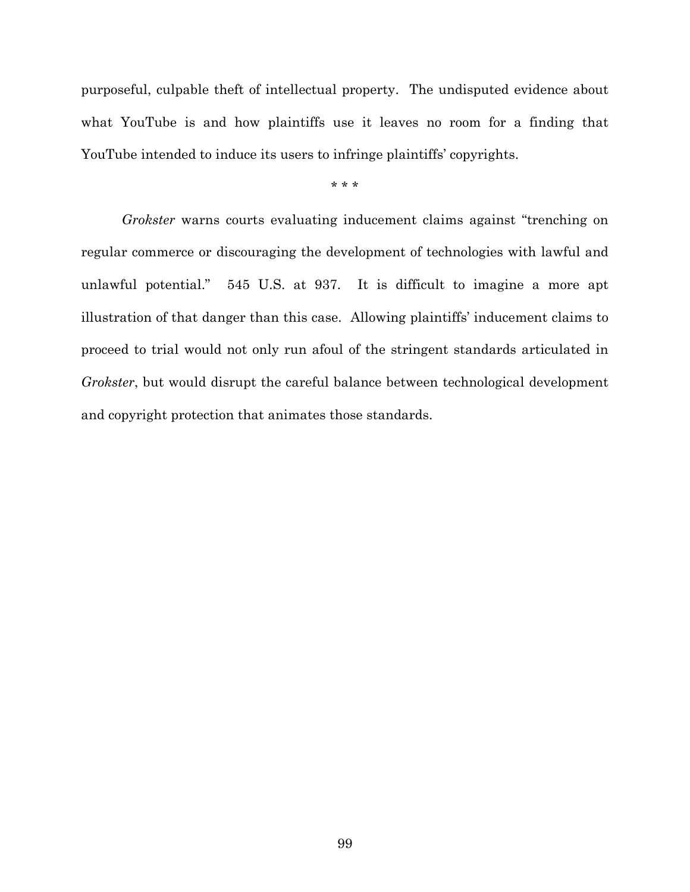purposeful, culpable theft of intellectual property. The undisputed evidence about what YouTube is and how plaintiffs use it leaves no room for a finding that YouTube intended to induce its users to infringe plaintiffs' copyrights.

\* \* \*

*Grokster* warns courts evaluating inducement claims against "trenching on regular commerce or discouraging the development of technologies with lawful and unlawful potential." 545 U.S. at 937. It is difficult to imagine a more apt illustration of that danger than this case. Allowing plaintiffs' inducement claims to proceed to trial would not only run afoul of the stringent standards articulated in *Grokster*, but would disrupt the careful balance between technological development and copyright protection that animates those standards.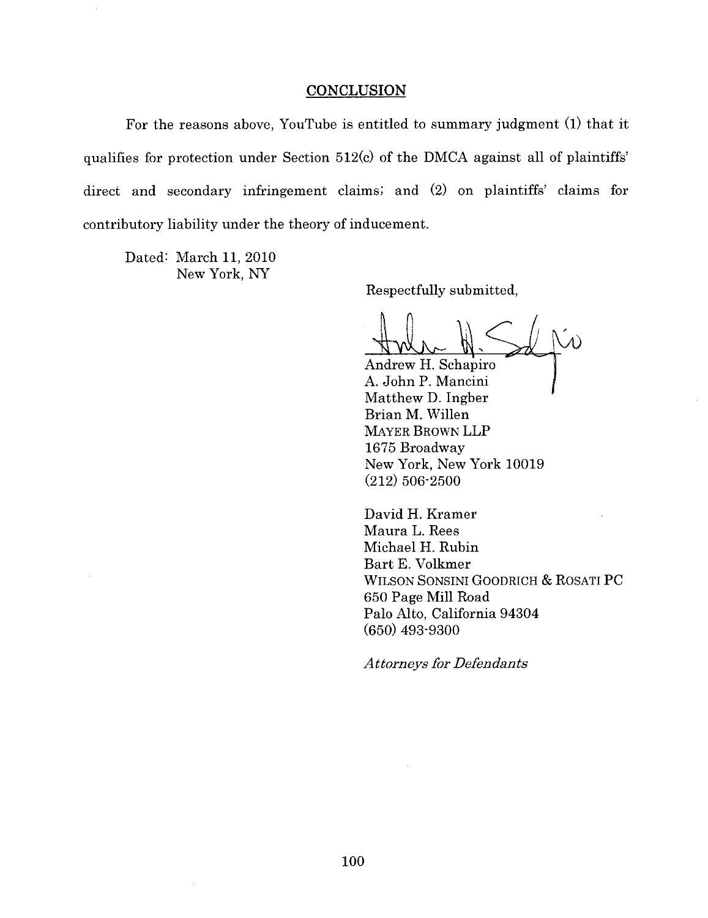## CONCLUSION

For the reasons above, YouTube is entitled to summary judgment (1) that it qualifies for protection under Section 512(c) of the DMCA against all of plaintiffs' direct and secondary infringement claims; and (2) on plaintiffs' claims for contributory liability under the theory of inducement.

Dated: March 11, 2010
New York, NY

Respectfully submitted,

Andrew H. Schapiro
A. John P. Mancini
Matthew D. Ingber
Brian M. Willen
MAYER BROWN LLP
1675 Broadway
New York, New York 10019
(212) 506-2500

David H. Kramer
Maura L. Rees
Michael H. Rubin
Bart E. Volkmer
WILSON SONSINI GOODRICH & ROSATI PC
650 Page Mill Road
Palo Alto, California 94304
(650) 493-9300

*Attorneys for Defendants*